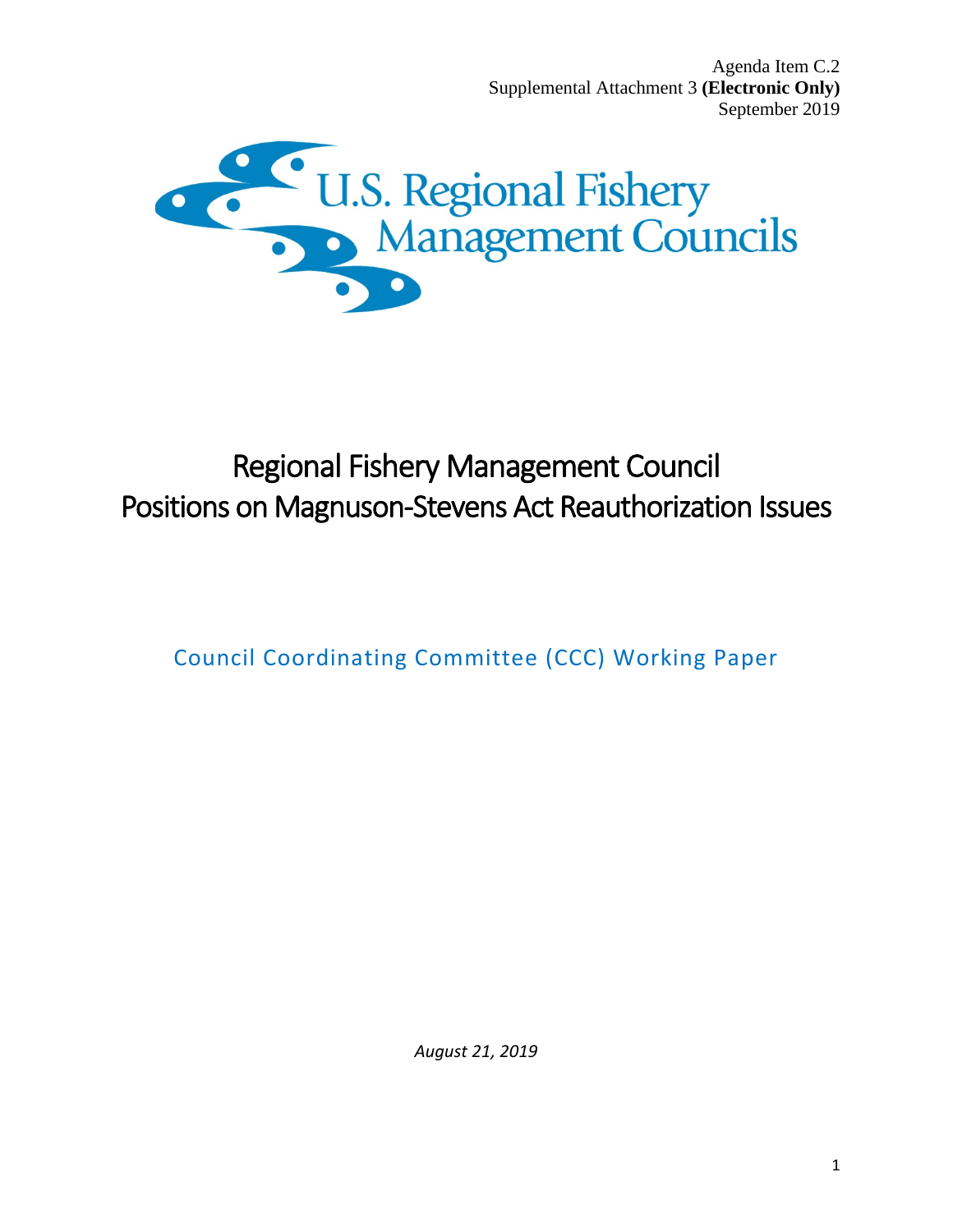Agenda Item C.2
Supplemental Attachment 3 **(Electronic Only)**
September 2019

U.S. Regional Fishery Management Councils

# Regional Fishery Management Council Positions on Magnuson-Stevens Act Reauthorization Issues

## Council Coordinating Committee (CCC) Working Paper

*August 21, 2019*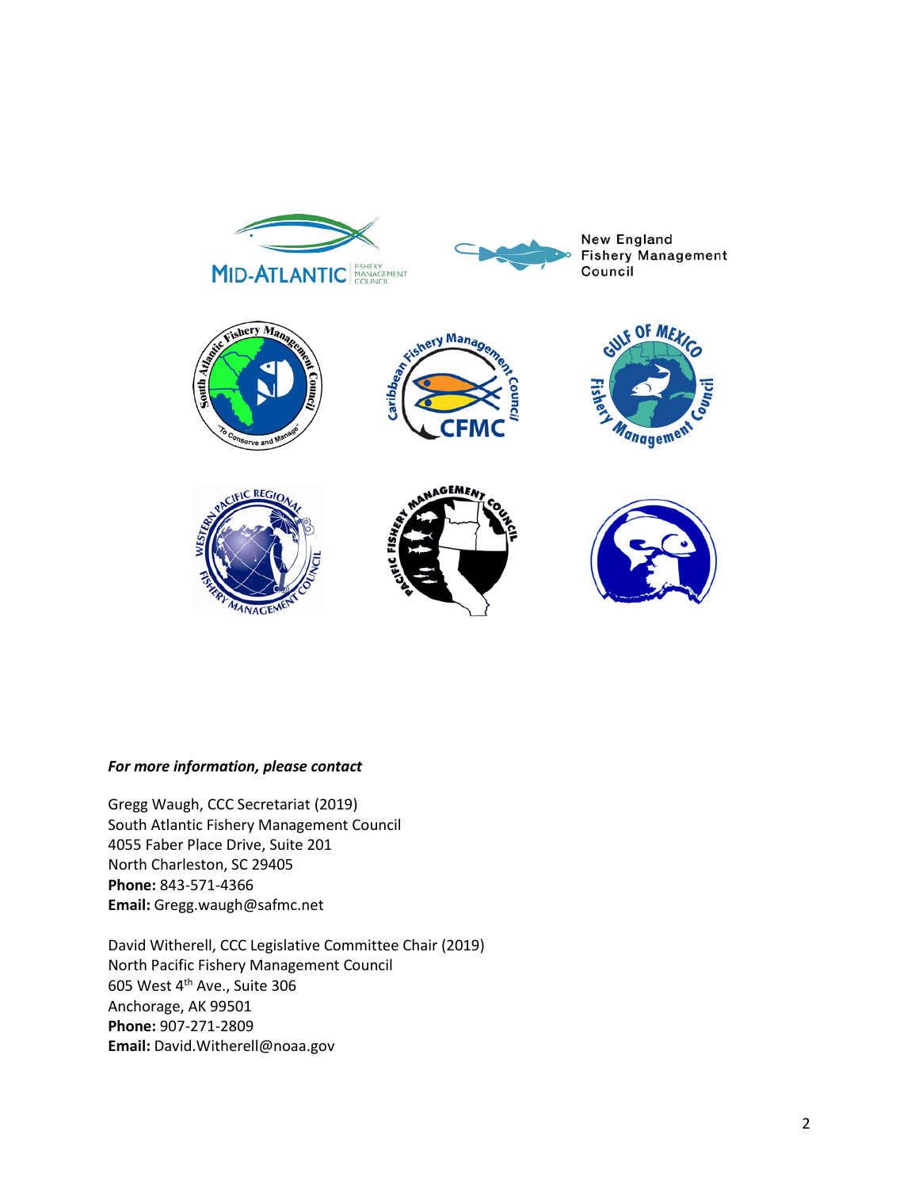***For more information, please contact***

Gregg Waugh, CCC Secretariat (2019)
South Atlantic Fishery Management Council
4055 Faber Place Drive, Suite 201
North Charleston, SC 29405
**Phone:** 843-571-4366
**Email:** Gregg.waugh@safmc.net

David Witherell, CCC Legislative Committee Chair (2019)
North Pacific Fishery Management Council
605 West 4th Ave., Suite 306
Anchorage, AK 99501
**Phone:** 907-271-2809
**Email:** David.Witherell@noaa.gov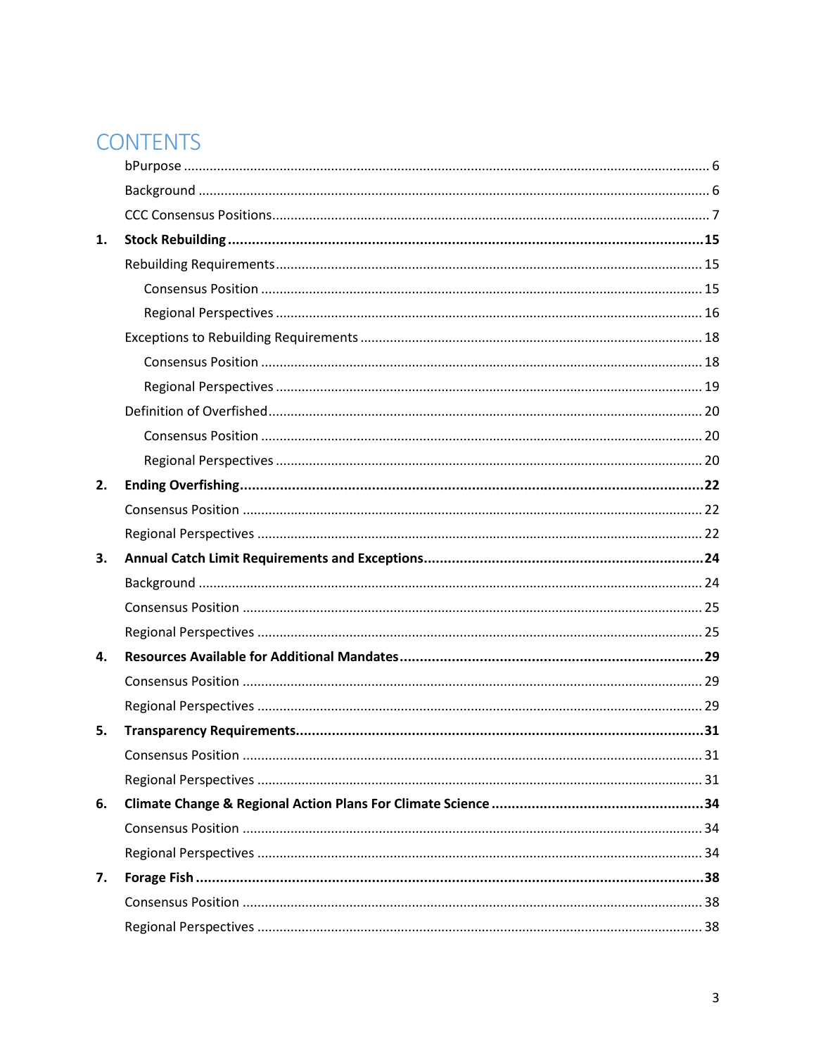# CONTENTS

bPurpose ........................................................................................................................................ 6

Background .................................................................................................................................... 6

CCC Consensus Positions............................................................................................................... 7

**1. Stock Rebuilding .......................................................................................................................15**

Rebuilding Requirements ............................................................................................................. 15

Consensus Position ................................................................................................................... 15

Regional Perspectives ............................................................................................................... 16

Exceptions to Rebuilding Requirements ..................................................................................... 18

Consensus Position ................................................................................................................... 18

Regional Perspectives ............................................................................................................... 19

Definition of Overfished............................................................................................................... 20

Consensus Position ................................................................................................................... 20

Regional Perspectives ............................................................................................................... 20

**2. Ending Overfishing.....................................................................................................................22**

Consensus Position ...................................................................................................................... 22

Regional Perspectives .................................................................................................................. 22

**3. Annual Catch Limit Requirements and Exceptions.....................................................................24**

Background .................................................................................................................................. 24

Consensus Position ...................................................................................................................... 25

Regional Perspectives .................................................................................................................. 25

**4. Resources Available for Additional Mandates...........................................................................29**

Consensus Position ...................................................................................................................... 29

Regional Perspectives .................................................................................................................. 29

**5. Transparency Requirements......................................................................................................31**

Consensus Position ...................................................................................................................... 31

Regional Perspectives .................................................................................................................. 31

**6. Climate Change & Regional Action Plans For Climate Science ....................................................34**

Consensus Position ...................................................................................................................... 34

Regional Perspectives .................................................................................................................. 34

**7. Forage Fish ...............................................................................................................................38**

Consensus Position ...................................................................................................................... 38

Regional Perspectives .................................................................................................................. 38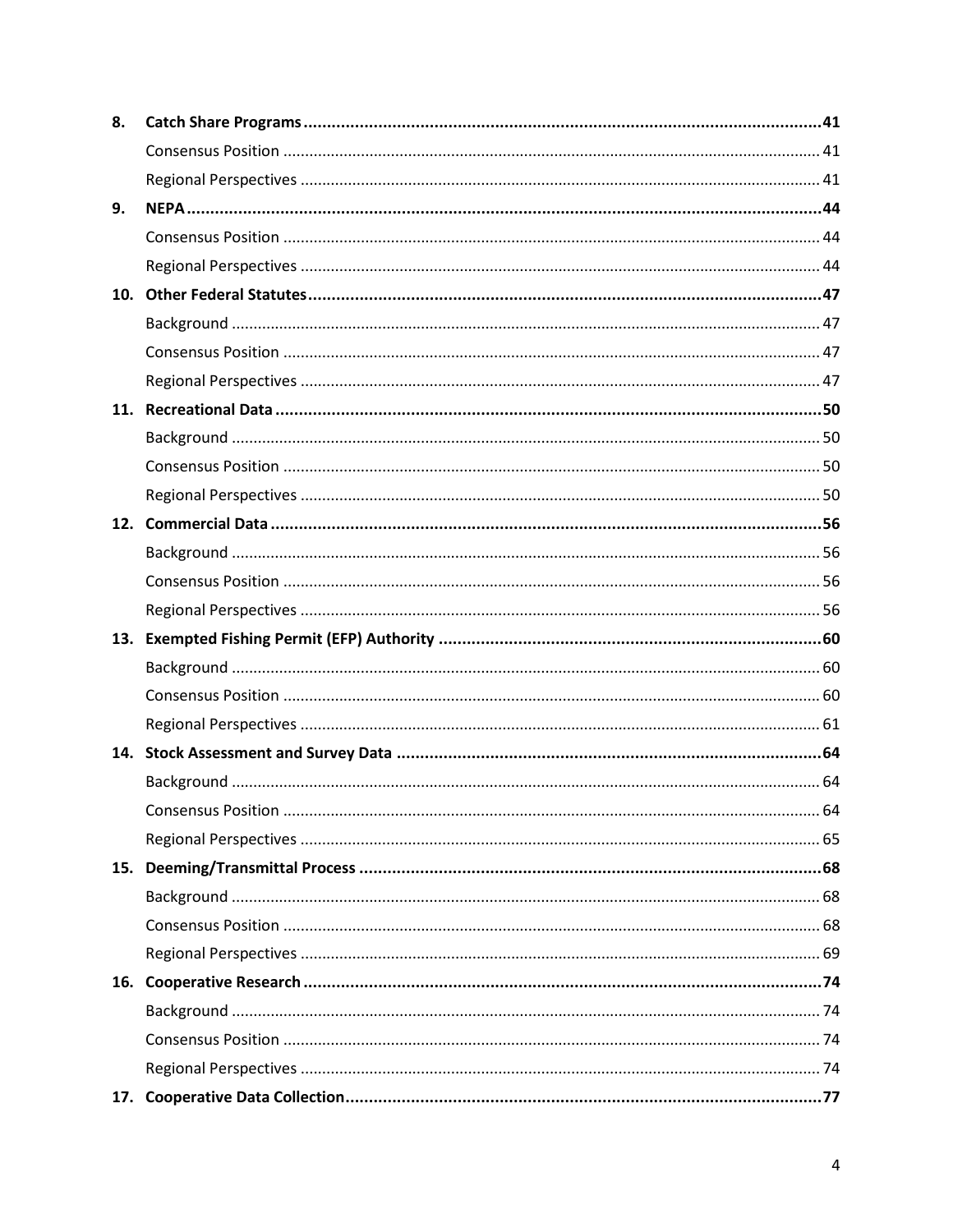| | | |
|---|---|---|
| **8.** | **Catch Share Programs** | **41** |
| | Consensus Position | 41 |
| | Regional Perspectives | 41 |
| **9.** | **NEPA** | **44** |
| | Consensus Position | 44 |
| | Regional Perspectives | 44 |
| **10.** | **Other Federal Statutes** | **47** |
| | Background | 47 |
| | Consensus Position | 47 |
| | Regional Perspectives | 47 |
| **11.** | **Recreational Data** | **50** |
| | Background | 50 |
| | Consensus Position | 50 |
| | Regional Perspectives | 50 |
| **12.** | **Commercial Data** | **56** |
| | Background | 56 |
| | Consensus Position | 56 |
| | Regional Perspectives | 56 |
| **13.** | **Exempted Fishing Permit (EFP) Authority** | **60** |
| | Background | 60 |
| | Consensus Position | 60 |
| | Regional Perspectives | 61 |
| **14.** | **Stock Assessment and Survey Data** | **64** |
| | Background | 64 |
| | Consensus Position | 64 |
| | Regional Perspectives | 65 |
| **15.** | **Deeming/Transmittal Process** | **68** |
| | Background | 68 |
| | Consensus Position | 68 |
| | Regional Perspectives | 69 |
| **16.** | **Cooperative Research** | **74** |
| | Background | 74 |
| | Consensus Position | 74 |
| | Regional Perspectives | 74 |
| **17.** | **Cooperative Data Collection** | **77** |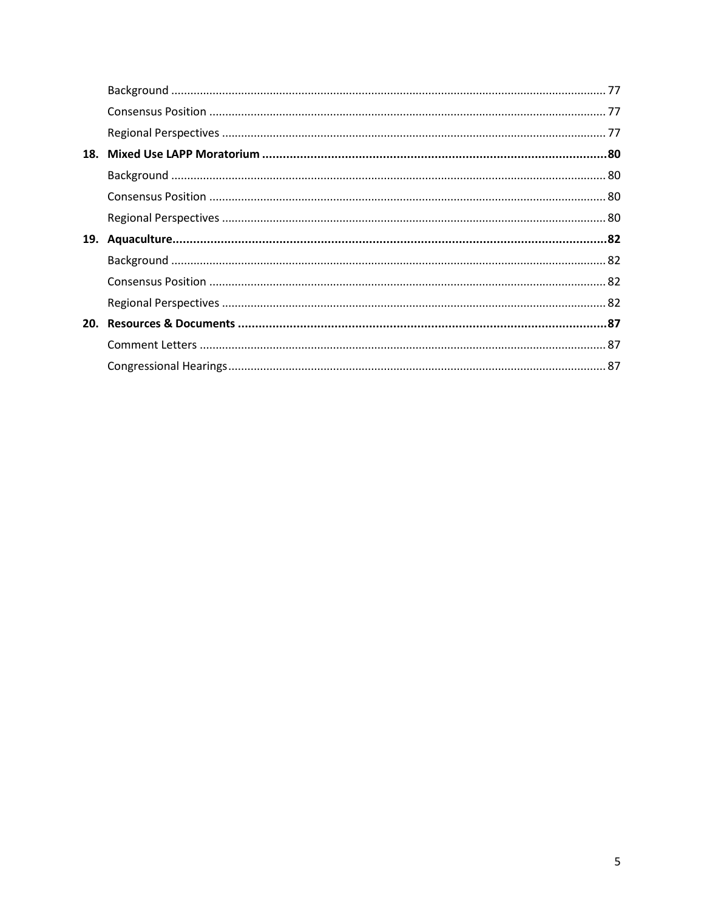Background ........................................................................................................................ 77
Consensus Position ............................................................................................................ 77
Regional Perspectives ........................................................................................................ 77

**18. Mixed Use LAPP Moratorium .................................................................................... 80**

Background ........................................................................................................................ 80
Consensus Position ............................................................................................................ 80
Regional Perspectives ........................................................................................................ 80

**19. Aquaculture ................................................................................................................ 82**

Background ........................................................................................................................ 82
Consensus Position ............................................................................................................ 82
Regional Perspectives ........................................................................................................ 82

**20. Resources & Documents ............................................................................................. 87**

Comment Letters ............................................................................................................... 87
Congressional Hearings ...................................................................................................... 87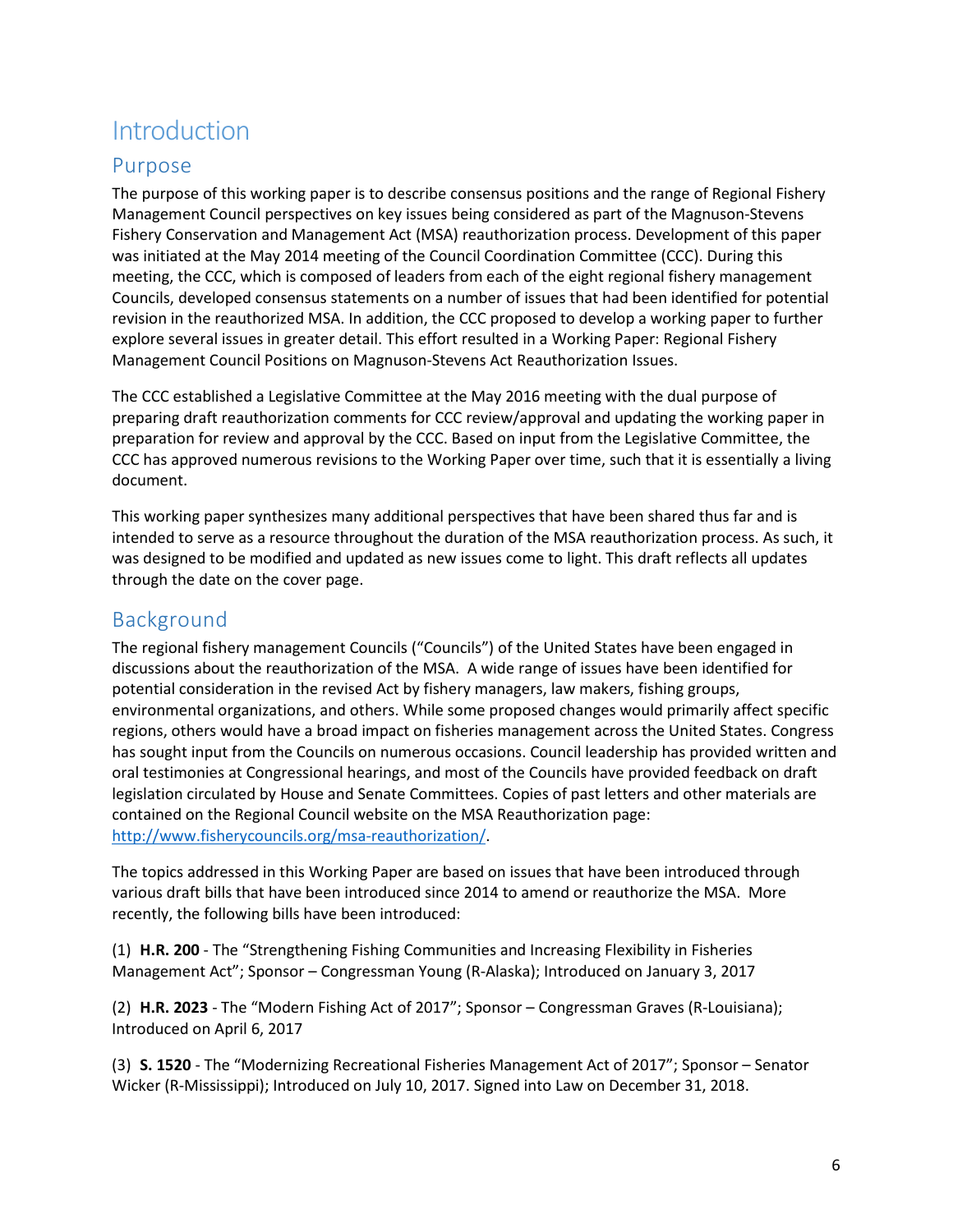# Introduction

## Purpose

The purpose of this working paper is to describe consensus positions and the range of Regional Fishery Management Council perspectives on key issues being considered as part of the Magnuson-Stevens Fishery Conservation and Management Act (MSA) reauthorization process. Development of this paper was initiated at the May 2014 meeting of the Council Coordination Committee (CCC). During this meeting, the CCC, which is composed of leaders from each of the eight regional fishery management Councils, developed consensus statements on a number of issues that had been identified for potential revision in the reauthorized MSA. In addition, the CCC proposed to develop a working paper to further explore several issues in greater detail. This effort resulted in a Working Paper: Regional Fishery Management Council Positions on Magnuson-Stevens Act Reauthorization Issues.

The CCC established a Legislative Committee at the May 2016 meeting with the dual purpose of preparing draft reauthorization comments for CCC review/approval and updating the working paper in preparation for review and approval by the CCC. Based on input from the Legislative Committee, the CCC has approved numerous revisions to the Working Paper over time, such that it is essentially a living document.

This working paper synthesizes many additional perspectives that have been shared thus far and is intended to serve as a resource throughout the duration of the MSA reauthorization process. As such, it was designed to be modified and updated as new issues come to light. This draft reflects all updates through the date on the cover page.

## Background

The regional fishery management Councils ("Councils") of the United States have been engaged in discussions about the reauthorization of the MSA. A wide range of issues have been identified for potential consideration in the revised Act by fishery managers, law makers, fishing groups, environmental organizations, and others. While some proposed changes would primarily affect specific regions, others would have a broad impact on fisheries management across the United States. Congress has sought input from the Councils on numerous occasions. Council leadership has provided written and oral testimonies at Congressional hearings, and most of the Councils have provided feedback on draft legislation circulated by House and Senate Committees. Copies of past letters and other materials are contained on the Regional Council website on the MSA Reauthorization page: [http://www.fisherycouncils.org/msa-reauthorization/](http://www.fisherycouncils.org/msa-reauthorization/).

The topics addressed in this Working Paper are based on issues that have been introduced through various draft bills that have been introduced since 2014 to amend or reauthorize the MSA. More recently, the following bills have been introduced:

(1) **H.R. 200** - The "Strengthening Fishing Communities and Increasing Flexibility in Fisheries Management Act"; Sponsor – Congressman Young (R-Alaska); Introduced on January 3, 2017

(2) **H.R. 2023** - The "Modern Fishing Act of 2017"; Sponsor – Congressman Graves (R-Louisiana); Introduced on April 6, 2017

(3) **S. 1520** - The "Modernizing Recreational Fisheries Management Act of 2017"; Sponsor – Senator Wicker (R-Mississippi); Introduced on July 10, 2017. Signed into Law on December 31, 2018.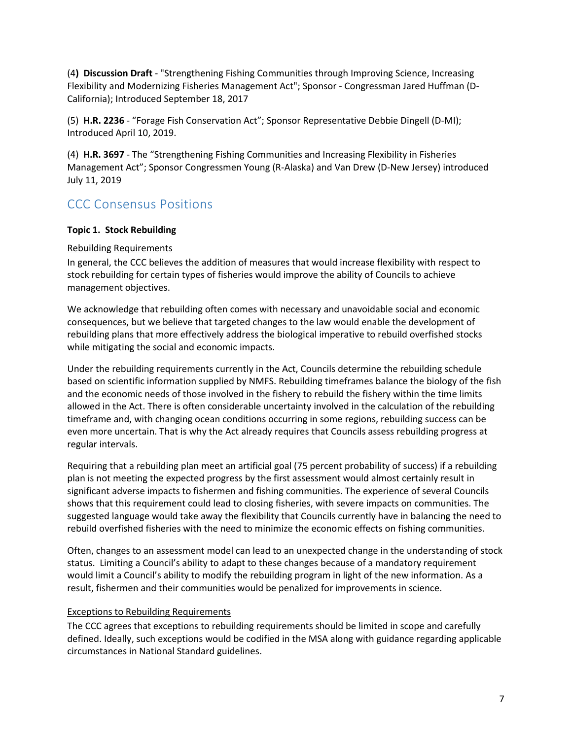(4**) Discussion Draft** - "Strengthening Fishing Communities through Improving Science, Increasing Flexibility and Modernizing Fisheries Management Act"; Sponsor - Congressman Jared Huffman (D-California); Introduced September 18, 2017

(5) **H.R. 2236** - "Forage Fish Conservation Act"; Sponsor Representative Debbie Dingell (D-MI); Introduced April 10, 2019.

(4) **H.R. 3697** - The "Strengthening Fishing Communities and Increasing Flexibility in Fisheries Management Act"; Sponsor Congressmen Young (R-Alaska) and Van Drew (D-New Jersey) introduced July 11, 2019

## CCC Consensus Positions

**Topic 1. Stock Rebuilding**

Rebuilding Requirements

In general, the CCC believes the addition of measures that would increase flexibility with respect to stock rebuilding for certain types of fisheries would improve the ability of Councils to achieve management objectives.

We acknowledge that rebuilding often comes with necessary and unavoidable social and economic consequences, but we believe that targeted changes to the law would enable the development of rebuilding plans that more effectively address the biological imperative to rebuild overfished stocks while mitigating the social and economic impacts.

Under the rebuilding requirements currently in the Act, Councils determine the rebuilding schedule based on scientific information supplied by NMFS. Rebuilding timeframes balance the biology of the fish and the economic needs of those involved in the fishery to rebuild the fishery within the time limits allowed in the Act. There is often considerable uncertainty involved in the calculation of the rebuilding timeframe and, with changing ocean conditions occurring in some regions, rebuilding success can be even more uncertain. That is why the Act already requires that Councils assess rebuilding progress at regular intervals.

Requiring that a rebuilding plan meet an artificial goal (75 percent probability of success) if a rebuilding plan is not meeting the expected progress by the first assessment would almost certainly result in significant adverse impacts to fishermen and fishing communities. The experience of several Councils shows that this requirement could lead to closing fisheries, with severe impacts on communities. The suggested language would take away the flexibility that Councils currently have in balancing the need to rebuild overfished fisheries with the need to minimize the economic effects on fishing communities.

Often, changes to an assessment model can lead to an unexpected change in the understanding of stock status. Limiting a Council's ability to adapt to these changes because of a mandatory requirement would limit a Council's ability to modify the rebuilding program in light of the new information. As a result, fishermen and their communities would be penalized for improvements in science.

Exceptions to Rebuilding Requirements

The CCC agrees that exceptions to rebuilding requirements should be limited in scope and carefully defined. Ideally, such exceptions would be codified in the MSA along with guidance regarding applicable circumstances in National Standard guidelines.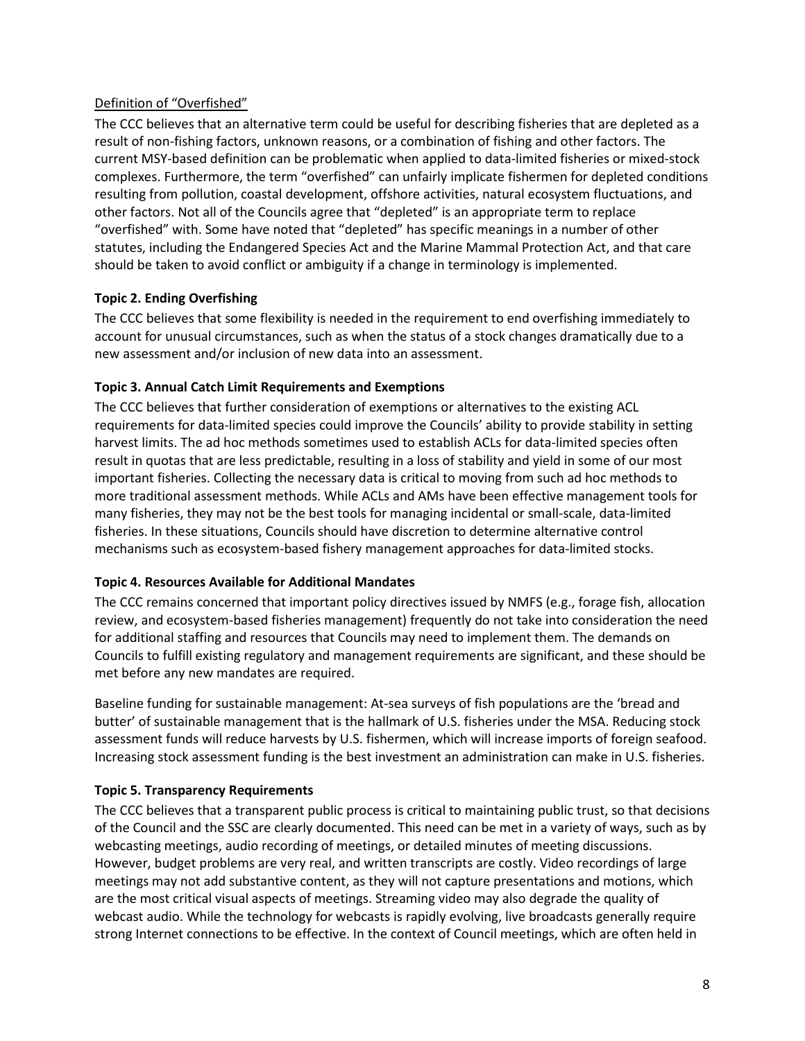Definition of "Overfished"

The CCC believes that an alternative term could be useful for describing fisheries that are depleted as a result of non-fishing factors, unknown reasons, or a combination of fishing and other factors. The current MSY-based definition can be problematic when applied to data-limited fisheries or mixed-stock complexes. Furthermore, the term "overfished" can unfairly implicate fishermen for depleted conditions resulting from pollution, coastal development, offshore activities, natural ecosystem fluctuations, and other factors. Not all of the Councils agree that "depleted" is an appropriate term to replace "overfished" with. Some have noted that "depleted" has specific meanings in a number of other statutes, including the Endangered Species Act and the Marine Mammal Protection Act, and that care should be taken to avoid conflict or ambiguity if a change in terminology is implemented.

**Topic 2. Ending Overfishing**

The CCC believes that some flexibility is needed in the requirement to end overfishing immediately to account for unusual circumstances, such as when the status of a stock changes dramatically due to a new assessment and/or inclusion of new data into an assessment.

**Topic 3. Annual Catch Limit Requirements and Exemptions**

The CCC believes that further consideration of exemptions or alternatives to the existing ACL requirements for data-limited species could improve the Councils' ability to provide stability in setting harvest limits. The ad hoc methods sometimes used to establish ACLs for data-limited species often result in quotas that are less predictable, resulting in a loss of stability and yield in some of our most important fisheries. Collecting the necessary data is critical to moving from such ad hoc methods to more traditional assessment methods. While ACLs and AMs have been effective management tools for many fisheries, they may not be the best tools for managing incidental or small-scale, data-limited fisheries. In these situations, Councils should have discretion to determine alternative control mechanisms such as ecosystem-based fishery management approaches for data-limited stocks.

**Topic 4. Resources Available for Additional Mandates**

The CCC remains concerned that important policy directives issued by NMFS (e.g., forage fish, allocation review, and ecosystem-based fisheries management) frequently do not take into consideration the need for additional staffing and resources that Councils may need to implement them. The demands on Councils to fulfill existing regulatory and management requirements are significant, and these should be met before any new mandates are required.

Baseline funding for sustainable management: At-sea surveys of fish populations are the 'bread and butter' of sustainable management that is the hallmark of U.S. fisheries under the MSA. Reducing stock assessment funds will reduce harvests by U.S. fishermen, which will increase imports of foreign seafood. Increasing stock assessment funding is the best investment an administration can make in U.S. fisheries.

**Topic 5. Transparency Requirements**

The CCC believes that a transparent public process is critical to maintaining public trust, so that decisions of the Council and the SSC are clearly documented. This need can be met in a variety of ways, such as by webcasting meetings, audio recording of meetings, or detailed minutes of meeting discussions. However, budget problems are very real, and written transcripts are costly. Video recordings of large meetings may not add substantive content, as they will not capture presentations and motions, which are the most critical visual aspects of meetings. Streaming video may also degrade the quality of webcast audio. While the technology for webcasts is rapidly evolving, live broadcasts generally require strong Internet connections to be effective. In the context of Council meetings, which are often held in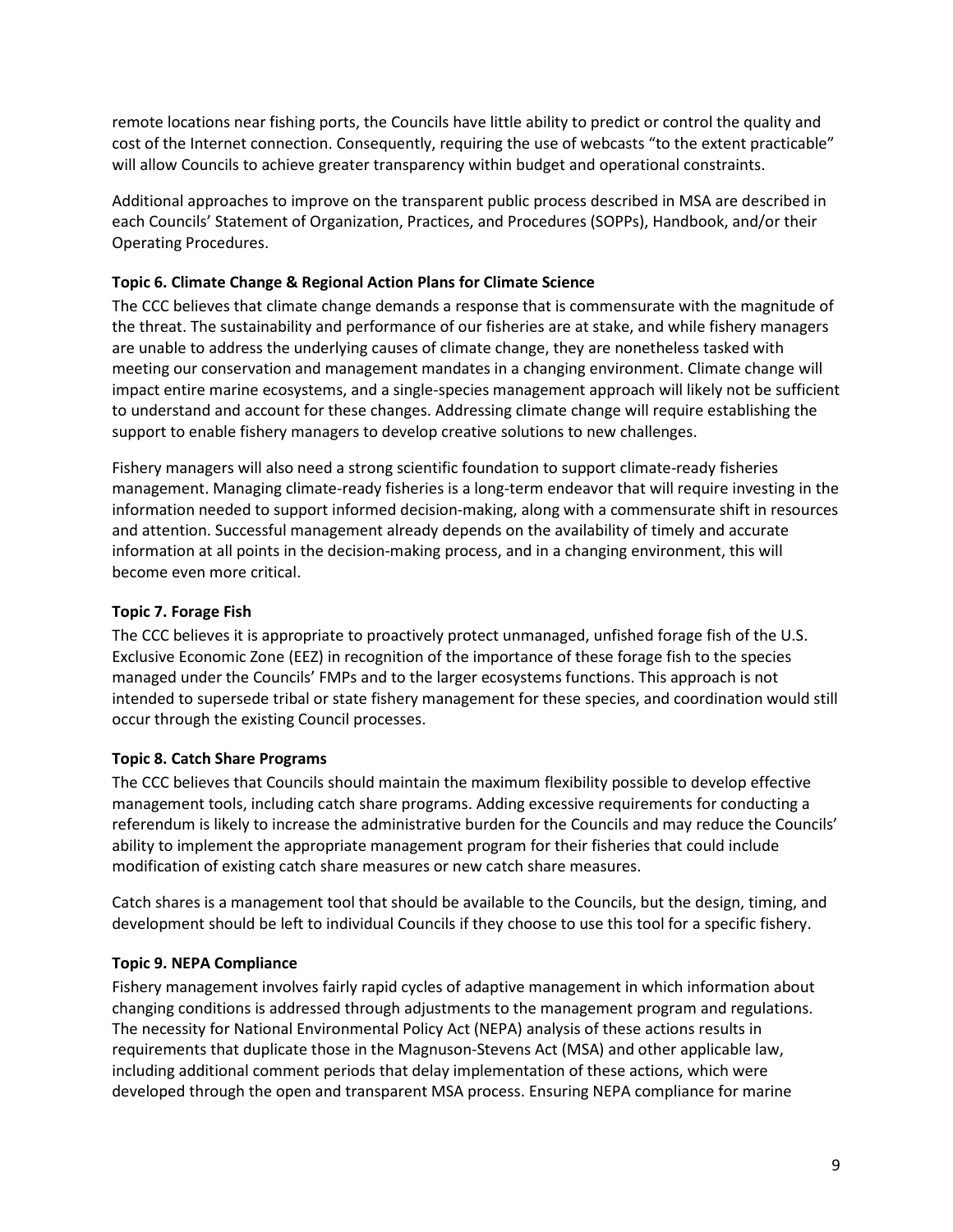remote locations near fishing ports, the Councils have little ability to predict or control the quality and cost of the Internet connection. Consequently, requiring the use of webcasts "to the extent practicable" will allow Councils to achieve greater transparency within budget and operational constraints.

Additional approaches to improve on the transparent public process described in MSA are described in each Councils' Statement of Organization, Practices, and Procedures (SOPPs), Handbook, and/or their Operating Procedures.

**Topic 6. Climate Change & Regional Action Plans for Climate Science**

The CCC believes that climate change demands a response that is commensurate with the magnitude of the threat. The sustainability and performance of our fisheries are at stake, and while fishery managers are unable to address the underlying causes of climate change, they are nonetheless tasked with meeting our conservation and management mandates in a changing environment. Climate change will impact entire marine ecosystems, and a single-species management approach will likely not be sufficient to understand and account for these changes. Addressing climate change will require establishing the support to enable fishery managers to develop creative solutions to new challenges.

Fishery managers will also need a strong scientific foundation to support climate-ready fisheries management. Managing climate-ready fisheries is a long-term endeavor that will require investing in the information needed to support informed decision-making, along with a commensurate shift in resources and attention. Successful management already depends on the availability of timely and accurate information at all points in the decision-making process, and in a changing environment, this will become even more critical.

**Topic 7. Forage Fish**

The CCC believes it is appropriate to proactively protect unmanaged, unfished forage fish of the U.S. Exclusive Economic Zone (EEZ) in recognition of the importance of these forage fish to the species managed under the Councils' FMPs and to the larger ecosystems functions. This approach is not intended to supersede tribal or state fishery management for these species, and coordination would still occur through the existing Council processes.

**Topic 8. Catch Share Programs**

The CCC believes that Councils should maintain the maximum flexibility possible to develop effective management tools, including catch share programs. Adding excessive requirements for conducting a referendum is likely to increase the administrative burden for the Councils and may reduce the Councils' ability to implement the appropriate management program for their fisheries that could include modification of existing catch share measures or new catch share measures.

Catch shares is a management tool that should be available to the Councils, but the design, timing, and development should be left to individual Councils if they choose to use this tool for a specific fishery.

**Topic 9. NEPA Compliance**

Fishery management involves fairly rapid cycles of adaptive management in which information about changing conditions is addressed through adjustments to the management program and regulations. The necessity for National Environmental Policy Act (NEPA) analysis of these actions results in requirements that duplicate those in the Magnuson-Stevens Act (MSA) and other applicable law, including additional comment periods that delay implementation of these actions, which were developed through the open and transparent MSA process. Ensuring NEPA compliance for marine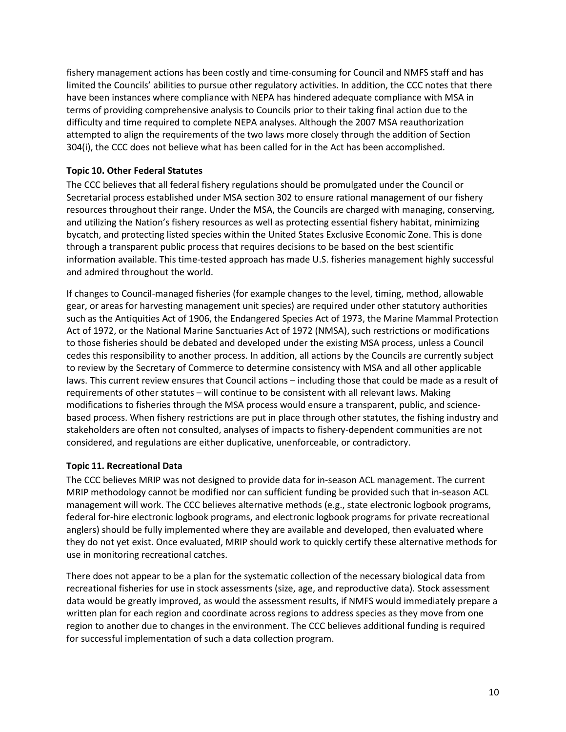fishery management actions has been costly and time-consuming for Council and NMFS staff and has limited the Councils' abilities to pursue other regulatory activities. In addition, the CCC notes that there have been instances where compliance with NEPA has hindered adequate compliance with MSA in terms of providing comprehensive analysis to Councils prior to their taking final action due to the difficulty and time required to complete NEPA analyses. Although the 2007 MSA reauthorization attempted to align the requirements of the two laws more closely through the addition of Section 304(i), the CCC does not believe what has been called for in the Act has been accomplished.

**Topic 10. Other Federal Statutes**

The CCC believes that all federal fishery regulations should be promulgated under the Council or Secretarial process established under MSA section 302 to ensure rational management of our fishery resources throughout their range. Under the MSA, the Councils are charged with managing, conserving, and utilizing the Nation's fishery resources as well as protecting essential fishery habitat, minimizing bycatch, and protecting listed species within the United States Exclusive Economic Zone. This is done through a transparent public process that requires decisions to be based on the best scientific information available. This time-tested approach has made U.S. fisheries management highly successful and admired throughout the world.

If changes to Council-managed fisheries (for example changes to the level, timing, method, allowable gear, or areas for harvesting management unit species) are required under other statutory authorities such as the Antiquities Act of 1906, the Endangered Species Act of 1973, the Marine Mammal Protection Act of 1972, or the National Marine Sanctuaries Act of 1972 (NMSA), such restrictions or modifications to those fisheries should be debated and developed under the existing MSA process, unless a Council cedes this responsibility to another process. In addition, all actions by the Councils are currently subject to review by the Secretary of Commerce to determine consistency with MSA and all other applicable laws. This current review ensures that Council actions – including those that could be made as a result of requirements of other statutes – will continue to be consistent with all relevant laws. Making modifications to fisheries through the MSA process would ensure a transparent, public, and science-based process. When fishery restrictions are put in place through other statutes, the fishing industry and stakeholders are often not consulted, analyses of impacts to fishery-dependent communities are not considered, and regulations are either duplicative, unenforceable, or contradictory.

**Topic 11. Recreational Data**

The CCC believes MRIP was not designed to provide data for in-season ACL management. The current MRIP methodology cannot be modified nor can sufficient funding be provided such that in-season ACL management will work. The CCC believes alternative methods (e.g., state electronic logbook programs, federal for-hire electronic logbook programs, and electronic logbook programs for private recreational anglers) should be fully implemented where they are available and developed, then evaluated where they do not yet exist. Once evaluated, MRIP should work to quickly certify these alternative methods for use in monitoring recreational catches.

There does not appear to be a plan for the systematic collection of the necessary biological data from recreational fisheries for use in stock assessments (size, age, and reproductive data). Stock assessment data would be greatly improved, as would the assessment results, if NMFS would immediately prepare a written plan for each region and coordinate across regions to address species as they move from one region to another due to changes in the environment. The CCC believes additional funding is required for successful implementation of such a data collection program.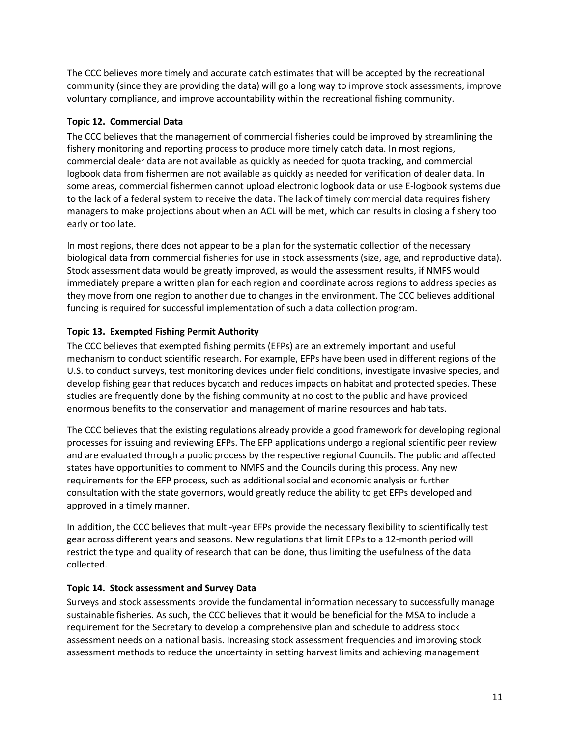The CCC believes more timely and accurate catch estimates that will be accepted by the recreational community (since they are providing the data) will go a long way to improve stock assessments, improve voluntary compliance, and improve accountability within the recreational fishing community.

**Topic 12. Commercial Data**

The CCC believes that the management of commercial fisheries could be improved by streamlining the fishery monitoring and reporting process to produce more timely catch data. In most regions, commercial dealer data are not available as quickly as needed for quota tracking, and commercial logbook data from fishermen are not available as quickly as needed for verification of dealer data. In some areas, commercial fishermen cannot upload electronic logbook data or use E-logbook systems due to the lack of a federal system to receive the data. The lack of timely commercial data requires fishery managers to make projections about when an ACL will be met, which can results in closing a fishery too early or too late.

In most regions, there does not appear to be a plan for the systematic collection of the necessary biological data from commercial fisheries for use in stock assessments (size, age, and reproductive data). Stock assessment data would be greatly improved, as would the assessment results, if NMFS would immediately prepare a written plan for each region and coordinate across regions to address species as they move from one region to another due to changes in the environment. The CCC believes additional funding is required for successful implementation of such a data collection program.

**Topic 13. Exempted Fishing Permit Authority**

The CCC believes that exempted fishing permits (EFPs) are an extremely important and useful mechanism to conduct scientific research. For example, EFPs have been used in different regions of the U.S. to conduct surveys, test monitoring devices under field conditions, investigate invasive species, and develop fishing gear that reduces bycatch and reduces impacts on habitat and protected species. These studies are frequently done by the fishing community at no cost to the public and have provided enormous benefits to the conservation and management of marine resources and habitats.

The CCC believes that the existing regulations already provide a good framework for developing regional processes for issuing and reviewing EFPs. The EFP applications undergo a regional scientific peer review and are evaluated through a public process by the respective regional Councils. The public and affected states have opportunities to comment to NMFS and the Councils during this process. Any new requirements for the EFP process, such as additional social and economic analysis or further consultation with the state governors, would greatly reduce the ability to get EFPs developed and approved in a timely manner.

In addition, the CCC believes that multi-year EFPs provide the necessary flexibility to scientifically test gear across different years and seasons. New regulations that limit EFPs to a 12-month period will restrict the type and quality of research that can be done, thus limiting the usefulness of the data collected.

**Topic 14. Stock assessment and Survey Data**

Surveys and stock assessments provide the fundamental information necessary to successfully manage sustainable fisheries. As such, the CCC believes that it would be beneficial for the MSA to include a requirement for the Secretary to develop a comprehensive plan and schedule to address stock assessment needs on a national basis. Increasing stock assessment frequencies and improving stock assessment methods to reduce the uncertainty in setting harvest limits and achieving management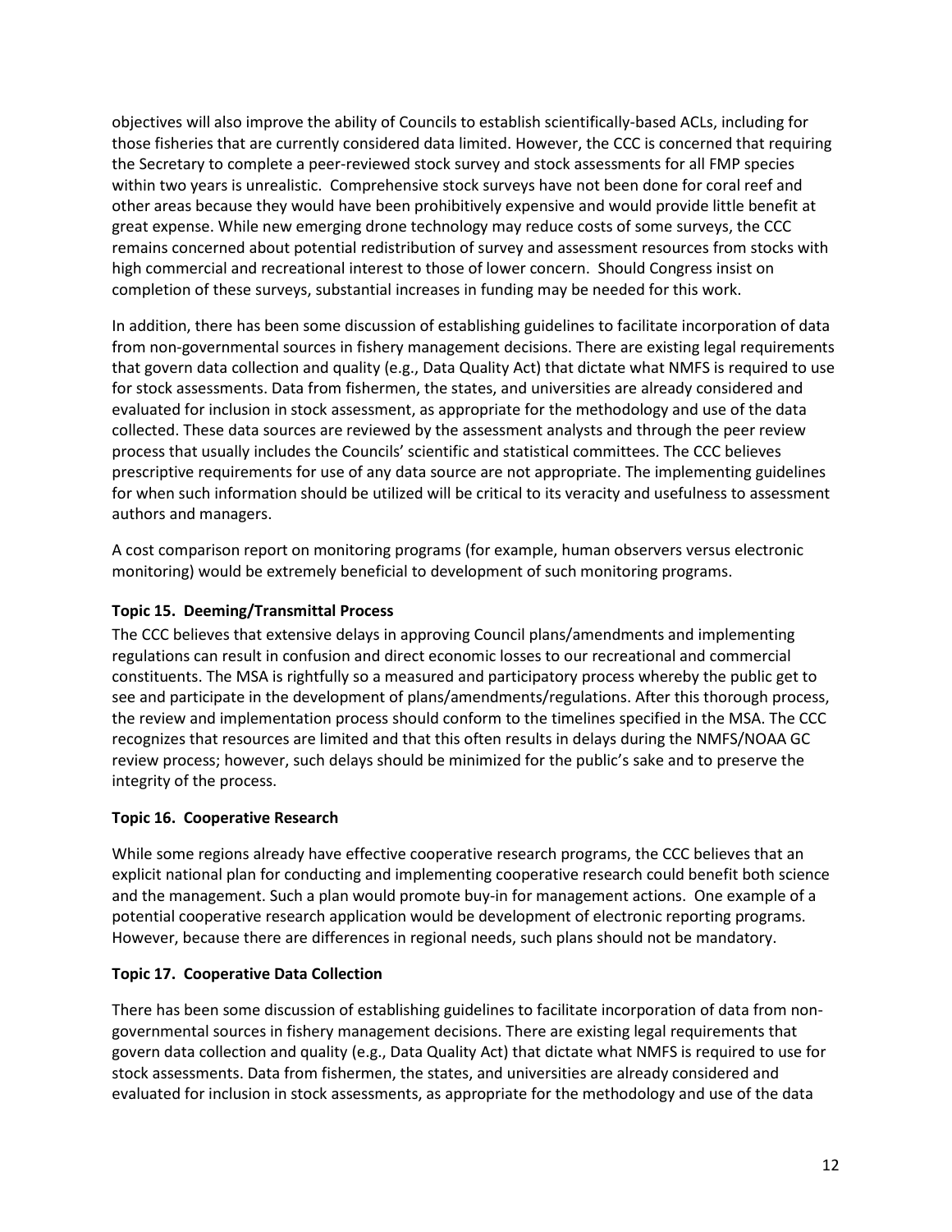objectives will also improve the ability of Councils to establish scientifically-based ACLs, including for those fisheries that are currently considered data limited. However, the CCC is concerned that requiring the Secretary to complete a peer-reviewed stock survey and stock assessments for all FMP species within two years is unrealistic. Comprehensive stock surveys have not been done for coral reef and other areas because they would have been prohibitively expensive and would provide little benefit at great expense. While new emerging drone technology may reduce costs of some surveys, the CCC remains concerned about potential redistribution of survey and assessment resources from stocks with high commercial and recreational interest to those of lower concern. Should Congress insist on completion of these surveys, substantial increases in funding may be needed for this work.

In addition, there has been some discussion of establishing guidelines to facilitate incorporation of data from non-governmental sources in fishery management decisions. There are existing legal requirements that govern data collection and quality (e.g., Data Quality Act) that dictate what NMFS is required to use for stock assessments. Data from fishermen, the states, and universities are already considered and evaluated for inclusion in stock assessment, as appropriate for the methodology and use of the data collected. These data sources are reviewed by the assessment analysts and through the peer review process that usually includes the Councils' scientific and statistical committees. The CCC believes prescriptive requirements for use of any data source are not appropriate. The implementing guidelines for when such information should be utilized will be critical to its veracity and usefulness to assessment authors and managers.

A cost comparison report on monitoring programs (for example, human observers versus electronic monitoring) would be extremely beneficial to development of such monitoring programs.

**Topic 15. Deeming/Transmittal Process**

The CCC believes that extensive delays in approving Council plans/amendments and implementing regulations can result in confusion and direct economic losses to our recreational and commercial constituents. The MSA is rightfully so a measured and participatory process whereby the public get to see and participate in the development of plans/amendments/regulations. After this thorough process, the review and implementation process should conform to the timelines specified in the MSA. The CCC recognizes that resources are limited and that this often results in delays during the NMFS/NOAA GC review process; however, such delays should be minimized for the public's sake and to preserve the integrity of the process.

**Topic 16. Cooperative Research**

While some regions already have effective cooperative research programs, the CCC believes that an explicit national plan for conducting and implementing cooperative research could benefit both science and the management. Such a plan would promote buy-in for management actions. One example of a potential cooperative research application would be development of electronic reporting programs. However, because there are differences in regional needs, such plans should not be mandatory.

**Topic 17. Cooperative Data Collection**

There has been some discussion of establishing guidelines to facilitate incorporation of data from non-governmental sources in fishery management decisions. There are existing legal requirements that govern data collection and quality (e.g., Data Quality Act) that dictate what NMFS is required to use for stock assessments. Data from fishermen, the states, and universities are already considered and evaluated for inclusion in stock assessments, as appropriate for the methodology and use of the data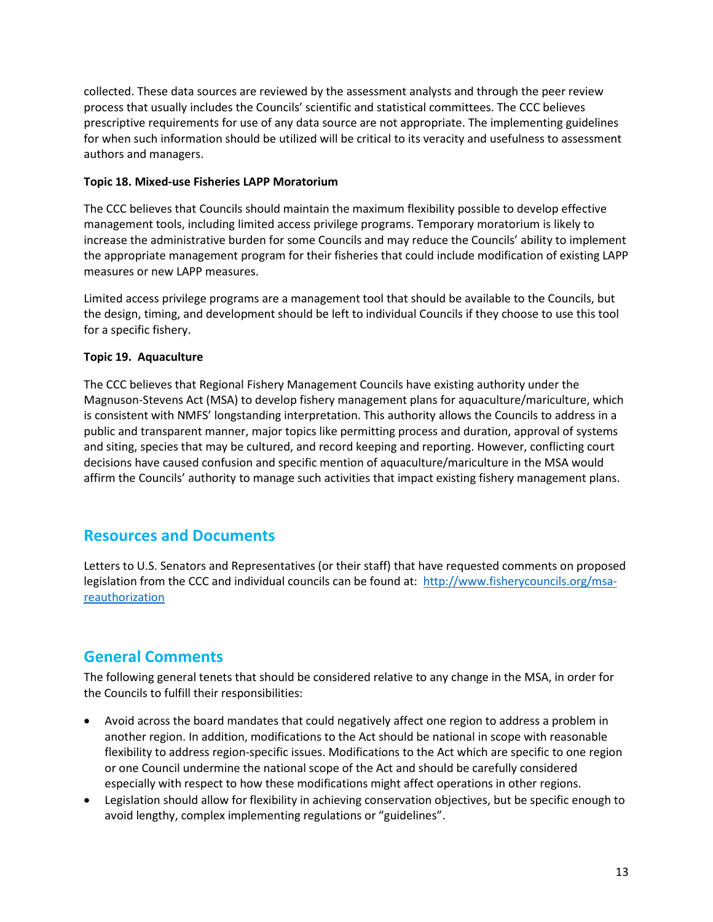collected. These data sources are reviewed by the assessment analysts and through the peer review process that usually includes the Councils' scientific and statistical committees. The CCC believes prescriptive requirements for use of any data source are not appropriate. The implementing guidelines for when such information should be utilized will be critical to its veracity and usefulness to assessment authors and managers.

**Topic 18. Mixed-use Fisheries LAPP Moratorium**

The CCC believes that Councils should maintain the maximum flexibility possible to develop effective management tools, including limited access privilege programs. Temporary moratorium is likely to increase the administrative burden for some Councils and may reduce the Councils' ability to implement the appropriate management program for their fisheries that could include modification of existing LAPP measures or new LAPP measures.

Limited access privilege programs are a management tool that should be available to the Councils, but the design, timing, and development should be left to individual Councils if they choose to use this tool for a specific fishery.

**Topic 19. Aquaculture**

The CCC believes that Regional Fishery Management Councils have existing authority under the Magnuson-Stevens Act (MSA) to develop fishery management plans for aquaculture/mariculture, which is consistent with NMFS' longstanding interpretation. This authority allows the Councils to address in a public and transparent manner, major topics like permitting process and duration, approval of systems and siting, species that may be cultured, and record keeping and reporting. However, conflicting court decisions have caused confusion and specific mention of aquaculture/mariculture in the MSA would affirm the Councils' authority to manage such activities that impact existing fishery management plans.

## Resources and Documents

Letters to U.S. Senators and Representatives (or their staff) that have requested comments on proposed legislation from the CCC and individual councils can be found at: [http://www.fisherycouncils.org/msa-reauthorization](http://www.fisherycouncils.org/msa-reauthorization)

## General Comments

The following general tenets that should be considered relative to any change in the MSA, in order for the Councils to fulfill their responsibilities:

- Avoid across the board mandates that could negatively affect one region to address a problem in another region. In addition, modifications to the Act should be national in scope with reasonable flexibility to address region-specific issues. Modifications to the Act which are specific to one region or one Council undermine the national scope of the Act and should be carefully considered especially with respect to how these modifications might affect operations in other regions.
- Legislation should allow for flexibility in achieving conservation objectives, but be specific enough to avoid lengthy, complex implementing regulations or "guidelines".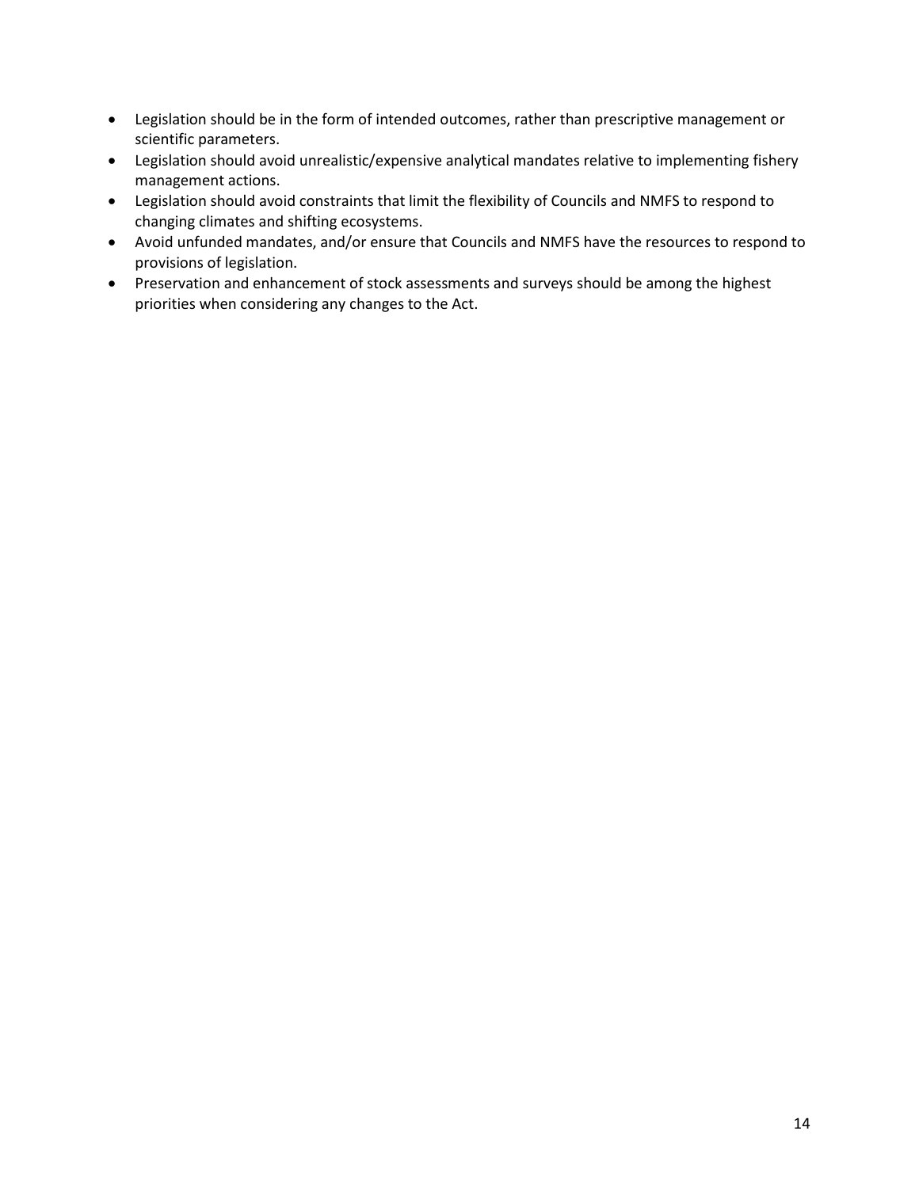- Legislation should be in the form of intended outcomes, rather than prescriptive management or scientific parameters.
- Legislation should avoid unrealistic/expensive analytical mandates relative to implementing fishery management actions.
- Legislation should avoid constraints that limit the flexibility of Councils and NMFS to respond to changing climates and shifting ecosystems.
- Avoid unfunded mandates, and/or ensure that Councils and NMFS have the resources to respond to provisions of legislation.
- Preservation and enhancement of stock assessments and surveys should be among the highest priorities when considering any changes to the Act.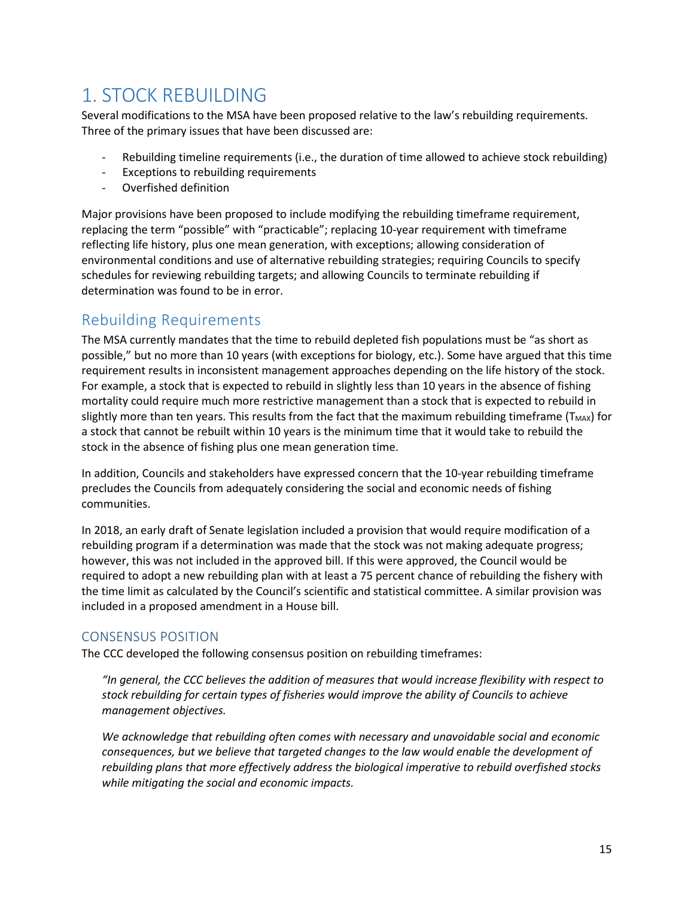# 1. STOCK REBUILDING

Several modifications to the MSA have been proposed relative to the law's rebuilding requirements. Three of the primary issues that have been discussed are:

- Rebuilding timeline requirements (i.e., the duration of time allowed to achieve stock rebuilding)
- Exceptions to rebuilding requirements
- Overfished definition

Major provisions have been proposed to include modifying the rebuilding timeframe requirement, replacing the term "possible" with "practicable"; replacing 10-year requirement with timeframe reflecting life history, plus one mean generation, with exceptions; allowing consideration of environmental conditions and use of alternative rebuilding strategies; requiring Councils to specify schedules for reviewing rebuilding targets; and allowing Councils to terminate rebuilding if determination was found to be in error.

## Rebuilding Requirements

The MSA currently mandates that the time to rebuild depleted fish populations must be "as short as possible," but no more than 10 years (with exceptions for biology, etc.). Some have argued that this time requirement results in inconsistent management approaches depending on the life history of the stock. For example, a stock that is expected to rebuild in slightly less than 10 years in the absence of fishing mortality could require much more restrictive management than a stock that is expected to rebuild in slightly more than ten years. This results from the fact that the maximum rebuilding timeframe ($T_{MAX}$) for a stock that cannot be rebuilt within 10 years is the minimum time that it would take to rebuild the stock in the absence of fishing plus one mean generation time.

In addition, Councils and stakeholders have expressed concern that the 10-year rebuilding timeframe precludes the Councils from adequately considering the social and economic needs of fishing communities.

In 2018, an early draft of Senate legislation included a provision that would require modification of a rebuilding program if a determination was made that the stock was not making adequate progress; however, this was not included in the approved bill. If this were approved, the Council would be required to adopt a new rebuilding plan with at least a 75 percent chance of rebuilding the fishery with the time limit as calculated by the Council's scientific and statistical committee. A similar provision was included in a proposed amendment in a House bill.

### CONSENSUS POSITION

The CCC developed the following consensus position on rebuilding timeframes:

> *"In general, the CCC believes the addition of measures that would increase flexibility with respect to stock rebuilding for certain types of fisheries would improve the ability of Councils to achieve management objectives.*
>
> *We acknowledge that rebuilding often comes with necessary and unavoidable social and economic consequences, but we believe that targeted changes to the law would enable the development of rebuilding plans that more effectively address the biological imperative to rebuild overfished stocks while mitigating the social and economic impacts.*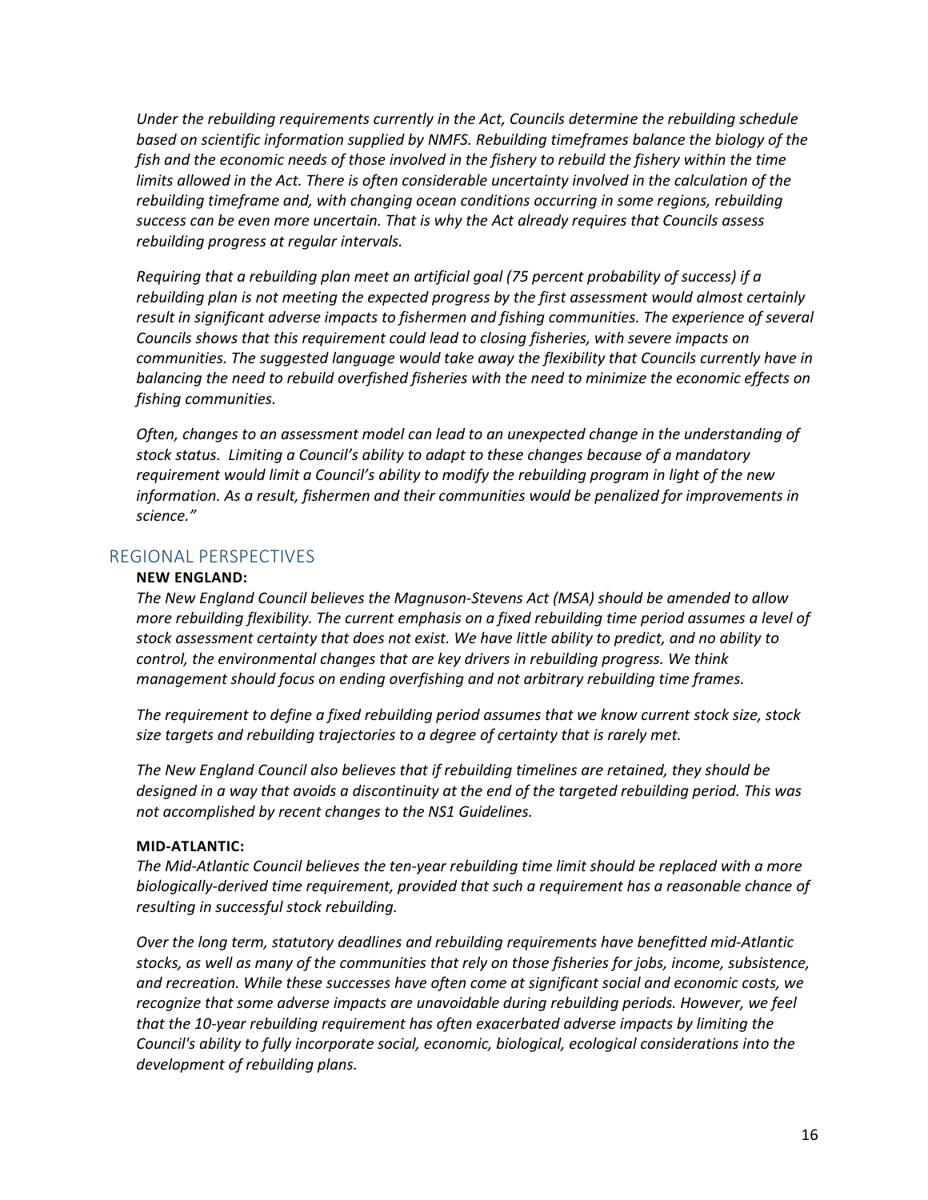*Under the rebuilding requirements currently in the Act, Councils determine the rebuilding schedule based on scientific information supplied by NMFS. Rebuilding timeframes balance the biology of the fish and the economic needs of those involved in the fishery to rebuild the fishery within the time limits allowed in the Act. There is often considerable uncertainty involved in the calculation of the rebuilding timeframe and, with changing ocean conditions occurring in some regions, rebuilding success can be even more uncertain. That is why the Act already requires that Councils assess rebuilding progress at regular intervals.*

*Requiring that a rebuilding plan meet an artificial goal (75 percent probability of success) if a rebuilding plan is not meeting the expected progress by the first assessment would almost certainly result in significant adverse impacts to fishermen and fishing communities. The experience of several Councils shows that this requirement could lead to closing fisheries, with severe impacts on communities. The suggested language would take away the flexibility that Councils currently have in balancing the need to rebuild overfished fisheries with the need to minimize the economic effects on fishing communities.*

*Often, changes to an assessment model can lead to an unexpected change in the understanding of stock status. Limiting a Council's ability to adapt to these changes because of a mandatory requirement would limit a Council's ability to modify the rebuilding program in light of the new information. As a result, fishermen and their communities would be penalized for improvements in science."*

## REGIONAL PERSPECTIVES

**NEW ENGLAND:**

*The New England Council believes the Magnuson-Stevens Act (MSA) should be amended to allow more rebuilding flexibility. The current emphasis on a fixed rebuilding time period assumes a level of stock assessment certainty that does not exist. We have little ability to predict, and no ability to control, the environmental changes that are key drivers in rebuilding progress. We think management should focus on ending overfishing and not arbitrary rebuilding time frames.*

*The requirement to define a fixed rebuilding period assumes that we know current stock size, stock size targets and rebuilding trajectories to a degree of certainty that is rarely met.*

*The New England Council also believes that if rebuilding timelines are retained, they should be designed in a way that avoids a discontinuity at the end of the targeted rebuilding period. This was not accomplished by recent changes to the NS1 Guidelines.*

**MID-ATLANTIC:**

*The Mid-Atlantic Council believes the ten-year rebuilding time limit should be replaced with a more biologically-derived time requirement, provided that such a requirement has a reasonable chance of resulting in successful stock rebuilding.*

*Over the long term, statutory deadlines and rebuilding requirements have benefitted mid-Atlantic stocks, as well as many of the communities that rely on those fisheries for jobs, income, subsistence, and recreation. While these successes have often come at significant social and economic costs, we recognize that some adverse impacts are unavoidable during rebuilding periods. However, we feel that the 10-year rebuilding requirement has often exacerbated adverse impacts by limiting the Council's ability to fully incorporate social, economic, biological, ecological considerations into the development of rebuilding plans.*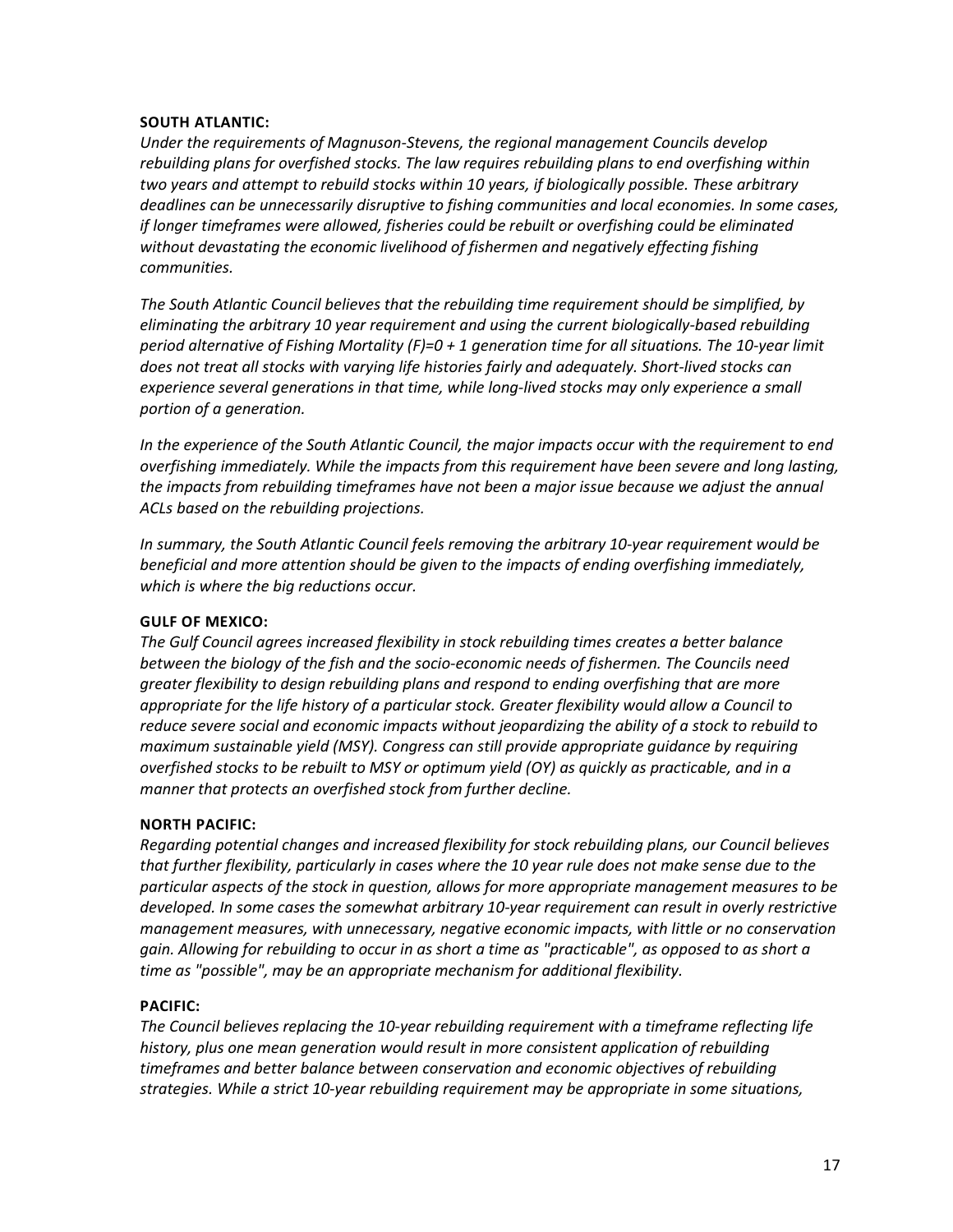**SOUTH ATLANTIC:**

*Under the requirements of Magnuson-Stevens, the regional management Councils develop rebuilding plans for overfished stocks. The law requires rebuilding plans to end overfishing within two years and attempt to rebuild stocks within 10 years, if biologically possible. These arbitrary deadlines can be unnecessarily disruptive to fishing communities and local economies. In some cases, if longer timeframes were allowed, fisheries could be rebuilt or overfishing could be eliminated without devastating the economic livelihood of fishermen and negatively effecting fishing communities.*

*The South Atlantic Council believes that the rebuilding time requirement should be simplified, by eliminating the arbitrary 10 year requirement and using the current biologically-based rebuilding period alternative of Fishing Mortality (F)=0 + 1 generation time for all situations. The 10-year limit does not treat all stocks with varying life histories fairly and adequately. Short-lived stocks can experience several generations in that time, while long-lived stocks may only experience a small portion of a generation.*

*In the experience of the South Atlantic Council, the major impacts occur with the requirement to end overfishing immediately. While the impacts from this requirement have been severe and long lasting, the impacts from rebuilding timeframes have not been a major issue because we adjust the annual ACLs based on the rebuilding projections.*

*In summary, the South Atlantic Council feels removing the arbitrary 10-year requirement would be beneficial and more attention should be given to the impacts of ending overfishing immediately, which is where the big reductions occur.*

**GULF OF MEXICO:**

*The Gulf Council agrees increased flexibility in stock rebuilding times creates a better balance between the biology of the fish and the socio-economic needs of fishermen. The Councils need greater flexibility to design rebuilding plans and respond to ending overfishing that are more appropriate for the life history of a particular stock. Greater flexibility would allow a Council to reduce severe social and economic impacts without jeopardizing the ability of a stock to rebuild to maximum sustainable yield (MSY). Congress can still provide appropriate guidance by requiring overfished stocks to be rebuilt to MSY or optimum yield (OY) as quickly as practicable, and in a manner that protects an overfished stock from further decline.*

**NORTH PACIFIC:**

*Regarding potential changes and increased flexibility for stock rebuilding plans, our Council believes that further flexibility, particularly in cases where the 10 year rule does not make sense due to the particular aspects of the stock in question, allows for more appropriate management measures to be developed. In some cases the somewhat arbitrary 10-year requirement can result in overly restrictive management measures, with unnecessary, negative economic impacts, with little or no conservation gain. Allowing for rebuilding to occur in as short a time as "practicable", as opposed to as short a time as "possible", may be an appropriate mechanism for additional flexibility.*

**PACIFIC:**

*The Council believes replacing the 10-year rebuilding requirement with a timeframe reflecting life history, plus one mean generation would result in more consistent application of rebuilding timeframes and better balance between conservation and economic objectives of rebuilding strategies. While a strict 10-year rebuilding requirement may be appropriate in some situations,*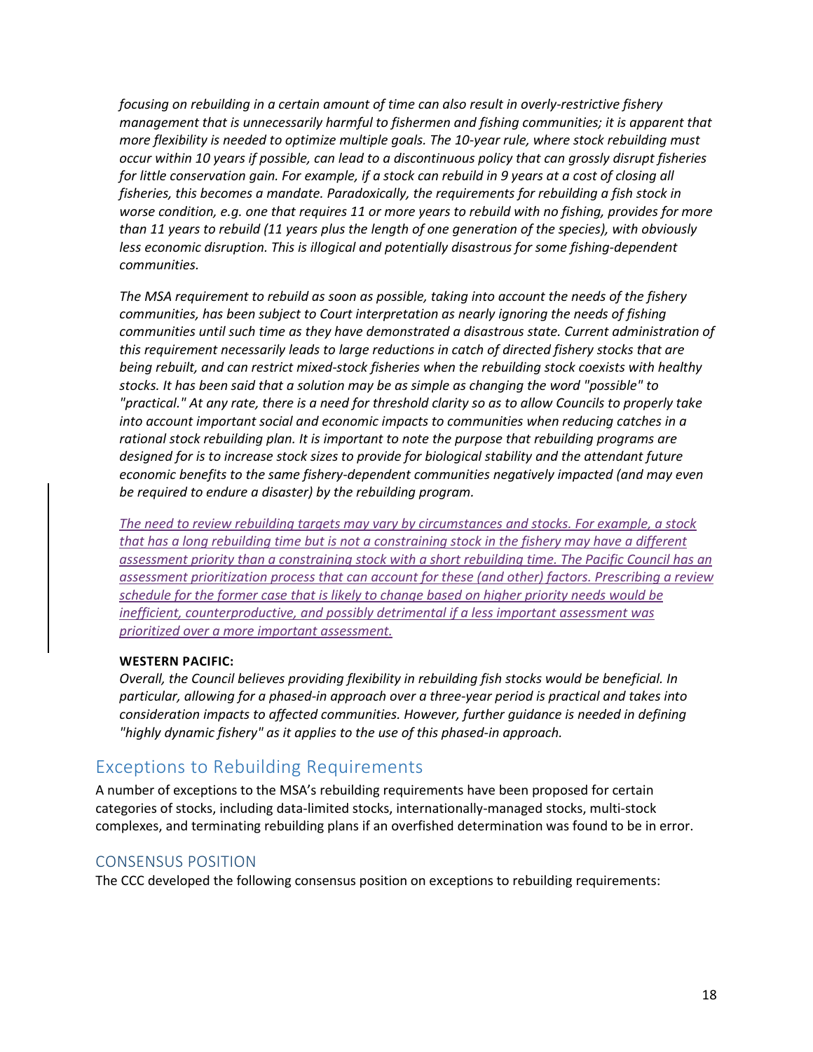*focusing on rebuilding in a certain amount of time can also result in overly-restrictive fishery management that is unnecessarily harmful to fishermen and fishing communities; it is apparent that more flexibility is needed to optimize multiple goals. The 10-year rule, where stock rebuilding must occur within 10 years if possible, can lead to a discontinuous policy that can grossly disrupt fisheries for little conservation gain. For example, if a stock can rebuild in 9 years at a cost of closing all fisheries, this becomes a mandate. Paradoxically, the requirements for rebuilding a fish stock in worse condition, e.g. one that requires 11 or more years to rebuild with no fishing, provides for more than 11 years to rebuild (11 years plus the length of one generation of the species), with obviously less economic disruption. This is illogical and potentially disastrous for some fishing-dependent communities.*

*The MSA requirement to rebuild as soon as possible, taking into account the needs of the fishery communities, has been subject to Court interpretation as nearly ignoring the needs of fishing communities until such time as they have demonstrated a disastrous state. Current administration of this requirement necessarily leads to large reductions in catch of directed fishery stocks that are being rebuilt, and can restrict mixed-stock fisheries when the rebuilding stock coexists with healthy stocks. It has been said that a solution may be as simple as changing the word "possible" to "practical." At any rate, there is a need for threshold clarity so as to allow Councils to properly take into account important social and economic impacts to communities when reducing catches in a rational stock rebuilding plan. It is important to note the purpose that rebuilding programs are designed for is to increase stock sizes to provide for biological stability and the attendant future economic benefits to the same fishery-dependent communities negatively impacted (and may even be required to endure a disaster) by the rebuilding program.*

*The need to review rebuilding targets may vary by circumstances and stocks. For example, a stock that has a long rebuilding time but is not a constraining stock in the fishery may have a different assessment priority than a constraining stock with a short rebuilding time. The Pacific Council has an assessment prioritization process that can account for these (and other) factors. Prescribing a review schedule for the former case that is likely to change based on higher priority needs would be inefficient, counterproductive, and possibly detrimental if a less important assessment was prioritized over a more important assessment.*

**WESTERN PACIFIC:**

*Overall, the Council believes providing flexibility in rebuilding fish stocks would be beneficial. In particular, allowing for a phased-in approach over a three-year period is practical and takes into consideration impacts to affected communities. However, further guidance is needed in defining "highly dynamic fishery" as it applies to the use of this phased-in approach.*

## Exceptions to Rebuilding Requirements

A number of exceptions to the MSA's rebuilding requirements have been proposed for certain categories of stocks, including data-limited stocks, internationally-managed stocks, multi-stock complexes, and terminating rebuilding plans if an overfished determination was found to be in error.

### CONSENSUS POSITION

The CCC developed the following consensus position on exceptions to rebuilding requirements: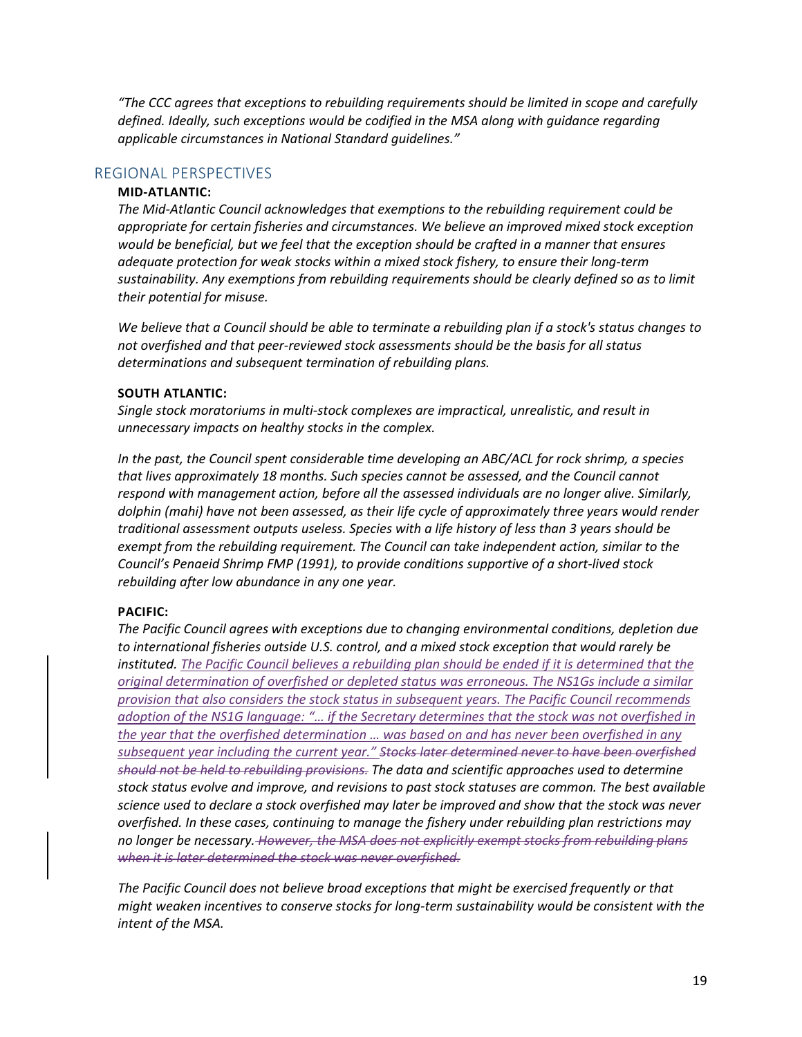*"The CCC agrees that exceptions to rebuilding requirements should be limited in scope and carefully defined. Ideally, such exceptions would be codified in the MSA along with guidance regarding applicable circumstances in National Standard guidelines."*

## REGIONAL PERSPECTIVES

**MID-ATLANTIC:**

*The Mid-Atlantic Council acknowledges that exemptions to the rebuilding requirement could be appropriate for certain fisheries and circumstances. We believe an improved mixed stock exception would be beneficial, but we feel that the exception should be crafted in a manner that ensures adequate protection for weak stocks within a mixed stock fishery, to ensure their long-term sustainability. Any exemptions from rebuilding requirements should be clearly defined so as to limit their potential for misuse.*

*We believe that a Council should be able to terminate a rebuilding plan if a stock's status changes to not overfished and that peer-reviewed stock assessments should be the basis for all status determinations and subsequent termination of rebuilding plans.*

**SOUTH ATLANTIC:**

*Single stock moratoriums in multi-stock complexes are impractical, unrealistic, and result in unnecessary impacts on healthy stocks in the complex.*

*In the past, the Council spent considerable time developing an ABC/ACL for rock shrimp, a species that lives approximately 18 months. Such species cannot be assessed, and the Council cannot respond with management action, before all the assessed individuals are no longer alive. Similarly, dolphin (mahi) have not been assessed, as their life cycle of approximately three years would render traditional assessment outputs useless. Species with a life history of less than 3 years should be exempt from the rebuilding requirement. The Council can take independent action, similar to the Council's Penaeid Shrimp FMP (1991), to provide conditions supportive of a short-lived stock rebuilding after low abundance in any one year.*

**PACIFIC:**

*The Pacific Council agrees with exceptions due to changing environmental conditions, depletion due to international fisheries outside U.S. control, and a mixed stock exception that would rarely be instituted. The Pacific Council believes a rebuilding plan should be ended if it is determined that the original determination of overfished or depleted status was erroneous. The NS1Gs include a similar provision that also considers the stock status in subsequent years. The Pacific Council recommends adoption of the NS1G language: "… if the Secretary determines that the stock was not overfished in the year that the overfished determination … was based on and has never been overfished in any subsequent year including the current year." ~~Stocks later determined never to have been overfished should not be held to rebuilding provisions.~~ The data and scientific approaches used to determine stock status evolve and improve, and revisions to past stock statuses are common. The best available science used to declare a stock overfished may later be improved and show that the stock was never overfished. In these cases, continuing to manage the fishery under rebuilding plan restrictions may no longer be necessary. ~~However, the MSA does not explicitly exempt stocks from rebuilding plans when it is later determined the stock was never overfished.~~*

*The Pacific Council does not believe broad exceptions that might be exercised frequently or that might weaken incentives to conserve stocks for long-term sustainability would be consistent with the intent of the MSA.*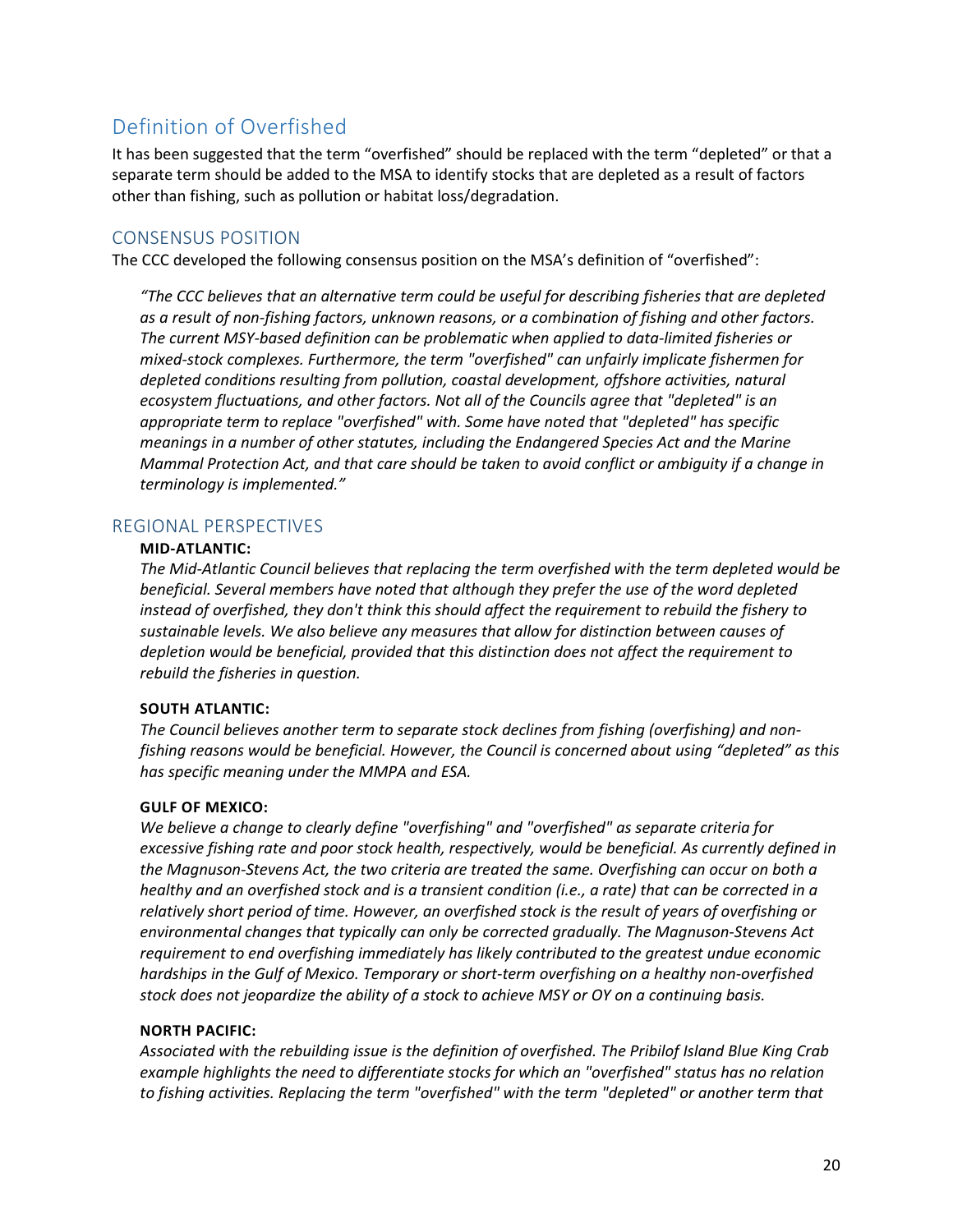## Definition of Overfished

It has been suggested that the term "overfished" should be replaced with the term "depleted" or that a separate term should be added to the MSA to identify stocks that are depleted as a result of factors other than fishing, such as pollution or habitat loss/degradation.

### CONSENSUS POSITION

The CCC developed the following consensus position on the MSA's definition of "overfished":

*"The CCC believes that an alternative term could be useful for describing fisheries that are depleted as a result of non-fishing factors, unknown reasons, or a combination of fishing and other factors. The current MSY-based definition can be problematic when applied to data-limited fisheries or mixed-stock complexes. Furthermore, the term "overfished" can unfairly implicate fishermen for depleted conditions resulting from pollution, coastal development, offshore activities, natural ecosystem fluctuations, and other factors. Not all of the Councils agree that "depleted" is an appropriate term to replace "overfished" with. Some have noted that "depleted" has specific meanings in a number of other statutes, including the Endangered Species Act and the Marine Mammal Protection Act, and that care should be taken to avoid conflict or ambiguity if a change in terminology is implemented."*

### REGIONAL PERSPECTIVES

**MID-ATLANTIC:**

*The Mid-Atlantic Council believes that replacing the term overfished with the term depleted would be beneficial. Several members have noted that although they prefer the use of the word depleted instead of overfished, they don't think this should affect the requirement to rebuild the fishery to sustainable levels. We also believe any measures that allow for distinction between causes of depletion would be beneficial, provided that this distinction does not affect the requirement to rebuild the fisheries in question.*

**SOUTH ATLANTIC:**

*The Council believes another term to separate stock declines from fishing (overfishing) and non-fishing reasons would be beneficial. However, the Council is concerned about using "depleted" as this has specific meaning under the MMPA and ESA.*

**GULF OF MEXICO:**

*We believe a change to clearly define "overfishing" and "overfished" as separate criteria for excessive fishing rate and poor stock health, respectively, would be beneficial. As currently defined in the Magnuson-Stevens Act, the two criteria are treated the same. Overfishing can occur on both a healthy and an overfished stock and is a transient condition (i.e., a rate) that can be corrected in a relatively short period of time. However, an overfished stock is the result of years of overfishing or environmental changes that typically can only be corrected gradually. The Magnuson-Stevens Act requirement to end overfishing immediately has likely contributed to the greatest undue economic hardships in the Gulf of Mexico. Temporary or short-term overfishing on a healthy non-overfished stock does not jeopardize the ability of a stock to achieve MSY or OY on a continuing basis.*

**NORTH PACIFIC:**

*Associated with the rebuilding issue is the definition of overfished. The Pribilof Island Blue King Crab example highlights the need to differentiate stocks for which an "overfished" status has no relation to fishing activities. Replacing the term "overfished" with the term "depleted" or another term that*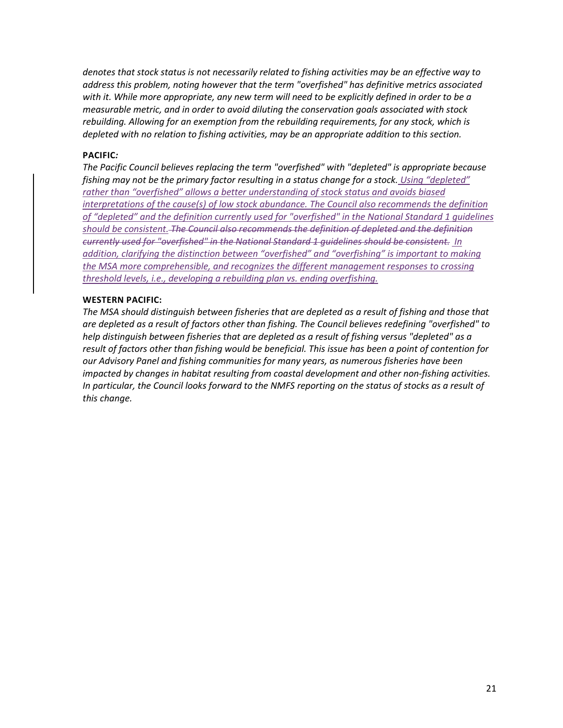*denotes that stock status is not necessarily related to fishing activities may be an effective way to address this problem, noting however that the term "overfished" has definitive metrics associated with it. While more appropriate, any new term will need to be explicitly defined in order to be a measurable metric, and in order to avoid diluting the conservation goals associated with stock rebuilding. Allowing for an exemption from the rebuilding requirements, for any stock, which is depleted with no relation to fishing activities, may be an appropriate addition to this section.*

**PACIFIC*:***

*The Pacific Council believes replacing the term "overfished" with "depleted" is appropriate because fishing may not be the primary factor resulting in a status change for a stock. <u>Using "depleted" rather than "overfished" allows a better understanding of stock status and avoids biased interpretations of the cause(s) of low stock abundance. The Council also recommends the definition of "depleted" and the definition currently used for "overfished" in the National Standard 1 guidelines should be consistent.</u> ~~The Council also recommends the definition of depleted and the definition currently used for "overfished" in the National Standard 1 guidelines should be consistent.~~ <u>In addition, clarifying the distinction between "overfished" and "overfishing" is important to making the MSA more comprehensible, and recognizes the different management responses to crossing threshold levels, i.e., developing a rebuilding plan vs. ending overfishing.</u>*

**WESTERN PACIFIC:**

*The MSA should distinguish between fisheries that are depleted as a result of fishing and those that are depleted as a result of factors other than fishing. The Council believes redefining "overfished" to help distinguish between fisheries that are depleted as a result of fishing versus "depleted" as a result of factors other than fishing would be beneficial. This issue has been a point of contention for our Advisory Panel and fishing communities for many years, as numerous fisheries have been impacted by changes in habitat resulting from coastal development and other non-fishing activities. In particular, the Council looks forward to the NMFS reporting on the status of stocks as a result of this change.*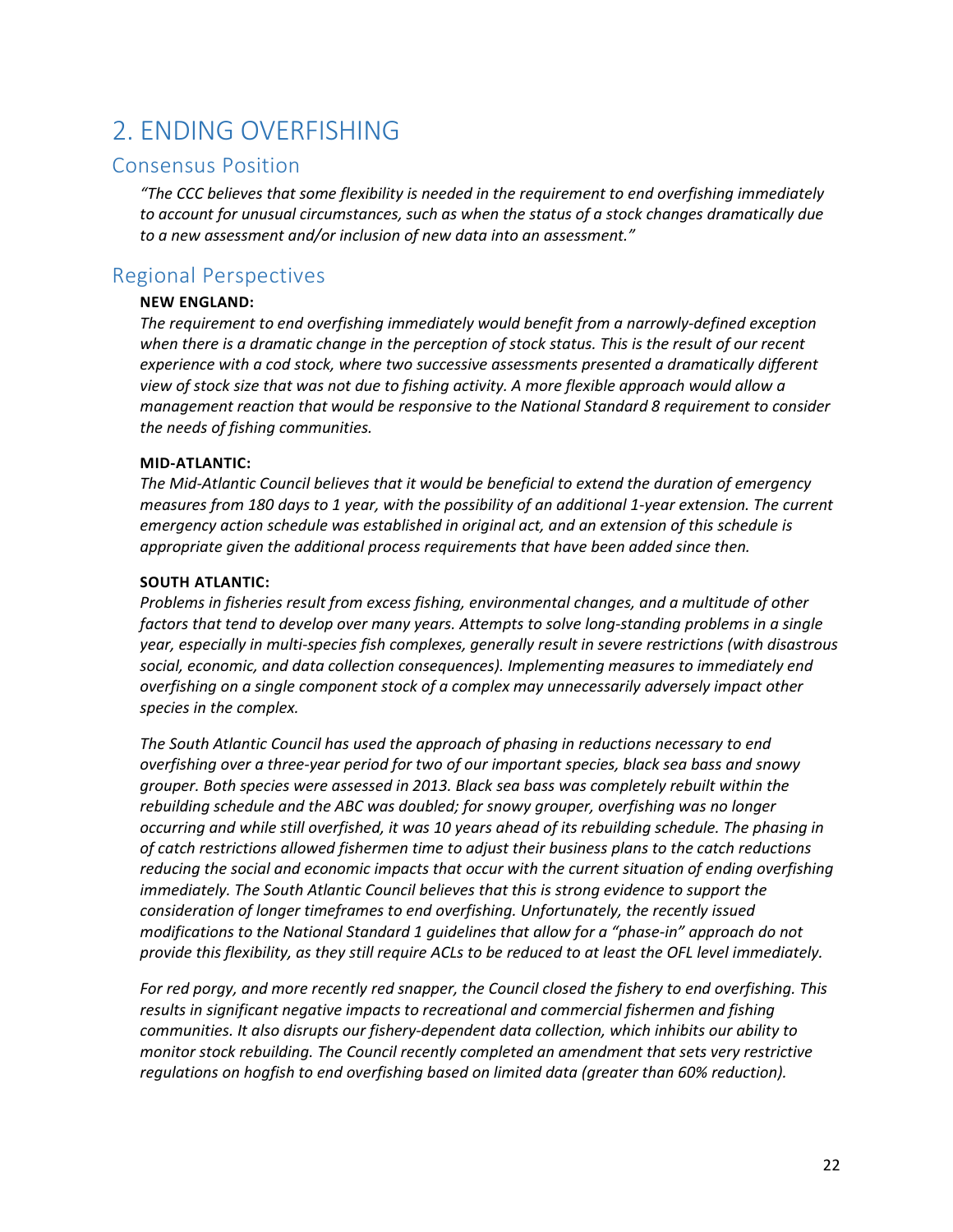# 2. ENDING OVERFISHING

## Consensus Position

*"The CCC believes that some flexibility is needed in the requirement to end overfishing immediately to account for unusual circumstances, such as when the status of a stock changes dramatically due to a new assessment and/or inclusion of new data into an assessment."*

## Regional Perspectives

**NEW ENGLAND:**

*The requirement to end overfishing immediately would benefit from a narrowly-defined exception when there is a dramatic change in the perception of stock status. This is the result of our recent experience with a cod stock, where two successive assessments presented a dramatically different view of stock size that was not due to fishing activity. A more flexible approach would allow a management reaction that would be responsive to the National Standard 8 requirement to consider the needs of fishing communities.*

**MID-ATLANTIC:**

*The Mid-Atlantic Council believes that it would be beneficial to extend the duration of emergency measures from 180 days to 1 year, with the possibility of an additional 1-year extension. The current emergency action schedule was established in original act, and an extension of this schedule is appropriate given the additional process requirements that have been added since then.*

**SOUTH ATLANTIC:**

*Problems in fisheries result from excess fishing, environmental changes, and a multitude of other factors that tend to develop over many years. Attempts to solve long-standing problems in a single year, especially in multi-species fish complexes, generally result in severe restrictions (with disastrous social, economic, and data collection consequences). Implementing measures to immediately end overfishing on a single component stock of a complex may unnecessarily adversely impact other species in the complex.*

*The South Atlantic Council has used the approach of phasing in reductions necessary to end overfishing over a three-year period for two of our important species, black sea bass and snowy grouper. Both species were assessed in 2013. Black sea bass was completely rebuilt within the rebuilding schedule and the ABC was doubled; for snowy grouper, overfishing was no longer occurring and while still overfished, it was 10 years ahead of its rebuilding schedule. The phasing in of catch restrictions allowed fishermen time to adjust their business plans to the catch reductions reducing the social and economic impacts that occur with the current situation of ending overfishing immediately. The South Atlantic Council believes that this is strong evidence to support the consideration of longer timeframes to end overfishing. Unfortunately, the recently issued modifications to the National Standard 1 guidelines that allow for a "phase-in" approach do not provide this flexibility, as they still require ACLs to be reduced to at least the OFL level immediately.*

*For red porgy, and more recently red snapper, the Council closed the fishery to end overfishing. This results in significant negative impacts to recreational and commercial fishermen and fishing communities. It also disrupts our fishery-dependent data collection, which inhibits our ability to monitor stock rebuilding. The Council recently completed an amendment that sets very restrictive regulations on hogfish to end overfishing based on limited data (greater than 60% reduction).*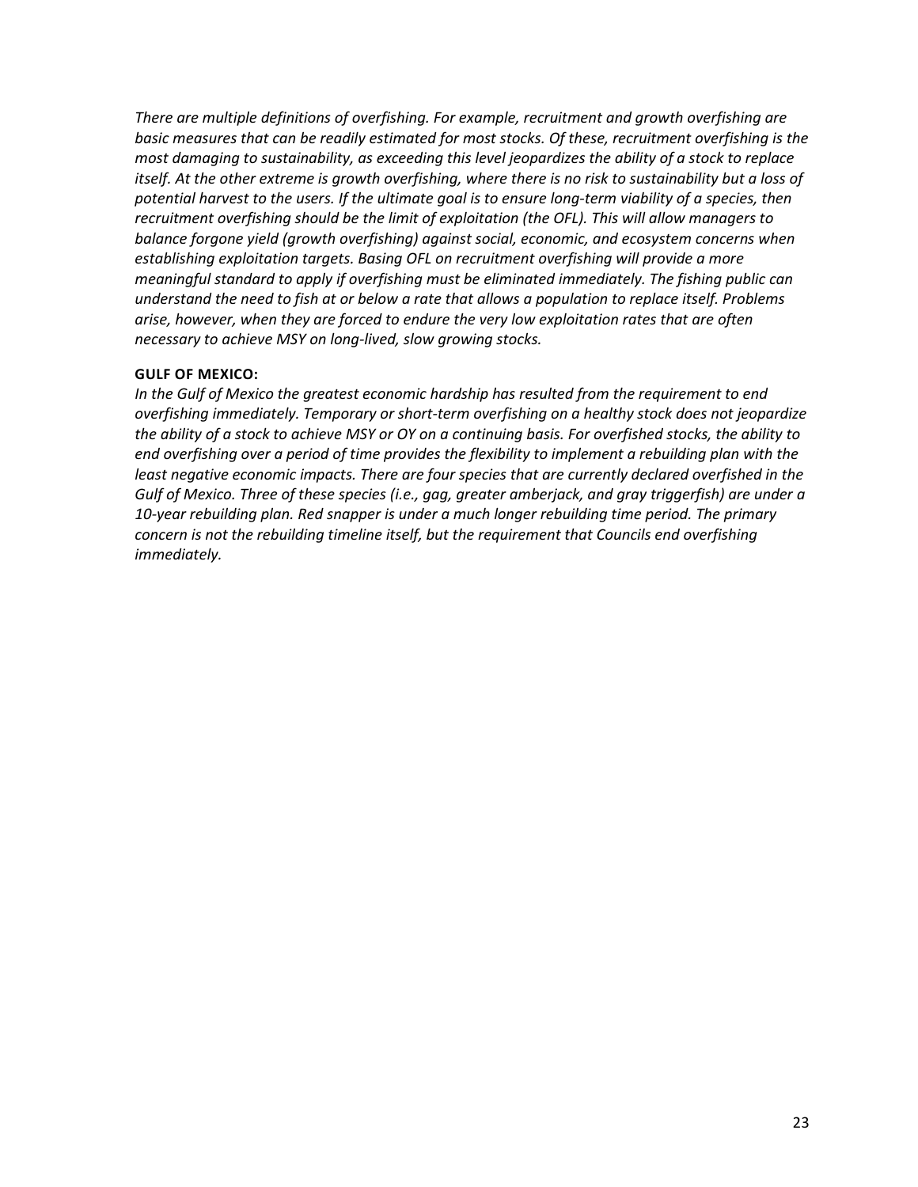*There are multiple definitions of overfishing. For example, recruitment and growth overfishing are basic measures that can be readily estimated for most stocks. Of these, recruitment overfishing is the most damaging to sustainability, as exceeding this level jeopardizes the ability of a stock to replace itself. At the other extreme is growth overfishing, where there is no risk to sustainability but a loss of potential harvest to the users. If the ultimate goal is to ensure long-term viability of a species, then recruitment overfishing should be the limit of exploitation (the OFL). This will allow managers to balance forgone yield (growth overfishing) against social, economic, and ecosystem concerns when establishing exploitation targets. Basing OFL on recruitment overfishing will provide a more meaningful standard to apply if overfishing must be eliminated immediately. The fishing public can understand the need to fish at or below a rate that allows a population to replace itself. Problems arise, however, when they are forced to endure the very low exploitation rates that are often necessary to achieve MSY on long-lived, slow growing stocks.*

**GULF OF MEXICO:**

*In the Gulf of Mexico the greatest economic hardship has resulted from the requirement to end overfishing immediately. Temporary or short-term overfishing on a healthy stock does not jeopardize the ability of a stock to achieve MSY or OY on a continuing basis. For overfished stocks, the ability to end overfishing over a period of time provides the flexibility to implement a rebuilding plan with the least negative economic impacts. There are four species that are currently declared overfished in the Gulf of Mexico. Three of these species (i.e., gag, greater amberjack, and gray triggerfish) are under a 10-year rebuilding plan. Red snapper is under a much longer rebuilding time period. The primary concern is not the rebuilding timeline itself, but the requirement that Councils end overfishing immediately.*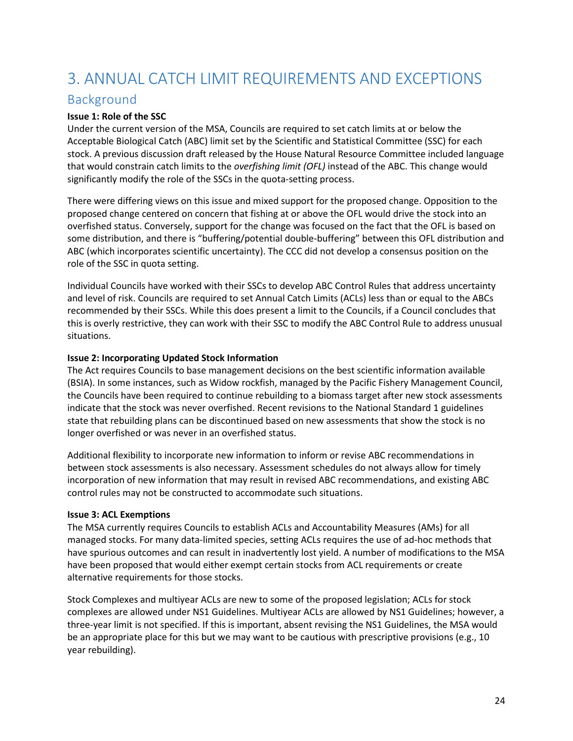# 3. ANNUAL CATCH LIMIT REQUIREMENTS AND EXCEPTIONS

## Background

**Issue 1: Role of the SSC**

Under the current version of the MSA, Councils are required to set catch limits at or below the Acceptable Biological Catch (ABC) limit set by the Scientific and Statistical Committee (SSC) for each stock. A previous discussion draft released by the House Natural Resource Committee included language that would constrain catch limits to the *overfishing limit (OFL)* instead of the ABC. This change would significantly modify the role of the SSCs in the quota-setting process.

There were differing views on this issue and mixed support for the proposed change. Opposition to the proposed change centered on concern that fishing at or above the OFL would drive the stock into an overfished status. Conversely, support for the change was focused on the fact that the OFL is based on some distribution, and there is "buffering/potential double-buffering" between this OFL distribution and ABC (which incorporates scientific uncertainty). The CCC did not develop a consensus position on the role of the SSC in quota setting.

Individual Councils have worked with their SSCs to develop ABC Control Rules that address uncertainty and level of risk. Councils are required to set Annual Catch Limits (ACLs) less than or equal to the ABCs recommended by their SSCs. While this does present a limit to the Councils, if a Council concludes that this is overly restrictive, they can work with their SSC to modify the ABC Control Rule to address unusual situations.

**Issue 2: Incorporating Updated Stock Information**

The Act requires Councils to base management decisions on the best scientific information available (BSIA). In some instances, such as Widow rockfish, managed by the Pacific Fishery Management Council, the Councils have been required to continue rebuilding to a biomass target after new stock assessments indicate that the stock was never overfished. Recent revisions to the National Standard 1 guidelines state that rebuilding plans can be discontinued based on new assessments that show the stock is no longer overfished or was never in an overfished status.

Additional flexibility to incorporate new information to inform or revise ABC recommendations in between stock assessments is also necessary. Assessment schedules do not always allow for timely incorporation of new information that may result in revised ABC recommendations, and existing ABC control rules may not be constructed to accommodate such situations.

**Issue 3: ACL Exemptions**

The MSA currently requires Councils to establish ACLs and Accountability Measures (AMs) for all managed stocks. For many data-limited species, setting ACLs requires the use of ad-hoc methods that have spurious outcomes and can result in inadvertently lost yield. A number of modifications to the MSA have been proposed that would either exempt certain stocks from ACL requirements or create alternative requirements for those stocks.

Stock Complexes and multiyear ACLs are new to some of the proposed legislation; ACLs for stock complexes are allowed under NS1 Guidelines. Multiyear ACLs are allowed by NS1 Guidelines; however, a three-year limit is not specified. If this is important, absent revising the NS1 Guidelines, the MSA would be an appropriate place for this but we may want to be cautious with prescriptive provisions (e.g., 10 year rebuilding).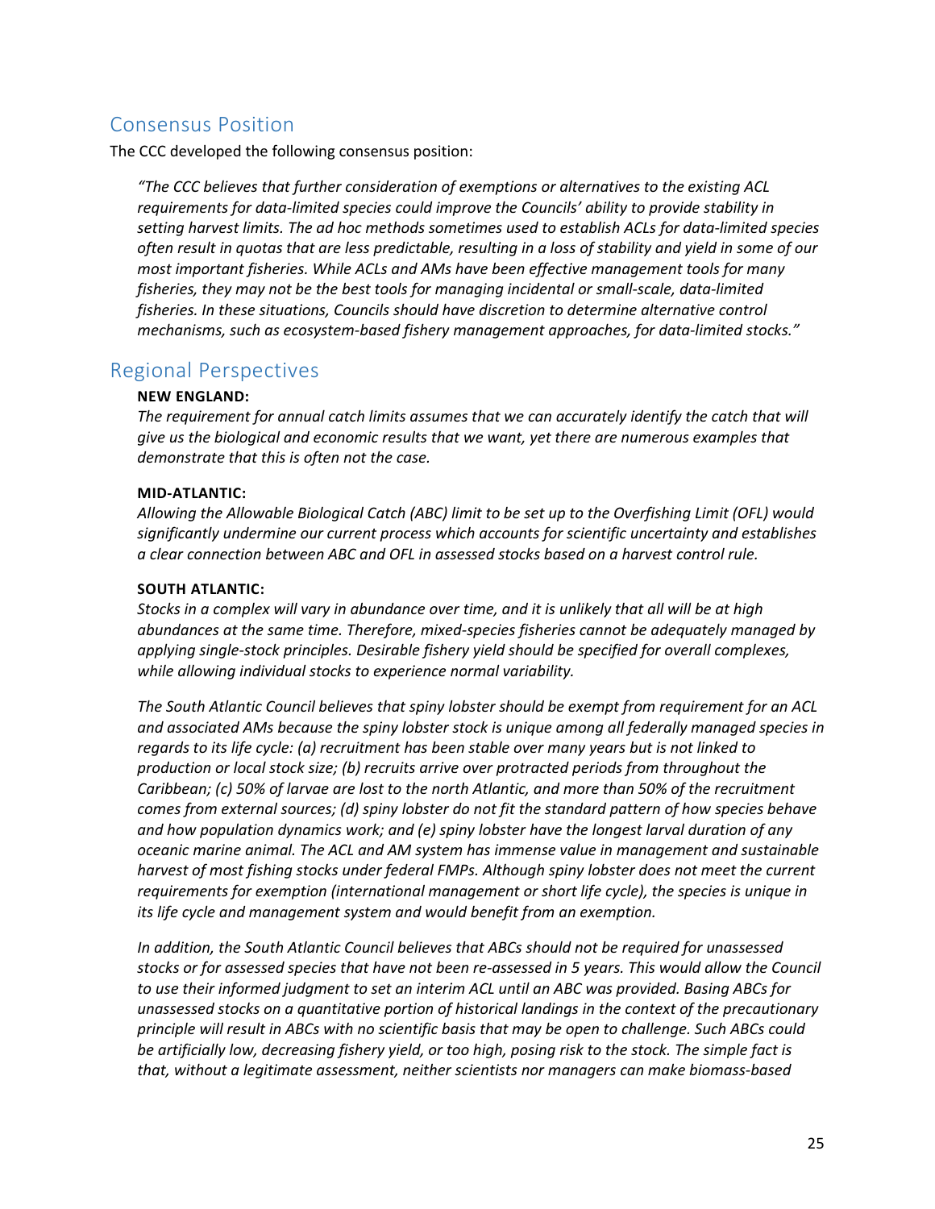## Consensus Position

The CCC developed the following consensus position:

> *"The CCC believes that further consideration of exemptions or alternatives to the existing ACL requirements for data-limited species could improve the Councils' ability to provide stability in setting harvest limits. The ad hoc methods sometimes used to establish ACLs for data-limited species often result in quotas that are less predictable, resulting in a loss of stability and yield in some of our most important fisheries. While ACLs and AMs have been effective management tools for many fisheries, they may not be the best tools for managing incidental or small-scale, data-limited fisheries. In these situations, Councils should have discretion to determine alternative control mechanisms, such as ecosystem-based fishery management approaches, for data-limited stocks."*

## Regional Perspectives

**NEW ENGLAND:**

*The requirement for annual catch limits assumes that we can accurately identify the catch that will give us the biological and economic results that we want, yet there are numerous examples that demonstrate that this is often not the case.*

**MID-ATLANTIC:**

*Allowing the Allowable Biological Catch (ABC) limit to be set up to the Overfishing Limit (OFL) would significantly undermine our current process which accounts for scientific uncertainty and establishes a clear connection between ABC and OFL in assessed stocks based on a harvest control rule.*

**SOUTH ATLANTIC:**

*Stocks in a complex will vary in abundance over time, and it is unlikely that all will be at high abundances at the same time. Therefore, mixed-species fisheries cannot be adequately managed by applying single-stock principles. Desirable fishery yield should be specified for overall complexes, while allowing individual stocks to experience normal variability.*

*The South Atlantic Council believes that spiny lobster should be exempt from requirement for an ACL and associated AMs because the spiny lobster stock is unique among all federally managed species in regards to its life cycle: (a) recruitment has been stable over many years but is not linked to production or local stock size; (b) recruits arrive over protracted periods from throughout the Caribbean; (c) 50% of larvae are lost to the north Atlantic, and more than 50% of the recruitment comes from external sources; (d) spiny lobster do not fit the standard pattern of how species behave and how population dynamics work; and (e) spiny lobster have the longest larval duration of any oceanic marine animal. The ACL and AM system has immense value in management and sustainable harvest of most fishing stocks under federal FMPs. Although spiny lobster does not meet the current requirements for exemption (international management or short life cycle), the species is unique in its life cycle and management system and would benefit from an exemption.*

*In addition, the South Atlantic Council believes that ABCs should not be required for unassessed stocks or for assessed species that have not been re-assessed in 5 years. This would allow the Council to use their informed judgment to set an interim ACL until an ABC was provided. Basing ABCs for unassessed stocks on a quantitative portion of historical landings in the context of the precautionary principle will result in ABCs with no scientific basis that may be open to challenge. Such ABCs could be artificially low, decreasing fishery yield, or too high, posing risk to the stock. The simple fact is that, without a legitimate assessment, neither scientists nor managers can make biomass-based*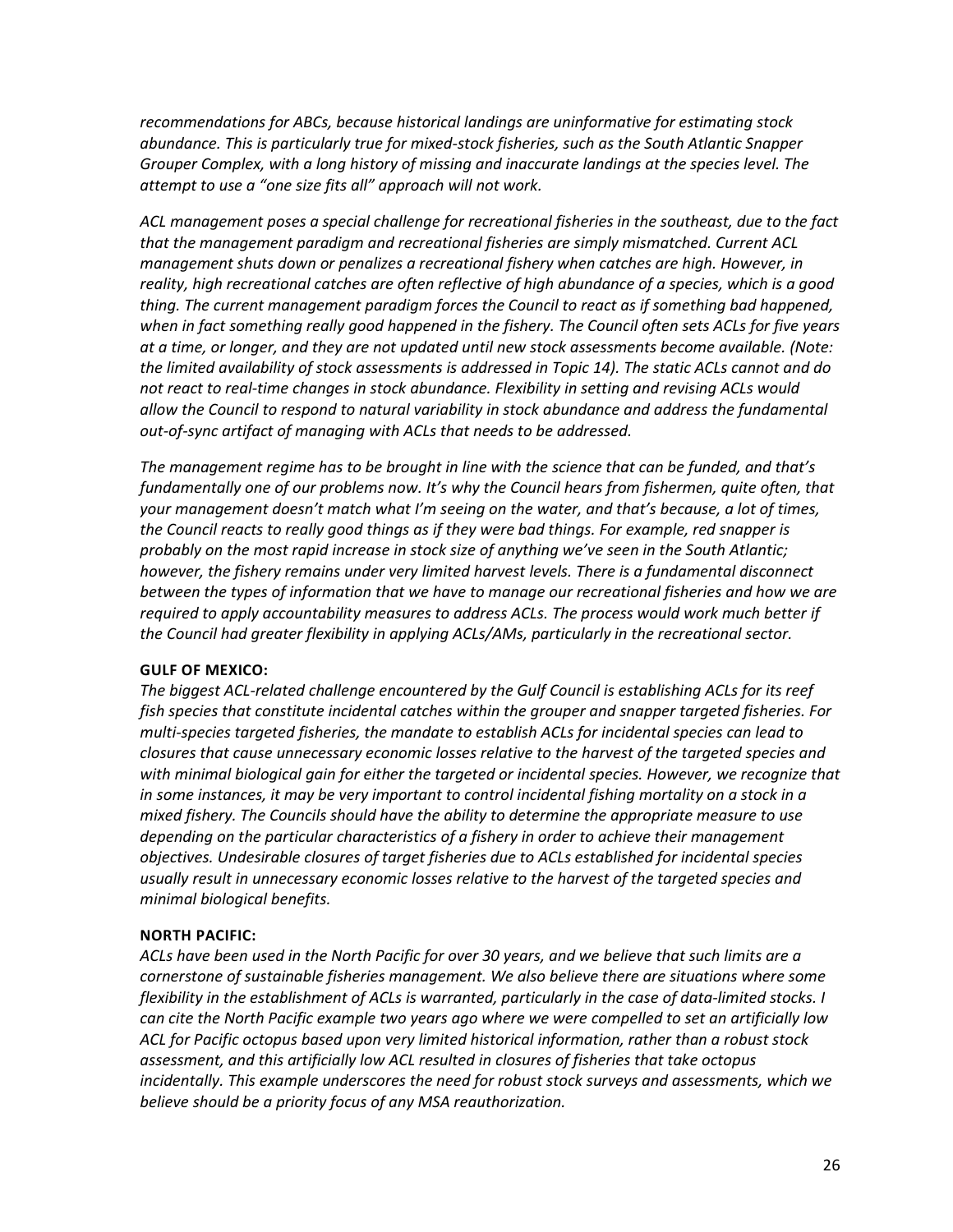*recommendations for ABCs, because historical landings are uninformative for estimating stock abundance. This is particularly true for mixed-stock fisheries, such as the South Atlantic Snapper Grouper Complex, with a long history of missing and inaccurate landings at the species level. The attempt to use a "one size fits all" approach will not work.*

*ACL management poses a special challenge for recreational fisheries in the southeast, due to the fact that the management paradigm and recreational fisheries are simply mismatched. Current ACL management shuts down or penalizes a recreational fishery when catches are high. However, in reality, high recreational catches are often reflective of high abundance of a species, which is a good thing. The current management paradigm forces the Council to react as if something bad happened, when in fact something really good happened in the fishery. The Council often sets ACLs for five years at a time, or longer, and they are not updated until new stock assessments become available. (Note: the limited availability of stock assessments is addressed in Topic 14). The static ACLs cannot and do not react to real-time changes in stock abundance. Flexibility in setting and revising ACLs would allow the Council to respond to natural variability in stock abundance and address the fundamental out-of-sync artifact of managing with ACLs that needs to be addressed.*

*The management regime has to be brought in line with the science that can be funded, and that's fundamentally one of our problems now. It's why the Council hears from fishermen, quite often, that your management doesn't match what I'm seeing on the water, and that's because, a lot of times, the Council reacts to really good things as if they were bad things. For example, red snapper is probably on the most rapid increase in stock size of anything we've seen in the South Atlantic; however, the fishery remains under very limited harvest levels. There is a fundamental disconnect between the types of information that we have to manage our recreational fisheries and how we are required to apply accountability measures to address ACLs. The process would work much better if the Council had greater flexibility in applying ACLs/AMs, particularly in the recreational sector.*

**GULF OF MEXICO:**
*The biggest ACL-related challenge encountered by the Gulf Council is establishing ACLs for its reef fish species that constitute incidental catches within the grouper and snapper targeted fisheries. For multi-species targeted fisheries, the mandate to establish ACLs for incidental species can lead to closures that cause unnecessary economic losses relative to the harvest of the targeted species and with minimal biological gain for either the targeted or incidental species. However, we recognize that in some instances, it may be very important to control incidental fishing mortality on a stock in a mixed fishery. The Councils should have the ability to determine the appropriate measure to use depending on the particular characteristics of a fishery in order to achieve their management objectives. Undesirable closures of target fisheries due to ACLs established for incidental species usually result in unnecessary economic losses relative to the harvest of the targeted species and minimal biological benefits.*

**NORTH PACIFIC:**
*ACLs have been used in the North Pacific for over 30 years, and we believe that such limits are a cornerstone of sustainable fisheries management. We also believe there are situations where some flexibility in the establishment of ACLs is warranted, particularly in the case of data-limited stocks. I can cite the North Pacific example two years ago where we were compelled to set an artificially low ACL for Pacific octopus based upon very limited historical information, rather than a robust stock assessment, and this artificially low ACL resulted in closures of fisheries that take octopus incidentally. This example underscores the need for robust stock surveys and assessments, which we believe should be a priority focus of any MSA reauthorization.*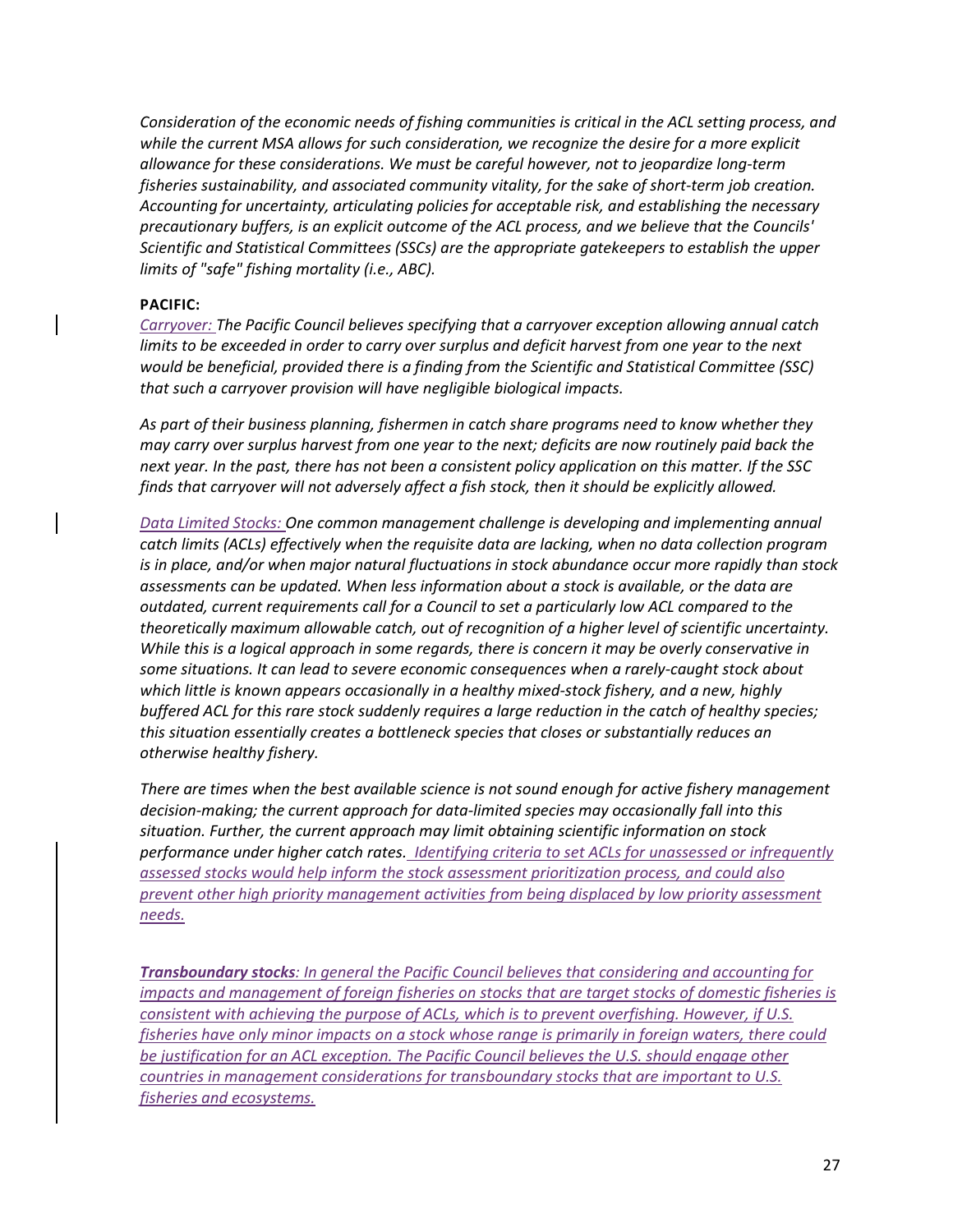*Consideration of the economic needs of fishing communities is critical in the ACL setting process, and while the current MSA allows for such consideration, we recognize the desire for a more explicit allowance for these considerations. We must be careful however, not to jeopardize long-term fisheries sustainability, and associated community vitality, for the sake of short-term job creation. Accounting for uncertainty, articulating policies for acceptable risk, and establishing the necessary precautionary buffers, is an explicit outcome of the ACL process, and we believe that the Councils' Scientific and Statistical Committees (SSCs) are the appropriate gatekeepers to establish the upper limits of "safe" fishing mortality (i.e., ABC).*

**PACIFIC:**

*Carryover: The Pacific Council believes specifying that a carryover exception allowing annual catch limits to be exceeded in order to carry over surplus and deficit harvest from one year to the next would be beneficial, provided there is a finding from the Scientific and Statistical Committee (SSC) that such a carryover provision will have negligible biological impacts.*

*As part of their business planning, fishermen in catch share programs need to know whether they may carry over surplus harvest from one year to the next; deficits are now routinely paid back the next year. In the past, there has not been a consistent policy application on this matter. If the SSC finds that carryover will not adversely affect a fish stock, then it should be explicitly allowed.*

*Data Limited Stocks: One common management challenge is developing and implementing annual catch limits (ACLs) effectively when the requisite data are lacking, when no data collection program is in place, and/or when major natural fluctuations in stock abundance occur more rapidly than stock assessments can be updated. When less information about a stock is available, or the data are outdated, current requirements call for a Council to set a particularly low ACL compared to the theoretically maximum allowable catch, out of recognition of a higher level of scientific uncertainty. While this is a logical approach in some regards, there is concern it may be overly conservative in some situations. It can lead to severe economic consequences when a rarely-caught stock about which little is known appears occasionally in a healthy mixed-stock fishery, and a new, highly buffered ACL for this rare stock suddenly requires a large reduction in the catch of healthy species; this situation essentially creates a bottleneck species that closes or substantially reduces an otherwise healthy fishery.*

*There are times when the best available science is not sound enough for active fishery management decision-making; the current approach for data-limited species may occasionally fall into this situation. Further, the current approach may limit obtaining scientific information on stock performance under higher catch rates. Identifying criteria to set ACLs for unassessed or infrequently assessed stocks would help inform the stock assessment prioritization process, and could also prevent other high priority management activities from being displaced by low priority assessment needs.*

***Transboundary stocks**: In general the Pacific Council believes that considering and accounting for impacts and management of foreign fisheries on stocks that are target stocks of domestic fisheries is consistent with achieving the purpose of ACLs, which is to prevent overfishing. However, if U.S. fisheries have only minor impacts on a stock whose range is primarily in foreign waters, there could be justification for an ACL exception. The Pacific Council believes the U.S. should engage other countries in management considerations for transboundary stocks that are important to U.S. fisheries and ecosystems.*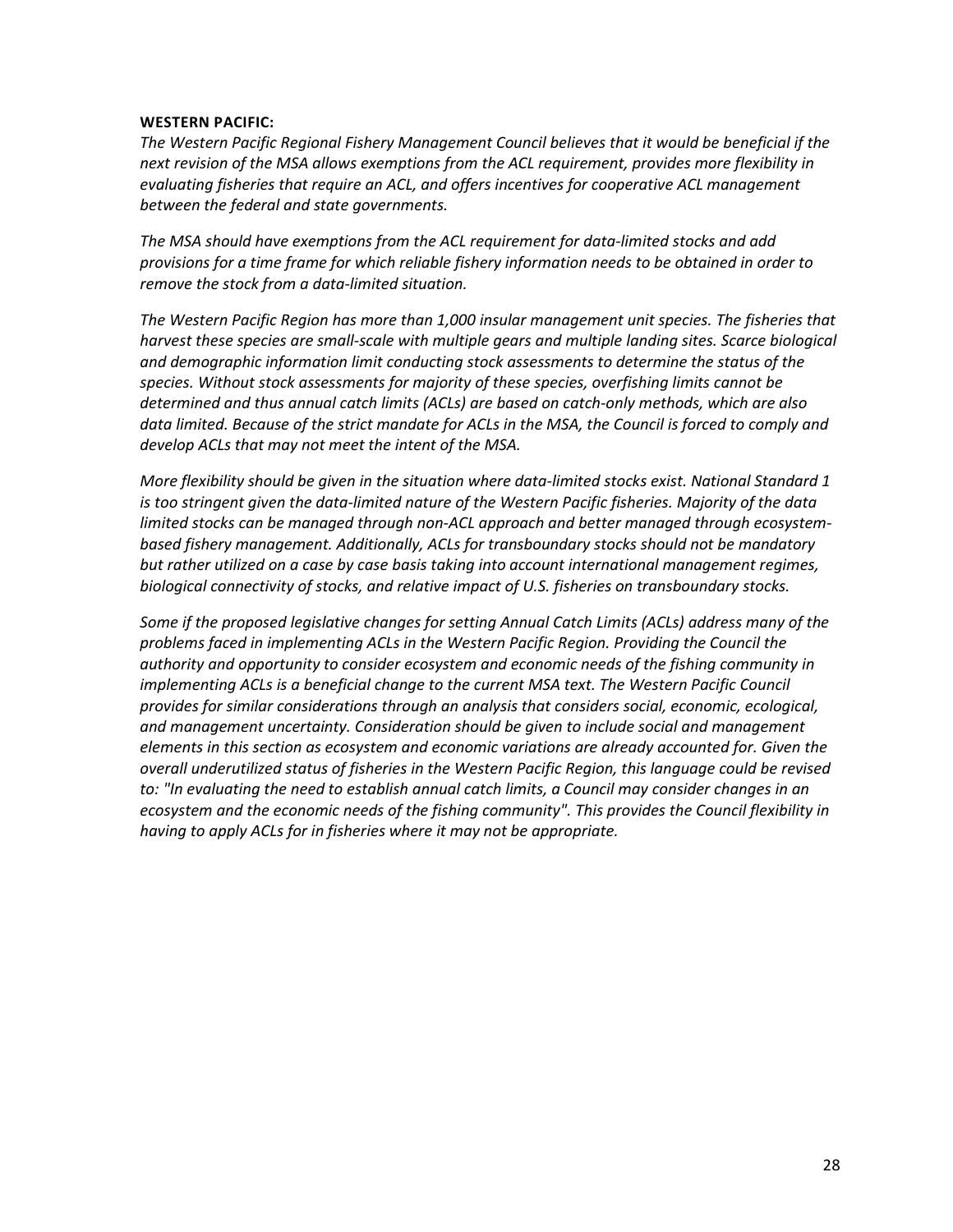**WESTERN PACIFIC:**

*The Western Pacific Regional Fishery Management Council believes that it would be beneficial if the next revision of the MSA allows exemptions from the ACL requirement, provides more flexibility in evaluating fisheries that require an ACL, and offers incentives for cooperative ACL management between the federal and state governments.*

*The MSA should have exemptions from the ACL requirement for data-limited stocks and add provisions for a time frame for which reliable fishery information needs to be obtained in order to remove the stock from a data-limited situation.*

*The Western Pacific Region has more than 1,000 insular management unit species. The fisheries that harvest these species are small-scale with multiple gears and multiple landing sites. Scarce biological and demographic information limit conducting stock assessments to determine the status of the species. Without stock assessments for majority of these species, overfishing limits cannot be determined and thus annual catch limits (ACLs) are based on catch-only methods, which are also data limited. Because of the strict mandate for ACLs in the MSA, the Council is forced to comply and develop ACLs that may not meet the intent of the MSA.*

*More flexibility should be given in the situation where data-limited stocks exist. National Standard 1 is too stringent given the data-limited nature of the Western Pacific fisheries. Majority of the data limited stocks can be managed through non-ACL approach and better managed through ecosystem-based fishery management. Additionally, ACLs for transboundary stocks should not be mandatory but rather utilized on a case by case basis taking into account international management regimes, biological connectivity of stocks, and relative impact of U.S. fisheries on transboundary stocks.*

*Some if the proposed legislative changes for setting Annual Catch Limits (ACLs) address many of the problems faced in implementing ACLs in the Western Pacific Region. Providing the Council the authority and opportunity to consider ecosystem and economic needs of the fishing community in implementing ACLs is a beneficial change to the current MSA text. The Western Pacific Council provides for similar considerations through an analysis that considers social, economic, ecological, and management uncertainty. Consideration should be given to include social and management elements in this section as ecosystem and economic variations are already accounted for. Given the overall underutilized status of fisheries in the Western Pacific Region, this language could be revised to: "In evaluating the need to establish annual catch limits, a Council may consider changes in an ecosystem and the economic needs of the fishing community". This provides the Council flexibility in having to apply ACLs for in fisheries where it may not be appropriate.*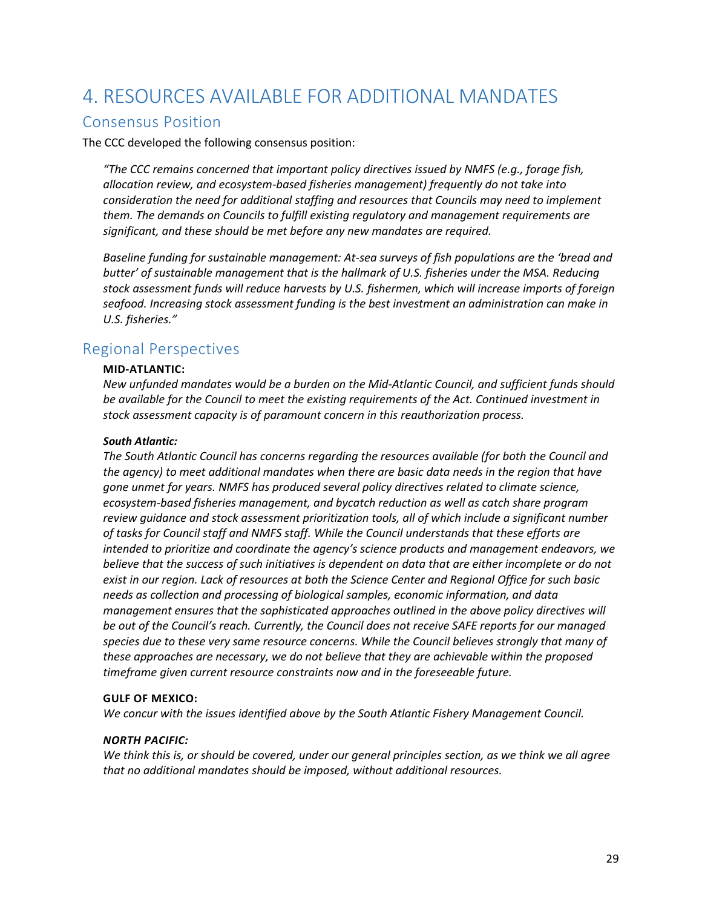# 4. RESOURCES AVAILABLE FOR ADDITIONAL MANDATES

## Consensus Position

The CCC developed the following consensus position:

*"The CCC remains concerned that important policy directives issued by NMFS (e.g., forage fish, allocation review, and ecosystem-based fisheries management) frequently do not take into consideration the need for additional staffing and resources that Councils may need to implement them. The demands on Councils to fulfill existing regulatory and management requirements are significant, and these should be met before any new mandates are required.*

*Baseline funding for sustainable management: At-sea surveys of fish populations are the 'bread and butter' of sustainable management that is the hallmark of U.S. fisheries under the MSA. Reducing stock assessment funds will reduce harvests by U.S. fishermen, which will increase imports of foreign seafood. Increasing stock assessment funding is the best investment an administration can make in U.S. fisheries."*

## Regional Perspectives

**MID-ATLANTIC:**

*New unfunded mandates would be a burden on the Mid-Atlantic Council, and sufficient funds should be available for the Council to meet the existing requirements of the Act. Continued investment in stock assessment capacity is of paramount concern in this reauthorization process.*

***South Atlantic:***

*The South Atlantic Council has concerns regarding the resources available (for both the Council and the agency) to meet additional mandates when there are basic data needs in the region that have gone unmet for years. NMFS has produced several policy directives related to climate science, ecosystem-based fisheries management, and bycatch reduction as well as catch share program review guidance and stock assessment prioritization tools, all of which include a significant number of tasks for Council staff and NMFS staff. While the Council understands that these efforts are intended to prioritize and coordinate the agency's science products and management endeavors, we believe that the success of such initiatives is dependent on data that are either incomplete or do not exist in our region. Lack of resources at both the Science Center and Regional Office for such basic needs as collection and processing of biological samples, economic information, and data management ensures that the sophisticated approaches outlined in the above policy directives will be out of the Council's reach. Currently, the Council does not receive SAFE reports for our managed species due to these very same resource concerns. While the Council believes strongly that many of these approaches are necessary, we do not believe that they are achievable within the proposed timeframe given current resource constraints now and in the foreseeable future.*

**GULF OF MEXICO:**

*We concur with the issues identified above by the South Atlantic Fishery Management Council.*

***NORTH PACIFIC:***

*We think this is, or should be covered, under our general principles section, as we think we all agree that no additional mandates should be imposed, without additional resources.*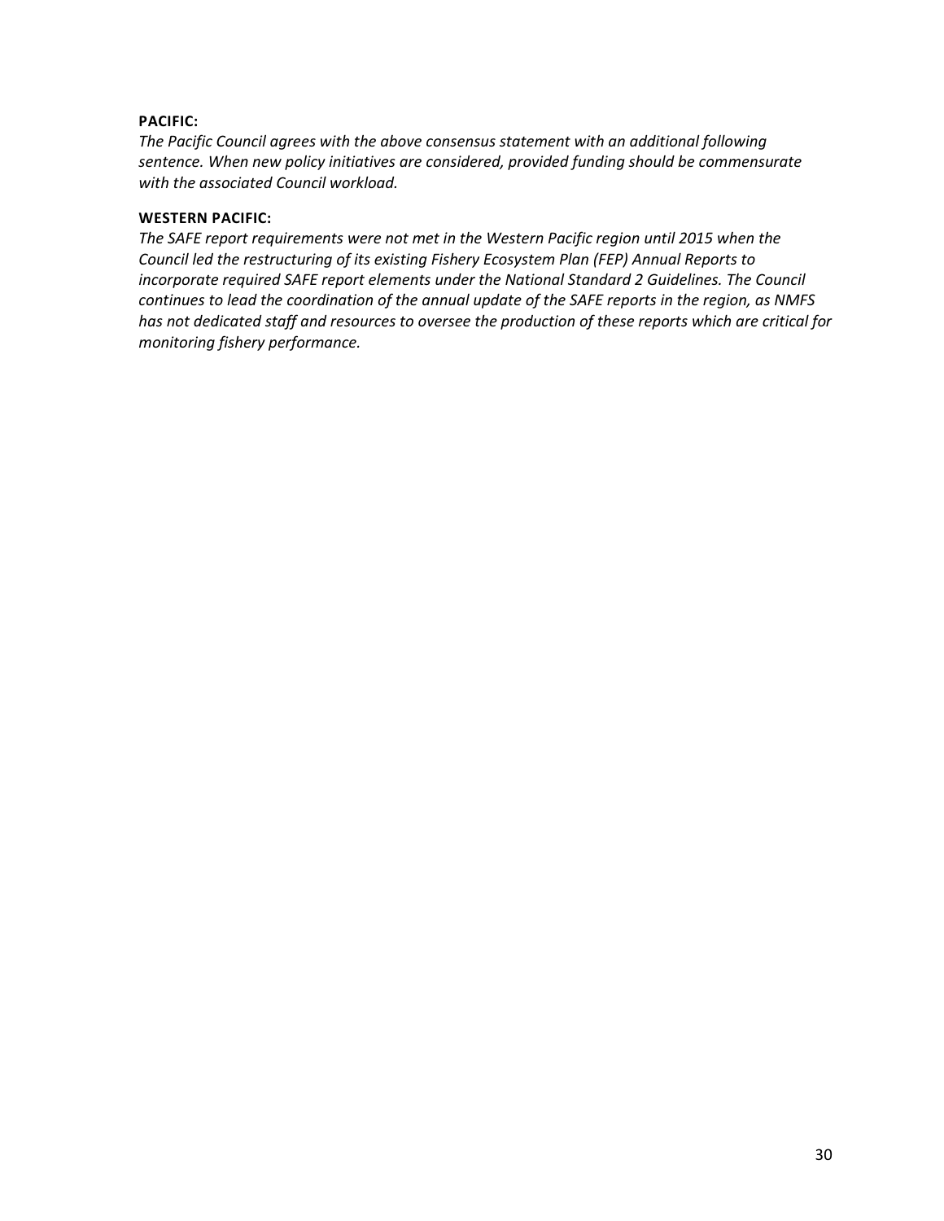**PACIFIC:**

*The Pacific Council agrees with the above consensus statement with an additional following sentence. When new policy initiatives are considered, provided funding should be commensurate with the associated Council workload.*

**WESTERN PACIFIC:**

*The SAFE report requirements were not met in the Western Pacific region until 2015 when the Council led the restructuring of its existing Fishery Ecosystem Plan (FEP) Annual Reports to incorporate required SAFE report elements under the National Standard 2 Guidelines. The Council continues to lead the coordination of the annual update of the SAFE reports in the region, as NMFS has not dedicated staff and resources to oversee the production of these reports which are critical for monitoring fishery performance.*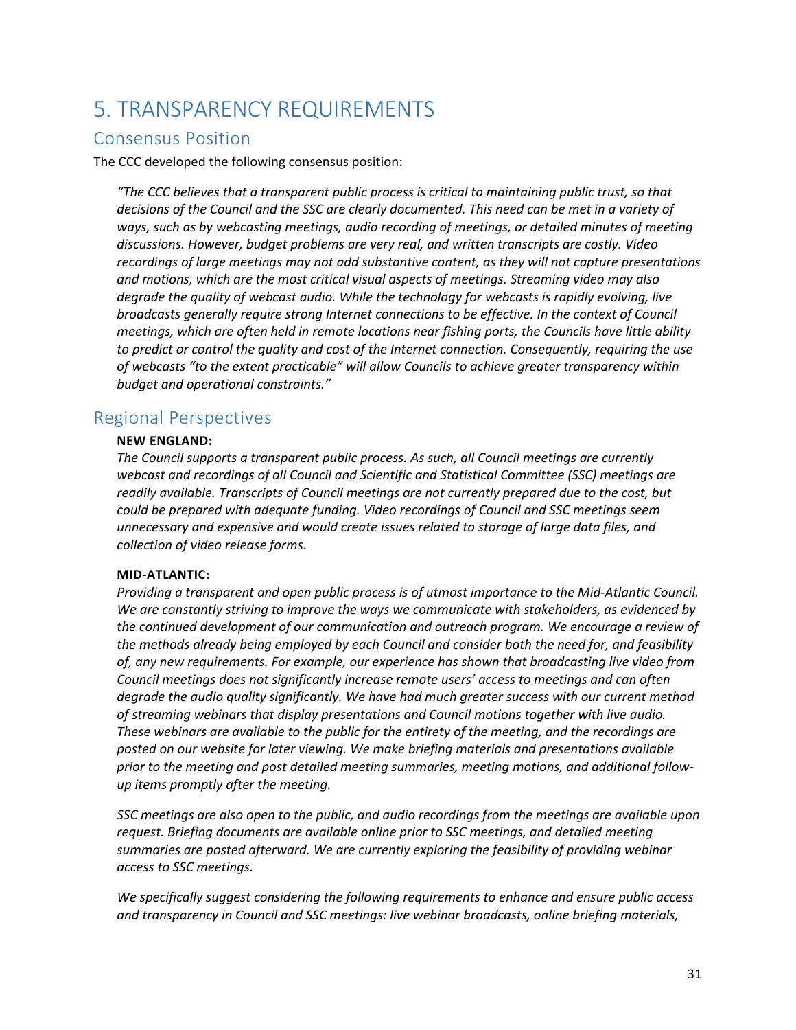# 5. TRANSPARENCY REQUIREMENTS

## Consensus Position

The CCC developed the following consensus position:

> *"The CCC believes that a transparent public process is critical to maintaining public trust, so that decisions of the Council and the SSC are clearly documented. This need can be met in a variety of ways, such as by webcasting meetings, audio recording of meetings, or detailed minutes of meeting discussions. However, budget problems are very real, and written transcripts are costly. Video recordings of large meetings may not add substantive content, as they will not capture presentations and motions, which are the most critical visual aspects of meetings. Streaming video may also degrade the quality of webcast audio. While the technology for webcasts is rapidly evolving, live broadcasts generally require strong Internet connections to be effective. In the context of Council meetings, which are often held in remote locations near fishing ports, the Councils have little ability to predict or control the quality and cost of the Internet connection. Consequently, requiring the use of webcasts "to the extent practicable" will allow Councils to achieve greater transparency within budget and operational constraints."*

## Regional Perspectives

**NEW ENGLAND:**

*The Council supports a transparent public process. As such, all Council meetings are currently webcast and recordings of all Council and Scientific and Statistical Committee (SSC) meetings are readily available. Transcripts of Council meetings are not currently prepared due to the cost, but could be prepared with adequate funding. Video recordings of Council and SSC meetings seem unnecessary and expensive and would create issues related to storage of large data files, and collection of video release forms.*

**MID-ATLANTIC:**

*Providing a transparent and open public process is of utmost importance to the Mid-Atlantic Council. We are constantly striving to improve the ways we communicate with stakeholders, as evidenced by the continued development of our communication and outreach program. We encourage a review of the methods already being employed by each Council and consider both the need for, and feasibility of, any new requirements. For example, our experience has shown that broadcasting live video from Council meetings does not significantly increase remote users' access to meetings and can often degrade the audio quality significantly. We have had much greater success with our current method of streaming webinars that display presentations and Council motions together with live audio. These webinars are available to the public for the entirety of the meeting, and the recordings are posted on our website for later viewing. We make briefing materials and presentations available prior to the meeting and post detailed meeting summaries, meeting motions, and additional follow-up items promptly after the meeting.*

*SSC meetings are also open to the public, and audio recordings from the meetings are available upon request. Briefing documents are available online prior to SSC meetings, and detailed meeting summaries are posted afterward. We are currently exploring the feasibility of providing webinar access to SSC meetings.*

*We specifically suggest considering the following requirements to enhance and ensure public access and transparency in Council and SSC meetings: live webinar broadcasts, online briefing materials,*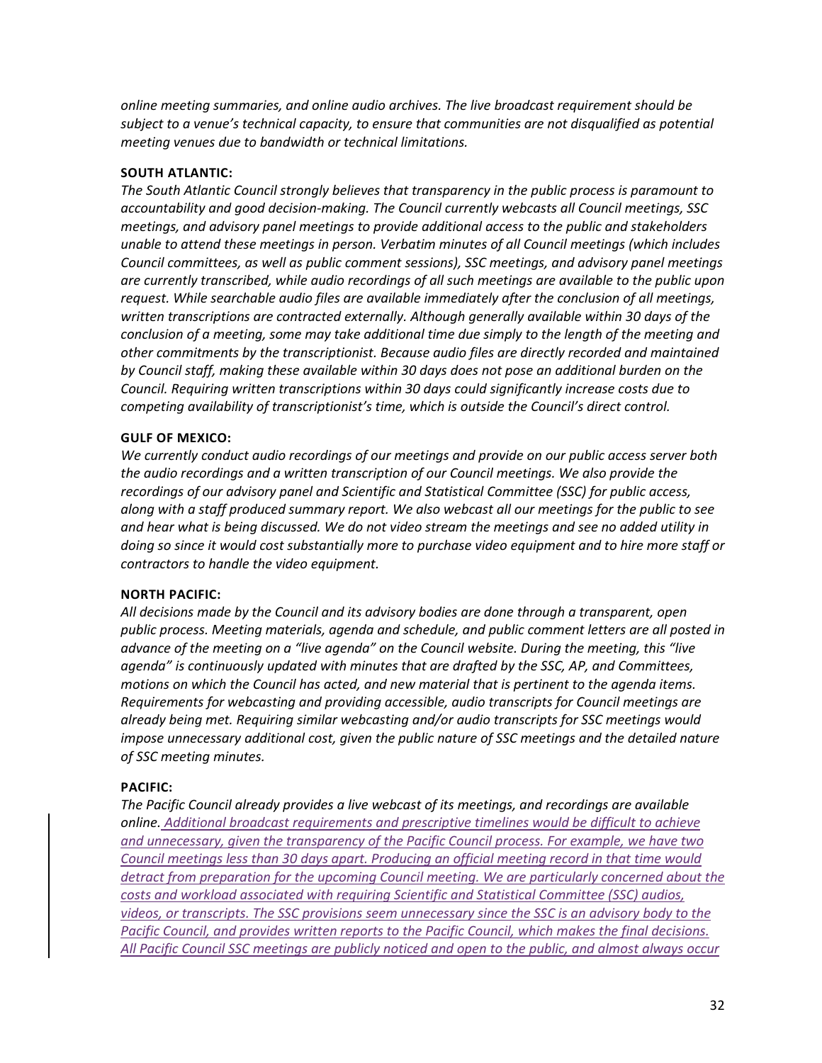*online meeting summaries, and online audio archives. The live broadcast requirement should be subject to a venue's technical capacity, to ensure that communities are not disqualified as potential meeting venues due to bandwidth or technical limitations.*

**SOUTH ATLANTIC:**

*The South Atlantic Council strongly believes that transparency in the public process is paramount to accountability and good decision-making. The Council currently webcasts all Council meetings, SSC meetings, and advisory panel meetings to provide additional access to the public and stakeholders unable to attend these meetings in person. Verbatim minutes of all Council meetings (which includes Council committees, as well as public comment sessions), SSC meetings, and advisory panel meetings are currently transcribed, while audio recordings of all such meetings are available to the public upon request. While searchable audio files are available immediately after the conclusion of all meetings, written transcriptions are contracted externally. Although generally available within 30 days of the conclusion of a meeting, some may take additional time due simply to the length of the meeting and other commitments by the transcriptionist. Because audio files are directly recorded and maintained by Council staff, making these available within 30 days does not pose an additional burden on the Council. Requiring written transcriptions within 30 days could significantly increase costs due to competing availability of transcriptionist's time, which is outside the Council's direct control.*

**GULF OF MEXICO:**

*We currently conduct audio recordings of our meetings and provide on our public access server both the audio recordings and a written transcription of our Council meetings. We also provide the recordings of our advisory panel and Scientific and Statistical Committee (SSC) for public access, along with a staff produced summary report. We also webcast all our meetings for the public to see and hear what is being discussed. We do not video stream the meetings and see no added utility in doing so since it would cost substantially more to purchase video equipment and to hire more staff or contractors to handle the video equipment.*

**NORTH PACIFIC:**

*All decisions made by the Council and its advisory bodies are done through a transparent, open public process. Meeting materials, agenda and schedule, and public comment letters are all posted in advance of the meeting on a "live agenda" on the Council website. During the meeting, this "live agenda" is continuously updated with minutes that are drafted by the SSC, AP, and Committees, motions on which the Council has acted, and new material that is pertinent to the agenda items. Requirements for webcasting and providing accessible, audio transcripts for Council meetings are already being met. Requiring similar webcasting and/or audio transcripts for SSC meetings would impose unnecessary additional cost, given the public nature of SSC meetings and the detailed nature of SSC meeting minutes.*

**PACIFIC:**

*The Pacific Council already provides a live webcast of its meetings, and recordings are available online. Additional broadcast requirements and prescriptive timelines would be difficult to achieve and unnecessary, given the transparency of the Pacific Council process. For example, we have two Council meetings less than 30 days apart. Producing an official meeting record in that time would detract from preparation for the upcoming Council meeting. We are particularly concerned about the costs and workload associated with requiring Scientific and Statistical Committee (SSC) audios, videos, or transcripts. The SSC provisions seem unnecessary since the SSC is an advisory body to the Pacific Council, and provides written reports to the Pacific Council, which makes the final decisions. All Pacific Council SSC meetings are publicly noticed and open to the public, and almost always occur*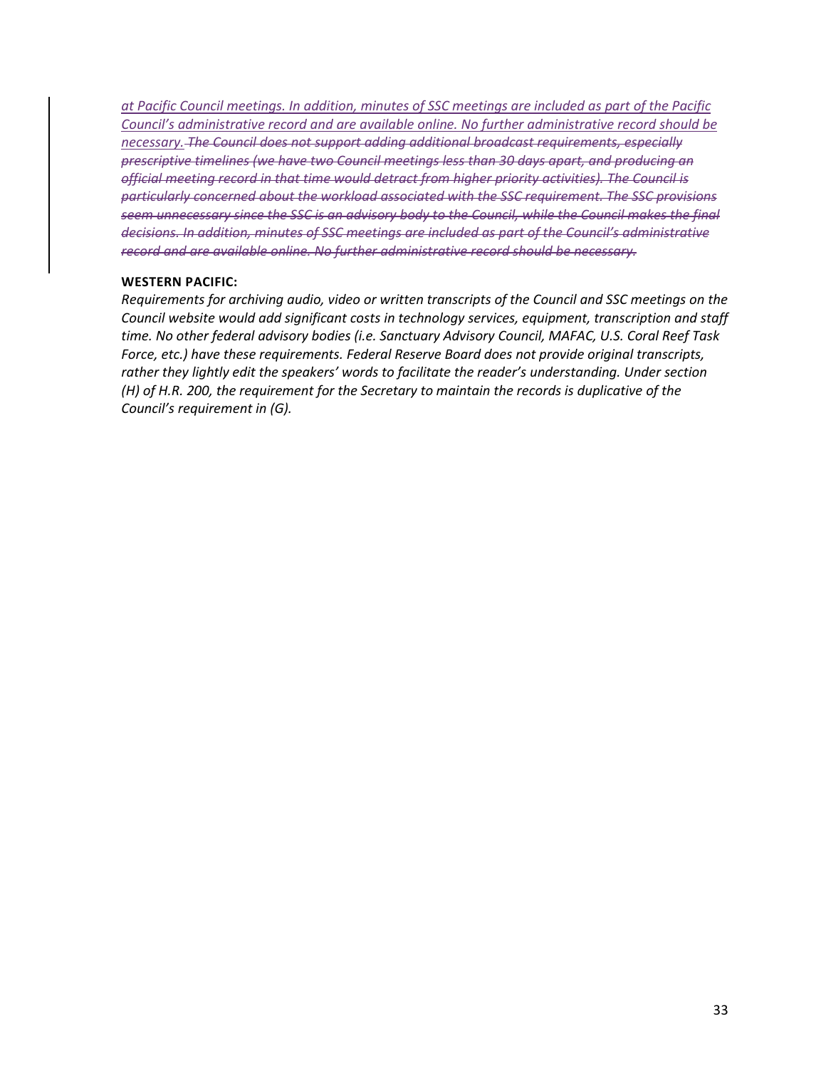*at Pacific Council meetings. In addition, minutes of SSC meetings are included as part of the Pacific Council's administrative record and are available online. No further administrative record should be necessary.* ~~*The Council does not support adding additional broadcast requirements, especially prescriptive timelines (we have two Council meetings less than 30 days apart, and producing an official meeting record in that time would detract from higher priority activities). The Council is particularly concerned about the workload associated with the SSC requirement. The SSC provisions seem unnecessary since the SSC is an advisory body to the Council, while the Council makes the final decisions. In addition, minutes of SSC meetings are included as part of the Council's administrative record and are available online. No further administrative record should be necessary.*~~

**WESTERN PACIFIC:**

*Requirements for archiving audio, video or written transcripts of the Council and SSC meetings on the Council website would add significant costs in technology services, equipment, transcription and staff time. No other federal advisory bodies (i.e. Sanctuary Advisory Council, MAFAC, U.S. Coral Reef Task Force, etc.) have these requirements. Federal Reserve Board does not provide original transcripts, rather they lightly edit the speakers' words to facilitate the reader's understanding. Under section (H) of H.R. 200, the requirement for the Secretary to maintain the records is duplicative of the Council's requirement in (G).*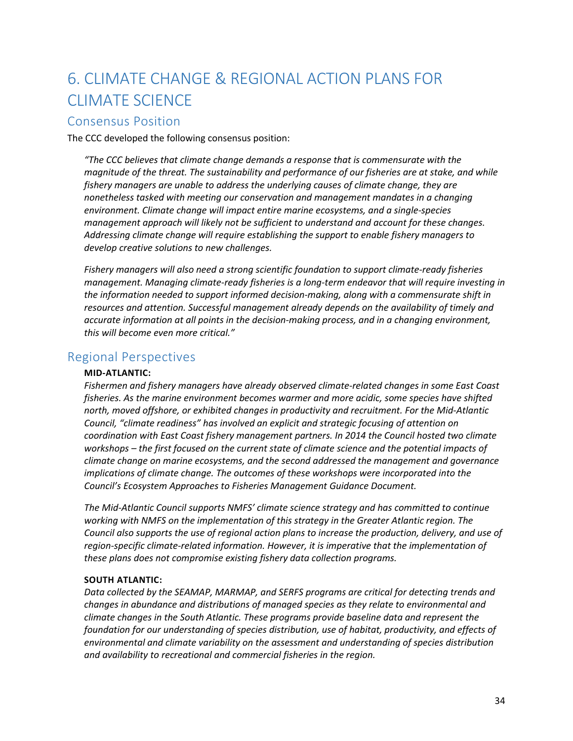# 6. CLIMATE CHANGE & REGIONAL ACTION PLANS FOR CLIMATE SCIENCE

## Consensus Position

The CCC developed the following consensus position:

> *"The CCC believes that climate change demands a response that is commensurate with the magnitude of the threat. The sustainability and performance of our fisheries are at stake, and while fishery managers are unable to address the underlying causes of climate change, they are nonetheless tasked with meeting our conservation and management mandates in a changing environment. Climate change will impact entire marine ecosystems, and a single-species management approach will likely not be sufficient to understand and account for these changes. Addressing climate change will require establishing the support to enable fishery managers to develop creative solutions to new challenges.*
>
> *Fishery managers will also need a strong scientific foundation to support climate-ready fisheries management. Managing climate-ready fisheries is a long-term endeavor that will require investing in the information needed to support informed decision-making, along with a commensurate shift in resources and attention. Successful management already depends on the availability of timely and accurate information at all points in the decision-making process, and in a changing environment, this will become even more critical."*

## Regional Perspectives

**MID-ATLANTIC:**

*Fishermen and fishery managers have already observed climate-related changes in some East Coast fisheries. As the marine environment becomes warmer and more acidic, some species have shifted north, moved offshore, or exhibited changes in productivity and recruitment. For the Mid-Atlantic Council, "climate readiness" has involved an explicit and strategic focusing of attention on coordination with East Coast fishery management partners. In 2014 the Council hosted two climate workshops – the first focused on the current state of climate science and the potential impacts of climate change on marine ecosystems, and the second addressed the management and governance implications of climate change. The outcomes of these workshops were incorporated into the Council's Ecosystem Approaches to Fisheries Management Guidance Document.*

*The Mid-Atlantic Council supports NMFS' climate science strategy and has committed to continue working with NMFS on the implementation of this strategy in the Greater Atlantic region. The Council also supports the use of regional action plans to increase the production, delivery, and use of region-specific climate-related information. However, it is imperative that the implementation of these plans does not compromise existing fishery data collection programs.*

**SOUTH ATLANTIC:**

*Data collected by the SEAMAP, MARMAP, and SERFS programs are critical for detecting trends and changes in abundance and distributions of managed species as they relate to environmental and climate changes in the South Atlantic. These programs provide baseline data and represent the foundation for our understanding of species distribution, use of habitat, productivity, and effects of environmental and climate variability on the assessment and understanding of species distribution and availability to recreational and commercial fisheries in the region.*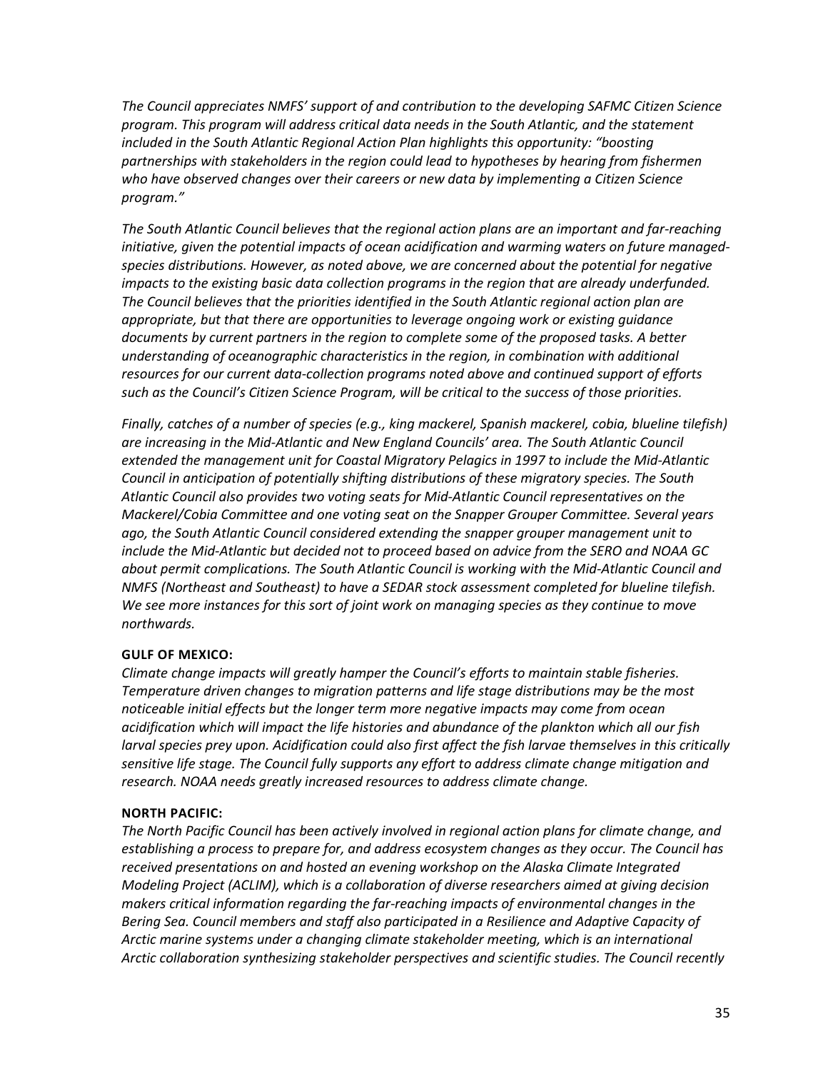*The Council appreciates NMFS' support of and contribution to the developing SAFMC Citizen Science program. This program will address critical data needs in the South Atlantic, and the statement included in the South Atlantic Regional Action Plan highlights this opportunity: "boosting partnerships with stakeholders in the region could lead to hypotheses by hearing from fishermen who have observed changes over their careers or new data by implementing a Citizen Science program."*

*The South Atlantic Council believes that the regional action plans are an important and far-reaching initiative, given the potential impacts of ocean acidification and warming waters on future managed-species distributions. However, as noted above, we are concerned about the potential for negative impacts to the existing basic data collection programs in the region that are already underfunded. The Council believes that the priorities identified in the South Atlantic regional action plan are appropriate, but that there are opportunities to leverage ongoing work or existing guidance documents by current partners in the region to complete some of the proposed tasks. A better understanding of oceanographic characteristics in the region, in combination with additional resources for our current data-collection programs noted above and continued support of efforts such as the Council's Citizen Science Program, will be critical to the success of those priorities.*

*Finally, catches of a number of species (e.g., king mackerel, Spanish mackerel, cobia, blueline tilefish) are increasing in the Mid-Atlantic and New England Councils' area. The South Atlantic Council extended the management unit for Coastal Migratory Pelagics in 1997 to include the Mid-Atlantic Council in anticipation of potentially shifting distributions of these migratory species. The South Atlantic Council also provides two voting seats for Mid-Atlantic Council representatives on the Mackerel/Cobia Committee and one voting seat on the Snapper Grouper Committee. Several years ago, the South Atlantic Council considered extending the snapper grouper management unit to include the Mid-Atlantic but decided not to proceed based on advice from the SERO and NOAA GC about permit complications. The South Atlantic Council is working with the Mid-Atlantic Council and NMFS (Northeast and Southeast) to have a SEDAR stock assessment completed for blueline tilefish. We see more instances for this sort of joint work on managing species as they continue to move northwards.*

**GULF OF MEXICO:**

*Climate change impacts will greatly hamper the Council's efforts to maintain stable fisheries. Temperature driven changes to migration patterns and life stage distributions may be the most noticeable initial effects but the longer term more negative impacts may come from ocean acidification which will impact the life histories and abundance of the plankton which all our fish larval species prey upon. Acidification could also first affect the fish larvae themselves in this critically sensitive life stage. The Council fully supports any effort to address climate change mitigation and research. NOAA needs greatly increased resources to address climate change.*

**NORTH PACIFIC:**

*The North Pacific Council has been actively involved in regional action plans for climate change, and establishing a process to prepare for, and address ecosystem changes as they occur. The Council has received presentations on and hosted an evening workshop on the Alaska Climate Integrated Modeling Project (ACLIM), which is a collaboration of diverse researchers aimed at giving decision makers critical information regarding the far-reaching impacts of environmental changes in the Bering Sea. Council members and staff also participated in a Resilience and Adaptive Capacity of Arctic marine systems under a changing climate stakeholder meeting, which is an international Arctic collaboration synthesizing stakeholder perspectives and scientific studies. The Council recently*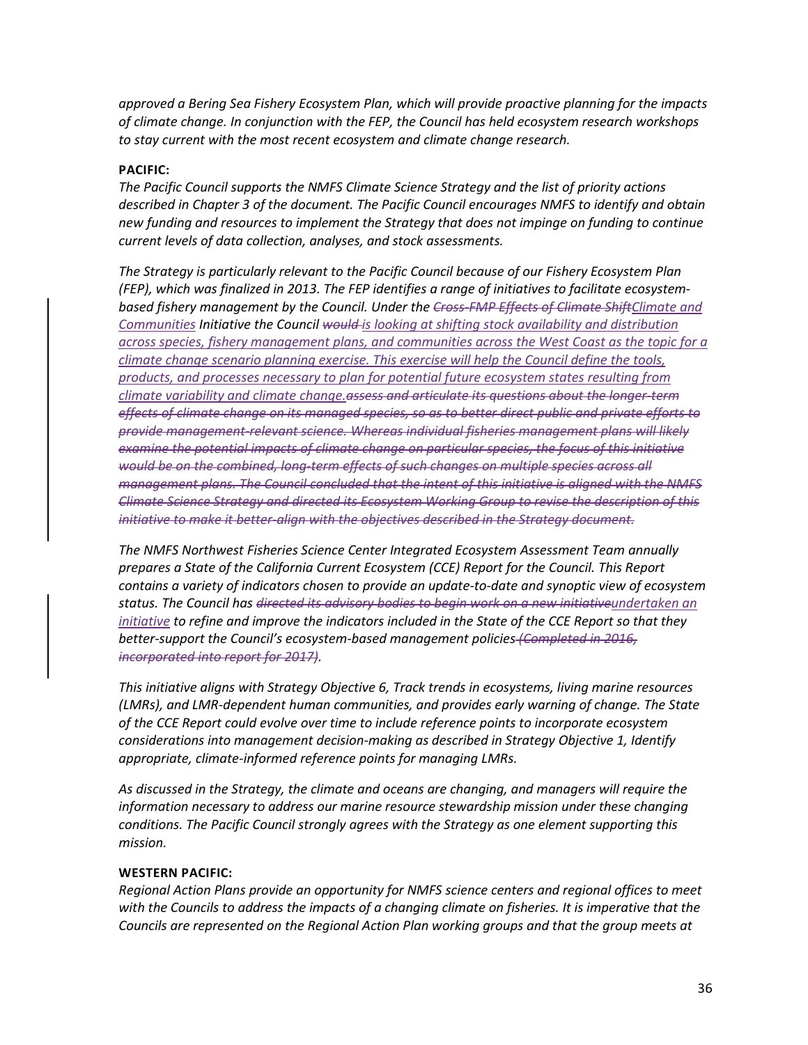*approved a Bering Sea Fishery Ecosystem Plan, which will provide proactive planning for the impacts of climate change. In conjunction with the FEP, the Council has held ecosystem research workshops to stay current with the most recent ecosystem and climate change research.*

**PACIFIC:**

*The Pacific Council supports the NMFS Climate Science Strategy and the list of priority actions described in Chapter 3 of the document. The Pacific Council encourages NMFS to identify and obtain new funding and resources to implement the Strategy that does not impinge on funding to continue current levels of data collection, analyses, and stock assessments.*

*The Strategy is particularly relevant to the Pacific Council because of our Fishery Ecosystem Plan (FEP), which was finalized in 2013. The FEP identifies a range of initiatives to facilitate ecosystem-based fishery management by the Council. Under the ~~Cross-FMP Effects of Climate Shift~~Climate and Communities Initiative the Council ~~would~~ is looking at shifting stock availability and distribution across species, fishery management plans, and communities across the West Coast as the topic for a climate change scenario planning exercise. This exercise will help the Council define the tools, products, and processes necessary to plan for potential future ecosystem states resulting from climate variability and climate change.~~assess and articulate its questions about the longer-term effects of climate change on its managed species, so as to better direct public and private efforts to provide management-relevant science. Whereas individual fisheries management plans will likely examine the potential impacts of climate change on particular species, the focus of this initiative would be on the combined, long-term effects of such changes on multiple species across all management plans. The Council concluded that the intent of this initiative is aligned with the NMFS Climate Science Strategy and directed its Ecosystem Working Group to revise the description of this initiative to make it better-align with the objectives described in the Strategy document.~~*

*The NMFS Northwest Fisheries Science Center Integrated Ecosystem Assessment Team annually prepares a State of the California Current Ecosystem (CCE) Report for the Council. This Report contains a variety of indicators chosen to provide an update-to-date and synoptic view of ecosystem status. The Council has ~~directed its advisory bodies to begin work on a new initiative~~undertaken an initiative to refine and improve the indicators included in the State of the CCE Report so that they better-support the Council's ecosystem-based management policies ~~(Completed in 2016, incorporated into report for 2017)~~.*

*This initiative aligns with Strategy Objective 6, Track trends in ecosystems, living marine resources (LMRs), and LMR-dependent human communities, and provides early warning of change. The State of the CCE Report could evolve over time to include reference points to incorporate ecosystem considerations into management decision-making as described in Strategy Objective 1, Identify appropriate, climate-informed reference points for managing LMRs.*

*As discussed in the Strategy, the climate and oceans are changing, and managers will require the information necessary to address our marine resource stewardship mission under these changing conditions. The Pacific Council strongly agrees with the Strategy as one element supporting this mission.*

**WESTERN PACIFIC:**

*Regional Action Plans provide an opportunity for NMFS science centers and regional offices to meet with the Councils to address the impacts of a changing climate on fisheries. It is imperative that the Councils are represented on the Regional Action Plan working groups and that the group meets at*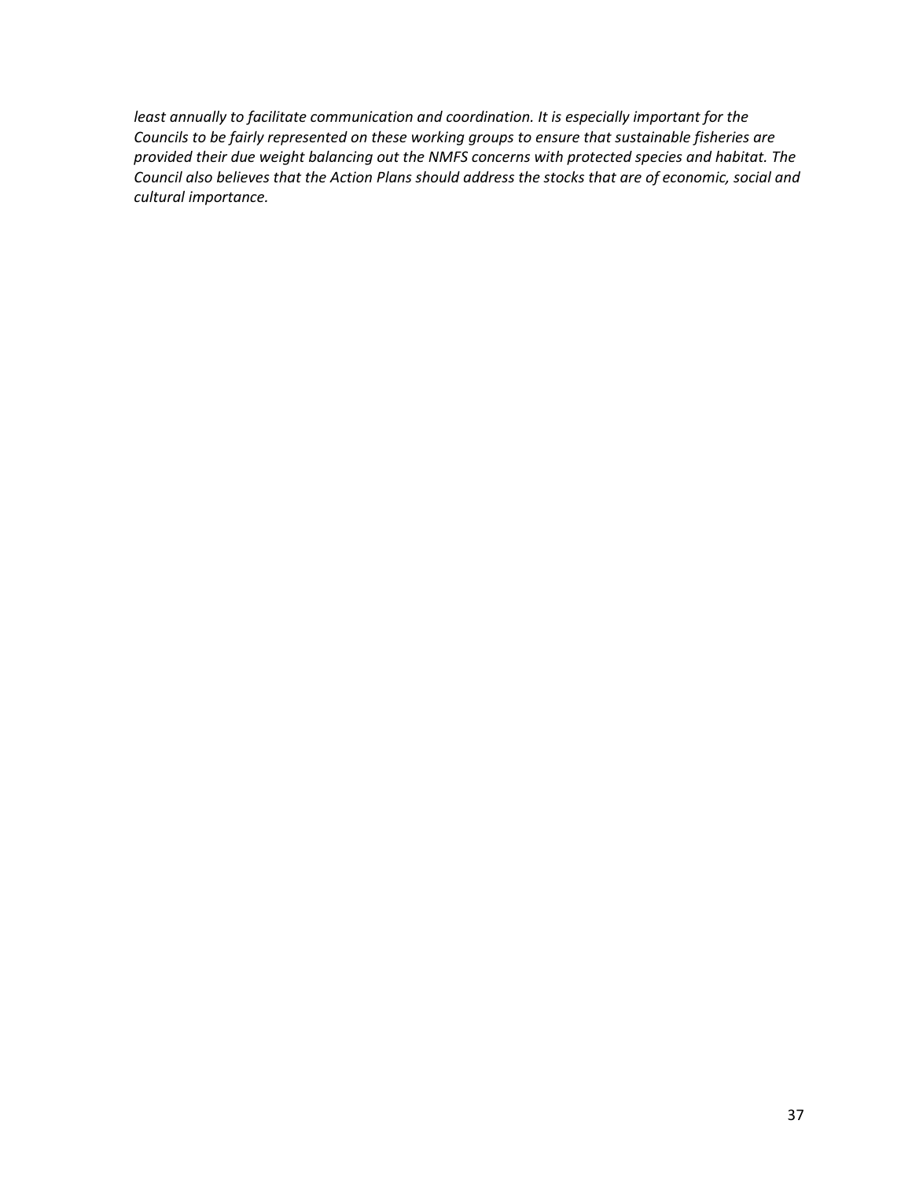*least annually to facilitate communication and coordination. It is especially important for the Councils to be fairly represented on these working groups to ensure that sustainable fisheries are provided their due weight balancing out the NMFS concerns with protected species and habitat. The Council also believes that the Action Plans should address the stocks that are of economic, social and cultural importance.*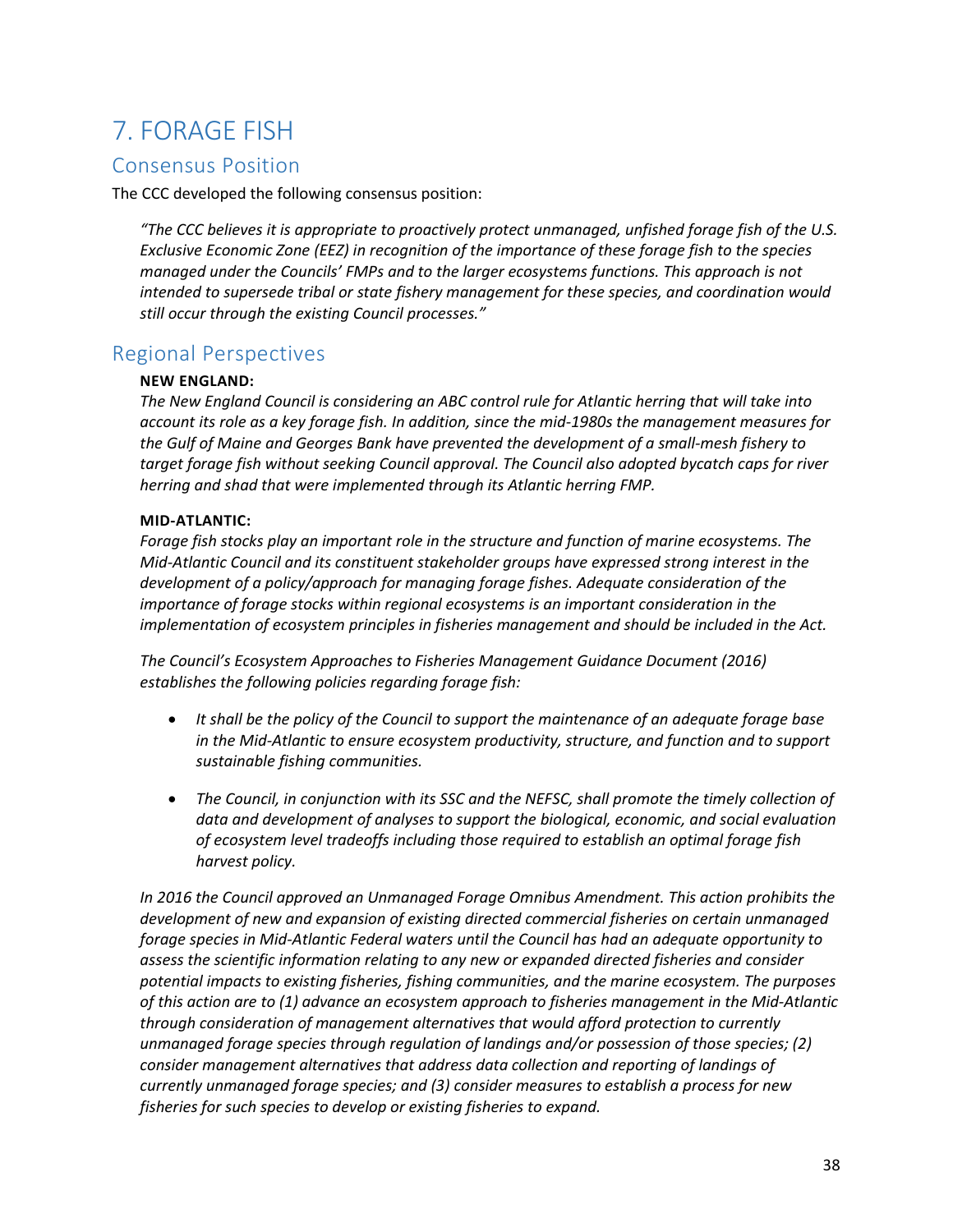# 7. FORAGE FISH

## Consensus Position

The CCC developed the following consensus position:

> *"The CCC believes it is appropriate to proactively protect unmanaged, unfished forage fish of the U.S. Exclusive Economic Zone (EEZ) in recognition of the importance of these forage fish to the species managed under the Councils' FMPs and to the larger ecosystems functions. This approach is not intended to supersede tribal or state fishery management for these species, and coordination would still occur through the existing Council processes."*

## Regional Perspectives

**NEW ENGLAND:**

*The New England Council is considering an ABC control rule for Atlantic herring that will take into account its role as a key forage fish. In addition, since the mid-1980s the management measures for the Gulf of Maine and Georges Bank have prevented the development of a small-mesh fishery to target forage fish without seeking Council approval. The Council also adopted bycatch caps for river herring and shad that were implemented through its Atlantic herring FMP.*

**MID-ATLANTIC:**

*Forage fish stocks play an important role in the structure and function of marine ecosystems. The Mid-Atlantic Council and its constituent stakeholder groups have expressed strong interest in the development of a policy/approach for managing forage fishes. Adequate consideration of the importance of forage stocks within regional ecosystems is an important consideration in the implementation of ecosystem principles in fisheries management and should be included in the Act.*

*The Council's Ecosystem Approaches to Fisheries Management Guidance Document (2016) establishes the following policies regarding forage fish:*

- *It shall be the policy of the Council to support the maintenance of an adequate forage base in the Mid-Atlantic to ensure ecosystem productivity, structure, and function and to support sustainable fishing communities.*
- *The Council, in conjunction with its SSC and the NEFSC, shall promote the timely collection of data and development of analyses to support the biological, economic, and social evaluation of ecosystem level tradeoffs including those required to establish an optimal forage fish harvest policy.*

*In 2016 the Council approved an Unmanaged Forage Omnibus Amendment. This action prohibits the development of new and expansion of existing directed commercial fisheries on certain unmanaged forage species in Mid-Atlantic Federal waters until the Council has had an adequate opportunity to assess the scientific information relating to any new or expanded directed fisheries and consider potential impacts to existing fisheries, fishing communities, and the marine ecosystem. The purposes of this action are to (1) advance an ecosystem approach to fisheries management in the Mid-Atlantic through consideration of management alternatives that would afford protection to currently unmanaged forage species through regulation of landings and/or possession of those species; (2) consider management alternatives that address data collection and reporting of landings of currently unmanaged forage species; and (3) consider measures to establish a process for new fisheries for such species to develop or existing fisheries to expand.*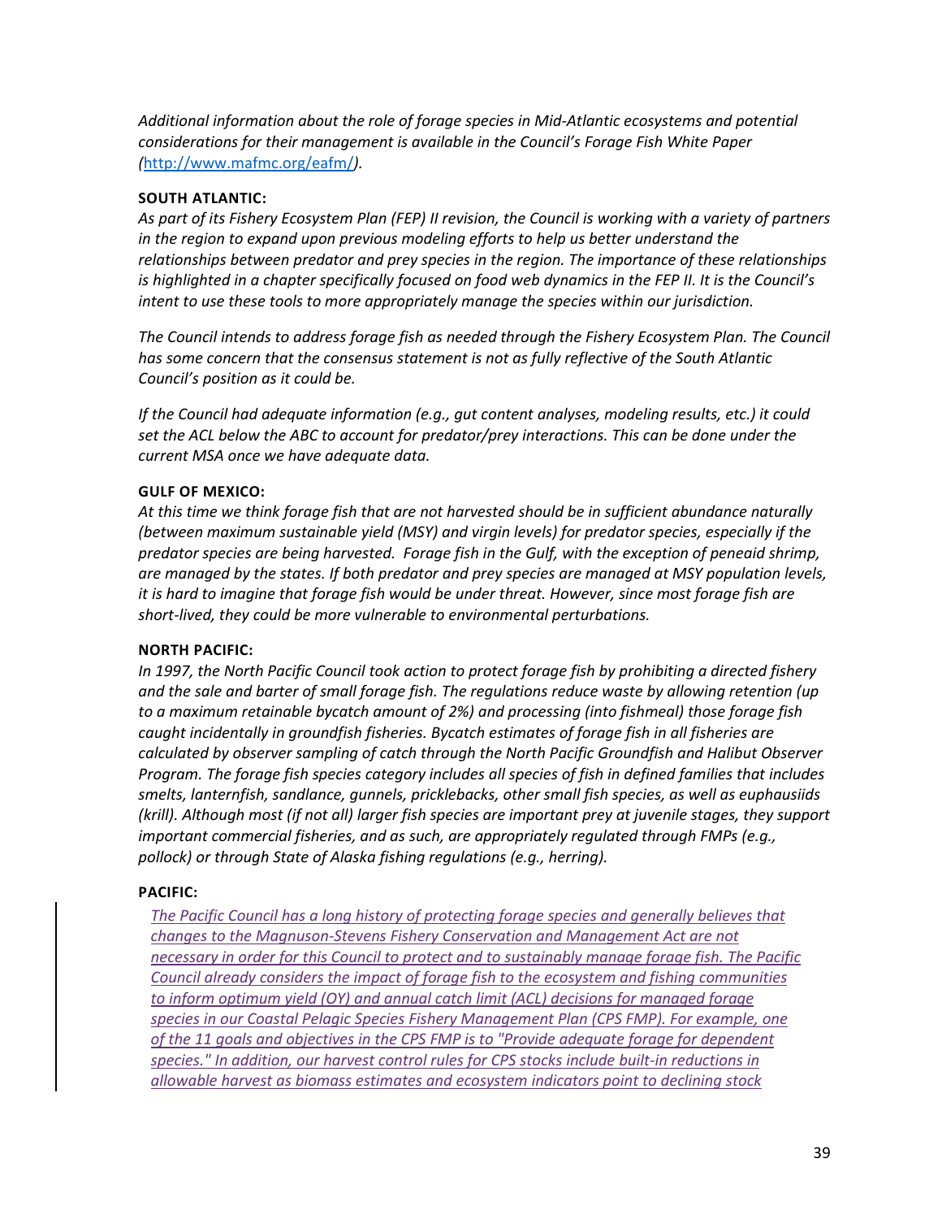*Additional information about the role of forage species in Mid-Atlantic ecosystems and potential considerations for their management is available in the Council's Forage Fish White Paper (*[http://www.mafmc.org/eafm/](http://www.mafmc.org/eafm/)*).*

**SOUTH ATLANTIC:**

*As part of its Fishery Ecosystem Plan (FEP) II revision, the Council is working with a variety of partners in the region to expand upon previous modeling efforts to help us better understand the relationships between predator and prey species in the region. The importance of these relationships is highlighted in a chapter specifically focused on food web dynamics in the FEP II. It is the Council's intent to use these tools to more appropriately manage the species within our jurisdiction.*

*The Council intends to address forage fish as needed through the Fishery Ecosystem Plan. The Council has some concern that the consensus statement is not as fully reflective of the South Atlantic Council's position as it could be.*

*If the Council had adequate information (e.g., gut content analyses, modeling results, etc.) it could set the ACL below the ABC to account for predator/prey interactions. This can be done under the current MSA once we have adequate data.*

**GULF OF MEXICO:**

*At this time we think forage fish that are not harvested should be in sufficient abundance naturally (between maximum sustainable yield (MSY) and virgin levels) for predator species, especially if the predator species are being harvested. Forage fish in the Gulf, with the exception of peneaid shrimp, are managed by the states. If both predator and prey species are managed at MSY population levels, it is hard to imagine that forage fish would be under threat. However, since most forage fish are short-lived, they could be more vulnerable to environmental perturbations.*

**NORTH PACIFIC:**

*In 1997, the North Pacific Council took action to protect forage fish by prohibiting a directed fishery and the sale and barter of small forage fish. The regulations reduce waste by allowing retention (up to a maximum retainable bycatch amount of 2%) and processing (into fishmeal) those forage fish caught incidentally in groundfish fisheries. Bycatch estimates of forage fish in all fisheries are calculated by observer sampling of catch through the North Pacific Groundfish and Halibut Observer Program. The forage fish species category includes all species of fish in defined families that includes smelts, lanternfish, sandlance, gunnels, pricklebacks, other small fish species, as well as euphausiids (krill). Although most (if not all) larger fish species are important prey at juvenile stages, they support important commercial fisheries, and as such, are appropriately regulated through FMPs (e.g., pollock) or through State of Alaska fishing regulations (e.g., herring).*

**PACIFIC:**

*The Pacific Council has a long history of protecting forage species and generally believes that changes to the Magnuson-Stevens Fishery Conservation and Management Act are not necessary in order for this Council to protect and to sustainably manage forage fish. The Pacific Council already considers the impact of forage fish to the ecosystem and fishing communities to inform optimum yield (OY) and annual catch limit (ACL) decisions for managed forage species in our Coastal Pelagic Species Fishery Management Plan (CPS FMP). For example, one of the 11 goals and objectives in the CPS FMP is to "Provide adequate forage for dependent species." In addition, our harvest control rules for CPS stocks include built-in reductions in allowable harvest as biomass estimates and ecosystem indicators point to declining stock*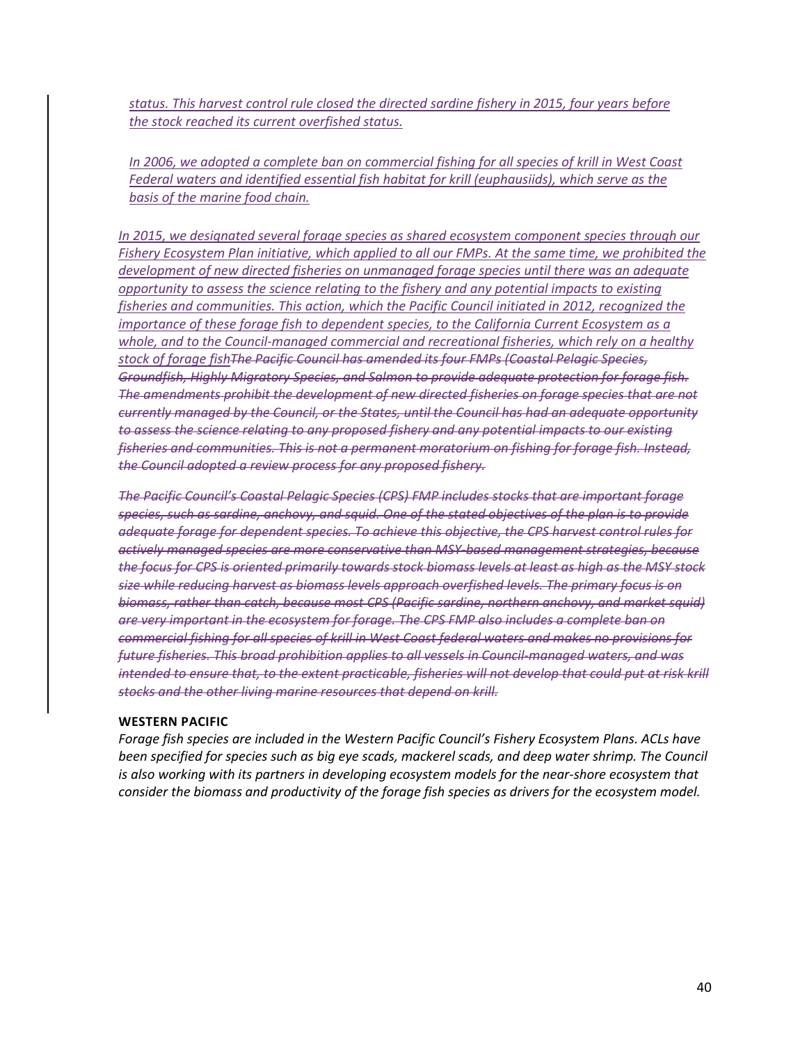*status. This harvest control rule closed the directed sardine fishery in 2015, four years before the stock reached its current overfished status.*

*In 2006, we adopted a complete ban on commercial fishing for all species of krill in West Coast Federal waters and identified essential fish habitat for krill (euphausiids), which serve as the basis of the marine food chain.*

*In 2015, we designated several forage species as shared ecosystem component species through our Fishery Ecosystem Plan initiative, which applied to all our FMPs. At the same time, we prohibited the development of new directed fisheries on unmanaged forage species until there was an adequate opportunity to assess the science relating to the fishery and any potential impacts to existing fisheries and communities. This action, which the Pacific Council initiated in 2012, recognized the importance of these forage fish to dependent species, to the California Current Ecosystem as a whole, and to the Council-managed commercial and recreational fisheries, which rely on a healthy stock of forage fish*~~*The Pacific Council has amended its four FMPs (Coastal Pelagic Species, Groundfish, Highly Migratory Species, and Salmon to provide adequate protection for forage fish. The amendments prohibit the development of new directed fisheries on forage species that are not currently managed by the Council, or the States, until the Council has had an adequate opportunity to assess the science relating to any proposed fishery and any potential impacts to our existing fisheries and communities. This is not a permanent moratorium on fishing for forage fish. Instead, the Council adopted a review process for any proposed fishery.*~~

~~*The Pacific Council's Coastal Pelagic Species (CPS) FMP includes stocks that are important forage species, such as sardine, anchovy, and squid. One of the stated objectives of the plan is to provide adequate forage for dependent species. To achieve this objective, the CPS harvest control rules for actively managed species are more conservative than MSY-based management strategies, because the focus for CPS is oriented primarily towards stock biomass levels at least as high as the MSY stock size while reducing harvest as biomass levels approach overfished levels. The primary focus is on biomass, rather than catch, because most CPS (Pacific sardine, northern anchovy, and market squid) are very important in the ecosystem for forage. The CPS FMP also includes a complete ban on commercial fishing for all species of krill in West Coast federal waters and makes no provisions for future fisheries. This broad prohibition applies to all vessels in Council-managed waters, and was intended to ensure that, to the extent practicable, fisheries will not develop that could put at risk krill stocks and the other living marine resources that depend on krill.*~~

**WESTERN PACIFIC**

*Forage fish species are included in the Western Pacific Council's Fishery Ecosystem Plans. ACLs have been specified for species such as big eye scads, mackerel scads, and deep water shrimp. The Council is also working with its partners in developing ecosystem models for the near-shore ecosystem that consider the biomass and productivity of the forage fish species as drivers for the ecosystem model.*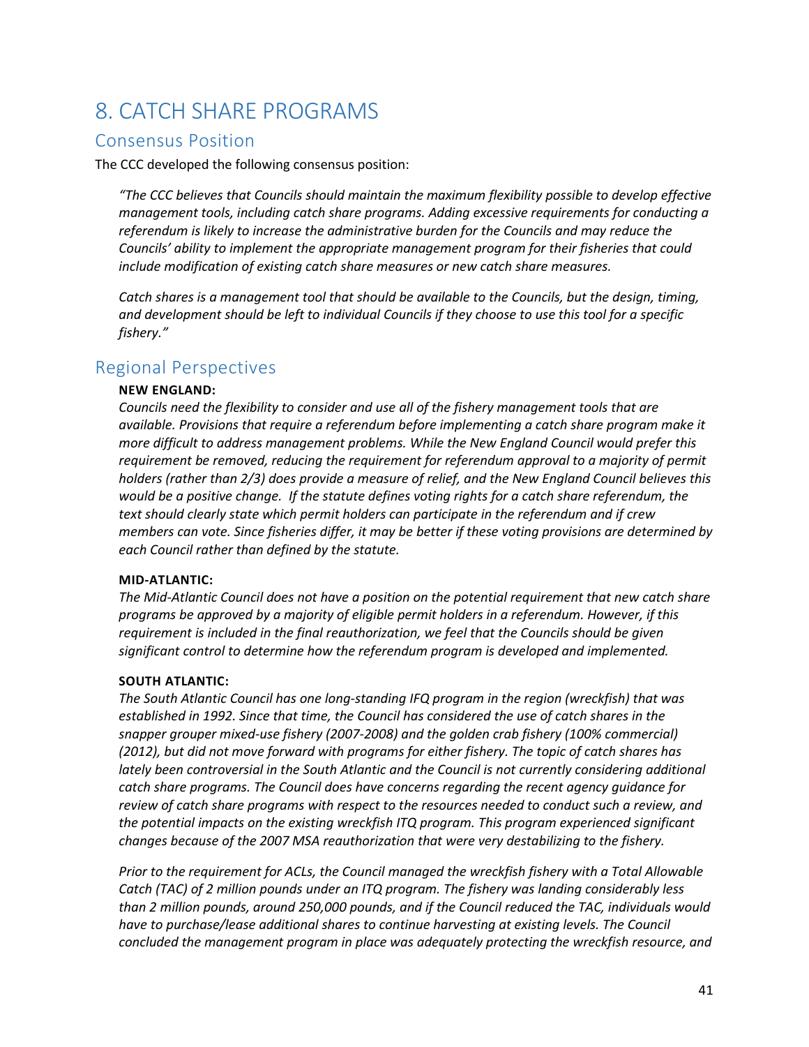# 8. CATCH SHARE PROGRAMS

## Consensus Position

The CCC developed the following consensus position:

> *"The CCC believes that Councils should maintain the maximum flexibility possible to develop effective management tools, including catch share programs. Adding excessive requirements for conducting a referendum is likely to increase the administrative burden for the Councils and may reduce the Councils' ability to implement the appropriate management program for their fisheries that could include modification of existing catch share measures or new catch share measures.*
>
> *Catch shares is a management tool that should be available to the Councils, but the design, timing, and development should be left to individual Councils if they choose to use this tool for a specific fishery."*

## Regional Perspectives

**NEW ENGLAND:**

*Councils need the flexibility to consider and use all of the fishery management tools that are available. Provisions that require a referendum before implementing a catch share program make it more difficult to address management problems. While the New England Council would prefer this requirement be removed, reducing the requirement for referendum approval to a majority of permit holders (rather than 2/3) does provide a measure of relief, and the New England Council believes this would be a positive change. If the statute defines voting rights for a catch share referendum, the text should clearly state which permit holders can participate in the referendum and if crew members can vote. Since fisheries differ, it may be better if these voting provisions are determined by each Council rather than defined by the statute.*

**MID-ATLANTIC:**

*The Mid-Atlantic Council does not have a position on the potential requirement that new catch share programs be approved by a majority of eligible permit holders in a referendum. However, if this requirement is included in the final reauthorization, we feel that the Councils should be given significant control to determine how the referendum program is developed and implemented.*

**SOUTH ATLANTIC:**

*The South Atlantic Council has one long-standing IFQ program in the region (wreckfish) that was established in 1992. Since that time, the Council has considered the use of catch shares in the snapper grouper mixed-use fishery (2007-2008) and the golden crab fishery (100% commercial) (2012), but did not move forward with programs for either fishery. The topic of catch shares has lately been controversial in the South Atlantic and the Council is not currently considering additional catch share programs. The Council does have concerns regarding the recent agency guidance for review of catch share programs with respect to the resources needed to conduct such a review, and the potential impacts on the existing wreckfish ITQ program. This program experienced significant changes because of the 2007 MSA reauthorization that were very destabilizing to the fishery.*

*Prior to the requirement for ACLs, the Council managed the wreckfish fishery with a Total Allowable Catch (TAC) of 2 million pounds under an ITQ program. The fishery was landing considerably less than 2 million pounds, around 250,000 pounds, and if the Council reduced the TAC, individuals would have to purchase/lease additional shares to continue harvesting at existing levels. The Council concluded the management program in place was adequately protecting the wreckfish resource, and*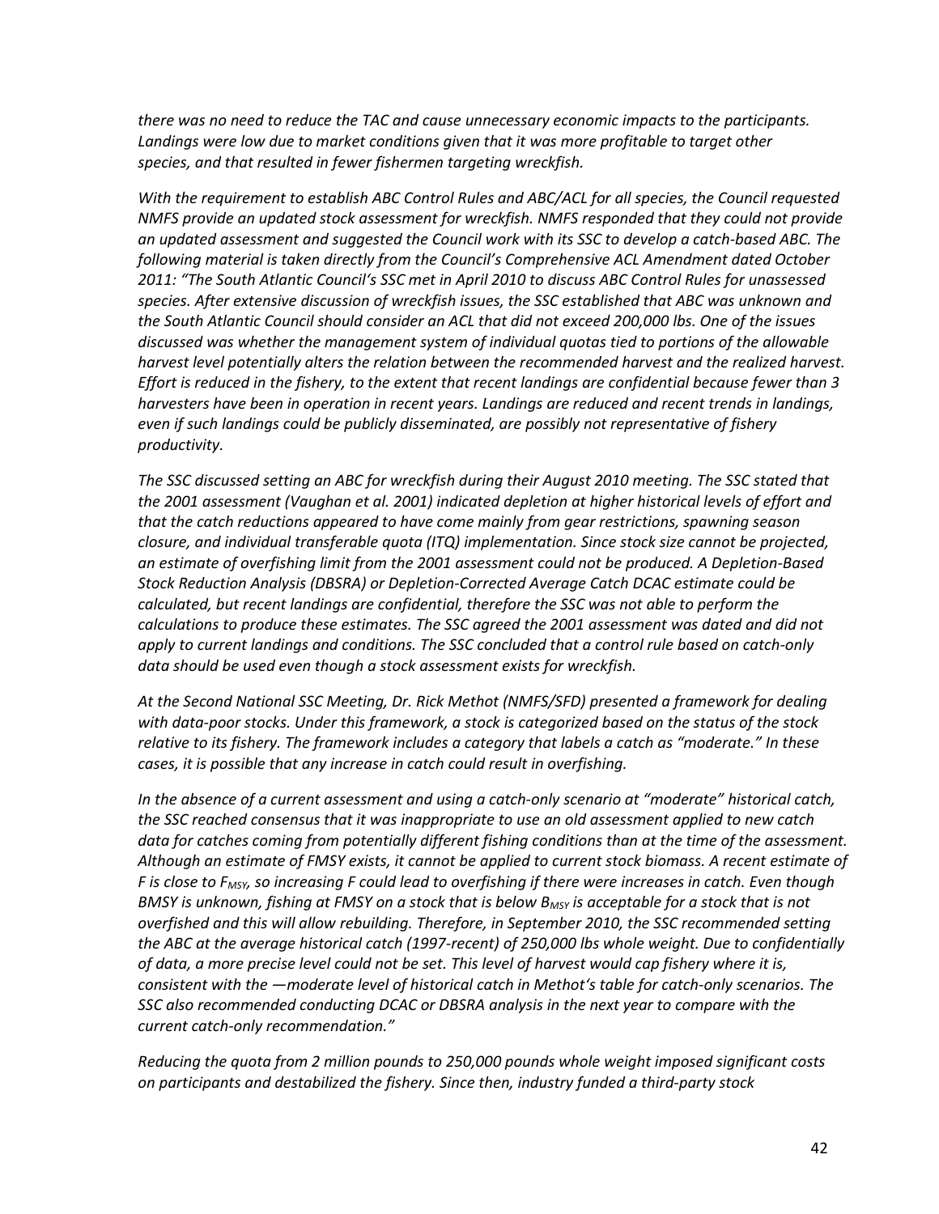*there was no need to reduce the TAC and cause unnecessary economic impacts to the participants. Landings were low due to market conditions given that it was more profitable to target other species, and that resulted in fewer fishermen targeting wreckfish.*

*With the requirement to establish ABC Control Rules and ABC/ACL for all species, the Council requested NMFS provide an updated stock assessment for wreckfish. NMFS responded that they could not provide an updated assessment and suggested the Council work with its SSC to develop a catch-based ABC. The following material is taken directly from the Council's Comprehensive ACL Amendment dated October 2011: "The South Atlantic Council's SSC met in April 2010 to discuss ABC Control Rules for unassessed species. After extensive discussion of wreckfish issues, the SSC established that ABC was unknown and the South Atlantic Council should consider an ACL that did not exceed 200,000 lbs. One of the issues discussed was whether the management system of individual quotas tied to portions of the allowable harvest level potentially alters the relation between the recommended harvest and the realized harvest. Effort is reduced in the fishery, to the extent that recent landings are confidential because fewer than 3 harvesters have been in operation in recent years. Landings are reduced and recent trends in landings, even if such landings could be publicly disseminated, are possibly not representative of fishery productivity.*

*The SSC discussed setting an ABC for wreckfish during their August 2010 meeting. The SSC stated that the 2001 assessment (Vaughan et al. 2001) indicated depletion at higher historical levels of effort and that the catch reductions appeared to have come mainly from gear restrictions, spawning season closure, and individual transferable quota (ITQ) implementation. Since stock size cannot be projected, an estimate of overfishing limit from the 2001 assessment could not be produced. A Depletion-Based Stock Reduction Analysis (DBSRA) or Depletion-Corrected Average Catch DCAC estimate could be calculated, but recent landings are confidential, therefore the SSC was not able to perform the calculations to produce these estimates. The SSC agreed the 2001 assessment was dated and did not apply to current landings and conditions. The SSC concluded that a control rule based on catch-only data should be used even though a stock assessment exists for wreckfish.*

*At the Second National SSC Meeting, Dr. Rick Methot (NMFS/SFD) presented a framework for dealing with data-poor stocks. Under this framework, a stock is categorized based on the status of the stock relative to its fishery. The framework includes a category that labels a catch as "moderate." In these cases, it is possible that any increase in catch could result in overfishing.*

*In the absence of a current assessment and using a catch-only scenario at "moderate" historical catch, the SSC reached consensus that it was inappropriate to use an old assessment applied to new catch data for catches coming from potentially different fishing conditions than at the time of the assessment. Although an estimate of FMSY exists, it cannot be applied to current stock biomass. A recent estimate of F is close to $F_{MSY}$, so increasing F could lead to overfishing if there were increases in catch. Even though BMSY is unknown, fishing at FMSY on a stock that is below $B_{MSY}$ is acceptable for a stock that is not overfished and this will allow rebuilding. Therefore, in September 2010, the SSC recommended setting the ABC at the average historical catch (1997-recent) of 250,000 lbs whole weight. Due to confidentially of data, a more precise level could not be set. This level of harvest would cap fishery where it is, consistent with the —moderate level of historical catch in Methot's table for catch-only scenarios. The SSC also recommended conducting DCAC or DBSRA analysis in the next year to compare with the current catch-only recommendation."*

*Reducing the quota from 2 million pounds to 250,000 pounds whole weight imposed significant costs on participants and destabilized the fishery. Since then, industry funded a third-party stock*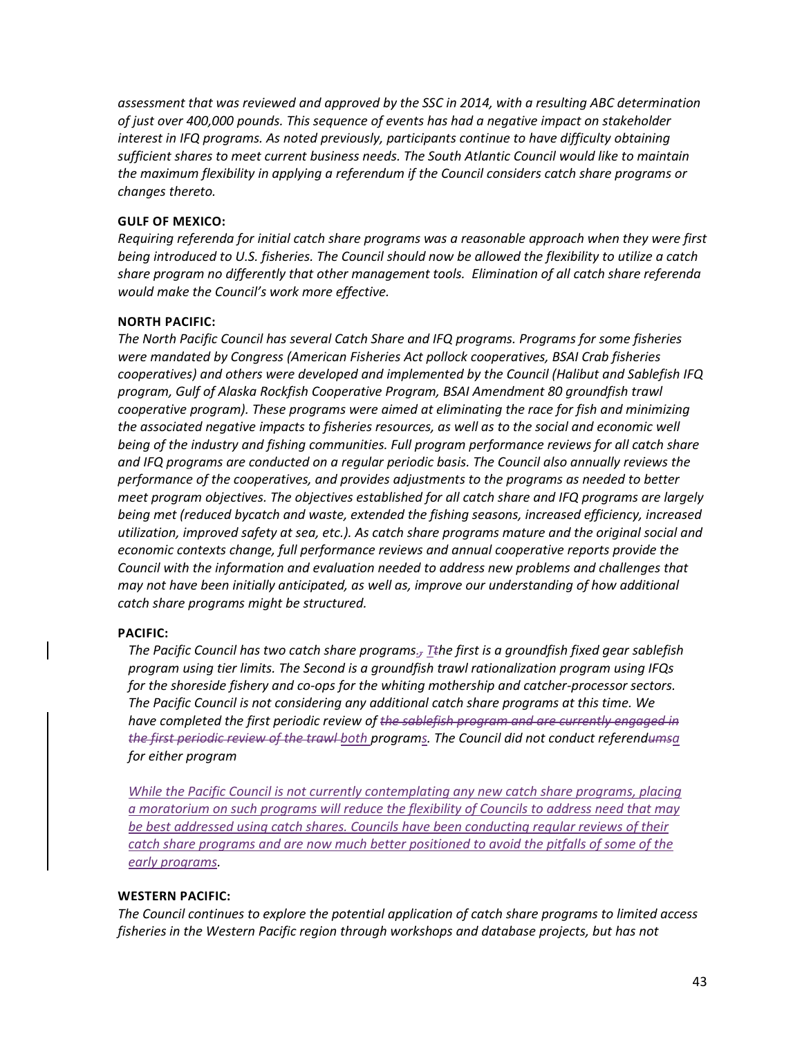*assessment that was reviewed and approved by the SSC in 2014, with a resulting ABC determination of just over 400,000 pounds. This sequence of events has had a negative impact on stakeholder interest in IFQ programs. As noted previously, participants continue to have difficulty obtaining sufficient shares to meet current business needs. The South Atlantic Council would like to maintain the maximum flexibility in applying a referendum if the Council considers catch share programs or changes thereto.*

**GULF OF MEXICO:**

*Requiring referenda for initial catch share programs was a reasonable approach when they were first being introduced to U.S. fisheries. The Council should now be allowed the flexibility to utilize a catch share program no differently that other management tools. Elimination of all catch share referenda would make the Council's work more effective.*

**NORTH PACIFIC:**

*The North Pacific Council has several Catch Share and IFQ programs. Programs for some fisheries were mandated by Congress (American Fisheries Act pollock cooperatives, BSAI Crab fisheries cooperatives) and others were developed and implemented by the Council (Halibut and Sablefish IFQ program, Gulf of Alaska Rockfish Cooperative Program, BSAI Amendment 80 groundfish trawl cooperative program). These programs were aimed at eliminating the race for fish and minimizing the associated negative impacts to fisheries resources, as well as to the social and economic well being of the industry and fishing communities. Full program performance reviews for all catch share and IFQ programs are conducted on a regular periodic basis. The Council also annually reviews the performance of the cooperatives, and provides adjustments to the programs as needed to better meet program objectives. The objectives established for all catch share and IFQ programs are largely being met (reduced bycatch and waste, extended the fishing seasons, increased efficiency, increased utilization, improved safety at sea, etc.). As catch share programs mature and the original social and economic contexts change, full performance reviews and annual cooperative reports provide the Council with the information and evaluation needed to address new problems and challenges that may not have been initially anticipated, as well as, improve our understanding of how additional catch share programs might be structured.*

**PACIFIC:**

*The Pacific Council has two catch share programs.~~,~~ T~~t~~he first is a groundfish fixed gear sablefish program using tier limits. The Second is a groundfish trawl rationalization program using IFQs for the shoreside fishery and co-ops for the whiting mothership and catcher-processor sectors. The Pacific Council is not considering any additional catch share programs at this time. We have completed the first periodic review of ~~the sablefish program and are currently engaged in the first periodic review of the trawl~~ both programs. The Council did not conduct referend~~ums~~a for either program*

*While the Pacific Council is not currently contemplating any new catch share programs, placing a moratorium on such programs will reduce the flexibility of Councils to address need that may be best addressed using catch shares. Councils have been conducting regular reviews of their catch share programs and are now much better positioned to avoid the pitfalls of some of the early programs.*

**WESTERN PACIFIC:**

*The Council continues to explore the potential application of catch share programs to limited access fisheries in the Western Pacific region through workshops and database projects, but has not*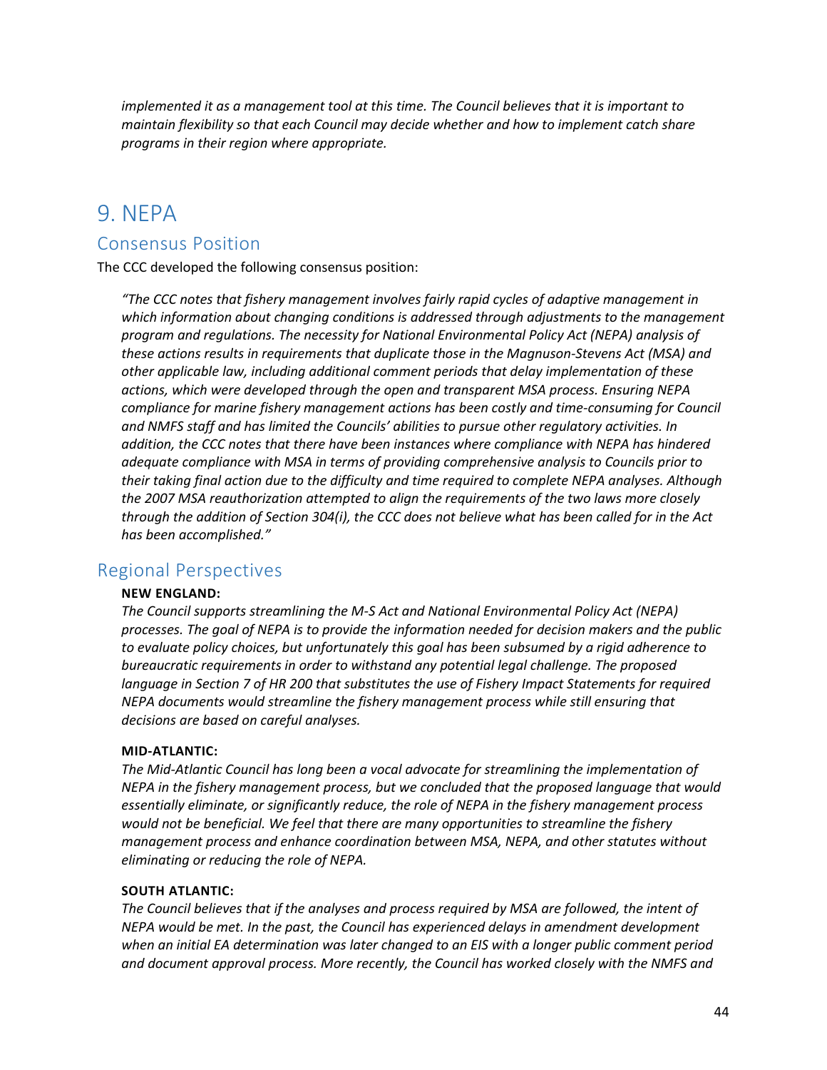*implemented it as a management tool at this time. The Council believes that it is important to maintain flexibility so that each Council may decide whether and how to implement catch share programs in their region where appropriate.*

# 9. NEPA

## Consensus Position

The CCC developed the following consensus position:

> *"The CCC notes that fishery management involves fairly rapid cycles of adaptive management in which information about changing conditions is addressed through adjustments to the management program and regulations. The necessity for National Environmental Policy Act (NEPA) analysis of these actions results in requirements that duplicate those in the Magnuson-Stevens Act (MSA) and other applicable law, including additional comment periods that delay implementation of these actions, which were developed through the open and transparent MSA process. Ensuring NEPA compliance for marine fishery management actions has been costly and time-consuming for Council and NMFS staff and has limited the Councils' abilities to pursue other regulatory activities. In addition, the CCC notes that there have been instances where compliance with NEPA has hindered adequate compliance with MSA in terms of providing comprehensive analysis to Councils prior to their taking final action due to the difficulty and time required to complete NEPA analyses. Although the 2007 MSA reauthorization attempted to align the requirements of the two laws more closely through the addition of Section 304(i), the CCC does not believe what has been called for in the Act has been accomplished."*

## Regional Perspectives

**NEW ENGLAND:**

*The Council supports streamlining the M-S Act and National Environmental Policy Act (NEPA) processes. The goal of NEPA is to provide the information needed for decision makers and the public to evaluate policy choices, but unfortunately this goal has been subsumed by a rigid adherence to bureaucratic requirements in order to withstand any potential legal challenge. The proposed language in Section 7 of HR 200 that substitutes the use of Fishery Impact Statements for required NEPA documents would streamline the fishery management process while still ensuring that decisions are based on careful analyses.*

**MID-ATLANTIC:**

*The Mid-Atlantic Council has long been a vocal advocate for streamlining the implementation of NEPA in the fishery management process, but we concluded that the proposed language that would essentially eliminate, or significantly reduce, the role of NEPA in the fishery management process would not be beneficial. We feel that there are many opportunities to streamline the fishery management process and enhance coordination between MSA, NEPA, and other statutes without eliminating or reducing the role of NEPA.*

**SOUTH ATLANTIC:**

*The Council believes that if the analyses and process required by MSA are followed, the intent of NEPA would be met. In the past, the Council has experienced delays in amendment development when an initial EA determination was later changed to an EIS with a longer public comment period and document approval process. More recently, the Council has worked closely with the NMFS and*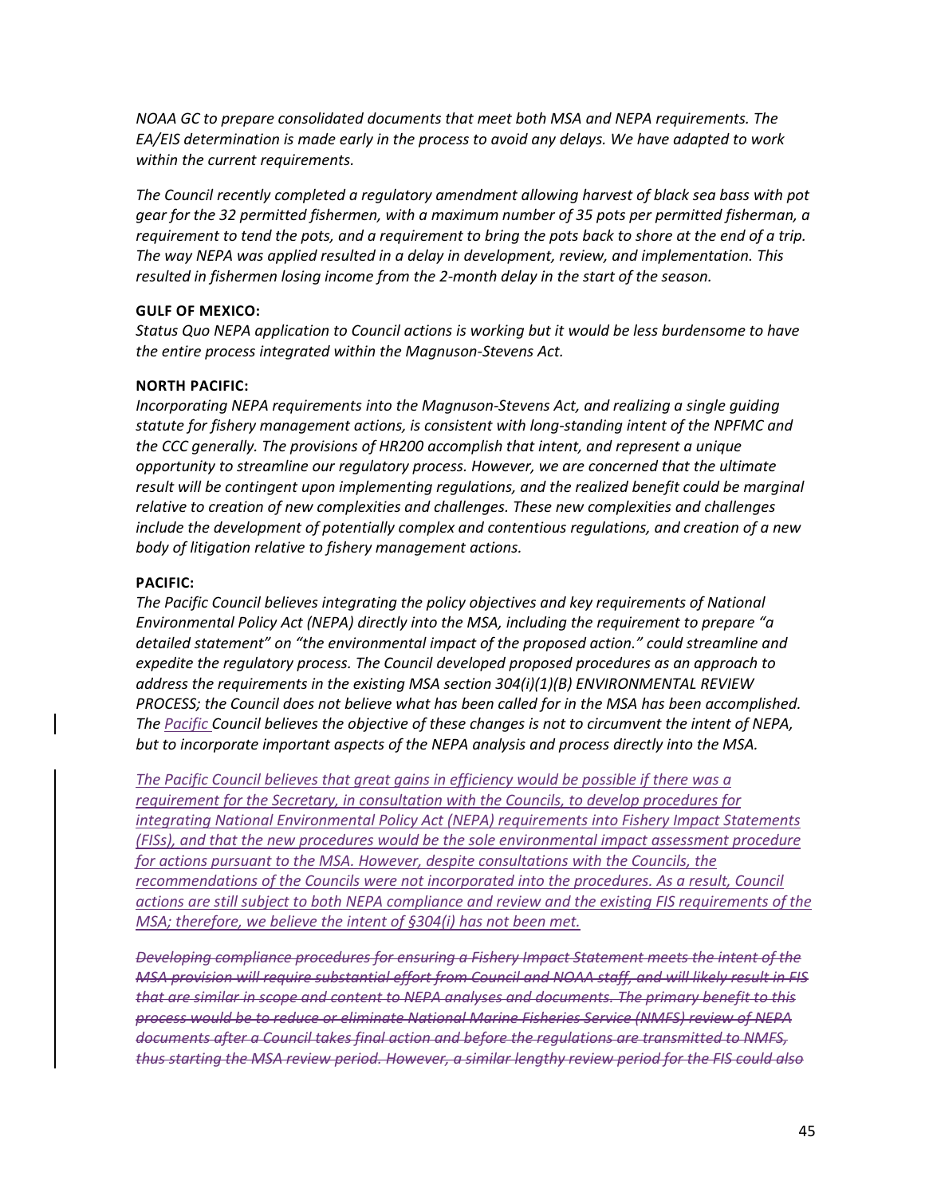*NOAA GC to prepare consolidated documents that meet both MSA and NEPA requirements. The EA/EIS determination is made early in the process to avoid any delays. We have adapted to work within the current requirements.*

*The Council recently completed a regulatory amendment allowing harvest of black sea bass with pot gear for the 32 permitted fishermen, with a maximum number of 35 pots per permitted fisherman, a requirement to tend the pots, and a requirement to bring the pots back to shore at the end of a trip. The way NEPA was applied resulted in a delay in development, review, and implementation. This resulted in fishermen losing income from the 2-month delay in the start of the season.*

**GULF OF MEXICO:**

*Status Quo NEPA application to Council actions is working but it would be less burdensome to have the entire process integrated within the Magnuson-Stevens Act.*

**NORTH PACIFIC:**

*Incorporating NEPA requirements into the Magnuson-Stevens Act, and realizing a single guiding statute for fishery management actions, is consistent with long-standing intent of the NPFMC and the CCC generally. The provisions of HR200 accomplish that intent, and represent a unique opportunity to streamline our regulatory process. However, we are concerned that the ultimate result will be contingent upon implementing regulations, and the realized benefit could be marginal relative to creation of new complexities and challenges. These new complexities and challenges include the development of potentially complex and contentious regulations, and creation of a new body of litigation relative to fishery management actions.*

**PACIFIC:**

*The Pacific Council believes integrating the policy objectives and key requirements of National Environmental Policy Act (NEPA) directly into the MSA, including the requirement to prepare "a detailed statement" on "the environmental impact of the proposed action." could streamline and expedite the regulatory process. The Council developed proposed procedures as an approach to address the requirements in the existing MSA section 304(i)(1)(B) ENVIRONMENTAL REVIEW PROCESS; the Council does not believe what has been called for in the MSA has been accomplished. The Pacific Council believes the objective of these changes is not to circumvent the intent of NEPA, but to incorporate important aspects of the NEPA analysis and process directly into the MSA.*

*The Pacific Council believes that great gains in efficiency would be possible if there was a requirement for the Secretary, in consultation with the Councils, to develop procedures for integrating National Environmental Policy Act (NEPA) requirements into Fishery Impact Statements (FISs), and that the new procedures would be the sole environmental impact assessment procedure for actions pursuant to the MSA. However, despite consultations with the Councils, the recommendations of the Councils were not incorporated into the procedures. As a result, Council actions are still subject to both NEPA compliance and review and the existing FIS requirements of the MSA; therefore, we believe the intent of §304(i) has not been met.*

*~~Developing compliance procedures for ensuring a Fishery Impact Statement meets the intent of the MSA provision will require substantial effort from Council and NOAA staff, and will likely result in FIS that are similar in scope and content to NEPA analyses and documents. The primary benefit to this process would be to reduce or eliminate National Marine Fisheries Service (NMFS) review of NEPA documents after a Council takes final action and before the regulations are transmitted to NMFS, thus starting the MSA review period. However, a similar lengthy review period for the FIS could also~~*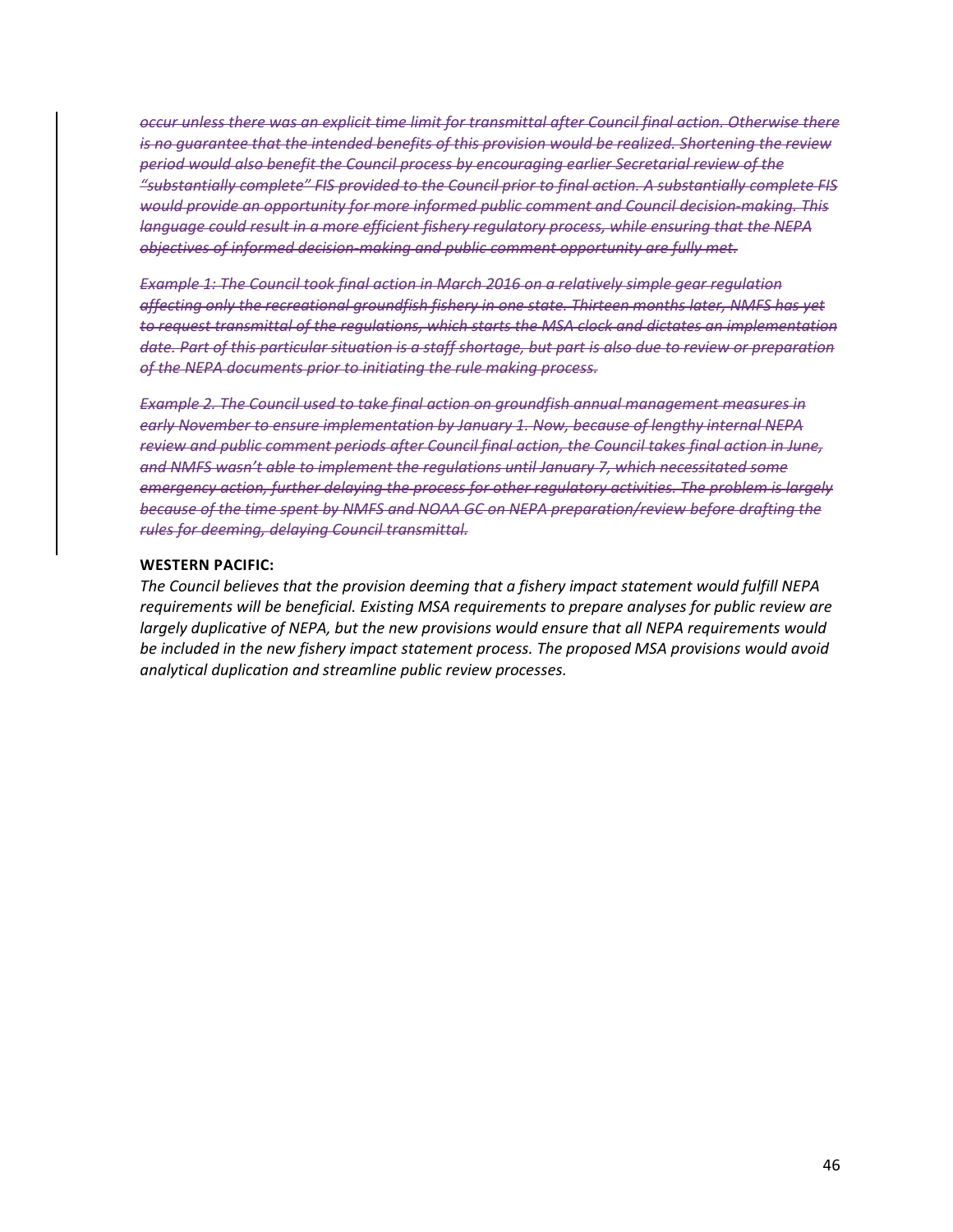~~*occur unless there was an explicit time limit for transmittal after Council final action. Otherwise there is no guarantee that the intended benefits of this provision would be realized. Shortening the review period would also benefit the Council process by encouraging earlier Secretarial review of the "substantially complete" FIS provided to the Council prior to final action. A substantially complete FIS would provide an opportunity for more informed public comment and Council decision-making. This language could result in a more efficient fishery regulatory process, while ensuring that the NEPA objectives of informed decision-making and public comment opportunity are fully met.*~~

~~*Example 1: The Council took final action in March 2016 on a relatively simple gear regulation affecting only the recreational groundfish fishery in one state. Thirteen months later, NMFS has yet to request transmittal of the regulations, which starts the MSA clock and dictates an implementation date. Part of this particular situation is a staff shortage, but part is also due to review or preparation of the NEPA documents prior to initiating the rule making process.*~~

~~*Example 2. The Council used to take final action on groundfish annual management measures in early November to ensure implementation by January 1. Now, because of lengthy internal NEPA review and public comment periods after Council final action, the Council takes final action in June, and NMFS wasn't able to implement the regulations until January 7, which necessitated some emergency action, further delaying the process for other regulatory activities. The problem is largely because of the time spent by NMFS and NOAA GC on NEPA preparation/review before drafting the rules for deeming, delaying Council transmittal.*~~

**WESTERN PACIFIC:**

*The Council believes that the provision deeming that a fishery impact statement would fulfill NEPA requirements will be beneficial. Existing MSA requirements to prepare analyses for public review are largely duplicative of NEPA, but the new provisions would ensure that all NEPA requirements would be included in the new fishery impact statement process. The proposed MSA provisions would avoid analytical duplication and streamline public review processes.*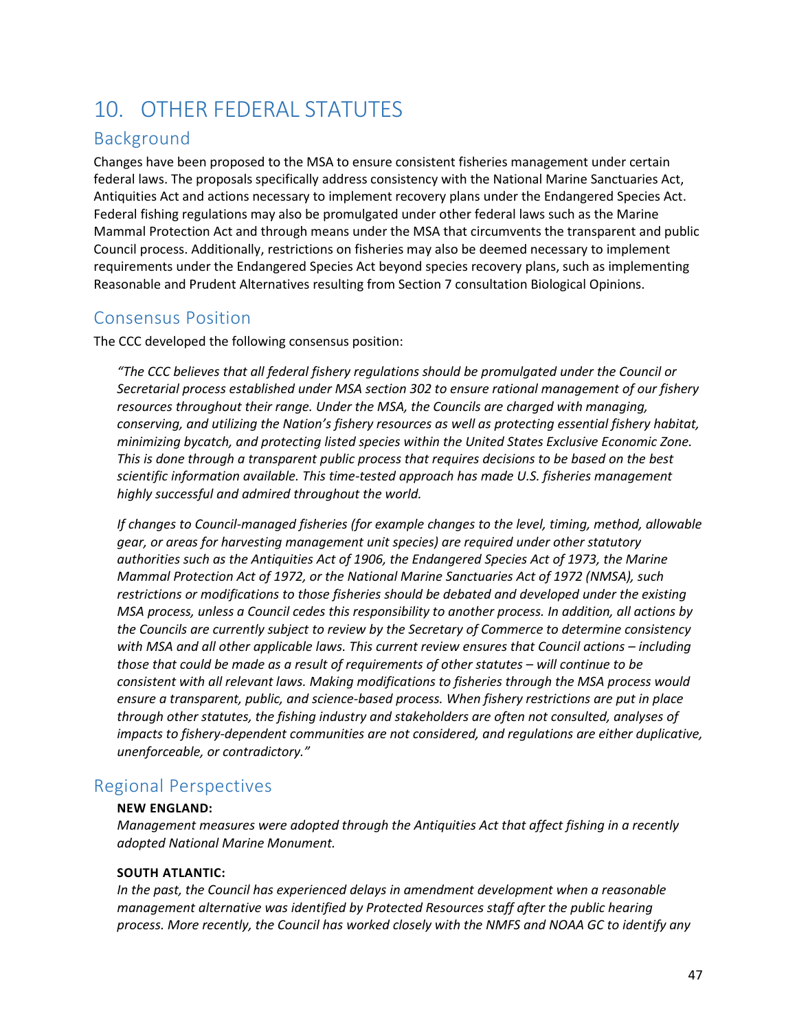# 10. OTHER FEDERAL STATUTES

## Background

Changes have been proposed to the MSA to ensure consistent fisheries management under certain federal laws. The proposals specifically address consistency with the National Marine Sanctuaries Act, Antiquities Act and actions necessary to implement recovery plans under the Endangered Species Act. Federal fishing regulations may also be promulgated under other federal laws such as the Marine Mammal Protection Act and through means under the MSA that circumvents the transparent and public Council process. Additionally, restrictions on fisheries may also be deemed necessary to implement requirements under the Endangered Species Act beyond species recovery plans, such as implementing Reasonable and Prudent Alternatives resulting from Section 7 consultation Biological Opinions.

## Consensus Position

The CCC developed the following consensus position:

> *"The CCC believes that all federal fishery regulations should be promulgated under the Council or Secretarial process established under MSA section 302 to ensure rational management of our fishery resources throughout their range. Under the MSA, the Councils are charged with managing, conserving, and utilizing the Nation's fishery resources as well as protecting essential fishery habitat, minimizing bycatch, and protecting listed species within the United States Exclusive Economic Zone. This is done through a transparent public process that requires decisions to be based on the best scientific information available. This time-tested approach has made U.S. fisheries management highly successful and admired throughout the world.*
>
> *If changes to Council-managed fisheries (for example changes to the level, timing, method, allowable gear, or areas for harvesting management unit species) are required under other statutory authorities such as the Antiquities Act of 1906, the Endangered Species Act of 1973, the Marine Mammal Protection Act of 1972, or the National Marine Sanctuaries Act of 1972 (NMSA), such restrictions or modifications to those fisheries should be debated and developed under the existing MSA process, unless a Council cedes this responsibility to another process. In addition, all actions by the Councils are currently subject to review by the Secretary of Commerce to determine consistency with MSA and all other applicable laws. This current review ensures that Council actions – including those that could be made as a result of requirements of other statutes – will continue to be consistent with all relevant laws. Making modifications to fisheries through the MSA process would ensure a transparent, public, and science-based process. When fishery restrictions are put in place through other statutes, the fishing industry and stakeholders are often not consulted, analyses of impacts to fishery-dependent communities are not considered, and regulations are either duplicative, unenforceable, or contradictory."*

## Regional Perspectives

**NEW ENGLAND:**

*Management measures were adopted through the Antiquities Act that affect fishing in a recently adopted National Marine Monument.*

**SOUTH ATLANTIC:**

*In the past, the Council has experienced delays in amendment development when a reasonable management alternative was identified by Protected Resources staff after the public hearing process. More recently, the Council has worked closely with the NMFS and NOAA GC to identify any*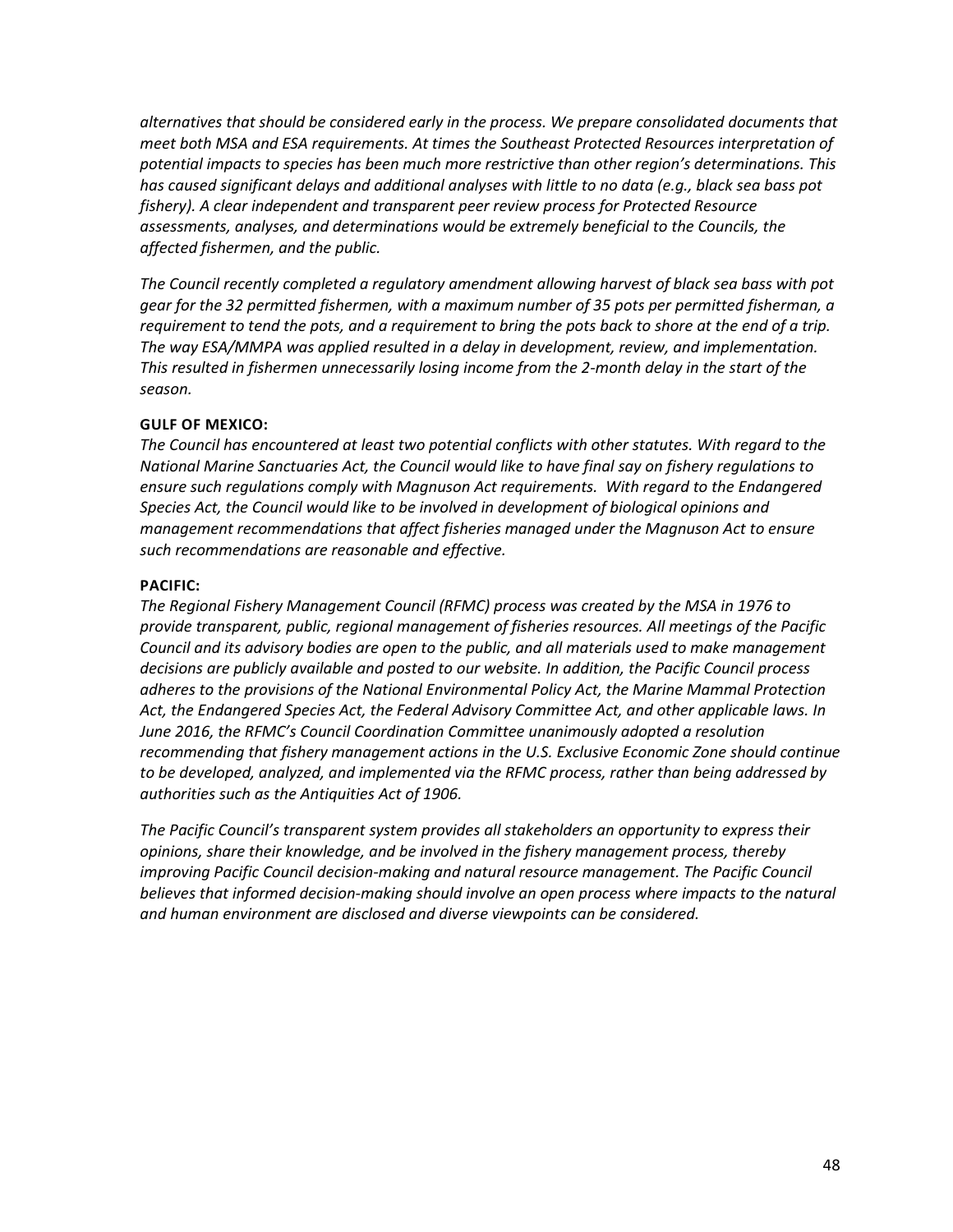*alternatives that should be considered early in the process. We prepare consolidated documents that meet both MSA and ESA requirements. At times the Southeast Protected Resources interpretation of potential impacts to species has been much more restrictive than other region's determinations. This has caused significant delays and additional analyses with little to no data (e.g., black sea bass pot fishery). A clear independent and transparent peer review process for Protected Resource assessments, analyses, and determinations would be extremely beneficial to the Councils, the affected fishermen, and the public.*

*The Council recently completed a regulatory amendment allowing harvest of black sea bass with pot gear for the 32 permitted fishermen, with a maximum number of 35 pots per permitted fisherman, a requirement to tend the pots, and a requirement to bring the pots back to shore at the end of a trip. The way ESA/MMPA was applied resulted in a delay in development, review, and implementation. This resulted in fishermen unnecessarily losing income from the 2-month delay in the start of the season.*

**GULF OF MEXICO:**

*The Council has encountered at least two potential conflicts with other statutes. With regard to the National Marine Sanctuaries Act, the Council would like to have final say on fishery regulations to ensure such regulations comply with Magnuson Act requirements. With regard to the Endangered Species Act, the Council would like to be involved in development of biological opinions and management recommendations that affect fisheries managed under the Magnuson Act to ensure such recommendations are reasonable and effective.*

**PACIFIC:**

*The Regional Fishery Management Council (RFMC) process was created by the MSA in 1976 to provide transparent, public, regional management of fisheries resources. All meetings of the Pacific Council and its advisory bodies are open to the public, and all materials used to make management decisions are publicly available and posted to our website. In addition, the Pacific Council process adheres to the provisions of the National Environmental Policy Act, the Marine Mammal Protection Act, the Endangered Species Act, the Federal Advisory Committee Act, and other applicable laws. In June 2016, the RFMC's Council Coordination Committee unanimously adopted a resolution recommending that fishery management actions in the U.S. Exclusive Economic Zone should continue to be developed, analyzed, and implemented via the RFMC process, rather than being addressed by authorities such as the Antiquities Act of 1906.*

*The Pacific Council's transparent system provides all stakeholders an opportunity to express their opinions, share their knowledge, and be involved in the fishery management process, thereby improving Pacific Council decision-making and natural resource management. The Pacific Council believes that informed decision-making should involve an open process where impacts to the natural and human environment are disclosed and diverse viewpoints can be considered.*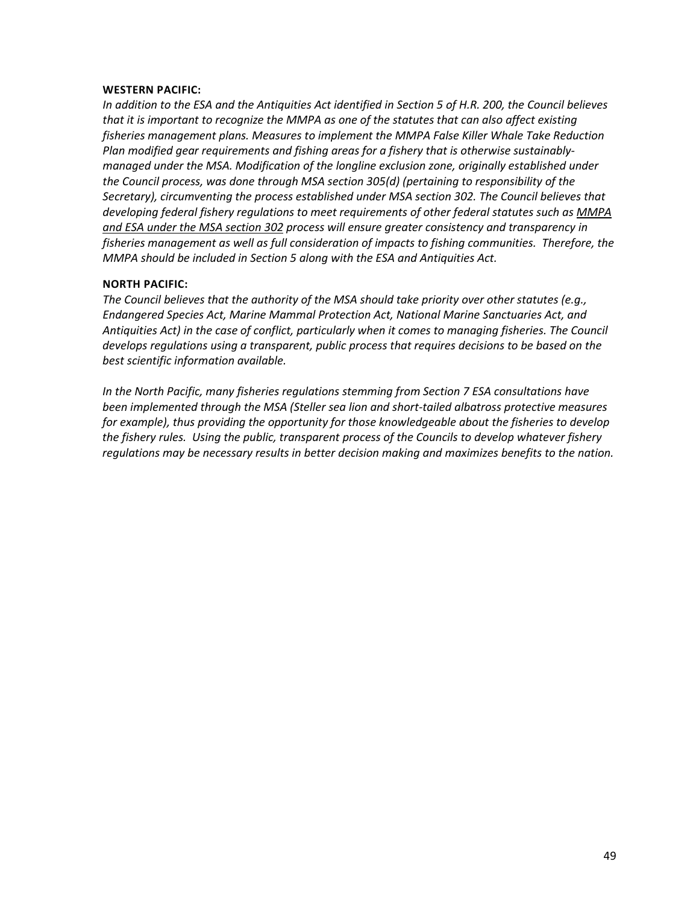**WESTERN PACIFIC:**

*In addition to the ESA and the Antiquities Act identified in Section 5 of H.R. 200, the Council believes that it is important to recognize the MMPA as one of the statutes that can also affect existing fisheries management plans. Measures to implement the MMPA False Killer Whale Take Reduction Plan modified gear requirements and fishing areas for a fishery that is otherwise sustainably-managed under the MSA. Modification of the longline exclusion zone, originally established under the Council process, was done through MSA section 305(d) (pertaining to responsibility of the Secretary), circumventing the process established under MSA section 302. The Council believes that developing federal fishery regulations to meet requirements of other federal statutes such as <u>MMPA and ESA under the MSA section 302</u> process will ensure greater consistency and transparency in fisheries management as well as full consideration of impacts to fishing communities. Therefore, the MMPA should be included in Section 5 along with the ESA and Antiquities Act.*

**NORTH PACIFIC:**

*The Council believes that the authority of the MSA should take priority over other statutes (e.g., Endangered Species Act, Marine Mammal Protection Act, National Marine Sanctuaries Act, and Antiquities Act) in the case of conflict, particularly when it comes to managing fisheries. The Council develops regulations using a transparent, public process that requires decisions to be based on the best scientific information available.*

*In the North Pacific, many fisheries regulations stemming from Section 7 ESA consultations have been implemented through the MSA (Steller sea lion and short-tailed albatross protective measures for example), thus providing the opportunity for those knowledgeable about the fisheries to develop the fishery rules. Using the public, transparent process of the Councils to develop whatever fishery regulations may be necessary results in better decision making and maximizes benefits to the nation.*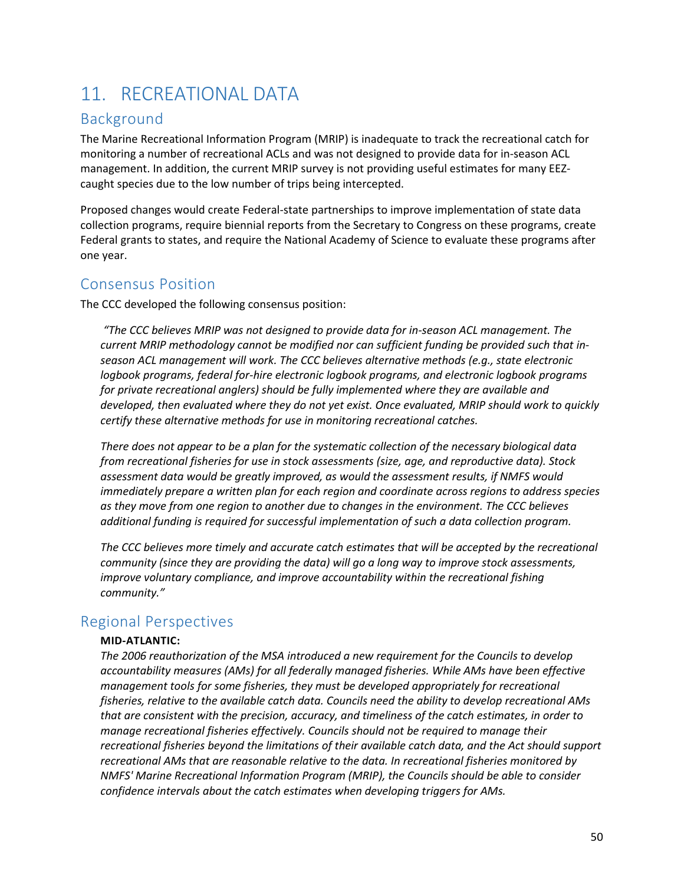# 11. RECREATIONAL DATA

## Background

The Marine Recreational Information Program (MRIP) is inadequate to track the recreational catch for monitoring a number of recreational ACLs and was not designed to provide data for in-season ACL management. In addition, the current MRIP survey is not providing useful estimates for many EEZ-caught species due to the low number of trips being intercepted.

Proposed changes would create Federal-state partnerships to improve implementation of state data collection programs, require biennial reports from the Secretary to Congress on these programs, create Federal grants to states, and require the National Academy of Science to evaluate these programs after one year.

## Consensus Position

The CCC developed the following consensus position:

> *"The CCC believes MRIP was not designed to provide data for in-season ACL management. The current MRIP methodology cannot be modified nor can sufficient funding be provided such that in-season ACL management will work. The CCC believes alternative methods (e.g., state electronic logbook programs, federal for-hire electronic logbook programs, and electronic logbook programs for private recreational anglers) should be fully implemented where they are available and developed, then evaluated where they do not yet exist. Once evaluated, MRIP should work to quickly certify these alternative methods for use in monitoring recreational catches.*
>
> *There does not appear to be a plan for the systematic collection of the necessary biological data from recreational fisheries for use in stock assessments (size, age, and reproductive data). Stock assessment data would be greatly improved, as would the assessment results, if NMFS would immediately prepare a written plan for each region and coordinate across regions to address species as they move from one region to another due to changes in the environment. The CCC believes additional funding is required for successful implementation of such a data collection program.*
>
> *The CCC believes more timely and accurate catch estimates that will be accepted by the recreational community (since they are providing the data) will go a long way to improve stock assessments, improve voluntary compliance, and improve accountability within the recreational fishing community."*

## Regional Perspectives

**MID-ATLANTIC:**

*The 2006 reauthorization of the MSA introduced a new requirement for the Councils to develop accountability measures (AMs) for all federally managed fisheries. While AMs have been effective management tools for some fisheries, they must be developed appropriately for recreational fisheries, relative to the available catch data. Councils need the ability to develop recreational AMs that are consistent with the precision, accuracy, and timeliness of the catch estimates, in order to manage recreational fisheries effectively. Councils should not be required to manage their recreational fisheries beyond the limitations of their available catch data, and the Act should support recreational AMs that are reasonable relative to the data. In recreational fisheries monitored by NMFS' Marine Recreational Information Program (MRIP), the Councils should be able to consider confidence intervals about the catch estimates when developing triggers for AMs.*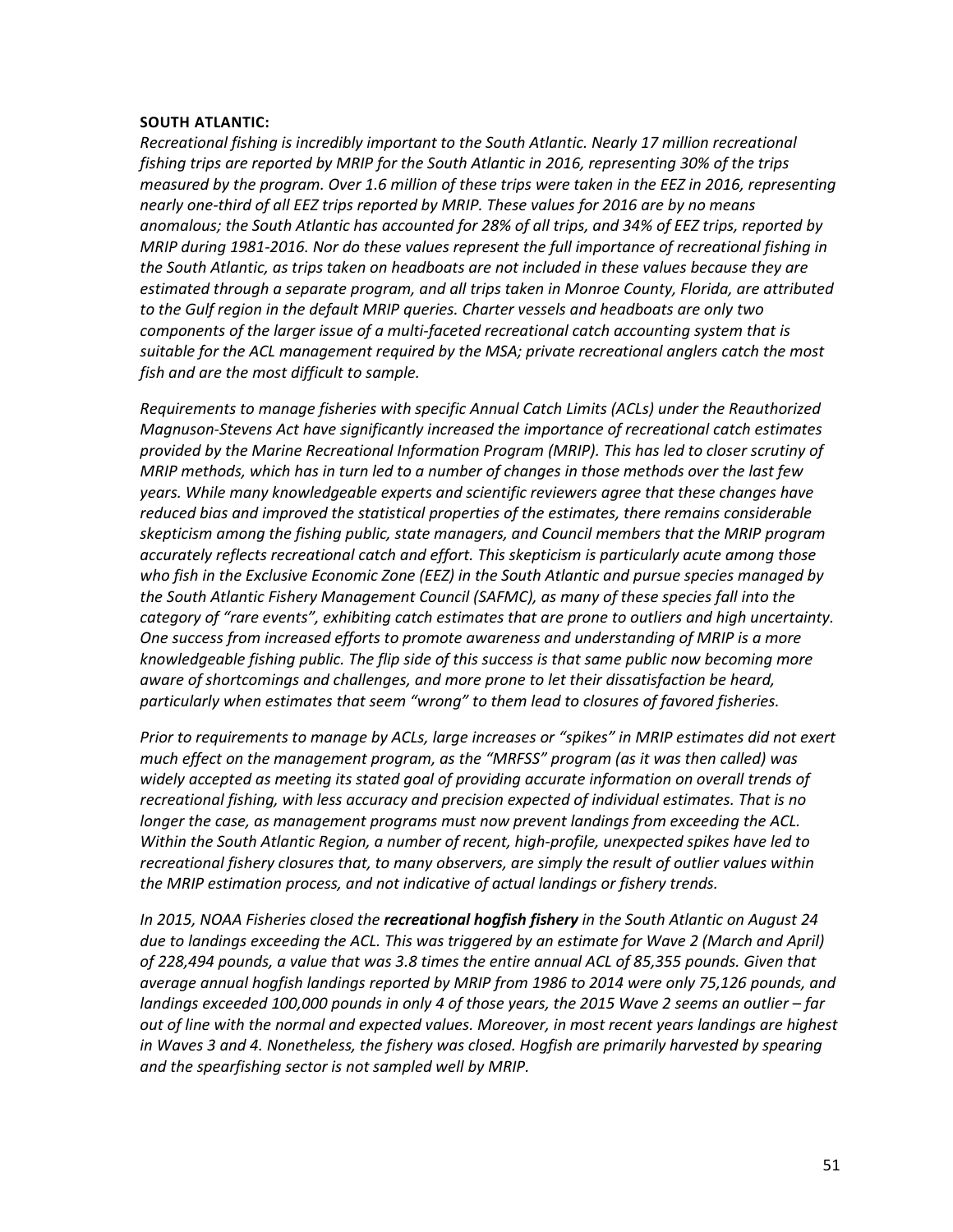**SOUTH ATLANTIC:**

*Recreational fishing is incredibly important to the South Atlantic. Nearly 17 million recreational fishing trips are reported by MRIP for the South Atlantic in 2016, representing 30% of the trips measured by the program. Over 1.6 million of these trips were taken in the EEZ in 2016, representing nearly one-third of all EEZ trips reported by MRIP. These values for 2016 are by no means anomalous; the South Atlantic has accounted for 28% of all trips, and 34% of EEZ trips, reported by MRIP during 1981-2016. Nor do these values represent the full importance of recreational fishing in the South Atlantic, as trips taken on headboats are not included in these values because they are estimated through a separate program, and all trips taken in Monroe County, Florida, are attributed to the Gulf region in the default MRIP queries. Charter vessels and headboats are only two components of the larger issue of a multi-faceted recreational catch accounting system that is suitable for the ACL management required by the MSA; private recreational anglers catch the most fish and are the most difficult to sample.*

*Requirements to manage fisheries with specific Annual Catch Limits (ACLs) under the Reauthorized Magnuson-Stevens Act have significantly increased the importance of recreational catch estimates provided by the Marine Recreational Information Program (MRIP). This has led to closer scrutiny of MRIP methods, which has in turn led to a number of changes in those methods over the last few years. While many knowledgeable experts and scientific reviewers agree that these changes have reduced bias and improved the statistical properties of the estimates, there remains considerable skepticism among the fishing public, state managers, and Council members that the MRIP program accurately reflects recreational catch and effort. This skepticism is particularly acute among those who fish in the Exclusive Economic Zone (EEZ) in the South Atlantic and pursue species managed by the South Atlantic Fishery Management Council (SAFMC), as many of these species fall into the category of "rare events", exhibiting catch estimates that are prone to outliers and high uncertainty. One success from increased efforts to promote awareness and understanding of MRIP is a more knowledgeable fishing public. The flip side of this success is that same public now becoming more aware of shortcomings and challenges, and more prone to let their dissatisfaction be heard, particularly when estimates that seem "wrong" to them lead to closures of favored fisheries.*

*Prior to requirements to manage by ACLs, large increases or "spikes" in MRIP estimates did not exert much effect on the management program, as the "MRFSS" program (as it was then called) was widely accepted as meeting its stated goal of providing accurate information on overall trends of recreational fishing, with less accuracy and precision expected of individual estimates. That is no longer the case, as management programs must now prevent landings from exceeding the ACL. Within the South Atlantic Region, a number of recent, high-profile, unexpected spikes have led to recreational fishery closures that, to many observers, are simply the result of outlier values within the MRIP estimation process, and not indicative of actual landings or fishery trends.*

*In 2015, NOAA Fisheries closed the **recreational hogfish fishery** in the South Atlantic on August 24 due to landings exceeding the ACL. This was triggered by an estimate for Wave 2 (March and April) of 228,494 pounds, a value that was 3.8 times the entire annual ACL of 85,355 pounds. Given that average annual hogfish landings reported by MRIP from 1986 to 2014 were only 75,126 pounds, and landings exceeded 100,000 pounds in only 4 of those years, the 2015 Wave 2 seems an outlier – far out of line with the normal and expected values. Moreover, in most recent years landings are highest in Waves 3 and 4. Nonetheless, the fishery was closed. Hogfish are primarily harvested by spearing and the spearfishing sector is not sampled well by MRIP.*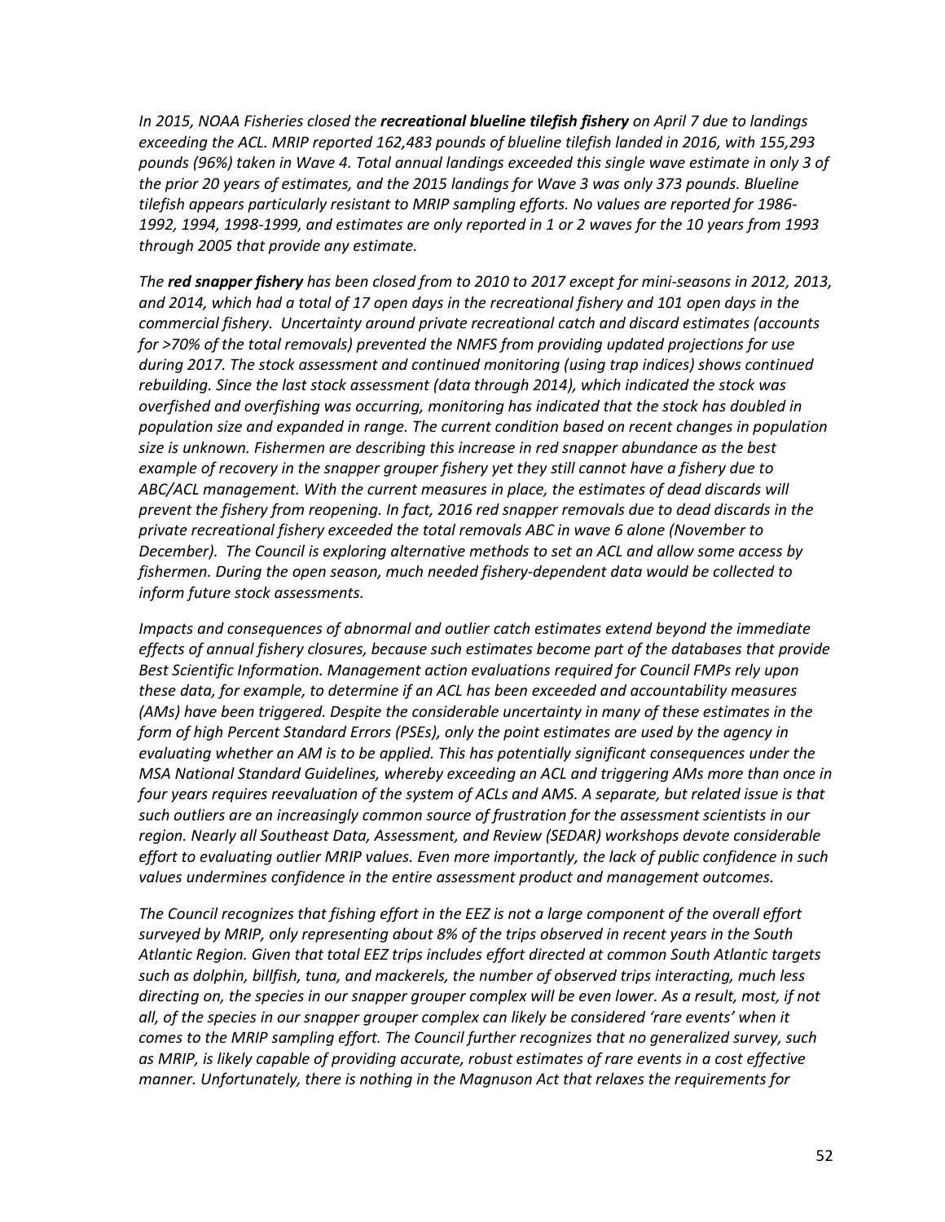*In 2015, NOAA Fisheries closed the **recreational blueline tilefish fishery** on April 7 due to landings exceeding the ACL. MRIP reported 162,483 pounds of blueline tilefish landed in 2016, with 155,293 pounds (96%) taken in Wave 4. Total annual landings exceeded this single wave estimate in only 3 of the prior 20 years of estimates, and the 2015 landings for Wave 3 was only 373 pounds. Blueline tilefish appears particularly resistant to MRIP sampling efforts. No values are reported for 1986-1992, 1994, 1998-1999, and estimates are only reported in 1 or 2 waves for the 10 years from 1993 through 2005 that provide any estimate.*

*The **red snapper fishery** has been closed from to 2010 to 2017 except for mini-seasons in 2012, 2013, and 2014, which had a total of 17 open days in the recreational fishery and 101 open days in the commercial fishery. Uncertainty around private recreational catch and discard estimates (accounts for >70% of the total removals) prevented the NMFS from providing updated projections for use during 2017. The stock assessment and continued monitoring (using trap indices) shows continued rebuilding. Since the last stock assessment (data through 2014), which indicated the stock was overfished and overfishing was occurring, monitoring has indicated that the stock has doubled in population size and expanded in range. The current condition based on recent changes in population size is unknown. Fishermen are describing this increase in red snapper abundance as the best example of recovery in the snapper grouper fishery yet they still cannot have a fishery due to ABC/ACL management. With the current measures in place, the estimates of dead discards will prevent the fishery from reopening. In fact, 2016 red snapper removals due to dead discards in the private recreational fishery exceeded the total removals ABC in wave 6 alone (November to December). The Council is exploring alternative methods to set an ACL and allow some access by fishermen. During the open season, much needed fishery-dependent data would be collected to inform future stock assessments.*

*Impacts and consequences of abnormal and outlier catch estimates extend beyond the immediate effects of annual fishery closures, because such estimates become part of the databases that provide Best Scientific Information. Management action evaluations required for Council FMPs rely upon these data, for example, to determine if an ACL has been exceeded and accountability measures (AMs) have been triggered. Despite the considerable uncertainty in many of these estimates in the form of high Percent Standard Errors (PSEs), only the point estimates are used by the agency in evaluating whether an AM is to be applied. This has potentially significant consequences under the MSA National Standard Guidelines, whereby exceeding an ACL and triggering AMs more than once in four years requires reevaluation of the system of ACLs and AMS. A separate, but related issue is that such outliers are an increasingly common source of frustration for the assessment scientists in our region. Nearly all Southeast Data, Assessment, and Review (SEDAR) workshops devote considerable effort to evaluating outlier MRIP values. Even more importantly, the lack of public confidence in such values undermines confidence in the entire assessment product and management outcomes.*

*The Council recognizes that fishing effort in the EEZ is not a large component of the overall effort surveyed by MRIP, only representing about 8% of the trips observed in recent years in the South Atlantic Region. Given that total EEZ trips includes effort directed at common South Atlantic targets such as dolphin, billfish, tuna, and mackerels, the number of observed trips interacting, much less directing on, the species in our snapper grouper complex will be even lower. As a result, most, if not all, of the species in our snapper grouper complex can likely be considered 'rare events' when it comes to the MRIP sampling effort. The Council further recognizes that no generalized survey, such as MRIP, is likely capable of providing accurate, robust estimates of rare events in a cost effective manner. Unfortunately, there is nothing in the Magnuson Act that relaxes the requirements for*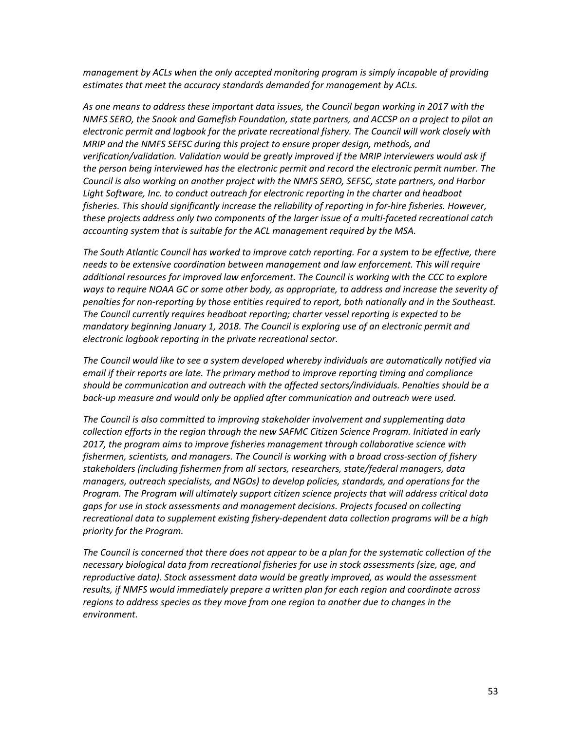*management by ACLs when the only accepted monitoring program is simply incapable of providing estimates that meet the accuracy standards demanded for management by ACLs.*

*As one means to address these important data issues, the Council began working in 2017 with the NMFS SERO, the Snook and Gamefish Foundation, state partners, and ACCSP on a project to pilot an electronic permit and logbook for the private recreational fishery. The Council will work closely with MRIP and the NMFS SEFSC during this project to ensure proper design, methods, and verification/validation. Validation would be greatly improved if the MRIP interviewers would ask if the person being interviewed has the electronic permit and record the electronic permit number. The Council is also working on another project with the NMFS SERO, SEFSC, state partners, and Harbor Light Software, Inc. to conduct outreach for electronic reporting in the charter and headboat fisheries. This should significantly increase the reliability of reporting in for-hire fisheries. However, these projects address only two components of the larger issue of a multi-faceted recreational catch accounting system that is suitable for the ACL management required by the MSA.*

*The South Atlantic Council has worked to improve catch reporting. For a system to be effective, there needs to be extensive coordination between management and law enforcement. This will require additional resources for improved law enforcement. The Council is working with the CCC to explore ways to require NOAA GC or some other body, as appropriate, to address and increase the severity of penalties for non-reporting by those entities required to report, both nationally and in the Southeast. The Council currently requires headboat reporting; charter vessel reporting is expected to be mandatory beginning January 1, 2018. The Council is exploring use of an electronic permit and electronic logbook reporting in the private recreational sector.*

*The Council would like to see a system developed whereby individuals are automatically notified via email if their reports are late. The primary method to improve reporting timing and compliance should be communication and outreach with the affected sectors/individuals. Penalties should be a back-up measure and would only be applied after communication and outreach were used.*

*The Council is also committed to improving stakeholder involvement and supplementing data collection efforts in the region through the new SAFMC Citizen Science Program. Initiated in early 2017, the program aims to improve fisheries management through collaborative science with fishermen, scientists, and managers. The Council is working with a broad cross-section of fishery stakeholders (including fishermen from all sectors, researchers, state/federal managers, data managers, outreach specialists, and NGOs) to develop policies, standards, and operations for the Program. The Program will ultimately support citizen science projects that will address critical data gaps for use in stock assessments and management decisions. Projects focused on collecting recreational data to supplement existing fishery-dependent data collection programs will be a high priority for the Program.*

*The Council is concerned that there does not appear to be a plan for the systematic collection of the necessary biological data from recreational fisheries for use in stock assessments (size, age, and reproductive data). Stock assessment data would be greatly improved, as would the assessment results, if NMFS would immediately prepare a written plan for each region and coordinate across regions to address species as they move from one region to another due to changes in the environment.*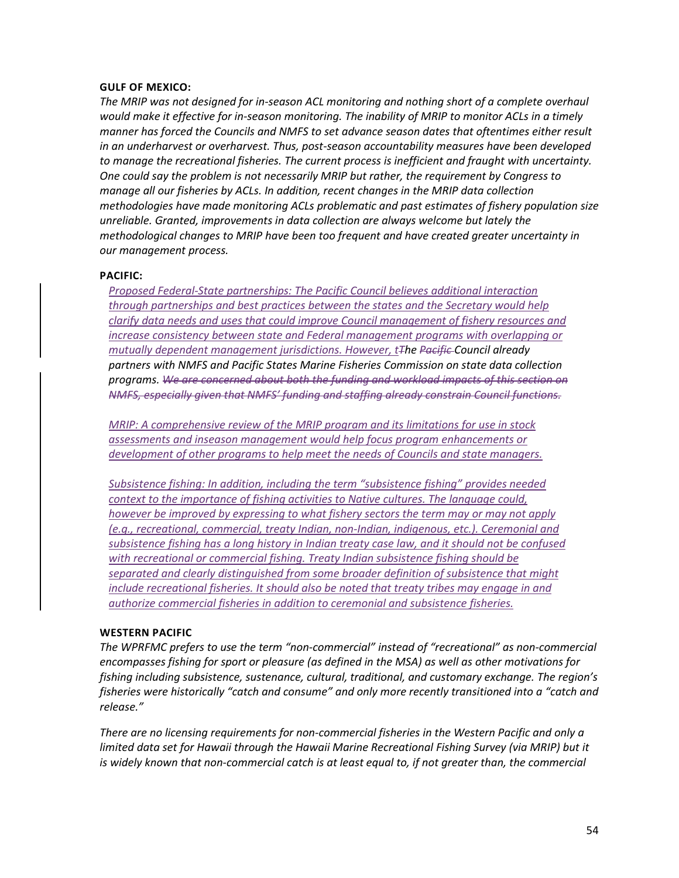**GULF OF MEXICO:**

*The MRIP was not designed for in-season ACL monitoring and nothing short of a complete overhaul would make it effective for in-season monitoring. The inability of MRIP to monitor ACLs in a timely manner has forced the Councils and NMFS to set advance season dates that oftentimes either result in an underharvest or overharvest. Thus, post-season accountability measures have been developed to manage the recreational fisheries. The current process is inefficient and fraught with uncertainty. One could say the problem is not necessarily MRIP but rather, the requirement by Congress to manage all our fisheries by ACLs. In addition, recent changes in the MRIP data collection methodologies have made monitoring ACLs problematic and past estimates of fishery population size unreliable. Granted, improvements in data collection are always welcome but lately the methodological changes to MRIP have been too frequent and have created greater uncertainty in our management process.*

**PACIFIC:**

*Proposed Federal-State partnerships: The Pacific Council believes additional interaction through partnerships and best practices between the states and the Secretary would help clarify data needs and uses that could improve Council management of fishery resources and increase consistency between state and Federal management programs with overlapping or mutually dependent management jurisdictions. However, t~~T~~he ~~Pacific~~ Council already partners with NMFS and Pacific States Marine Fisheries Commission on state data collection programs. ~~We are concerned about both the funding and workload impacts of this section on NMFS, especially given that NMFS' funding and staffing already constrain Council functions.~~*

*MRIP: A comprehensive review of the MRIP program and its limitations for use in stock assessments and inseason management would help focus program enhancements or development of other programs to help meet the needs of Councils and state managers.*

*Subsistence fishing: In addition, including the term "subsistence fishing" provides needed context to the importance of fishing activities to Native cultures. The language could, however be improved by expressing to what fishery sectors the term may or may not apply (e.g., recreational, commercial, treaty Indian, non-Indian, indigenous, etc.). Ceremonial and subsistence fishing has a long history in Indian treaty case law, and it should not be confused with recreational or commercial fishing. Treaty Indian subsistence fishing should be separated and clearly distinguished from some broader definition of subsistence that might include recreational fisheries. It should also be noted that treaty tribes may engage in and authorize commercial fisheries in addition to ceremonial and subsistence fisheries.*

**WESTERN PACIFIC**

*The WPRFMC prefers to use the term "non-commercial" instead of "recreational" as non-commercial encompasses fishing for sport or pleasure (as defined in the MSA) as well as other motivations for fishing including subsistence, sustenance, cultural, traditional, and customary exchange. The region's fisheries were historically "catch and consume" and only more recently transitioned into a "catch and release."*

*There are no licensing requirements for non-commercial fisheries in the Western Pacific and only a limited data set for Hawaii through the Hawaii Marine Recreational Fishing Survey (via MRIP) but it is widely known that non-commercial catch is at least equal to, if not greater than, the commercial*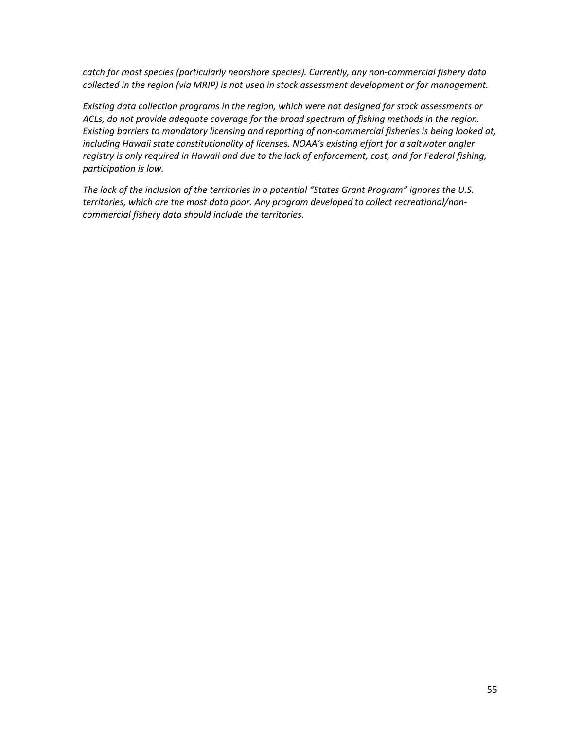*catch for most species (particularly nearshore species). Currently, any non-commercial fishery data collected in the region (via MRIP) is not used in stock assessment development or for management.*

*Existing data collection programs in the region, which were not designed for stock assessments or ACLs, do not provide adequate coverage for the broad spectrum of fishing methods in the region. Existing barriers to mandatory licensing and reporting of non-commercial fisheries is being looked at, including Hawaii state constitutionality of licenses. NOAA's existing effort for a saltwater angler registry is only required in Hawaii and due to the lack of enforcement, cost, and for Federal fishing, participation is low.*

*The lack of the inclusion of the territories in a potential "States Grant Program" ignores the U.S. territories, which are the most data poor. Any program developed to collect recreational/non-commercial fishery data should include the territories.*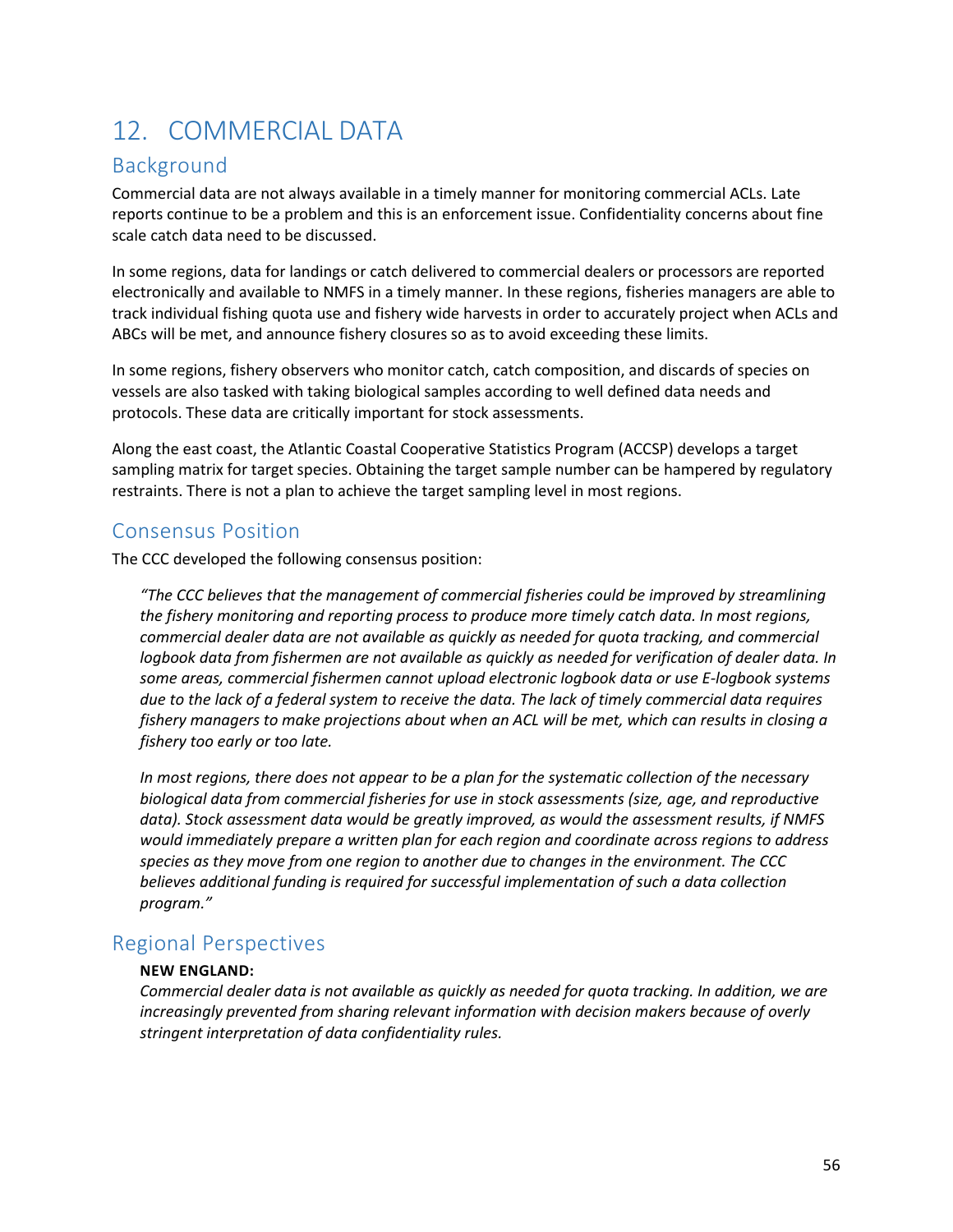# 12. COMMERCIAL DATA

## Background

Commercial data are not always available in a timely manner for monitoring commercial ACLs. Late reports continue to be a problem and this is an enforcement issue. Confidentiality concerns about fine scale catch data need to be discussed.

In some regions, data for landings or catch delivered to commercial dealers or processors are reported electronically and available to NMFS in a timely manner. In these regions, fisheries managers are able to track individual fishing quota use and fishery wide harvests in order to accurately project when ACLs and ABCs will be met, and announce fishery closures so as to avoid exceeding these limits.

In some regions, fishery observers who monitor catch, catch composition, and discards of species on vessels are also tasked with taking biological samples according to well defined data needs and protocols. These data are critically important for stock assessments.

Along the east coast, the Atlantic Coastal Cooperative Statistics Program (ACCSP) develops a target sampling matrix for target species. Obtaining the target sample number can be hampered by regulatory restraints. There is not a plan to achieve the target sampling level in most regions.

## Consensus Position

The CCC developed the following consensus position:

> *"The CCC believes that the management of commercial fisheries could be improved by streamlining the fishery monitoring and reporting process to produce more timely catch data. In most regions, commercial dealer data are not available as quickly as needed for quota tracking, and commercial logbook data from fishermen are not available as quickly as needed for verification of dealer data. In some areas, commercial fishermen cannot upload electronic logbook data or use E-logbook systems due to the lack of a federal system to receive the data. The lack of timely commercial data requires fishery managers to make projections about when an ACL will be met, which can results in closing a fishery too early or too late.*
>
> *In most regions, there does not appear to be a plan for the systematic collection of the necessary biological data from commercial fisheries for use in stock assessments (size, age, and reproductive data). Stock assessment data would be greatly improved, as would the assessment results, if NMFS would immediately prepare a written plan for each region and coordinate across regions to address species as they move from one region to another due to changes in the environment. The CCC believes additional funding is required for successful implementation of such a data collection program."*

## Regional Perspectives

> **NEW ENGLAND:**
>
> *Commercial dealer data is not available as quickly as needed for quota tracking. In addition, we are increasingly prevented from sharing relevant information with decision makers because of overly stringent interpretation of data confidentiality rules.*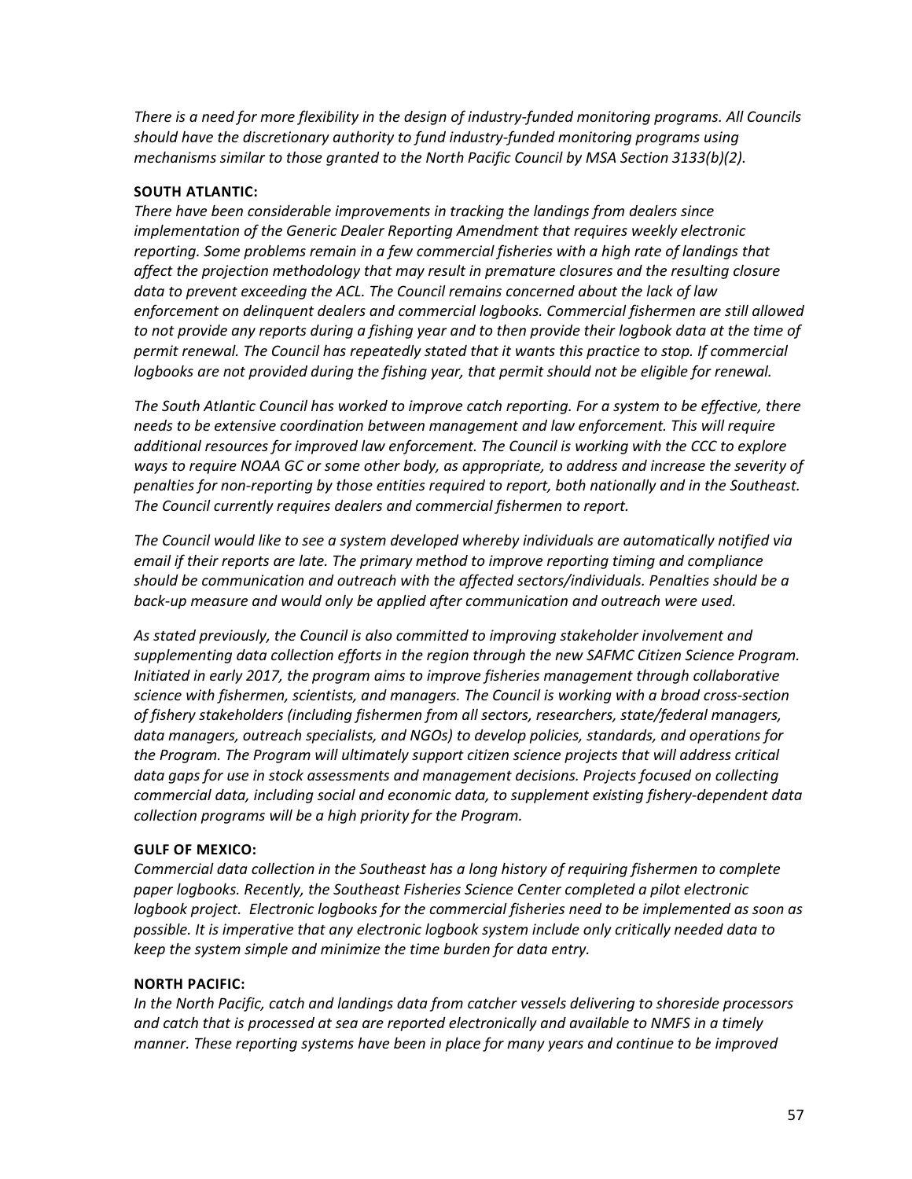*There is a need for more flexibility in the design of industry-funded monitoring programs. All Councils should have the discretionary authority to fund industry-funded monitoring programs using mechanisms similar to those granted to the North Pacific Council by MSA Section 3133(b)(2).*

**SOUTH ATLANTIC:**

*There have been considerable improvements in tracking the landings from dealers since implementation of the Generic Dealer Reporting Amendment that requires weekly electronic reporting. Some problems remain in a few commercial fisheries with a high rate of landings that affect the projection methodology that may result in premature closures and the resulting closure data to prevent exceeding the ACL. The Council remains concerned about the lack of law enforcement on delinquent dealers and commercial logbooks. Commercial fishermen are still allowed to not provide any reports during a fishing year and to then provide their logbook data at the time of permit renewal. The Council has repeatedly stated that it wants this practice to stop. If commercial logbooks are not provided during the fishing year, that permit should not be eligible for renewal.*

*The South Atlantic Council has worked to improve catch reporting. For a system to be effective, there needs to be extensive coordination between management and law enforcement. This will require additional resources for improved law enforcement. The Council is working with the CCC to explore ways to require NOAA GC or some other body, as appropriate, to address and increase the severity of penalties for non-reporting by those entities required to report, both nationally and in the Southeast. The Council currently requires dealers and commercial fishermen to report.*

*The Council would like to see a system developed whereby individuals are automatically notified via email if their reports are late. The primary method to improve reporting timing and compliance should be communication and outreach with the affected sectors/individuals. Penalties should be a back-up measure and would only be applied after communication and outreach were used.*

*As stated previously, the Council is also committed to improving stakeholder involvement and supplementing data collection efforts in the region through the new SAFMC Citizen Science Program. Initiated in early 2017, the program aims to improve fisheries management through collaborative science with fishermen, scientists, and managers. The Council is working with a broad cross-section of fishery stakeholders (including fishermen from all sectors, researchers, state/federal managers, data managers, outreach specialists, and NGOs) to develop policies, standards, and operations for the Program. The Program will ultimately support citizen science projects that will address critical data gaps for use in stock assessments and management decisions. Projects focused on collecting commercial data, including social and economic data, to supplement existing fishery-dependent data collection programs will be a high priority for the Program.*

**GULF OF MEXICO:**

*Commercial data collection in the Southeast has a long history of requiring fishermen to complete paper logbooks. Recently, the Southeast Fisheries Science Center completed a pilot electronic logbook project. Electronic logbooks for the commercial fisheries need to be implemented as soon as possible. It is imperative that any electronic logbook system include only critically needed data to keep the system simple and minimize the time burden for data entry.*

**NORTH PACIFIC:**

*In the North Pacific, catch and landings data from catcher vessels delivering to shoreside processors and catch that is processed at sea are reported electronically and available to NMFS in a timely manner. These reporting systems have been in place for many years and continue to be improved*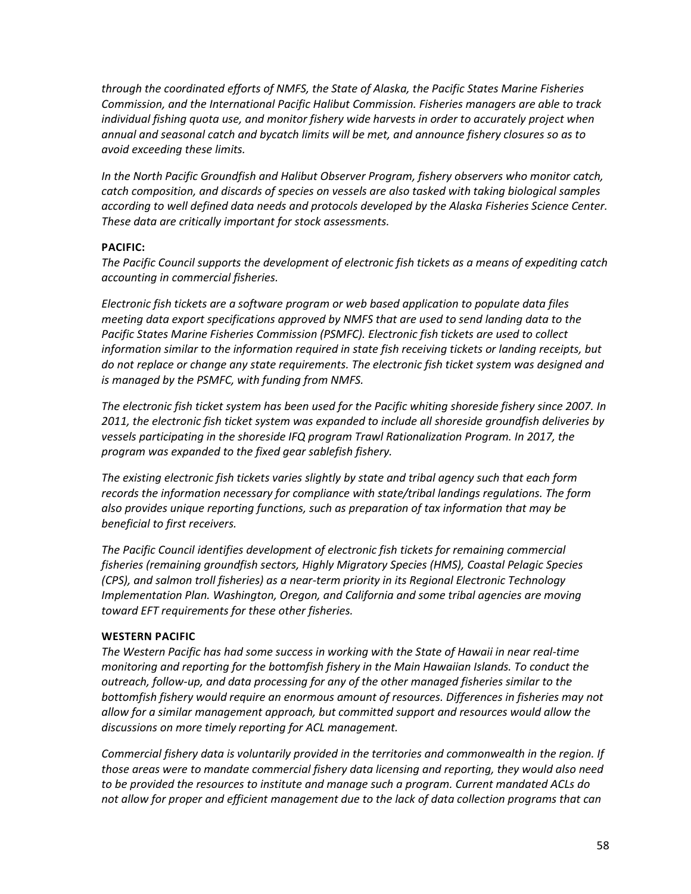*through the coordinated efforts of NMFS, the State of Alaska, the Pacific States Marine Fisheries Commission, and the International Pacific Halibut Commission. Fisheries managers are able to track individual fishing quota use, and monitor fishery wide harvests in order to accurately project when annual and seasonal catch and bycatch limits will be met, and announce fishery closures so as to avoid exceeding these limits.*

*In the North Pacific Groundfish and Halibut Observer Program, fishery observers who monitor catch, catch composition, and discards of species on vessels are also tasked with taking biological samples according to well defined data needs and protocols developed by the Alaska Fisheries Science Center. These data are critically important for stock assessments.*

**PACIFIC:**

*The Pacific Council supports the development of electronic fish tickets as a means of expediting catch accounting in commercial fisheries.*

*Electronic fish tickets are a software program or web based application to populate data files meeting data export specifications approved by NMFS that are used to send landing data to the Pacific States Marine Fisheries Commission (PSMFC). Electronic fish tickets are used to collect information similar to the information required in state fish receiving tickets or landing receipts, but do not replace or change any state requirements. The electronic fish ticket system was designed and is managed by the PSMFC, with funding from NMFS.*

*The electronic fish ticket system has been used for the Pacific whiting shoreside fishery since 2007. In 2011, the electronic fish ticket system was expanded to include all shoreside groundfish deliveries by vessels participating in the shoreside IFQ program Trawl Rationalization Program. In 2017, the program was expanded to the fixed gear sablefish fishery.*

*The existing electronic fish tickets varies slightly by state and tribal agency such that each form records the information necessary for compliance with state/tribal landings regulations. The form also provides unique reporting functions, such as preparation of tax information that may be beneficial to first receivers.*

*The Pacific Council identifies development of electronic fish tickets for remaining commercial fisheries (remaining groundfish sectors, Highly Migratory Species (HMS), Coastal Pelagic Species (CPS), and salmon troll fisheries) as a near-term priority in its Regional Electronic Technology Implementation Plan. Washington, Oregon, and California and some tribal agencies are moving toward EFT requirements for these other fisheries.*

**WESTERN PACIFIC**

*The Western Pacific has had some success in working with the State of Hawaii in near real-time monitoring and reporting for the bottomfish fishery in the Main Hawaiian Islands. To conduct the outreach, follow-up, and data processing for any of the other managed fisheries similar to the bottomfish fishery would require an enormous amount of resources. Differences in fisheries may not allow for a similar management approach, but committed support and resources would allow the discussions on more timely reporting for ACL management.*

*Commercial fishery data is voluntarily provided in the territories and commonwealth in the region. If those areas were to mandate commercial fishery data licensing and reporting, they would also need to be provided the resources to institute and manage such a program. Current mandated ACLs do not allow for proper and efficient management due to the lack of data collection programs that can*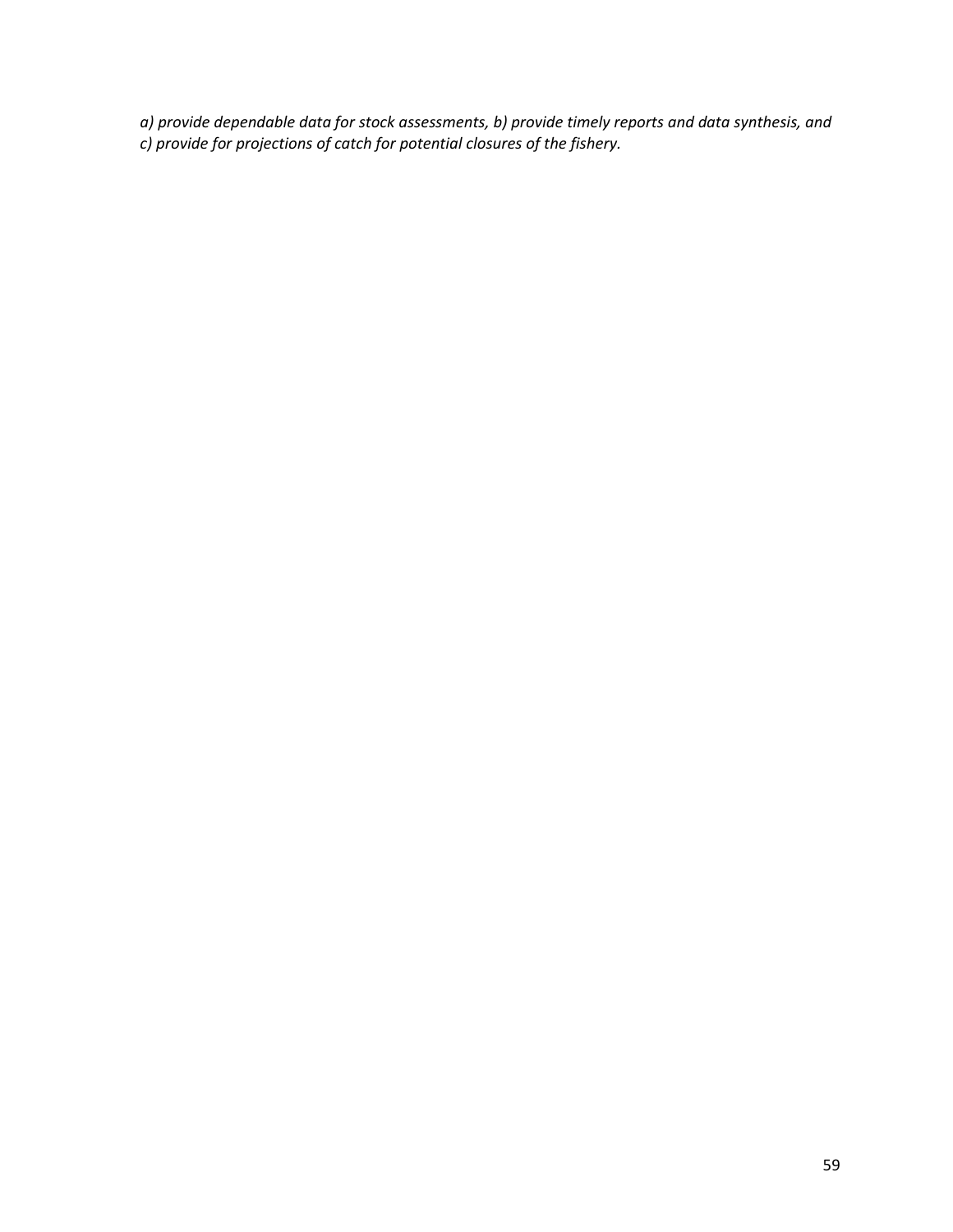*a) provide dependable data for stock assessments, b) provide timely reports and data synthesis, and c) provide for projections of catch for potential closures of the fishery.*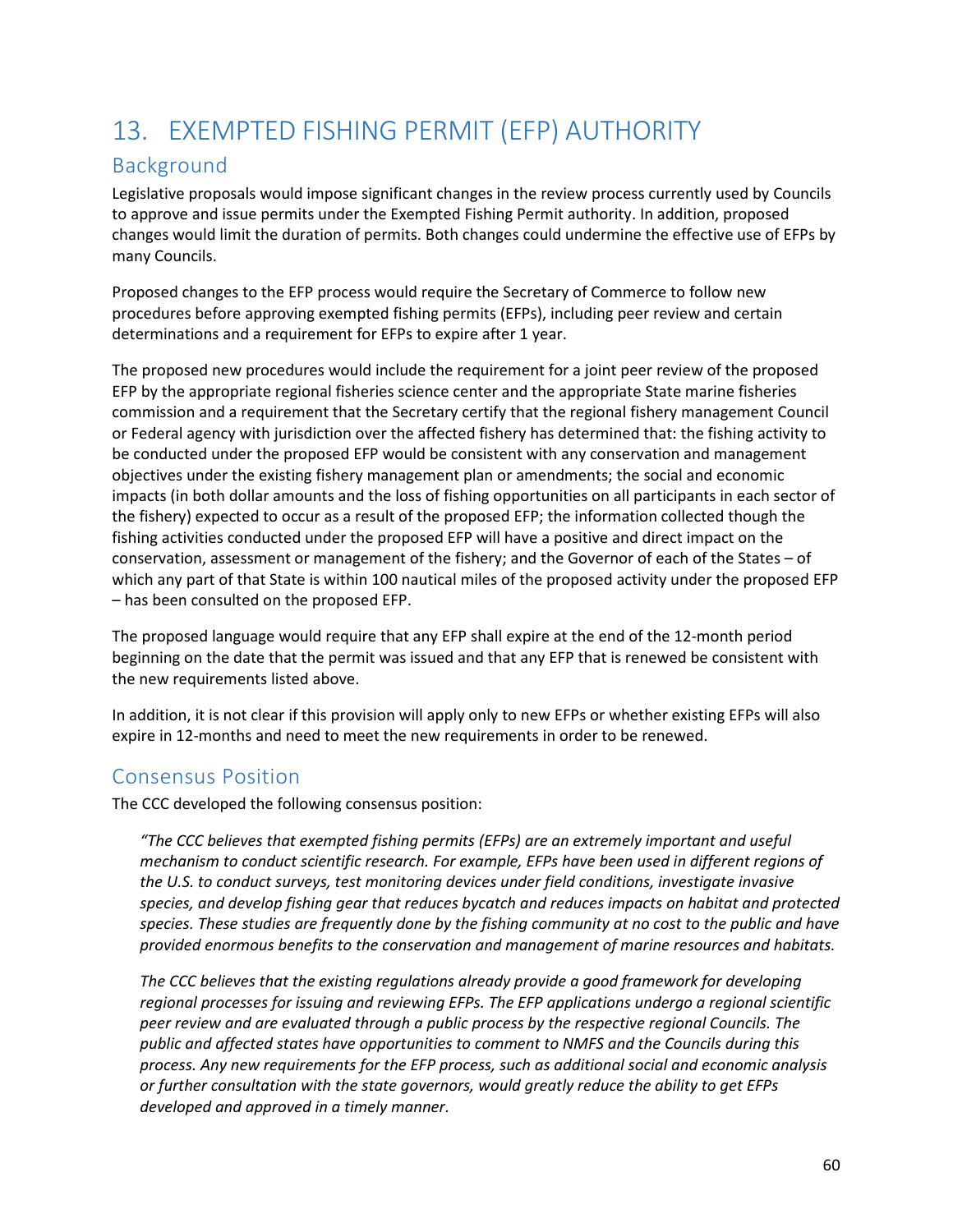# 13. EXEMPTED FISHING PERMIT (EFP) AUTHORITY

## Background

Legislative proposals would impose significant changes in the review process currently used by Councils to approve and issue permits under the Exempted Fishing Permit authority. In addition, proposed changes would limit the duration of permits. Both changes could undermine the effective use of EFPs by many Councils.

Proposed changes to the EFP process would require the Secretary of Commerce to follow new procedures before approving exempted fishing permits (EFPs), including peer review and certain determinations and a requirement for EFPs to expire after 1 year.

The proposed new procedures would include the requirement for a joint peer review of the proposed EFP by the appropriate regional fisheries science center and the appropriate State marine fisheries commission and a requirement that the Secretary certify that the regional fishery management Council or Federal agency with jurisdiction over the affected fishery has determined that: the fishing activity to be conducted under the proposed EFP would be consistent with any conservation and management objectives under the existing fishery management plan or amendments; the social and economic impacts (in both dollar amounts and the loss of fishing opportunities on all participants in each sector of the fishery) expected to occur as a result of the proposed EFP; the information collected though the fishing activities conducted under the proposed EFP will have a positive and direct impact on the conservation, assessment or management of the fishery; and the Governor of each of the States – of which any part of that State is within 100 nautical miles of the proposed activity under the proposed EFP – has been consulted on the proposed EFP.

The proposed language would require that any EFP shall expire at the end of the 12-month period beginning on the date that the permit was issued and that any EFP that is renewed be consistent with the new requirements listed above.

In addition, it is not clear if this provision will apply only to new EFPs or whether existing EFPs will also expire in 12-months and need to meet the new requirements in order to be renewed.

## Consensus Position

The CCC developed the following consensus position:

> *"The CCC believes that exempted fishing permits (EFPs) are an extremely important and useful mechanism to conduct scientific research. For example, EFPs have been used in different regions of the U.S. to conduct surveys, test monitoring devices under field conditions, investigate invasive species, and develop fishing gear that reduces bycatch and reduces impacts on habitat and protected species. These studies are frequently done by the fishing community at no cost to the public and have provided enormous benefits to the conservation and management of marine resources and habitats.*
>
> *The CCC believes that the existing regulations already provide a good framework for developing regional processes for issuing and reviewing EFPs. The EFP applications undergo a regional scientific peer review and are evaluated through a public process by the respective regional Councils. The public and affected states have opportunities to comment to NMFS and the Councils during this process. Any new requirements for the EFP process, such as additional social and economic analysis or further consultation with the state governors, would greatly reduce the ability to get EFPs developed and approved in a timely manner.*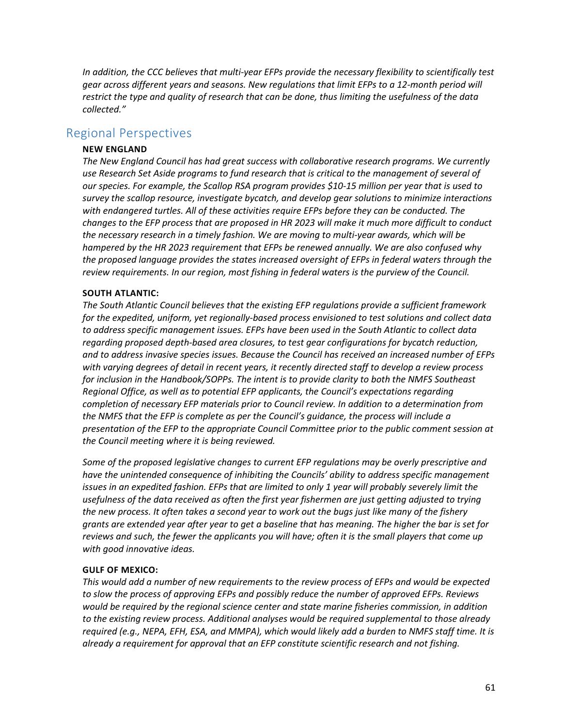*In addition, the CCC believes that multi-year EFPs provide the necessary flexibility to scientifically test gear across different years and seasons. New regulations that limit EFPs to a 12-month period will restrict the type and quality of research that can be done, thus limiting the usefulness of the data collected."*

## Regional Perspectives

**NEW ENGLAND**

*The New England Council has had great success with collaborative research programs. We currently use Research Set Aside programs to fund research that is critical to the management of several of our species. For example, the Scallop RSA program provides $10-15 million per year that is used to survey the scallop resource, investigate bycatch, and develop gear solutions to minimize interactions with endangered turtles. All of these activities require EFPs before they can be conducted. The changes to the EFP process that are proposed in HR 2023 will make it much more difficult to conduct the necessary research in a timely fashion. We are moving to multi-year awards, which will be hampered by the HR 2023 requirement that EFPs be renewed annually. We are also confused why the proposed language provides the states increased oversight of EFPs in federal waters through the review requirements. In our region, most fishing in federal waters is the purview of the Council.*

**SOUTH ATLANTIC:**

*The South Atlantic Council believes that the existing EFP regulations provide a sufficient framework for the expedited, uniform, yet regionally-based process envisioned to test solutions and collect data to address specific management issues. EFPs have been used in the South Atlantic to collect data regarding proposed depth-based area closures, to test gear configurations for bycatch reduction, and to address invasive species issues. Because the Council has received an increased number of EFPs with varying degrees of detail in recent years, it recently directed staff to develop a review process for inclusion in the Handbook/SOPPs. The intent is to provide clarity to both the NMFS Southeast Regional Office, as well as to potential EFP applicants, the Council's expectations regarding completion of necessary EFP materials prior to Council review. In addition to a determination from the NMFS that the EFP is complete as per the Council's guidance, the process will include a presentation of the EFP to the appropriate Council Committee prior to the public comment session at the Council meeting where it is being reviewed.*

*Some of the proposed legislative changes to current EFP regulations may be overly prescriptive and have the unintended consequence of inhibiting the Councils' ability to address specific management issues in an expedited fashion. EFPs that are limited to only 1 year will probably severely limit the usefulness of the data received as often the first year fishermen are just getting adjusted to trying the new process. It often takes a second year to work out the bugs just like many of the fishery grants are extended year after year to get a baseline that has meaning. The higher the bar is set for reviews and such, the fewer the applicants you will have; often it is the small players that come up with good innovative ideas.*

**GULF OF MEXICO:**

*This would add a number of new requirements to the review process of EFPs and would be expected to slow the process of approving EFPs and possibly reduce the number of approved EFPs. Reviews would be required by the regional science center and state marine fisheries commission, in addition to the existing review process. Additional analyses would be required supplemental to those already required (e.g., NEPA, EFH, ESA, and MMPA), which would likely add a burden to NMFS staff time. It is already a requirement for approval that an EFP constitute scientific research and not fishing.*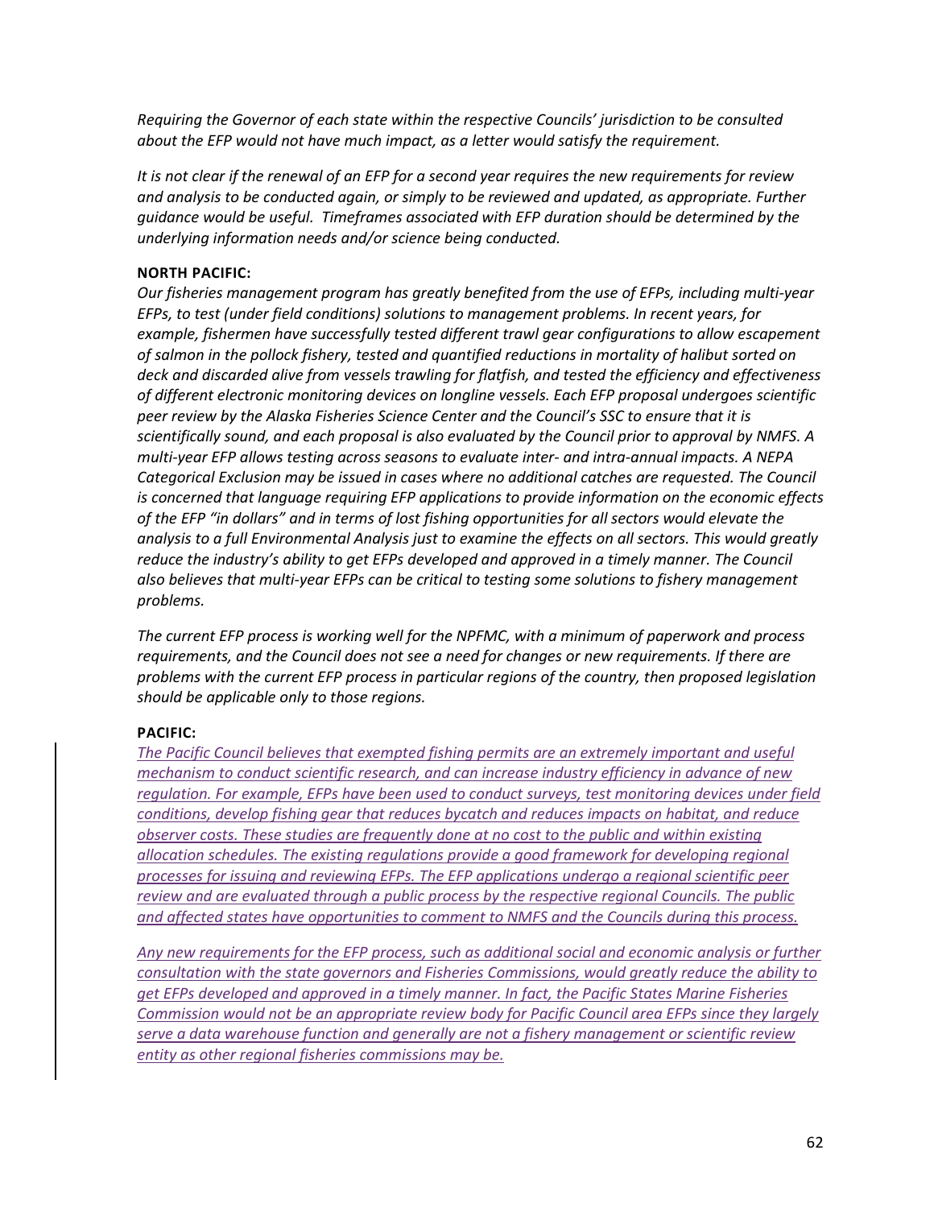*Requiring the Governor of each state within the respective Councils' jurisdiction to be consulted about the EFP would not have much impact, as a letter would satisfy the requirement.*

*It is not clear if the renewal of an EFP for a second year requires the new requirements for review and analysis to be conducted again, or simply to be reviewed and updated, as appropriate. Further guidance would be useful. Timeframes associated with EFP duration should be determined by the underlying information needs and/or science being conducted.*

**NORTH PACIFIC:**

*Our fisheries management program has greatly benefited from the use of EFPs, including multi-year EFPs, to test (under field conditions) solutions to management problems. In recent years, for example, fishermen have successfully tested different trawl gear configurations to allow escapement of salmon in the pollock fishery, tested and quantified reductions in mortality of halibut sorted on deck and discarded alive from vessels trawling for flatfish, and tested the efficiency and effectiveness of different electronic monitoring devices on longline vessels. Each EFP proposal undergoes scientific peer review by the Alaska Fisheries Science Center and the Council's SSC to ensure that it is scientifically sound, and each proposal is also evaluated by the Council prior to approval by NMFS. A multi-year EFP allows testing across seasons to evaluate inter- and intra-annual impacts. A NEPA Categorical Exclusion may be issued in cases where no additional catches are requested. The Council is concerned that language requiring EFP applications to provide information on the economic effects of the EFP "in dollars" and in terms of lost fishing opportunities for all sectors would elevate the analysis to a full Environmental Analysis just to examine the effects on all sectors. This would greatly reduce the industry's ability to get EFPs developed and approved in a timely manner. The Council also believes that multi-year EFPs can be critical to testing some solutions to fishery management problems.*

*The current EFP process is working well for the NPFMC, with a minimum of paperwork and process requirements, and the Council does not see a need for changes or new requirements. If there are problems with the current EFP process in particular regions of the country, then proposed legislation should be applicable only to those regions.*

**PACIFIC:**

*The Pacific Council believes that exempted fishing permits are an extremely important and useful mechanism to conduct scientific research, and can increase industry efficiency in advance of new regulation. For example, EFPs have been used to conduct surveys, test monitoring devices under field conditions, develop fishing gear that reduces bycatch and reduces impacts on habitat, and reduce observer costs. These studies are frequently done at no cost to the public and within existing allocation schedules. The existing regulations provide a good framework for developing regional processes for issuing and reviewing EFPs. The EFP applications undergo a regional scientific peer review and are evaluated through a public process by the respective regional Councils. The public and affected states have opportunities to comment to NMFS and the Councils during this process.*

*Any new requirements for the EFP process, such as additional social and economic analysis or further consultation with the state governors and Fisheries Commissions, would greatly reduce the ability to get EFPs developed and approved in a timely manner. In fact, the Pacific States Marine Fisheries Commission would not be an appropriate review body for Pacific Council area EFPs since they largely serve a data warehouse function and generally are not a fishery management or scientific review entity as other regional fisheries commissions may be.*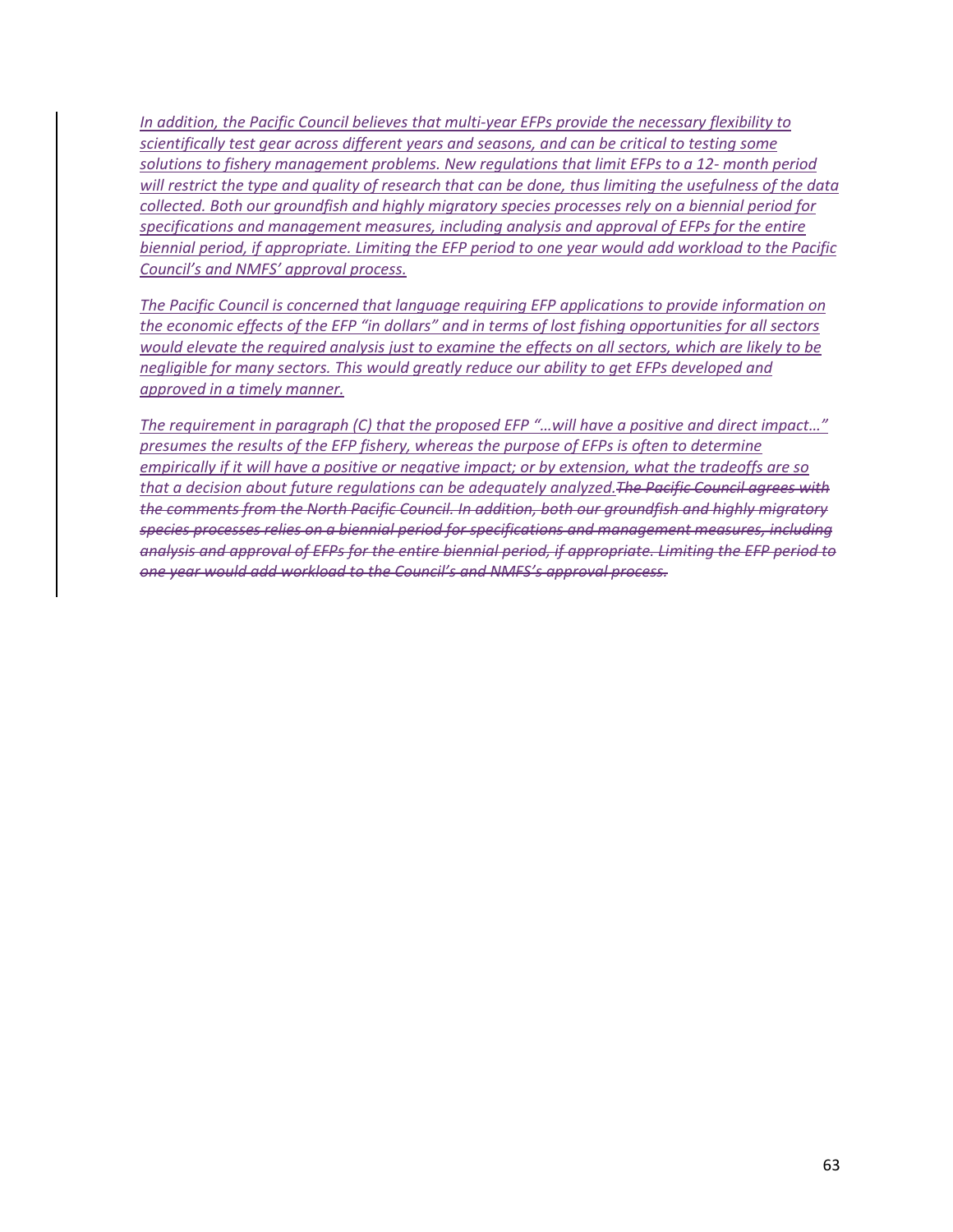*In addition, the Pacific Council believes that multi-year EFPs provide the necessary flexibility to scientifically test gear across different years and seasons, and can be critical to testing some solutions to fishery management problems. New regulations that limit EFPs to a 12- month period will restrict the type and quality of research that can be done, thus limiting the usefulness of the data collected. Both our groundfish and highly migratory species processes rely on a biennial period for specifications and management measures, including analysis and approval of EFPs for the entire biennial period, if appropriate. Limiting the EFP period to one year would add workload to the Pacific Council's and NMFS' approval process.*

*The Pacific Council is concerned that language requiring EFP applications to provide information on the economic effects of the EFP "in dollars" and in terms of lost fishing opportunities for all sectors would elevate the required analysis just to examine the effects on all sectors, which are likely to be negligible for many sectors. This would greatly reduce our ability to get EFPs developed and approved in a timely manner.*

*The requirement in paragraph (C) that the proposed EFP "…will have a positive and direct impact…" presumes the results of the EFP fishery, whereas the purpose of EFPs is often to determine empirically if it will have a positive or negative impact; or by extension, what the tradeoffs are so that a decision about future regulations can be adequately analyzed.*~~*The Pacific Council agrees with the comments from the North Pacific Council. In addition, both our groundfish and highly migratory species processes relies on a biennial period for specifications and management measures, including analysis and approval of EFPs for the entire biennial period, if appropriate. Limiting the EFP period to one year would add workload to the Council's and NMFS's approval process.*~~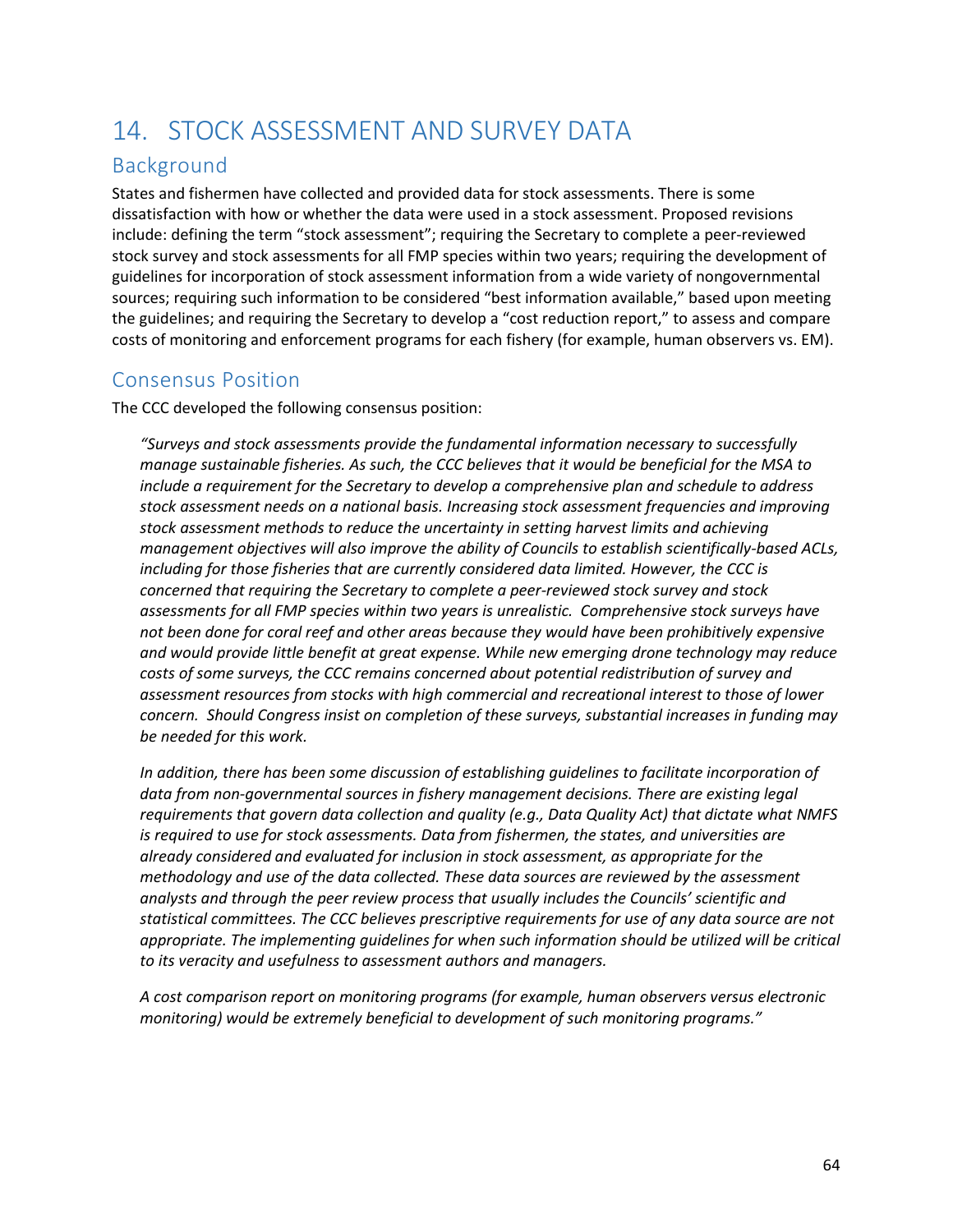# 14. STOCK ASSESSMENT AND SURVEY DATA

## Background

States and fishermen have collected and provided data for stock assessments. There is some dissatisfaction with how or whether the data were used in a stock assessment. Proposed revisions include: defining the term "stock assessment"; requiring the Secretary to complete a peer-reviewed stock survey and stock assessments for all FMP species within two years; requiring the development of guidelines for incorporation of stock assessment information from a wide variety of nongovernmental sources; requiring such information to be considered "best information available," based upon meeting the guidelines; and requiring the Secretary to develop a "cost reduction report," to assess and compare costs of monitoring and enforcement programs for each fishery (for example, human observers vs. EM).

## Consensus Position

The CCC developed the following consensus position:

*"Surveys and stock assessments provide the fundamental information necessary to successfully manage sustainable fisheries. As such, the CCC believes that it would be beneficial for the MSA to include a requirement for the Secretary to develop a comprehensive plan and schedule to address stock assessment needs on a national basis. Increasing stock assessment frequencies and improving stock assessment methods to reduce the uncertainty in setting harvest limits and achieving management objectives will also improve the ability of Councils to establish scientifically-based ACLs, including for those fisheries that are currently considered data limited. However, the CCC is concerned that requiring the Secretary to complete a peer-reviewed stock survey and stock assessments for all FMP species within two years is unrealistic. Comprehensive stock surveys have not been done for coral reef and other areas because they would have been prohibitively expensive and would provide little benefit at great expense. While new emerging drone technology may reduce costs of some surveys, the CCC remains concerned about potential redistribution of survey and assessment resources from stocks with high commercial and recreational interest to those of lower concern. Should Congress insist on completion of these surveys, substantial increases in funding may be needed for this work.*

*In addition, there has been some discussion of establishing guidelines to facilitate incorporation of data from non-governmental sources in fishery management decisions. There are existing legal requirements that govern data collection and quality (e.g., Data Quality Act) that dictate what NMFS is required to use for stock assessments. Data from fishermen, the states, and universities are already considered and evaluated for inclusion in stock assessment, as appropriate for the methodology and use of the data collected. These data sources are reviewed by the assessment analysts and through the peer review process that usually includes the Councils' scientific and statistical committees. The CCC believes prescriptive requirements for use of any data source are not appropriate. The implementing guidelines for when such information should be utilized will be critical to its veracity and usefulness to assessment authors and managers.*

*A cost comparison report on monitoring programs (for example, human observers versus electronic monitoring) would be extremely beneficial to development of such monitoring programs."*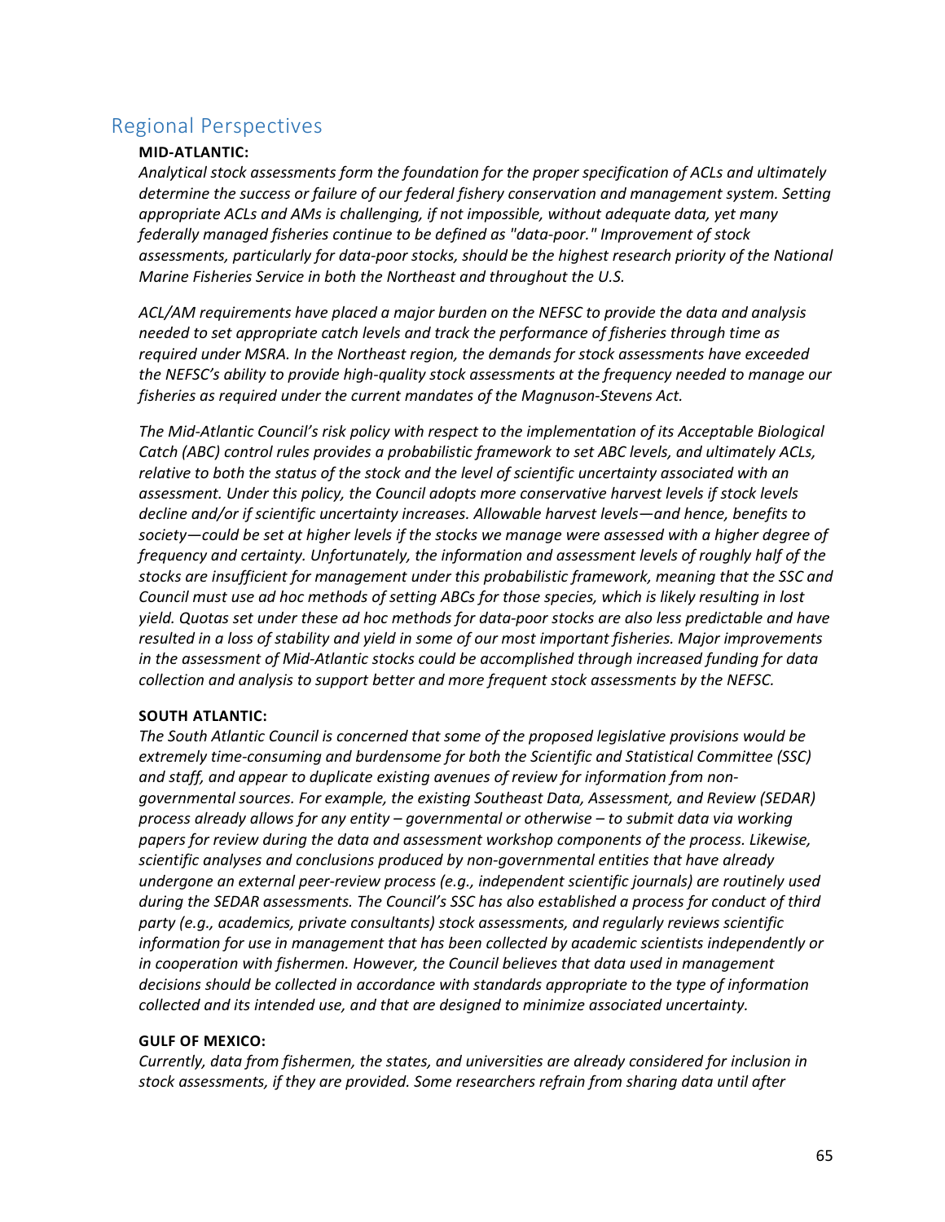## Regional Perspectives

**MID-ATLANTIC:**

*Analytical stock assessments form the foundation for the proper specification of ACLs and ultimately determine the success or failure of our federal fishery conservation and management system. Setting appropriate ACLs and AMs is challenging, if not impossible, without adequate data, yet many federally managed fisheries continue to be defined as "data-poor." Improvement of stock assessments, particularly for data-poor stocks, should be the highest research priority of the National Marine Fisheries Service in both the Northeast and throughout the U.S.*

*ACL/AM requirements have placed a major burden on the NEFSC to provide the data and analysis needed to set appropriate catch levels and track the performance of fisheries through time as required under MSRA. In the Northeast region, the demands for stock assessments have exceeded the NEFSC's ability to provide high-quality stock assessments at the frequency needed to manage our fisheries as required under the current mandates of the Magnuson-Stevens Act.*

*The Mid-Atlantic Council's risk policy with respect to the implementation of its Acceptable Biological Catch (ABC) control rules provides a probabilistic framework to set ABC levels, and ultimately ACLs, relative to both the status of the stock and the level of scientific uncertainty associated with an assessment. Under this policy, the Council adopts more conservative harvest levels if stock levels decline and/or if scientific uncertainty increases. Allowable harvest levels—and hence, benefits to society—could be set at higher levels if the stocks we manage were assessed with a higher degree of frequency and certainty. Unfortunately, the information and assessment levels of roughly half of the stocks are insufficient for management under this probabilistic framework, meaning that the SSC and Council must use ad hoc methods of setting ABCs for those species, which is likely resulting in lost yield. Quotas set under these ad hoc methods for data-poor stocks are also less predictable and have resulted in a loss of stability and yield in some of our most important fisheries. Major improvements in the assessment of Mid-Atlantic stocks could be accomplished through increased funding for data collection and analysis to support better and more frequent stock assessments by the NEFSC.*

**SOUTH ATLANTIC:**

*The South Atlantic Council is concerned that some of the proposed legislative provisions would be extremely time-consuming and burdensome for both the Scientific and Statistical Committee (SSC) and staff, and appear to duplicate existing avenues of review for information from non-governmental sources. For example, the existing Southeast Data, Assessment, and Review (SEDAR) process already allows for any entity – governmental or otherwise – to submit data via working papers for review during the data and assessment workshop components of the process. Likewise, scientific analyses and conclusions produced by non-governmental entities that have already undergone an external peer-review process (e.g., independent scientific journals) are routinely used during the SEDAR assessments. The Council's SSC has also established a process for conduct of third party (e.g., academics, private consultants) stock assessments, and regularly reviews scientific information for use in management that has been collected by academic scientists independently or in cooperation with fishermen. However, the Council believes that data used in management decisions should be collected in accordance with standards appropriate to the type of information collected and its intended use, and that are designed to minimize associated uncertainty.*

**GULF OF MEXICO:**

*Currently, data from fishermen, the states, and universities are already considered for inclusion in stock assessments, if they are provided. Some researchers refrain from sharing data until after*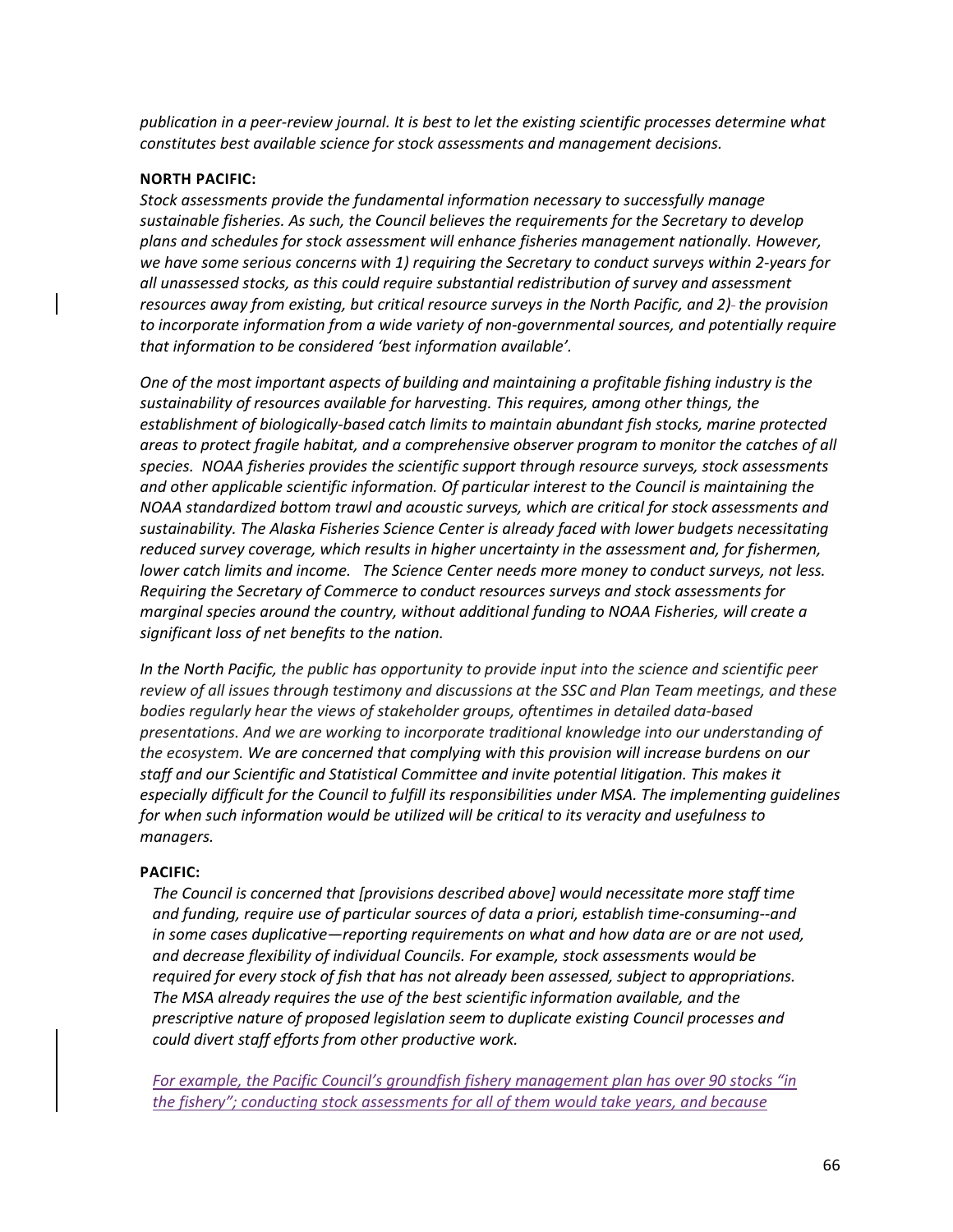*publication in a peer-review journal. It is best to let the existing scientific processes determine what constitutes best available science for stock assessments and management decisions.*

**NORTH PACIFIC:**

*Stock assessments provide the fundamental information necessary to successfully manage sustainable fisheries. As such, the Council believes the requirements for the Secretary to develop plans and schedules for stock assessment will enhance fisheries management nationally. However, we have some serious concerns with 1) requiring the Secretary to conduct surveys within 2-years for all unassessed stocks, as this could require substantial redistribution of survey and assessment resources away from existing, but critical resource surveys in the North Pacific, and 2) the provision to incorporate information from a wide variety of non-governmental sources, and potentially require that information to be considered 'best information available'.*

*One of the most important aspects of building and maintaining a profitable fishing industry is the sustainability of resources available for harvesting. This requires, among other things, the establishment of biologically-based catch limits to maintain abundant fish stocks, marine protected areas to protect fragile habitat, and a comprehensive observer program to monitor the catches of all species. NOAA fisheries provides the scientific support through resource surveys, stock assessments and other applicable scientific information. Of particular interest to the Council is maintaining the NOAA standardized bottom trawl and acoustic surveys, which are critical for stock assessments and sustainability. The Alaska Fisheries Science Center is already faced with lower budgets necessitating reduced survey coverage, which results in higher uncertainty in the assessment and, for fishermen, lower catch limits and income. The Science Center needs more money to conduct surveys, not less. Requiring the Secretary of Commerce to conduct resources surveys and stock assessments for marginal species around the country, without additional funding to NOAA Fisheries, will create a significant loss of net benefits to the nation.*

*In the North Pacific, the public has opportunity to provide input into the science and scientific peer review of all issues through testimony and discussions at the SSC and Plan Team meetings, and these bodies regularly hear the views of stakeholder groups, oftentimes in detailed data-based presentations. And we are working to incorporate traditional knowledge into our understanding of the ecosystem. We are concerned that complying with this provision will increase burdens on our staff and our Scientific and Statistical Committee and invite potential litigation. This makes it especially difficult for the Council to fulfill its responsibilities under MSA. The implementing guidelines for when such information would be utilized will be critical to its veracity and usefulness to managers.*

**PACIFIC:**

*The Council is concerned that [provisions described above] would necessitate more staff time and funding, require use of particular sources of data a priori, establish time-consuming--and in some cases duplicative—reporting requirements on what and how data are or are not used, and decrease flexibility of individual Councils. For example, stock assessments would be required for every stock of fish that has not already been assessed, subject to appropriations. The MSA already requires the use of the best scientific information available, and the prescriptive nature of proposed legislation seem to duplicate existing Council processes and could divert staff efforts from other productive work.*

*For example, the Pacific Council's groundfish fishery management plan has over 90 stocks "in the fishery"; conducting stock assessments for all of them would take years, and because*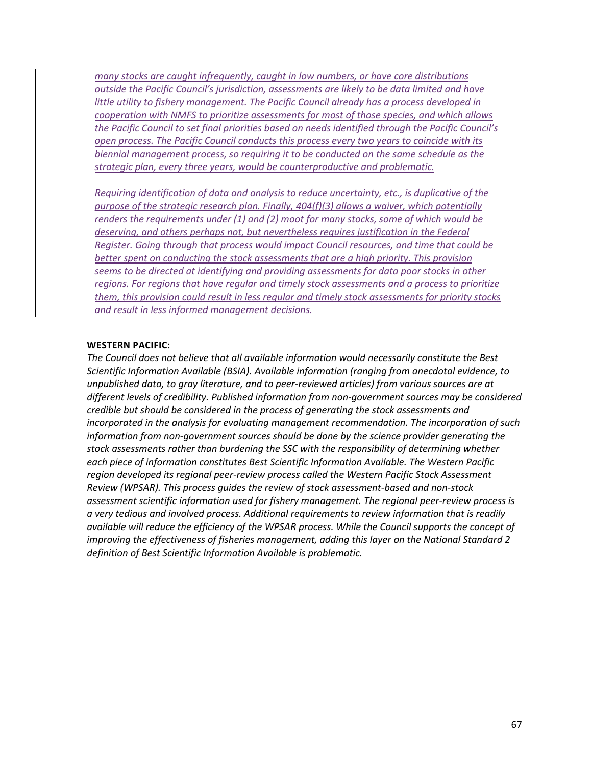*many stocks are caught infrequently, caught in low numbers, or have core distributions outside the Pacific Council's jurisdiction, assessments are likely to be data limited and have little utility to fishery management. The Pacific Council already has a process developed in cooperation with NMFS to prioritize assessments for most of those species, and which allows the Pacific Council to set final priorities based on needs identified through the Pacific Council's open process. The Pacific Council conducts this process every two years to coincide with its biennial management process, so requiring it to be conducted on the same schedule as the strategic plan, every three years, would be counterproductive and problematic.*

*Requiring identification of data and analysis to reduce uncertainty, etc., is duplicative of the purpose of the strategic research plan. Finally, 404(f)(3) allows a waiver, which potentially renders the requirements under (1) and (2) moot for many stocks, some of which would be deserving, and others perhaps not, but nevertheless requires justification in the Federal Register. Going through that process would impact Council resources, and time that could be better spent on conducting the stock assessments that are a high priority. This provision seems to be directed at identifying and providing assessments for data poor stocks in other regions. For regions that have regular and timely stock assessments and a process to prioritize them, this provision could result in less regular and timely stock assessments for priority stocks and result in less informed management decisions.*

**WESTERN PACIFIC:**

*The Council does not believe that all available information would necessarily constitute the Best Scientific Information Available (BSIA). Available information (ranging from anecdotal evidence, to unpublished data, to gray literature, and to peer-reviewed articles) from various sources are at different levels of credibility. Published information from non-government sources may be considered credible but should be considered in the process of generating the stock assessments and incorporated in the analysis for evaluating management recommendation. The incorporation of such information from non-government sources should be done by the science provider generating the stock assessments rather than burdening the SSC with the responsibility of determining whether each piece of information constitutes Best Scientific Information Available. The Western Pacific region developed its regional peer-review process called the Western Pacific Stock Assessment Review (WPSAR). This process guides the review of stock assessment-based and non-stock assessment scientific information used for fishery management. The regional peer-review process is a very tedious and involved process. Additional requirements to review information that is readily available will reduce the efficiency of the WPSAR process. While the Council supports the concept of improving the effectiveness of fisheries management, adding this layer on the National Standard 2 definition of Best Scientific Information Available is problematic.*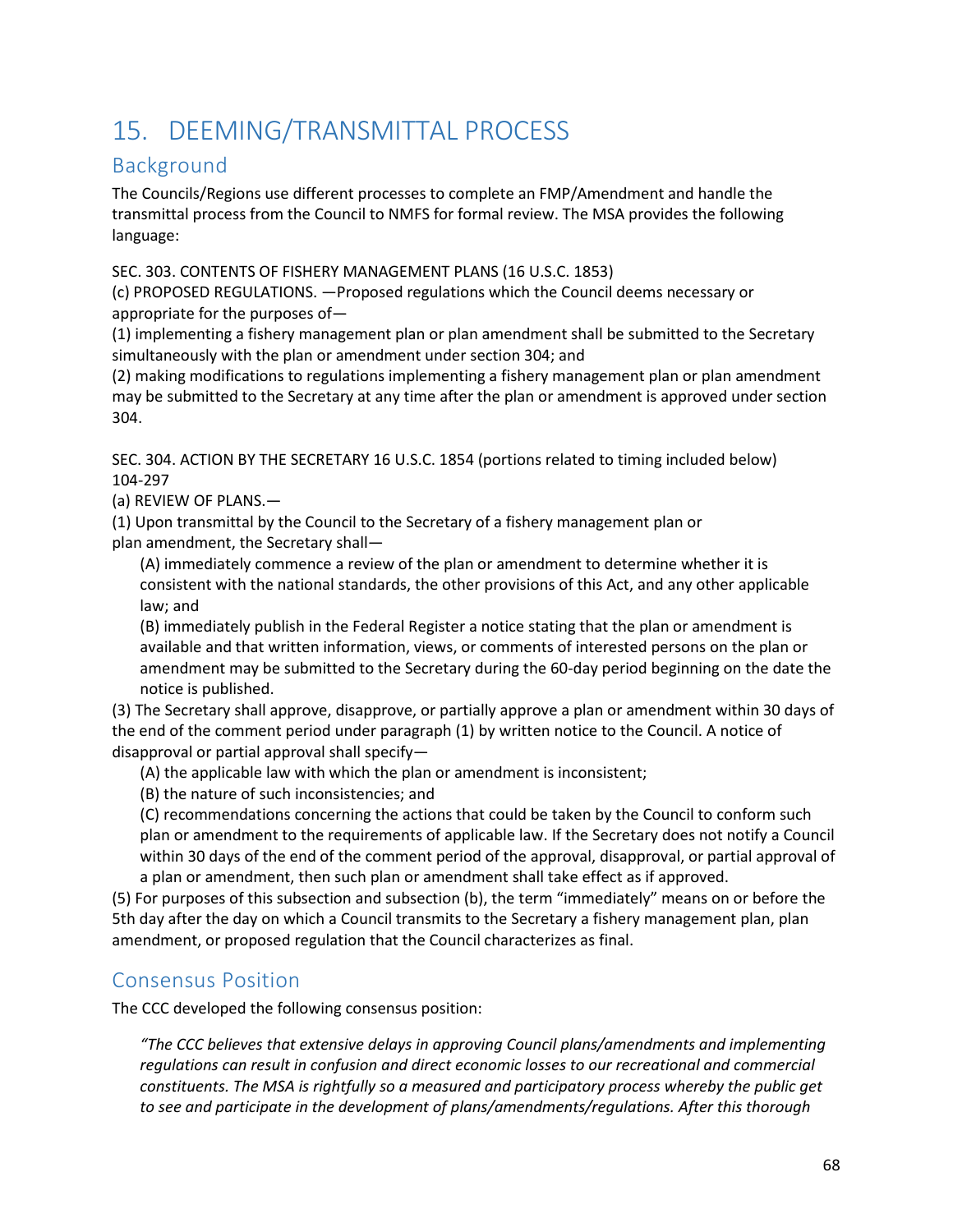# 15. DEEMING/TRANSMITTAL PROCESS

## Background

The Councils/Regions use different processes to complete an FMP/Amendment and handle the transmittal process from the Council to NMFS for formal review. The MSA provides the following language:

SEC. 303. CONTENTS OF FISHERY MANAGEMENT PLANS (16 U.S.C. 1853)
(c) PROPOSED REGULATIONS. —Proposed regulations which the Council deems necessary or appropriate for the purposes of—
(1) implementing a fishery management plan or plan amendment shall be submitted to the Secretary simultaneously with the plan or amendment under section 304; and
(2) making modifications to regulations implementing a fishery management plan or plan amendment may be submitted to the Secretary at any time after the plan or amendment is approved under section 304.

SEC. 304. ACTION BY THE SECRETARY 16 U.S.C. 1854 (portions related to timing included below) 104-297
(a) REVIEW OF PLANS.—
(1) Upon transmittal by the Council to the Secretary of a fishery management plan or plan amendment, the Secretary shall—

> (A) immediately commence a review of the plan or amendment to determine whether it is consistent with the national standards, the other provisions of this Act, and any other applicable law; and
> (B) immediately publish in the Federal Register a notice stating that the plan or amendment is available and that written information, views, or comments of interested persons on the plan or amendment may be submitted to the Secretary during the 60-day period beginning on the date the notice is published.

(3) The Secretary shall approve, disapprove, or partially approve a plan or amendment within 30 days of the end of the comment period under paragraph (1) by written notice to the Council. A notice of disapproval or partial approval shall specify—

> (A) the applicable law with which the plan or amendment is inconsistent;
> (B) the nature of such inconsistencies; and
> (C) recommendations concerning the actions that could be taken by the Council to conform such plan or amendment to the requirements of applicable law. If the Secretary does not notify a Council within 30 days of the end of the comment period of the approval, disapproval, or partial approval of a plan or amendment, then such plan or amendment shall take effect as if approved.

(5) For purposes of this subsection and subsection (b), the term "immediately" means on or before the 5th day after the day on which a Council transmits to the Secretary a fishery management plan, plan amendment, or proposed regulation that the Council characterizes as final.

## Consensus Position

The CCC developed the following consensus position:

> *"The CCC believes that extensive delays in approving Council plans/amendments and implementing regulations can result in confusion and direct economic losses to our recreational and commercial constituents. The MSA is rightfully so a measured and participatory process whereby the public get to see and participate in the development of plans/amendments/regulations. After this thorough*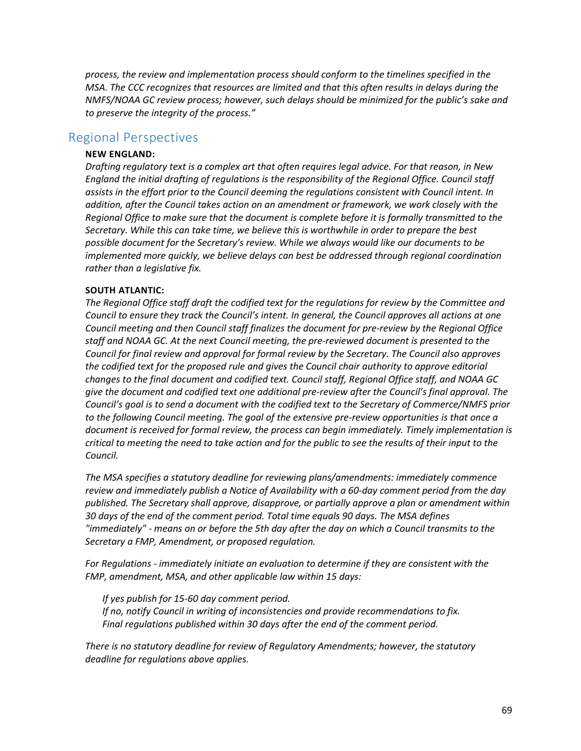*process, the review and implementation process should conform to the timelines specified in the MSA. The CCC recognizes that resources are limited and that this often results in delays during the NMFS/NOAA GC review process; however, such delays should be minimized for the public's sake and to preserve the integrity of the process."*

## Regional Perspectives

**NEW ENGLAND:**

*Drafting regulatory text is a complex art that often requires legal advice. For that reason, in New England the initial drafting of regulations is the responsibility of the Regional Office. Council staff assists in the effort prior to the Council deeming the regulations consistent with Council intent. In addition, after the Council takes action on an amendment or framework, we work closely with the Regional Office to make sure that the document is complete before it is formally transmitted to the Secretary. While this can take time, we believe this is worthwhile in order to prepare the best possible document for the Secretary's review. While we always would like our documents to be implemented more quickly, we believe delays can best be addressed through regional coordination rather than a legislative fix.*

**SOUTH ATLANTIC:**

*The Regional Office staff draft the codified text for the regulations for review by the Committee and Council to ensure they track the Council's intent. In general, the Council approves all actions at one Council meeting and then Council staff finalizes the document for pre-review by the Regional Office staff and NOAA GC. At the next Council meeting, the pre-reviewed document is presented to the Council for final review and approval for formal review by the Secretary. The Council also approves the codified text for the proposed rule and gives the Council chair authority to approve editorial changes to the final document and codified text. Council staff, Regional Office staff, and NOAA GC give the document and codified text one additional pre-review after the Council's final approval. The Council's goal is to send a document with the codified text to the Secretary of Commerce/NMFS prior to the following Council meeting. The goal of the extensive pre-review opportunities is that once a document is received for formal review, the process can begin immediately. Timely implementation is critical to meeting the need to take action and for the public to see the results of their input to the Council.*

*The MSA specifies a statutory deadline for reviewing plans/amendments: immediately commence review and immediately publish a Notice of Availability with a 60-day comment period from the day published. The Secretary shall approve, disapprove, or partially approve a plan or amendment within 30 days of the end of the comment period. Total time equals 90 days. The MSA defines "immediately" - means on or before the 5th day after the day on which a Council transmits to the Secretary a FMP, Amendment, or proposed regulation.*

*For Regulations - immediately initiate an evaluation to determine if they are consistent with the FMP, amendment, MSA, and other applicable law within 15 days:*

*If yes publish for 15-60 day comment period.*
*If no, notify Council in writing of inconsistencies and provide recommendations to fix.*
*Final regulations published within 30 days after the end of the comment period.*

*There is no statutory deadline for review of Regulatory Amendments; however, the statutory deadline for regulations above applies.*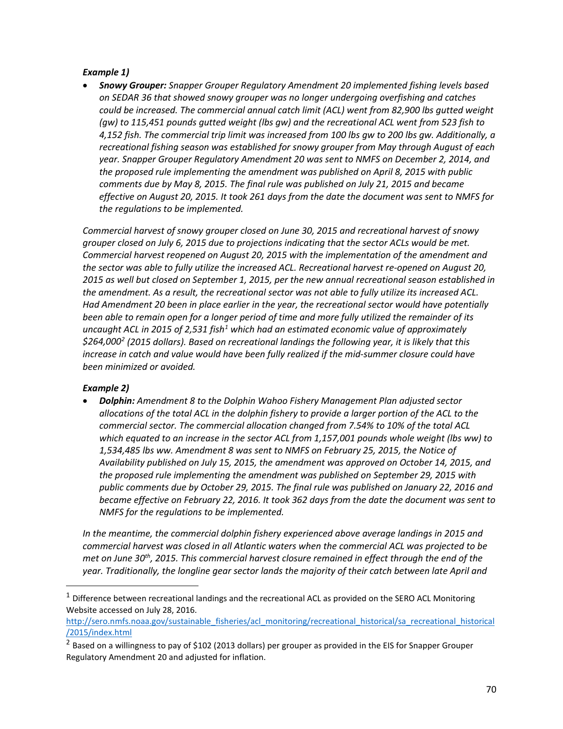***Example 1)***

- ***Snowy Grouper:*** *Snapper Grouper Regulatory Amendment 20 implemented fishing levels based on SEDAR 36 that showed snowy grouper was no longer undergoing overfishing and catches could be increased. The commercial annual catch limit (ACL) went from 82,900 lbs gutted weight (gw) to 115,451 pounds gutted weight (lbs gw) and the recreational ACL went from 523 fish to 4,152 fish. The commercial trip limit was increased from 100 lbs gw to 200 lbs gw. Additionally, a recreational fishing season was established for snowy grouper from May through August of each year. Snapper Grouper Regulatory Amendment 20 was sent to NMFS on December 2, 2014, and the proposed rule implementing the amendment was published on April 8, 2015 with public comments due by May 8, 2015. The final rule was published on July 21, 2015 and became effective on August 20, 2015. It took 261 days from the date the document was sent to NMFS for the regulations to be implemented.*

*Commercial harvest of snowy grouper closed on June 30, 2015 and recreational harvest of snowy grouper closed on July 6, 2015 due to projections indicating that the sector ACLs would be met. Commercial harvest reopened on August 20, 2015 with the implementation of the amendment and the sector was able to fully utilize the increased ACL. Recreational harvest re-opened on August 20, 2015 as well but closed on September 1, 2015, per the new annual recreational season established in the amendment. As a result, the recreational sector was not able to fully utilize its increased ACL. Had Amendment 20 been in place earlier in the year, the recreational sector would have potentially been able to remain open for a longer period of time and more fully utilized the remainder of its uncaught ACL in 2015 of 2,531 fish[1] which had an estimated economic value of approximately $264,000[2] (2015 dollars). Based on recreational landings the following year, it is likely that this increase in catch and value would have been fully realized if the mid-summer closure could have been minimized or avoided.*

***Example 2)***

- ***Dolphin:*** *Amendment 8 to the Dolphin Wahoo Fishery Management Plan adjusted sector allocations of the total ACL in the dolphin fishery to provide a larger portion of the ACL to the commercial sector. The commercial allocation changed from 7.54% to 10% of the total ACL which equated to an increase in the sector ACL from 1,157,001 pounds whole weight (lbs ww) to 1,534,485 lbs ww. Amendment 8 was sent to NMFS on February 25, 2015, the Notice of Availability published on July 15, 2015, the amendment was approved on October 14, 2015, and the proposed rule implementing the amendment was published on September 29, 2015 with public comments due by October 29, 2015. The final rule was published on January 22, 2016 and became effective on February 22, 2016. It took 362 days from the date the document was sent to NMFS for the regulations to be implemented.*

*In the meantime, the commercial dolphin fishery experienced above average landings in 2015 and commercial harvest was closed in all Atlantic waters when the commercial ACL was projected to be met on June 30th, 2015. This commercial harvest closure remained in effect through the end of the year. Traditionally, the longline gear sector lands the majority of their catch between late April and*

---

[1] Difference between recreational landings and the recreational ACL as provided on the SERO ACL Monitoring Website accessed on July 28, 2016. http://sero.nmfs.noaa.gov/sustainable_fisheries/acl_monitoring/recreational_historical/sa_recreational_historical/2015/index.html

[2] Based on a willingness to pay of $102 (2013 dollars) per grouper as provided in the EIS for Snapper Grouper Regulatory Amendment 20 and adjusted for inflation.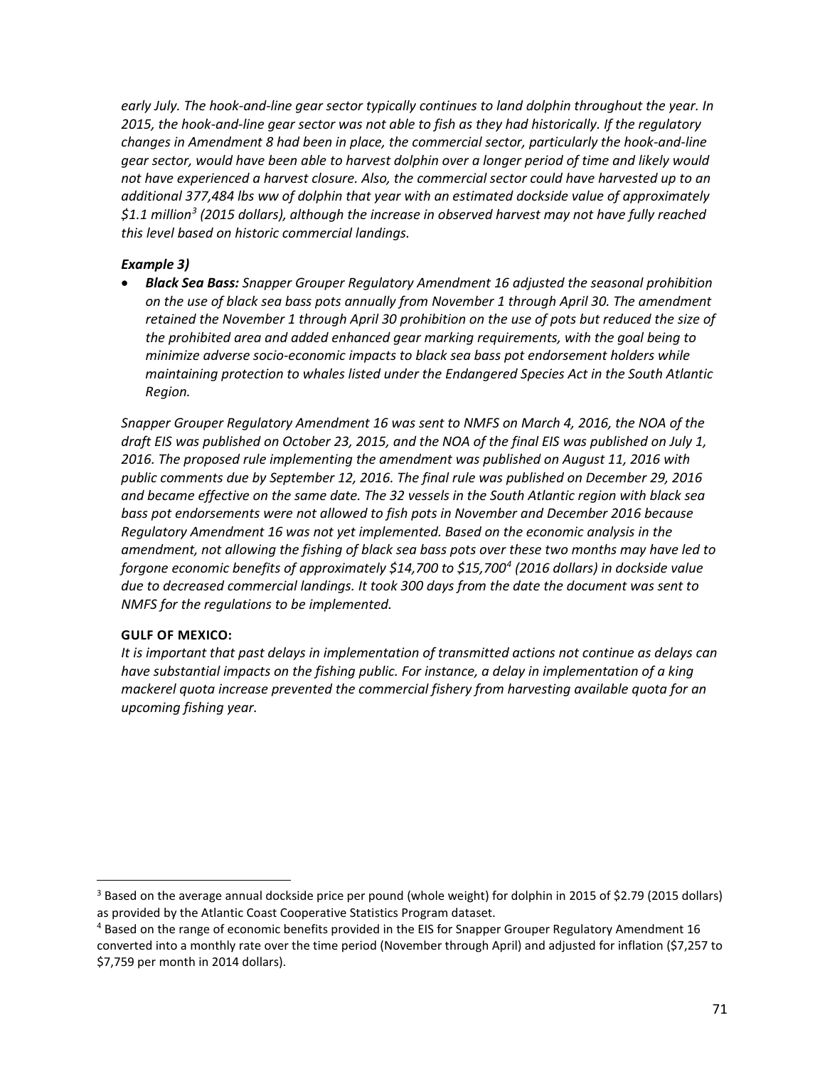*early July. The hook-and-line gear sector typically continues to land dolphin throughout the year. In 2015, the hook-and-line gear sector was not able to fish as they had historically. If the regulatory changes in Amendment 8 had been in place, the commercial sector, particularly the hook-and-line gear sector, would have been able to harvest dolphin over a longer period of time and likely would not have experienced a harvest closure. Also, the commercial sector could have harvested up to an additional 377,484 lbs ww of dolphin that year with an estimated dockside value of approximately $1.1 million[3] (2015 dollars), although the increase in observed harvest may not have fully reached this level based on historic commercial landings.*

***Example 3)***

- ***Black Sea Bass:*** *Snapper Grouper Regulatory Amendment 16 adjusted the seasonal prohibition on the use of black sea bass pots annually from November 1 through April 30. The amendment retained the November 1 through April 30 prohibition on the use of pots but reduced the size of the prohibited area and added enhanced gear marking requirements, with the goal being to minimize adverse socio-economic impacts to black sea bass pot endorsement holders while maintaining protection to whales listed under the Endangered Species Act in the South Atlantic Region.*

*Snapper Grouper Regulatory Amendment 16 was sent to NMFS on March 4, 2016, the NOA of the draft EIS was published on October 23, 2015, and the NOA of the final EIS was published on July 1, 2016. The proposed rule implementing the amendment was published on August 11, 2016 with public comments due by September 12, 2016. The final rule was published on December 29, 2016 and became effective on the same date. The 32 vessels in the South Atlantic region with black sea bass pot endorsements were not allowed to fish pots in November and December 2016 because Regulatory Amendment 16 was not yet implemented. Based on the economic analysis in the amendment, not allowing the fishing of black sea bass pots over these two months may have led to forgone economic benefits of approximately $14,700 to $15,700[4] (2016 dollars) in dockside value due to decreased commercial landings. It took 300 days from the date the document was sent to NMFS for the regulations to be implemented.*

**GULF OF MEXICO:**

*It is important that past delays in implementation of transmitted actions not continue as delays can have substantial impacts on the fishing public. For instance, a delay in implementation of a king mackerel quota increase prevented the commercial fishery from harvesting available quota for an upcoming fishing year.*

---

[3] Based on the average annual dockside price per pound (whole weight) for dolphin in 2015 of $2.79 (2015 dollars) as provided by the Atlantic Coast Cooperative Statistics Program dataset.

[4] Based on the range of economic benefits provided in the EIS for Snapper Grouper Regulatory Amendment 16 converted into a monthly rate over the time period (November through April) and adjusted for inflation ($7,257 to $7,759 per month in 2014 dollars).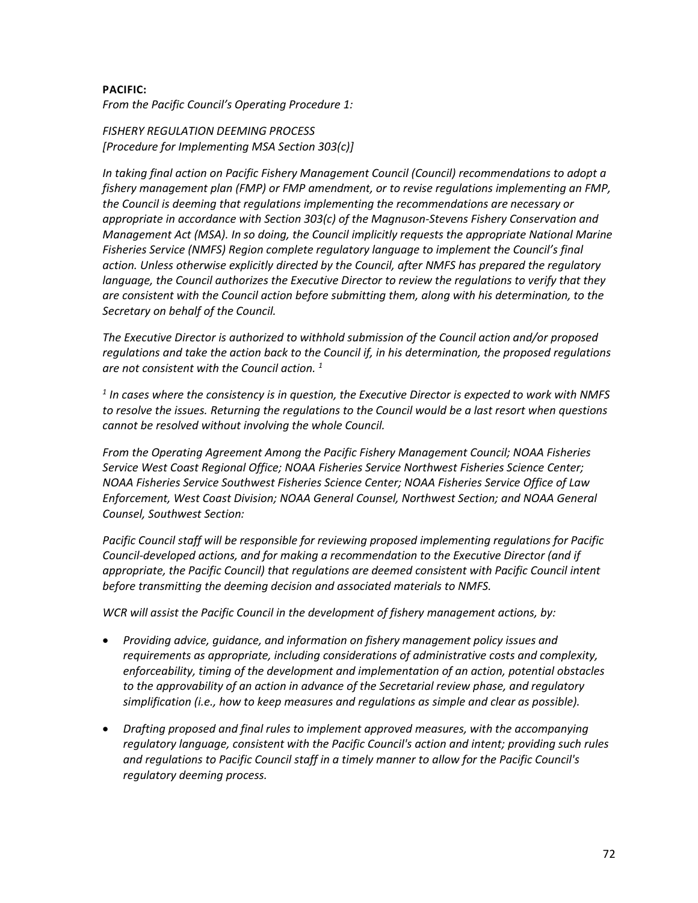**PACIFIC:**

*From the Pacific Council's Operating Procedure 1:*

*FISHERY REGULATION DEEMING PROCESS*
*[Procedure for Implementing MSA Section 303(c)]*

*In taking final action on Pacific Fishery Management Council (Council) recommendations to adopt a fishery management plan (FMP) or FMP amendment, or to revise regulations implementing an FMP, the Council is deeming that regulations implementing the recommendations are necessary or appropriate in accordance with Section 303(c) of the Magnuson-Stevens Fishery Conservation and Management Act (MSA). In so doing, the Council implicitly requests the appropriate National Marine Fisheries Service (NMFS) Region complete regulatory language to implement the Council's final action. Unless otherwise explicitly directed by the Council, after NMFS has prepared the regulatory language, the Council authorizes the Executive Director to review the regulations to verify that they are consistent with the Council action before submitting them, along with his determination, to the Secretary on behalf of the Council.*

*The Executive Director is authorized to withhold submission of the Council action and/or proposed regulations and take the action back to the Council if, in his determination, the proposed regulations are not consistent with the Council action.* [1]

[1] *In cases where the consistency is in question, the Executive Director is expected to work with NMFS to resolve the issues. Returning the regulations to the Council would be a last resort when questions cannot be resolved without involving the whole Council.*

*From the Operating Agreement Among the Pacific Fishery Management Council; NOAA Fisheries Service West Coast Regional Office; NOAA Fisheries Service Northwest Fisheries Science Center; NOAA Fisheries Service Southwest Fisheries Science Center; NOAA Fisheries Service Office of Law Enforcement, West Coast Division; NOAA General Counsel, Northwest Section; and NOAA General Counsel, Southwest Section:*

*Pacific Council staff will be responsible for reviewing proposed implementing regulations for Pacific Council-developed actions, and for making a recommendation to the Executive Director (and if appropriate, the Pacific Council) that regulations are deemed consistent with Pacific Council intent before transmitting the deeming decision and associated materials to NMFS.*

*WCR will assist the Pacific Council in the development of fishery management actions, by:*

- *Providing advice, guidance, and information on fishery management policy issues and requirements as appropriate, including considerations of administrative costs and complexity, enforceability, timing of the development and implementation of an action, potential obstacles to the approvability of an action in advance of the Secretarial review phase, and regulatory simplification (i.e., how to keep measures and regulations as simple and clear as possible).*
- *Drafting proposed and final rules to implement approved measures, with the accompanying regulatory language, consistent with the Pacific Council's action and intent; providing such rules and regulations to Pacific Council staff in a timely manner to allow for the Pacific Council's regulatory deeming process.*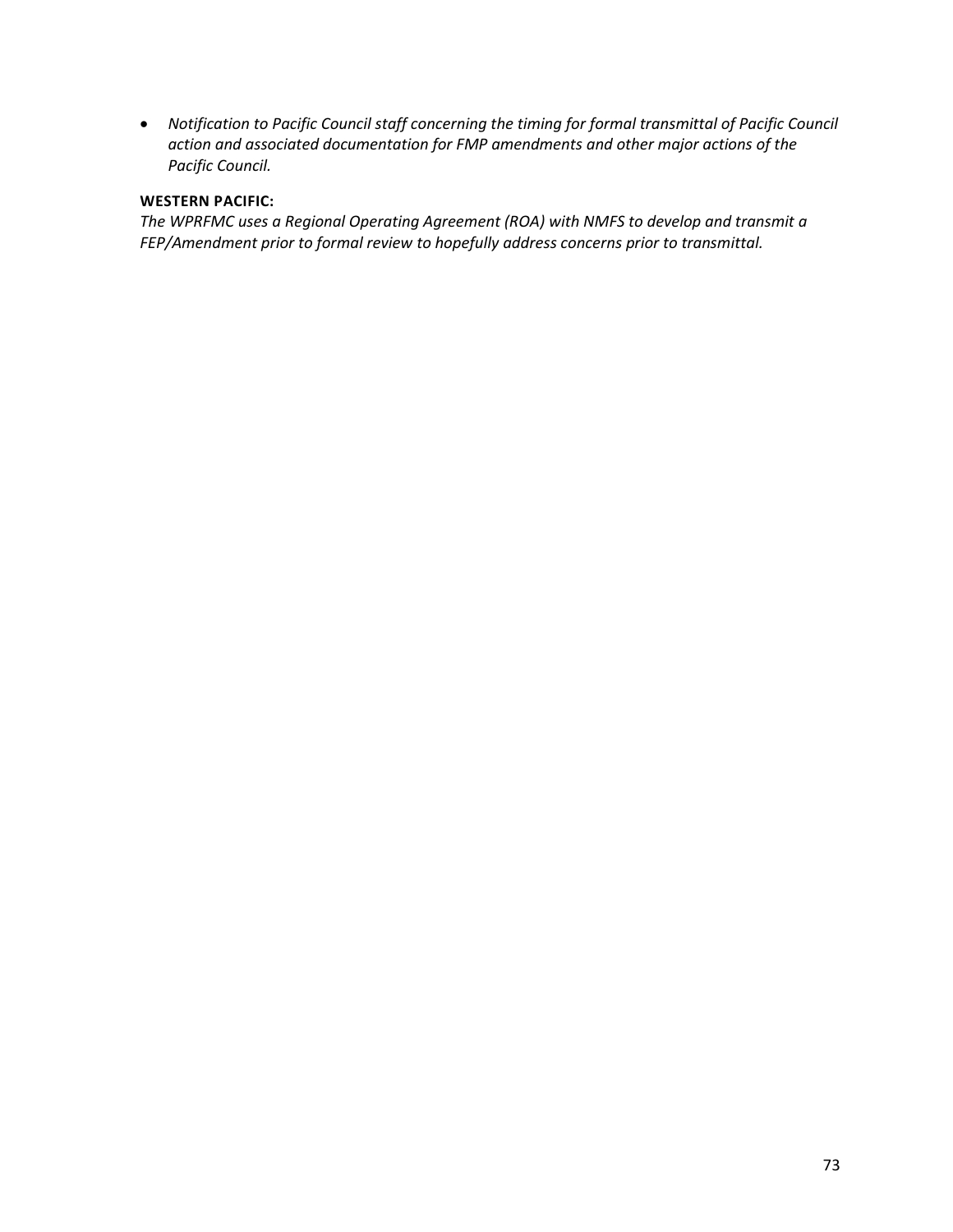- *Notification to Pacific Council staff concerning the timing for formal transmittal of Pacific Council action and associated documentation for FMP amendments and other major actions of the Pacific Council.*

**WESTERN PACIFIC:**

*The WPRFMC uses a Regional Operating Agreement (ROA) with NMFS to develop and transmit a FEP/Amendment prior to formal review to hopefully address concerns prior to transmittal.*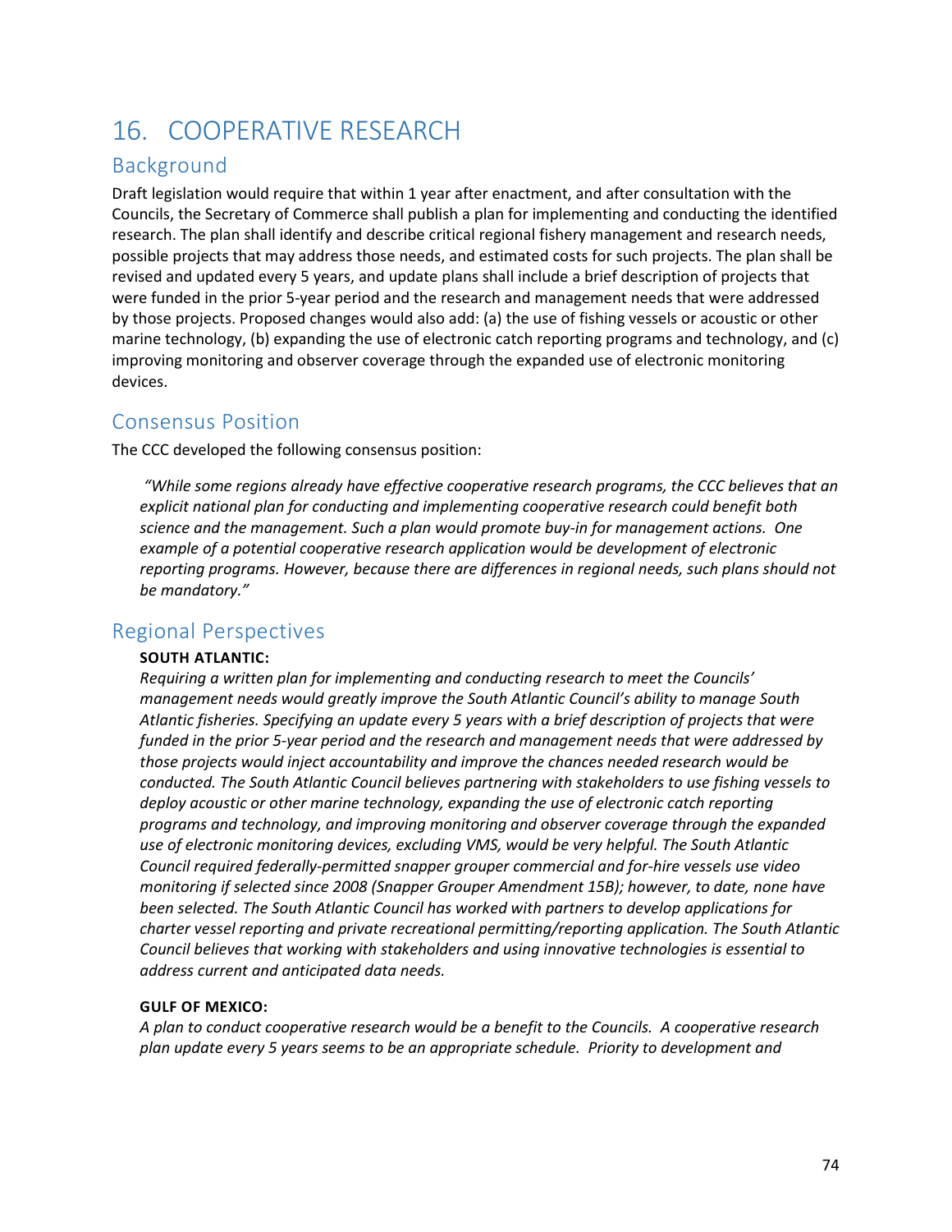# 16. COOPERATIVE RESEARCH

## Background

Draft legislation would require that within 1 year after enactment, and after consultation with the Councils, the Secretary of Commerce shall publish a plan for implementing and conducting the identified research. The plan shall identify and describe critical regional fishery management and research needs, possible projects that may address those needs, and estimated costs for such projects. The plan shall be revised and updated every 5 years, and update plans shall include a brief description of projects that were funded in the prior 5-year period and the research and management needs that were addressed by those projects. Proposed changes would also add: (a) the use of fishing vessels or acoustic or other marine technology, (b) expanding the use of electronic catch reporting programs and technology, and (c) improving monitoring and observer coverage through the expanded use of electronic monitoring devices.

## Consensus Position

The CCC developed the following consensus position:

> *"While some regions already have effective cooperative research programs, the CCC believes that an explicit national plan for conducting and implementing cooperative research could benefit both science and the management. Such a plan would promote buy-in for management actions. One example of a potential cooperative research application would be development of electronic reporting programs. However, because there are differences in regional needs, such plans should not be mandatory."*

## Regional Perspectives

**SOUTH ATLANTIC:**

*Requiring a written plan for implementing and conducting research to meet the Councils' management needs would greatly improve the South Atlantic Council's ability to manage South Atlantic fisheries. Specifying an update every 5 years with a brief description of projects that were funded in the prior 5-year period and the research and management needs that were addressed by those projects would inject accountability and improve the chances needed research would be conducted. The South Atlantic Council believes partnering with stakeholders to use fishing vessels to deploy acoustic or other marine technology, expanding the use of electronic catch reporting programs and technology, and improving monitoring and observer coverage through the expanded use of electronic monitoring devices, excluding VMS, would be very helpful. The South Atlantic Council required federally-permitted snapper grouper commercial and for-hire vessels use video monitoring if selected since 2008 (Snapper Grouper Amendment 15B); however, to date, none have been selected. The South Atlantic Council has worked with partners to develop applications for charter vessel reporting and private recreational permitting/reporting application. The South Atlantic Council believes that working with stakeholders and using innovative technologies is essential to address current and anticipated data needs.*

**GULF OF MEXICO:**

*A plan to conduct cooperative research would be a benefit to the Councils. A cooperative research plan update every 5 years seems to be an appropriate schedule. Priority to development and*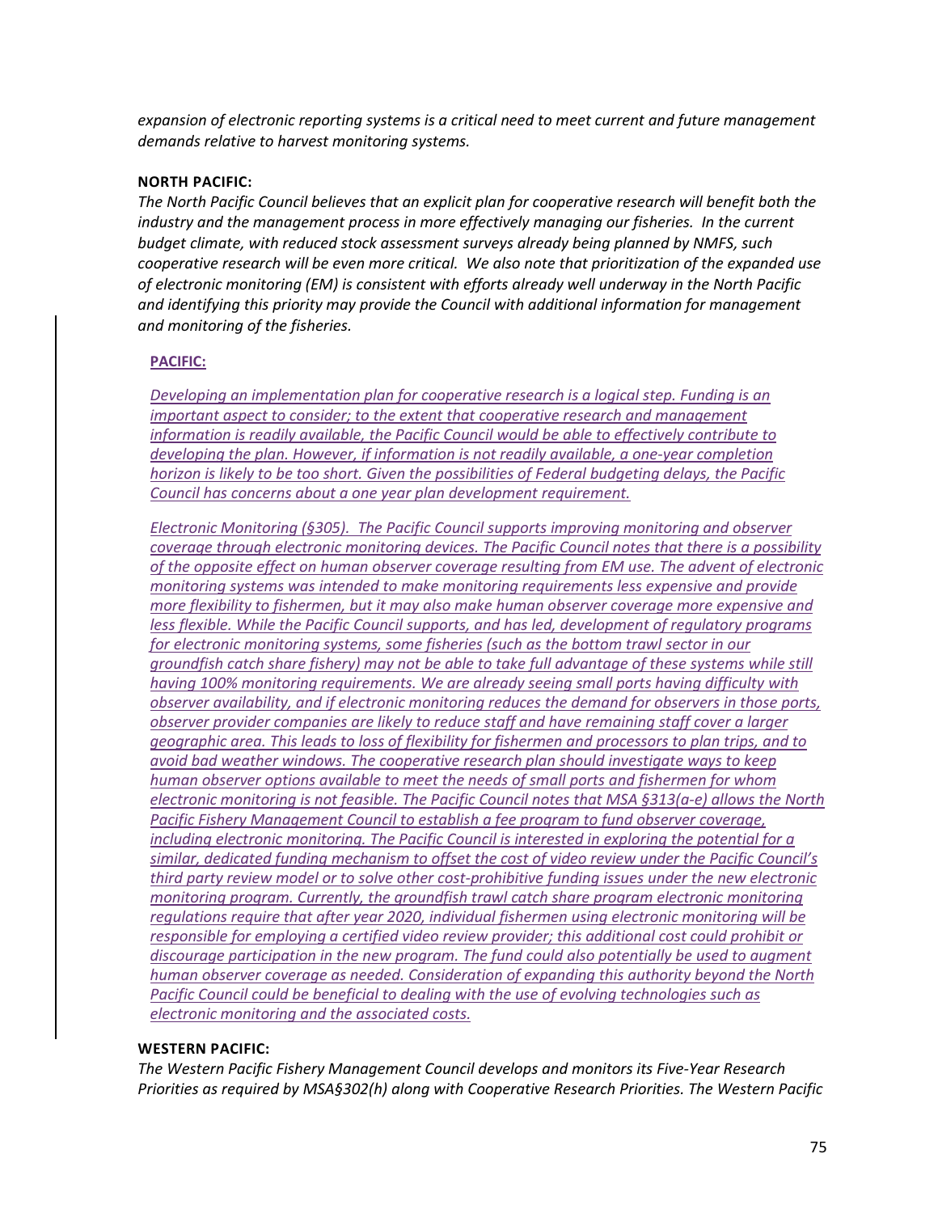*expansion of electronic reporting systems is a critical need to meet current and future management demands relative to harvest monitoring systems.*

**NORTH PACIFIC:**

*The North Pacific Council believes that an explicit plan for cooperative research will benefit both the industry and the management process in more effectively managing our fisheries. In the current budget climate, with reduced stock assessment surveys already being planned by NMFS, such cooperative research will be even more critical. We also note that prioritization of the expanded use of electronic monitoring (EM) is consistent with efforts already well underway in the North Pacific and identifying this priority may provide the Council with additional information for management and monitoring of the fisheries.*

**PACIFIC:**

*Developing an implementation plan for cooperative research is a logical step. Funding is an important aspect to consider; to the extent that cooperative research and management information is readily available, the Pacific Council would be able to effectively contribute to developing the plan. However, if information is not readily available, a one-year completion horizon is likely to be too short. Given the possibilities of Federal budgeting delays, the Pacific Council has concerns about a one year plan development requirement.*

*Electronic Monitoring (§305). The Pacific Council supports improving monitoring and observer coverage through electronic monitoring devices. The Pacific Council notes that there is a possibility of the opposite effect on human observer coverage resulting from EM use. The advent of electronic monitoring systems was intended to make monitoring requirements less expensive and provide more flexibility to fishermen, but it may also make human observer coverage more expensive and less flexible. While the Pacific Council supports, and has led, development of regulatory programs for electronic monitoring systems, some fisheries (such as the bottom trawl sector in our groundfish catch share fishery) may not be able to take full advantage of these systems while still having 100% monitoring requirements. We are already seeing small ports having difficulty with observer availability, and if electronic monitoring reduces the demand for observers in those ports, observer provider companies are likely to reduce staff and have remaining staff cover a larger geographic area. This leads to loss of flexibility for fishermen and processors to plan trips, and to avoid bad weather windows. The cooperative research plan should investigate ways to keep human observer options available to meet the needs of small ports and fishermen for whom electronic monitoring is not feasible. The Pacific Council notes that MSA §313(a-e) allows the North Pacific Fishery Management Council to establish a fee program to fund observer coverage, including electronic monitoring. The Pacific Council is interested in exploring the potential for a similar, dedicated funding mechanism to offset the cost of video review under the Pacific Council's third party review model or to solve other cost-prohibitive funding issues under the new electronic monitoring program. Currently, the groundfish trawl catch share program electronic monitoring regulations require that after year 2020, individual fishermen using electronic monitoring will be responsible for employing a certified video review provider; this additional cost could prohibit or discourage participation in the new program. The fund could also potentially be used to augment human observer coverage as needed. Consideration of expanding this authority beyond the North Pacific Council could be beneficial to dealing with the use of evolving technologies such as electronic monitoring and the associated costs.*

**WESTERN PACIFIC:**

*The Western Pacific Fishery Management Council develops and monitors its Five-Year Research Priorities as required by MSA§302(h) along with Cooperative Research Priorities. The Western Pacific*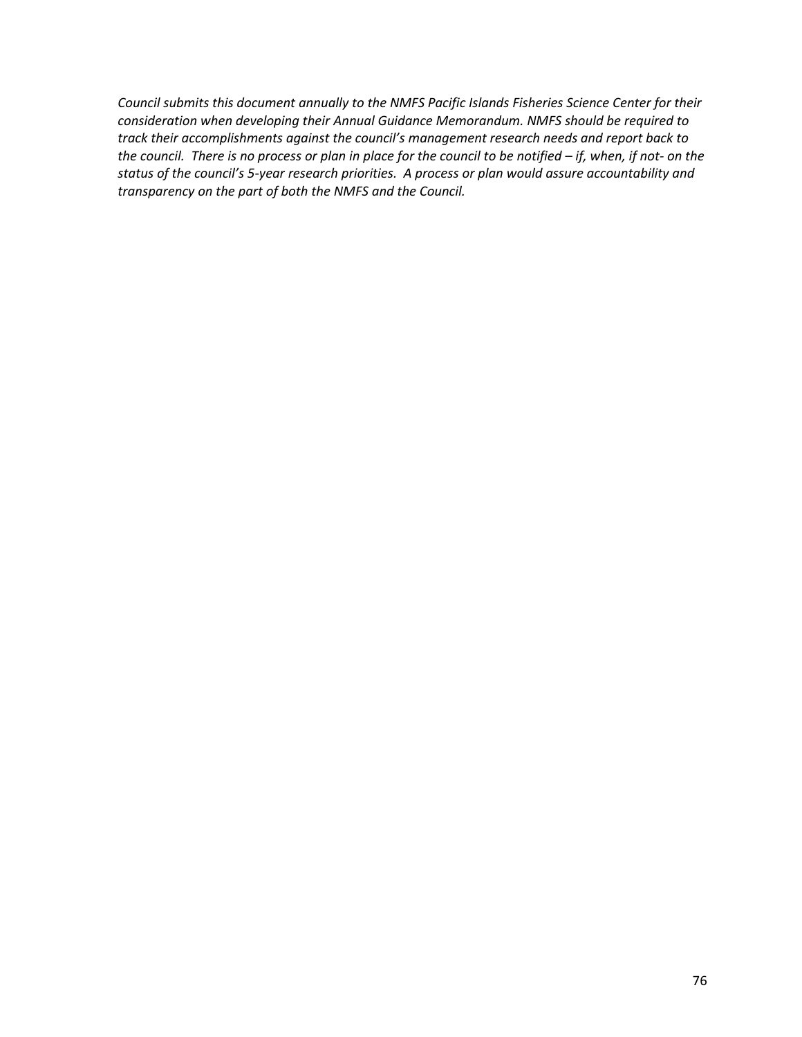*Council submits this document annually to the NMFS Pacific Islands Fisheries Science Center for their consideration when developing their Annual Guidance Memorandum. NMFS should be required to track their accomplishments against the council's management research needs and report back to the council. There is no process or plan in place for the council to be notified – if, when, if not- on the status of the council's 5-year research priorities. A process or plan would assure accountability and transparency on the part of both the NMFS and the Council.*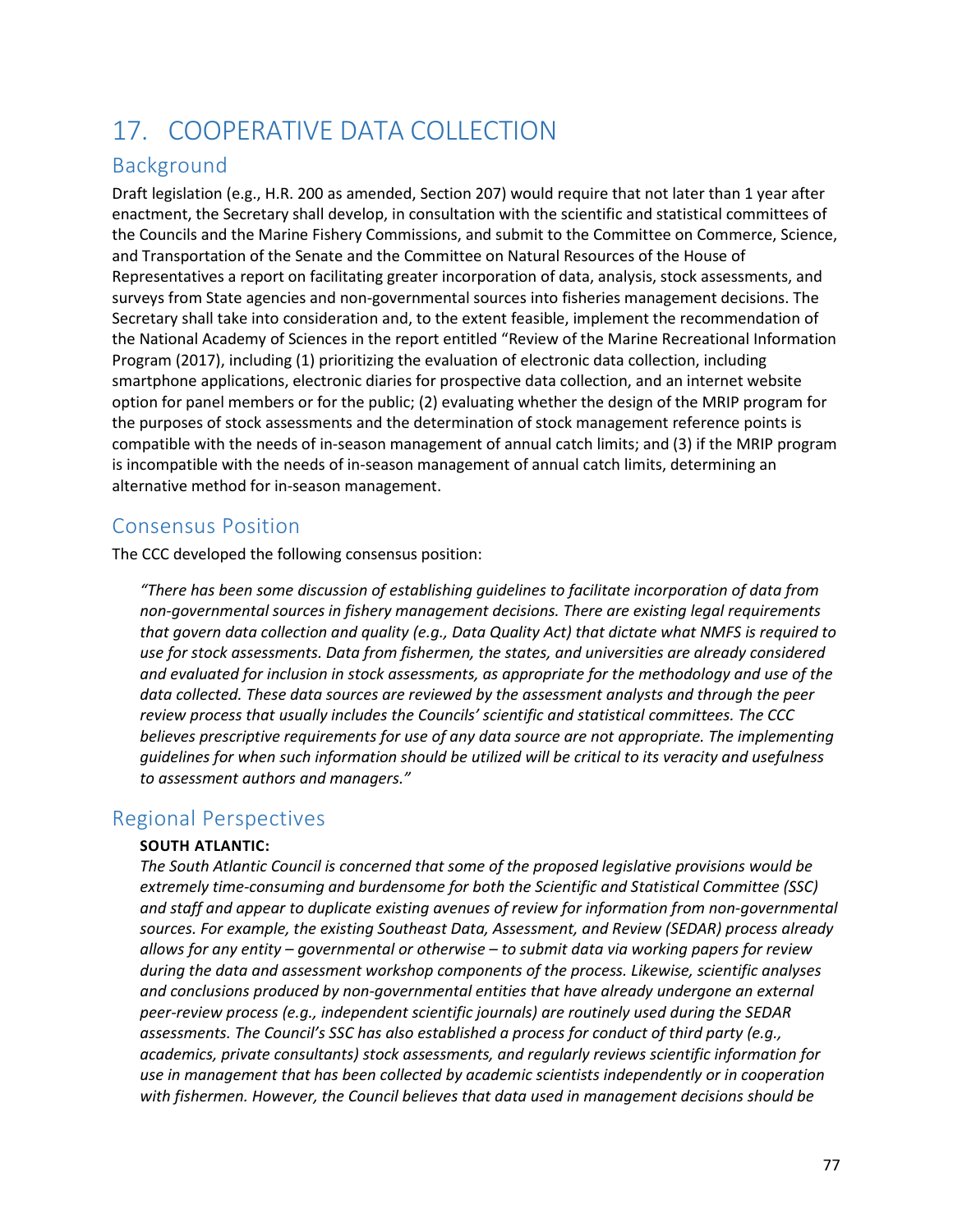# 17. COOPERATIVE DATA COLLECTION

## Background

Draft legislation (e.g., H.R. 200 as amended, Section 207) would require that not later than 1 year after enactment, the Secretary shall develop, in consultation with the scientific and statistical committees of the Councils and the Marine Fishery Commissions, and submit to the Committee on Commerce, Science, and Transportation of the Senate and the Committee on Natural Resources of the House of Representatives a report on facilitating greater incorporation of data, analysis, stock assessments, and surveys from State agencies and non-governmental sources into fisheries management decisions. The Secretary shall take into consideration and, to the extent feasible, implement the recommendation of the National Academy of Sciences in the report entitled "Review of the Marine Recreational Information Program (2017), including (1) prioritizing the evaluation of electronic data collection, including smartphone applications, electronic diaries for prospective data collection, and an internet website option for panel members or for the public; (2) evaluating whether the design of the MRIP program for the purposes of stock assessments and the determination of stock management reference points is compatible with the needs of in-season management of annual catch limits; and (3) if the MRIP program is incompatible with the needs of in-season management of annual catch limits, determining an alternative method for in-season management.

## Consensus Position

The CCC developed the following consensus position:

> *"There has been some discussion of establishing guidelines to facilitate incorporation of data from non-governmental sources in fishery management decisions. There are existing legal requirements that govern data collection and quality (e.g., Data Quality Act) that dictate what NMFS is required to use for stock assessments. Data from fishermen, the states, and universities are already considered and evaluated for inclusion in stock assessments, as appropriate for the methodology and use of the data collected. These data sources are reviewed by the assessment analysts and through the peer review process that usually includes the Councils' scientific and statistical committees. The CCC believes prescriptive requirements for use of any data source are not appropriate. The implementing guidelines for when such information should be utilized will be critical to its veracity and usefulness to assessment authors and managers."*

## Regional Perspectives

**SOUTH ATLANTIC:**

*The South Atlantic Council is concerned that some of the proposed legislative provisions would be extremely time-consuming and burdensome for both the Scientific and Statistical Committee (SSC) and staff and appear to duplicate existing avenues of review for information from non-governmental sources. For example, the existing Southeast Data, Assessment, and Review (SEDAR) process already allows for any entity – governmental or otherwise – to submit data via working papers for review during the data and assessment workshop components of the process. Likewise, scientific analyses and conclusions produced by non-governmental entities that have already undergone an external peer-review process (e.g., independent scientific journals) are routinely used during the SEDAR assessments. The Council's SSC has also established a process for conduct of third party (e.g., academics, private consultants) stock assessments, and regularly reviews scientific information for use in management that has been collected by academic scientists independently or in cooperation with fishermen. However, the Council believes that data used in management decisions should be*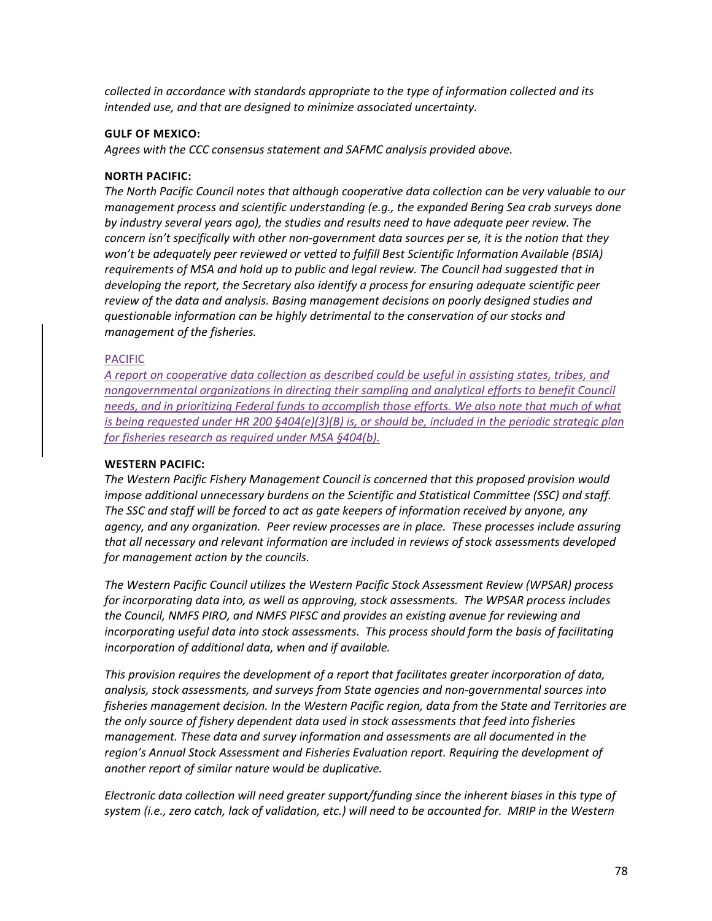*collected in accordance with standards appropriate to the type of information collected and its intended use, and that are designed to minimize associated uncertainty.*

**GULF OF MEXICO:**

*Agrees with the CCC consensus statement and SAFMC analysis provided above.*

**NORTH PACIFIC:**

*The North Pacific Council notes that although cooperative data collection can be very valuable to our management process and scientific understanding (e.g., the expanded Bering Sea crab surveys done by industry several years ago), the studies and results need to have adequate peer review. The concern isn't specifically with other non-government data sources per se, it is the notion that they won't be adequately peer reviewed or vetted to fulfill Best Scientific Information Available (BSIA) requirements of MSA and hold up to public and legal review. The Council had suggested that in developing the report, the Secretary also identify a process for ensuring adequate scientific peer review of the data and analysis. Basing management decisions on poorly designed studies and questionable information can be highly detrimental to the conservation of our stocks and management of the fisheries.*

PACIFIC

*A report on cooperative data collection as described could be useful in assisting states, tribes, and nongovernmental organizations in directing their sampling and analytical efforts to benefit Council needs, and in prioritizing Federal funds to accomplish those efforts. We also note that much of what is being requested under HR 200 §404(e)(3)(B) is, or should be, included in the periodic strategic plan for fisheries research as required under MSA §404(b).*

**WESTERN PACIFIC:**

*The Western Pacific Fishery Management Council is concerned that this proposed provision would impose additional unnecessary burdens on the Scientific and Statistical Committee (SSC) and staff. The SSC and staff will be forced to act as gate keepers of information received by anyone, any agency, and any organization. Peer review processes are in place. These processes include assuring that all necessary and relevant information are included in reviews of stock assessments developed for management action by the councils.*

*The Western Pacific Council utilizes the Western Pacific Stock Assessment Review (WPSAR) process for incorporating data into, as well as approving, stock assessments. The WPSAR process includes the Council, NMFS PIRO, and NMFS PIFSC and provides an existing avenue for reviewing and incorporating useful data into stock assessments. This process should form the basis of facilitating incorporation of additional data, when and if available.*

*This provision requires the development of a report that facilitates greater incorporation of data, analysis, stock assessments, and surveys from State agencies and non-governmental sources into fisheries management decision. In the Western Pacific region, data from the State and Territories are the only source of fishery dependent data used in stock assessments that feed into fisheries management. These data and survey information and assessments are all documented in the region's Annual Stock Assessment and Fisheries Evaluation report. Requiring the development of another report of similar nature would be duplicative.*

*Electronic data collection will need greater support/funding since the inherent biases in this type of system (i.e., zero catch, lack of validation, etc.) will need to be accounted for. MRIP in the Western*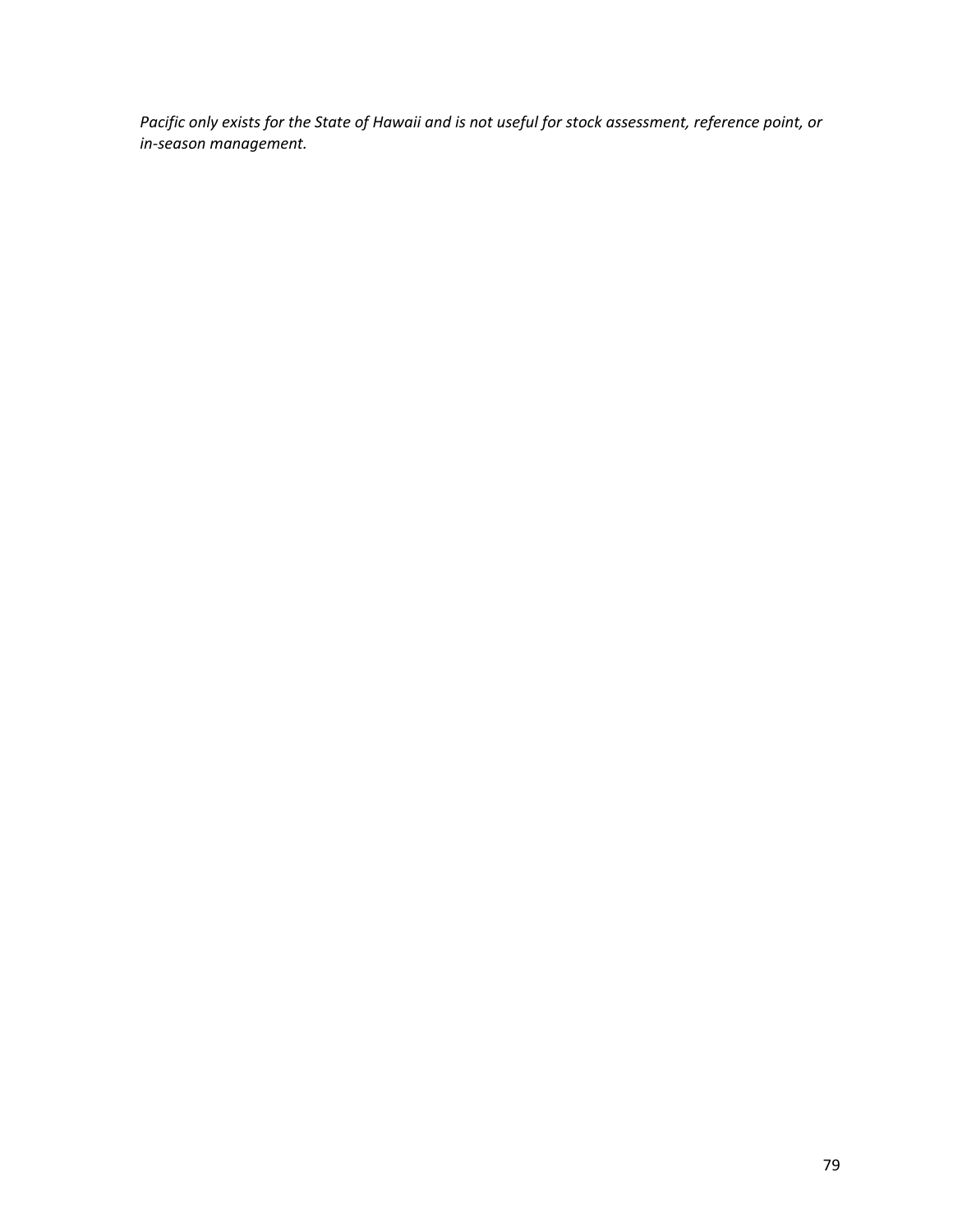*Pacific only exists for the State of Hawaii and is not useful for stock assessment, reference point, or in-season management.*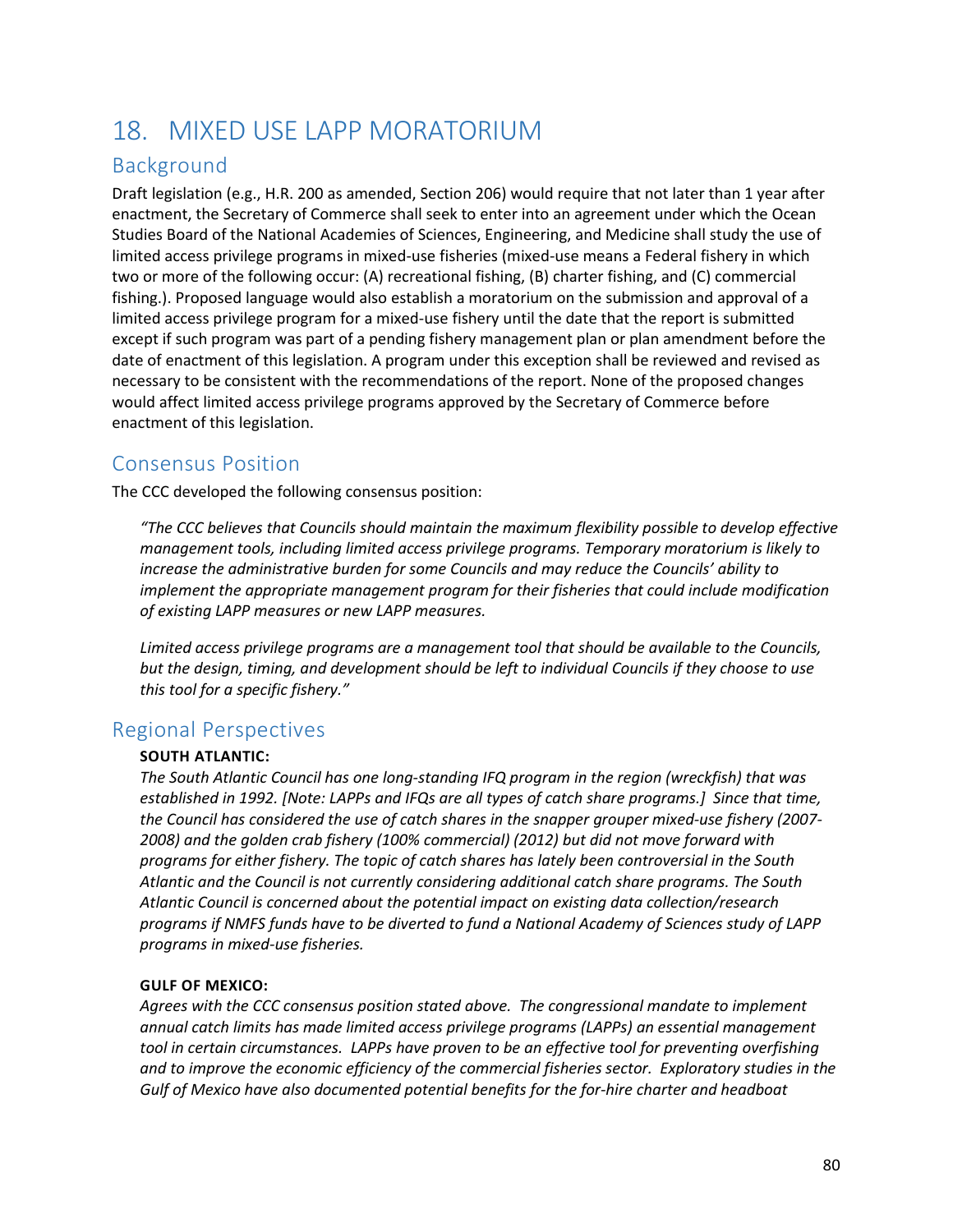# 18. MIXED USE LAPP MORATORIUM

## Background

Draft legislation (e.g., H.R. 200 as amended, Section 206) would require that not later than 1 year after enactment, the Secretary of Commerce shall seek to enter into an agreement under which the Ocean Studies Board of the National Academies of Sciences, Engineering, and Medicine shall study the use of limited access privilege programs in mixed-use fisheries (mixed-use means a Federal fishery in which two or more of the following occur: (A) recreational fishing, (B) charter fishing, and (C) commercial fishing.). Proposed language would also establish a moratorium on the submission and approval of a limited access privilege program for a mixed-use fishery until the date that the report is submitted except if such program was part of a pending fishery management plan or plan amendment before the date of enactment of this legislation. A program under this exception shall be reviewed and revised as necessary to be consistent with the recommendations of the report. None of the proposed changes would affect limited access privilege programs approved by the Secretary of Commerce before enactment of this legislation.

## Consensus Position

The CCC developed the following consensus position:

> *"The CCC believes that Councils should maintain the maximum flexibility possible to develop effective management tools, including limited access privilege programs. Temporary moratorium is likely to increase the administrative burden for some Councils and may reduce the Councils' ability to implement the appropriate management program for their fisheries that could include modification of existing LAPP measures or new LAPP measures.*
>
> *Limited access privilege programs are a management tool that should be available to the Councils, but the design, timing, and development should be left to individual Councils if they choose to use this tool for a specific fishery."*

## Regional Perspectives

**SOUTH ATLANTIC:**

*The South Atlantic Council has one long-standing IFQ program in the region (wreckfish) that was established in 1992. [Note: LAPPs and IFQs are all types of catch share programs.] Since that time, the Council has considered the use of catch shares in the snapper grouper mixed-use fishery (2007-2008) and the golden crab fishery (100% commercial) (2012) but did not move forward with programs for either fishery. The topic of catch shares has lately been controversial in the South Atlantic and the Council is not currently considering additional catch share programs. The South Atlantic Council is concerned about the potential impact on existing data collection/research programs if NMFS funds have to be diverted to fund a National Academy of Sciences study of LAPP programs in mixed-use fisheries.*

**GULF OF MEXICO:**

*Agrees with the CCC consensus position stated above. The congressional mandate to implement annual catch limits has made limited access privilege programs (LAPPs) an essential management tool in certain circumstances. LAPPs have proven to be an effective tool for preventing overfishing and to improve the economic efficiency of the commercial fisheries sector. Exploratory studies in the Gulf of Mexico have also documented potential benefits for the for-hire charter and headboat*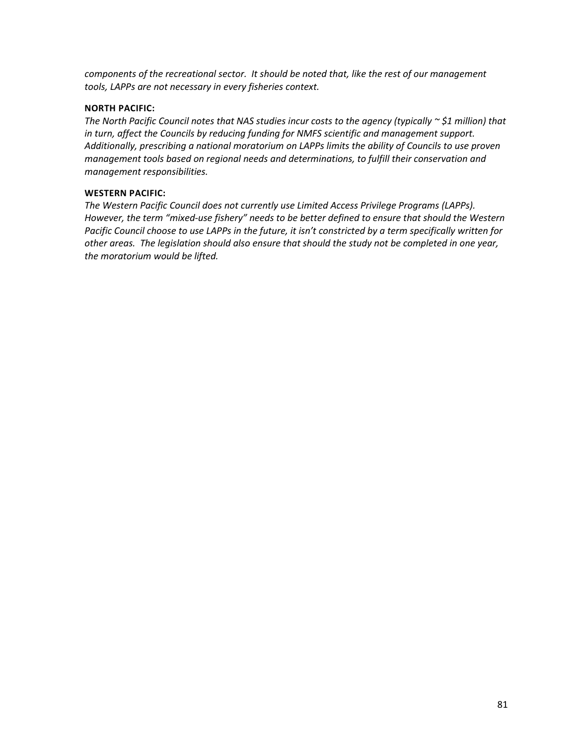*components of the recreational sector. It should be noted that, like the rest of our management tools, LAPPs are not necessary in every fisheries context.*

**NORTH PACIFIC:**

*The North Pacific Council notes that NAS studies incur costs to the agency (typically ~ $1 million) that in turn, affect the Councils by reducing funding for NMFS scientific and management support. Additionally, prescribing a national moratorium on LAPPs limits the ability of Councils to use proven management tools based on regional needs and determinations, to fulfill their conservation and management responsibilities.*

**WESTERN PACIFIC:**

*The Western Pacific Council does not currently use Limited Access Privilege Programs (LAPPs). However, the term "mixed-use fishery" needs to be better defined to ensure that should the Western Pacific Council choose to use LAPPs in the future, it isn't constricted by a term specifically written for other areas. The legislation should also ensure that should the study not be completed in one year, the moratorium would be lifted.*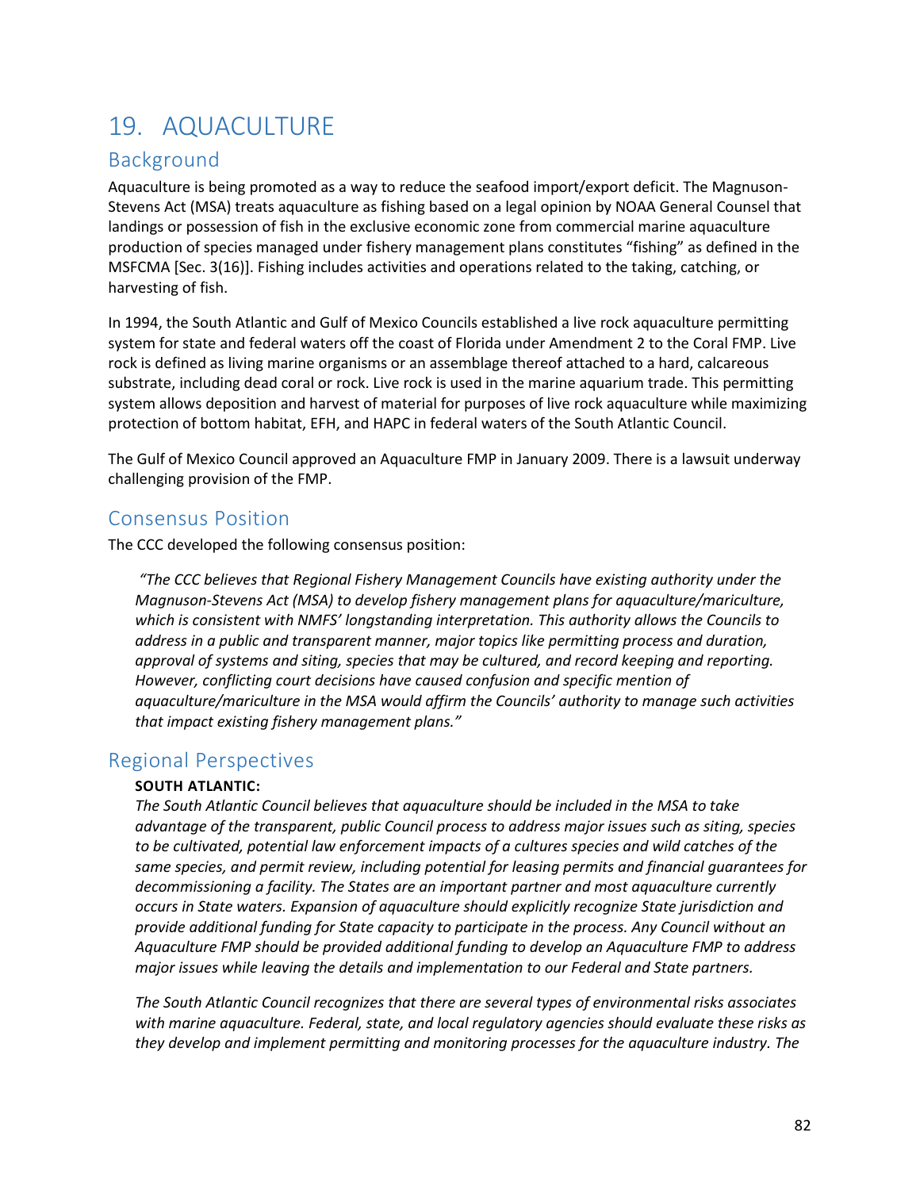# 19. AQUACULTURE

## Background

Aquaculture is being promoted as a way to reduce the seafood import/export deficit. The Magnuson-Stevens Act (MSA) treats aquaculture as fishing based on a legal opinion by NOAA General Counsel that landings or possession of fish in the exclusive economic zone from commercial marine aquaculture production of species managed under fishery management plans constitutes "fishing" as defined in the MSFCMA [Sec. 3(16)]. Fishing includes activities and operations related to the taking, catching, or harvesting of fish.

In 1994, the South Atlantic and Gulf of Mexico Councils established a live rock aquaculture permitting system for state and federal waters off the coast of Florida under Amendment 2 to the Coral FMP. Live rock is defined as living marine organisms or an assemblage thereof attached to a hard, calcareous substrate, including dead coral or rock. Live rock is used in the marine aquarium trade. This permitting system allows deposition and harvest of material for purposes of live rock aquaculture while maximizing protection of bottom habitat, EFH, and HAPC in federal waters of the South Atlantic Council.

The Gulf of Mexico Council approved an Aquaculture FMP in January 2009. There is a lawsuit underway challenging provision of the FMP.

## Consensus Position

The CCC developed the following consensus position:

> *"The CCC believes that Regional Fishery Management Councils have existing authority under the Magnuson-Stevens Act (MSA) to develop fishery management plans for aquaculture/mariculture, which is consistent with NMFS' longstanding interpretation. This authority allows the Councils to address in a public and transparent manner, major topics like permitting process and duration, approval of systems and siting, species that may be cultured, and record keeping and reporting. However, conflicting court decisions have caused confusion and specific mention of aquaculture/mariculture in the MSA would affirm the Councils' authority to manage such activities that impact existing fishery management plans."*

## Regional Perspectives

**SOUTH ATLANTIC:**

*The South Atlantic Council believes that aquaculture should be included in the MSA to take advantage of the transparent, public Council process to address major issues such as siting, species to be cultivated, potential law enforcement impacts of a cultures species and wild catches of the same species, and permit review, including potential for leasing permits and financial guarantees for decommissioning a facility. The States are an important partner and most aquaculture currently occurs in State waters. Expansion of aquaculture should explicitly recognize State jurisdiction and provide additional funding for State capacity to participate in the process. Any Council without an Aquaculture FMP should be provided additional funding to develop an Aquaculture FMP to address major issues while leaving the details and implementation to our Federal and State partners.*

*The South Atlantic Council recognizes that there are several types of environmental risks associates with marine aquaculture. Federal, state, and local regulatory agencies should evaluate these risks as they develop and implement permitting and monitoring processes for the aquaculture industry. The*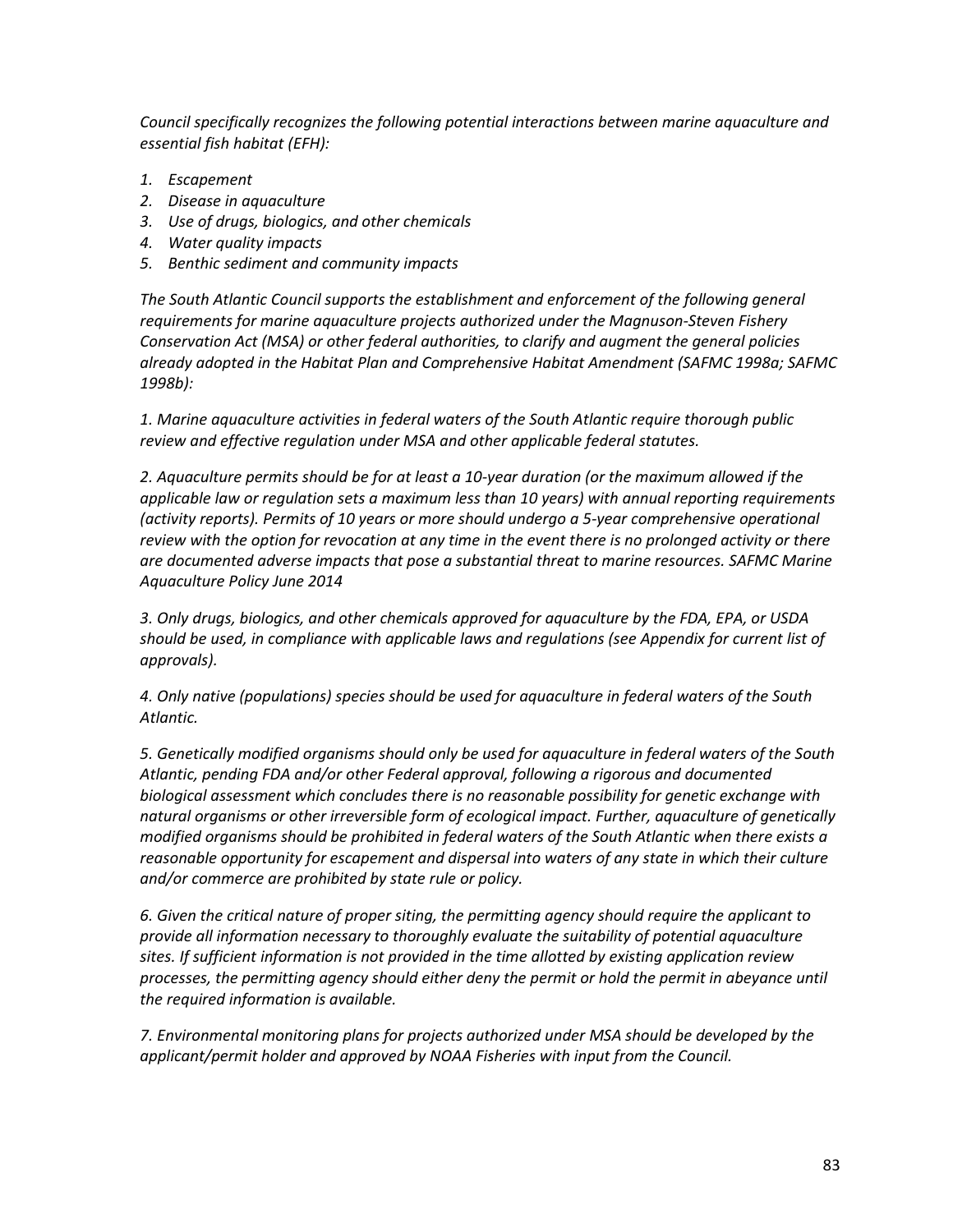*Council specifically recognizes the following potential interactions between marine aquaculture and essential fish habitat (EFH):*

1. *Escapement*
2. *Disease in aquaculture*
3. *Use of drugs, biologics, and other chemicals*
4. *Water quality impacts*
5. *Benthic sediment and community impacts*

*The South Atlantic Council supports the establishment and enforcement of the following general requirements for marine aquaculture projects authorized under the Magnuson-Steven Fishery Conservation Act (MSA) or other federal authorities, to clarify and augment the general policies already adopted in the Habitat Plan and Comprehensive Habitat Amendment (SAFMC 1998a; SAFMC 1998b):*

*1. Marine aquaculture activities in federal waters of the South Atlantic require thorough public review and effective regulation under MSA and other applicable federal statutes.*

*2. Aquaculture permits should be for at least a 10-year duration (or the maximum allowed if the applicable law or regulation sets a maximum less than 10 years) with annual reporting requirements (activity reports). Permits of 10 years or more should undergo a 5-year comprehensive operational review with the option for revocation at any time in the event there is no prolonged activity or there are documented adverse impacts that pose a substantial threat to marine resources. SAFMC Marine Aquaculture Policy June 2014*

*3. Only drugs, biologics, and other chemicals approved for aquaculture by the FDA, EPA, or USDA should be used, in compliance with applicable laws and regulations (see Appendix for current list of approvals).*

*4. Only native (populations) species should be used for aquaculture in federal waters of the South Atlantic.*

*5. Genetically modified organisms should only be used for aquaculture in federal waters of the South Atlantic, pending FDA and/or other Federal approval, following a rigorous and documented biological assessment which concludes there is no reasonable possibility for genetic exchange with natural organisms or other irreversible form of ecological impact. Further, aquaculture of genetically modified organisms should be prohibited in federal waters of the South Atlantic when there exists a reasonable opportunity for escapement and dispersal into waters of any state in which their culture and/or commerce are prohibited by state rule or policy.*

*6. Given the critical nature of proper siting, the permitting agency should require the applicant to provide all information necessary to thoroughly evaluate the suitability of potential aquaculture sites. If sufficient information is not provided in the time allotted by existing application review processes, the permitting agency should either deny the permit or hold the permit in abeyance until the required information is available.*

*7. Environmental monitoring plans for projects authorized under MSA should be developed by the applicant/permit holder and approved by NOAA Fisheries with input from the Council.*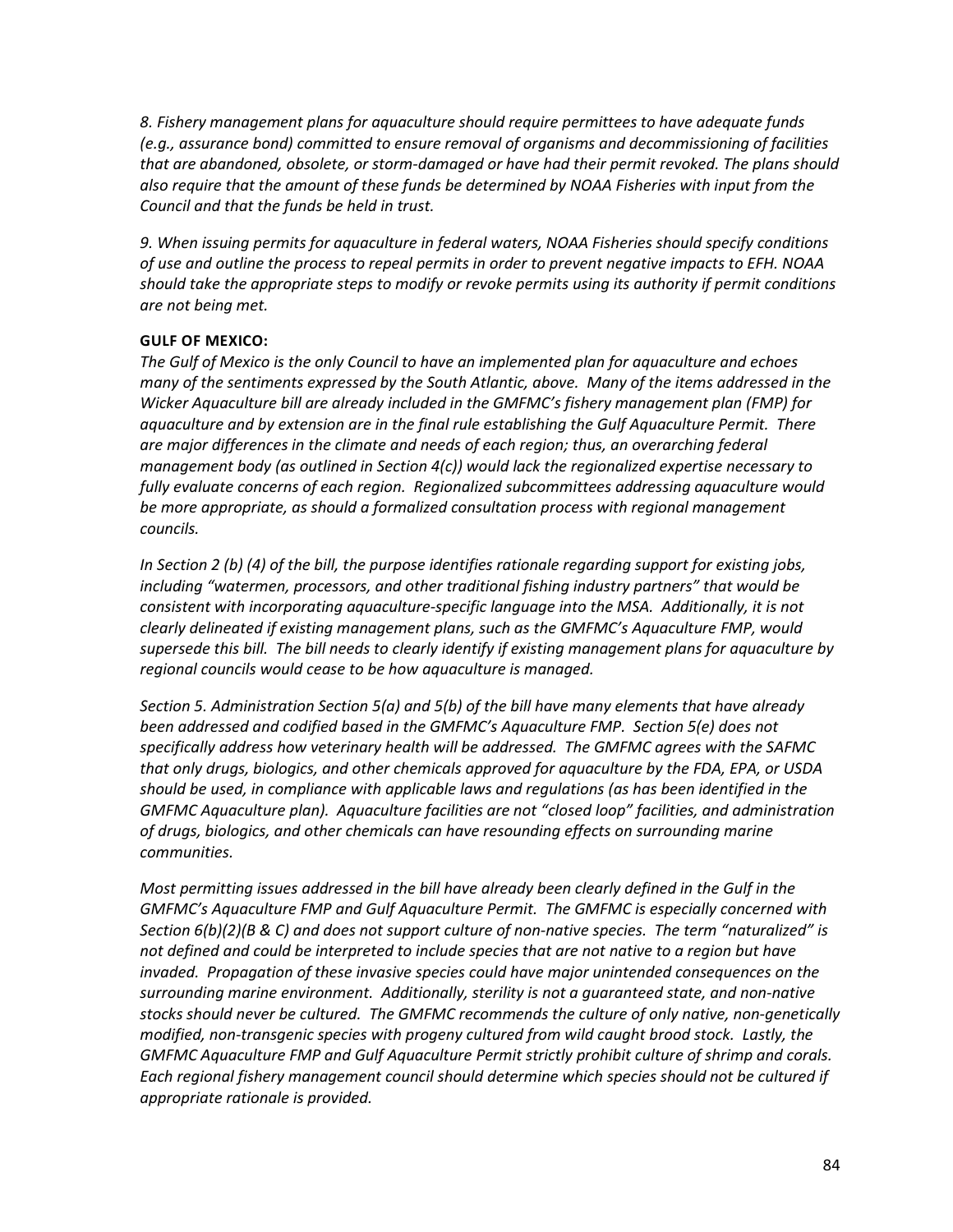*8. Fishery management plans for aquaculture should require permittees to have adequate funds (e.g., assurance bond) committed to ensure removal of organisms and decommissioning of facilities that are abandoned, obsolete, or storm-damaged or have had their permit revoked. The plans should also require that the amount of these funds be determined by NOAA Fisheries with input from the Council and that the funds be held in trust.*

*9. When issuing permits for aquaculture in federal waters, NOAA Fisheries should specify conditions of use and outline the process to repeal permits in order to prevent negative impacts to EFH. NOAA should take the appropriate steps to modify or revoke permits using its authority if permit conditions are not being met.*

**GULF OF MEXICO:**

*The Gulf of Mexico is the only Council to have an implemented plan for aquaculture and echoes many of the sentiments expressed by the South Atlantic, above. Many of the items addressed in the Wicker Aquaculture bill are already included in the GMFMC's fishery management plan (FMP) for aquaculture and by extension are in the final rule establishing the Gulf Aquaculture Permit. There are major differences in the climate and needs of each region; thus, an overarching federal management body (as outlined in Section 4(c)) would lack the regionalized expertise necessary to fully evaluate concerns of each region. Regionalized subcommittees addressing aquaculture would be more appropriate, as should a formalized consultation process with regional management councils.*

*In Section 2 (b) (4) of the bill, the purpose identifies rationale regarding support for existing jobs, including "watermen, processors, and other traditional fishing industry partners" that would be consistent with incorporating aquaculture-specific language into the MSA. Additionally, it is not clearly delineated if existing management plans, such as the GMFMC's Aquaculture FMP, would supersede this bill. The bill needs to clearly identify if existing management plans for aquaculture by regional councils would cease to be how aquaculture is managed.*

*Section 5. Administration Section 5(a) and 5(b) of the bill have many elements that have already been addressed and codified based in the GMFMC's Aquaculture FMP. Section 5(e) does not specifically address how veterinary health will be addressed. The GMFMC agrees with the SAFMC that only drugs, biologics, and other chemicals approved for aquaculture by the FDA, EPA, or USDA should be used, in compliance with applicable laws and regulations (as has been identified in the GMFMC Aquaculture plan). Aquaculture facilities are not "closed loop" facilities, and administration of drugs, biologics, and other chemicals can have resounding effects on surrounding marine communities.*

*Most permitting issues addressed in the bill have already been clearly defined in the Gulf in the GMFMC's Aquaculture FMP and Gulf Aquaculture Permit. The GMFMC is especially concerned with Section 6(b)(2)(B & C) and does not support culture of non-native species. The term "naturalized" is not defined and could be interpreted to include species that are not native to a region but have invaded. Propagation of these invasive species could have major unintended consequences on the surrounding marine environment. Additionally, sterility is not a guaranteed state, and non-native stocks should never be cultured. The GMFMC recommends the culture of only native, non-genetically modified, non-transgenic species with progeny cultured from wild caught brood stock. Lastly, the GMFMC Aquaculture FMP and Gulf Aquaculture Permit strictly prohibit culture of shrimp and corals. Each regional fishery management council should determine which species should not be cultured if appropriate rationale is provided.*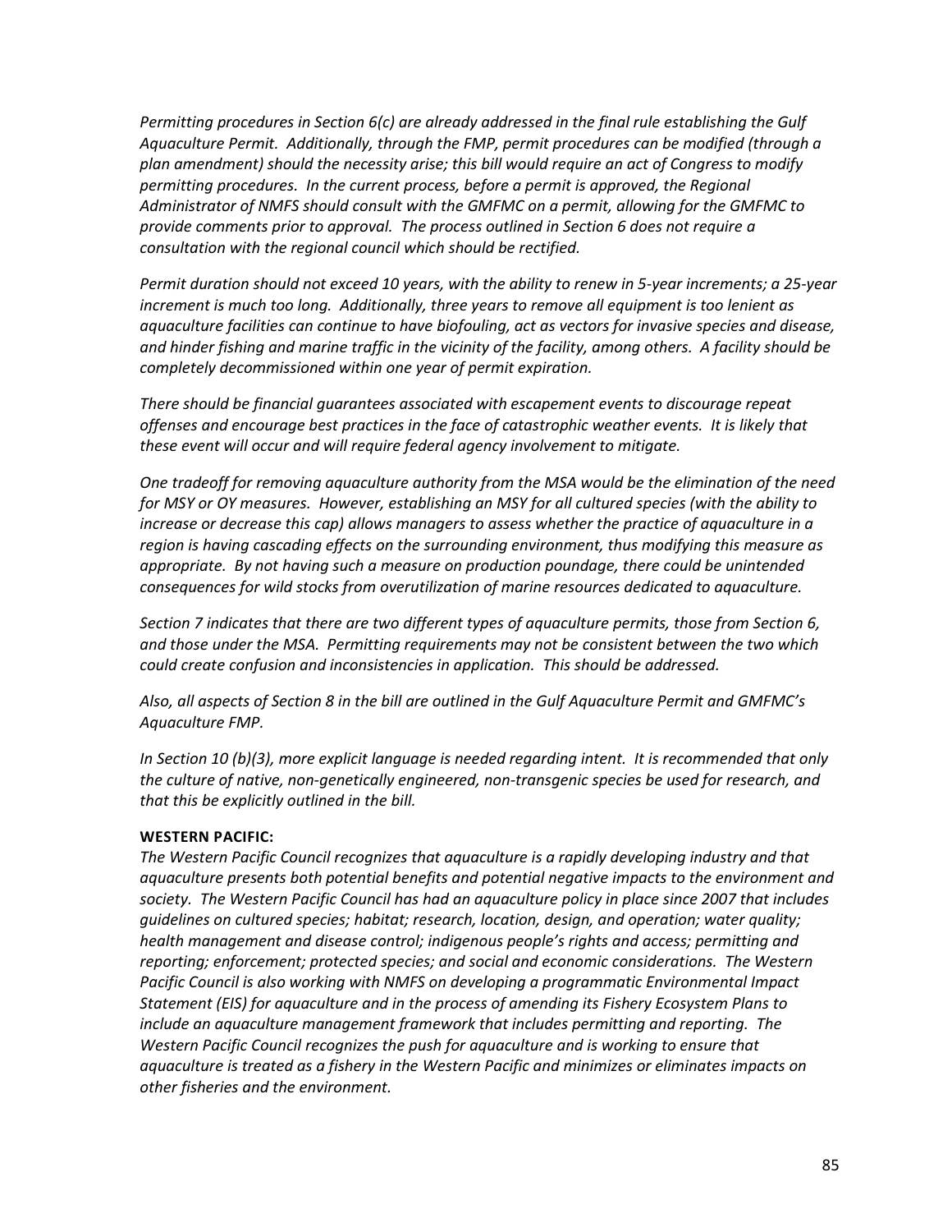*Permitting procedures in Section 6(c) are already addressed in the final rule establishing the Gulf Aquaculture Permit. Additionally, through the FMP, permit procedures can be modified (through a plan amendment) should the necessity arise; this bill would require an act of Congress to modify permitting procedures. In the current process, before a permit is approved, the Regional Administrator of NMFS should consult with the GMFMC on a permit, allowing for the GMFMC to provide comments prior to approval. The process outlined in Section 6 does not require a consultation with the regional council which should be rectified.*

*Permit duration should not exceed 10 years, with the ability to renew in 5-year increments; a 25-year increment is much too long. Additionally, three years to remove all equipment is too lenient as aquaculture facilities can continue to have biofouling, act as vectors for invasive species and disease, and hinder fishing and marine traffic in the vicinity of the facility, among others. A facility should be completely decommissioned within one year of permit expiration.*

*There should be financial guarantees associated with escapement events to discourage repeat offenses and encourage best practices in the face of catastrophic weather events. It is likely that these event will occur and will require federal agency involvement to mitigate.*

*One tradeoff for removing aquaculture authority from the MSA would be the elimination of the need for MSY or OY measures. However, establishing an MSY for all cultured species (with the ability to increase or decrease this cap) allows managers to assess whether the practice of aquaculture in a region is having cascading effects on the surrounding environment, thus modifying this measure as appropriate. By not having such a measure on production poundage, there could be unintended consequences for wild stocks from overutilization of marine resources dedicated to aquaculture.*

*Section 7 indicates that there are two different types of aquaculture permits, those from Section 6, and those under the MSA. Permitting requirements may not be consistent between the two which could create confusion and inconsistencies in application. This should be addressed.*

*Also, all aspects of Section 8 in the bill are outlined in the Gulf Aquaculture Permit and GMFMC's Aquaculture FMP.*

*In Section 10 (b)(3), more explicit language is needed regarding intent. It is recommended that only the culture of native, non-genetically engineered, non-transgenic species be used for research, and that this be explicitly outlined in the bill.*

**WESTERN PACIFIC:**

*The Western Pacific Council recognizes that aquaculture is a rapidly developing industry and that aquaculture presents both potential benefits and potential negative impacts to the environment and society. The Western Pacific Council has had an aquaculture policy in place since 2007 that includes guidelines on cultured species; habitat; research, location, design, and operation; water quality; health management and disease control; indigenous people's rights and access; permitting and reporting; enforcement; protected species; and social and economic considerations. The Western Pacific Council is also working with NMFS on developing a programmatic Environmental Impact Statement (EIS) for aquaculture and in the process of amending its Fishery Ecosystem Plans to include an aquaculture management framework that includes permitting and reporting. The Western Pacific Council recognizes the push for aquaculture and is working to ensure that aquaculture is treated as a fishery in the Western Pacific and minimizes or eliminates impacts on other fisheries and the environment.*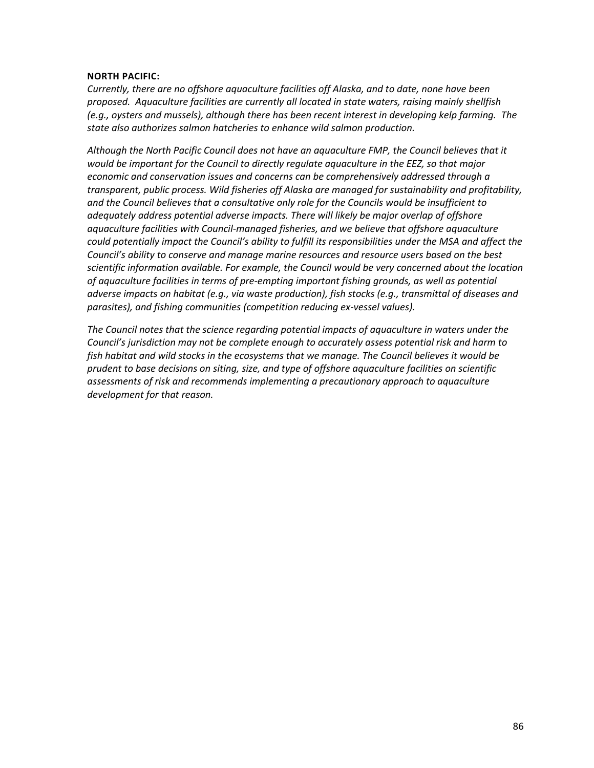**NORTH PACIFIC:**

*Currently, there are no offshore aquaculture facilities off Alaska, and to date, none have been proposed. Aquaculture facilities are currently all located in state waters, raising mainly shellfish (e.g., oysters and mussels), although there has been recent interest in developing kelp farming. The state also authorizes salmon hatcheries to enhance wild salmon production.*

*Although the North Pacific Council does not have an aquaculture FMP, the Council believes that it would be important for the Council to directly regulate aquaculture in the EEZ, so that major economic and conservation issues and concerns can be comprehensively addressed through a transparent, public process. Wild fisheries off Alaska are managed for sustainability and profitability, and the Council believes that a consultative only role for the Councils would be insufficient to adequately address potential adverse impacts. There will likely be major overlap of offshore aquaculture facilities with Council-managed fisheries, and we believe that offshore aquaculture could potentially impact the Council's ability to fulfill its responsibilities under the MSA and affect the Council's ability to conserve and manage marine resources and resource users based on the best scientific information available. For example, the Council would be very concerned about the location of aquaculture facilities in terms of pre-empting important fishing grounds, as well as potential adverse impacts on habitat (e.g., via waste production), fish stocks (e.g., transmittal of diseases and parasites), and fishing communities (competition reducing ex-vessel values).*

*The Council notes that the science regarding potential impacts of aquaculture in waters under the Council's jurisdiction may not be complete enough to accurately assess potential risk and harm to fish habitat and wild stocks in the ecosystems that we manage. The Council believes it would be prudent to base decisions on siting, size, and type of offshore aquaculture facilities on scientific assessments of risk and recommends implementing a precautionary approach to aquaculture development for that reason.*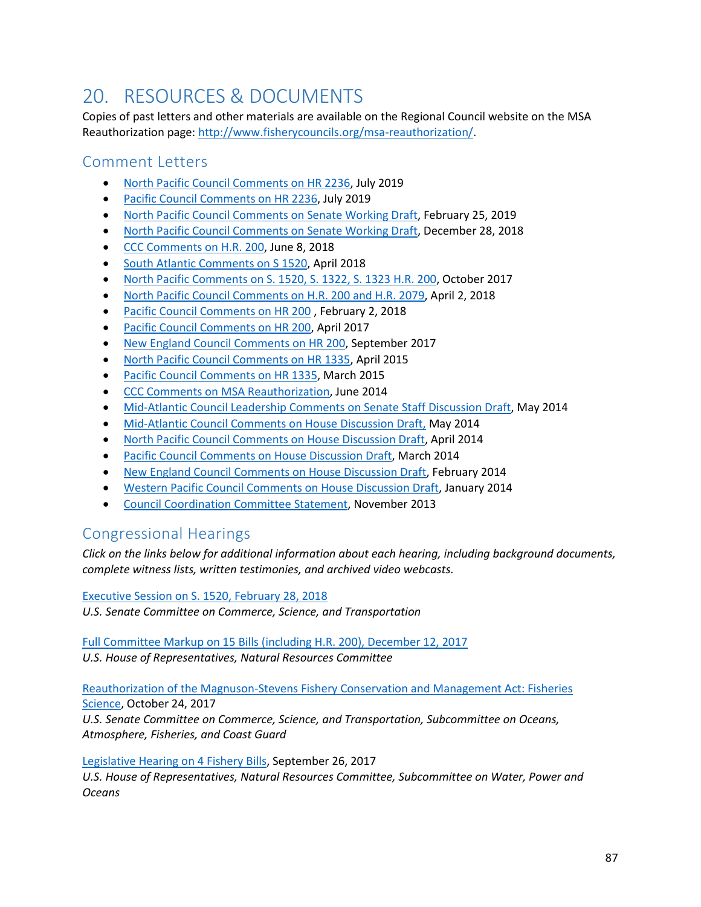# 20. RESOURCES & DOCUMENTS

Copies of past letters and other materials are available on the Regional Council website on the MSA Reauthorization page: http://www.fisherycouncils.org/msa-reauthorization/.

## Comment Letters

- North Pacific Council Comments on HR 2236, July 2019
- Pacific Council Comments on HR 2236, July 2019
- North Pacific Council Comments on Senate Working Draft, February 25, 2019
- North Pacific Council Comments on Senate Working Draft, December 28, 2018
- CCC Comments on H.R. 200, June 8, 2018
- South Atlantic Comments on S 1520, April 2018
- North Pacific Comments on S. 1520, S. 1322, S. 1323 H.R. 200, October 2017
- North Pacific Council Comments on H.R. 200 and H.R. 2079, April 2, 2018
- Pacific Council Comments on HR 200 , February 2, 2018
- Pacific Council Comments on HR 200, April 2017
- New England Council Comments on HR 200, September 2017
- North Pacific Council Comments on HR 1335, April 2015
- Pacific Council Comments on HR 1335, March 2015
- CCC Comments on MSA Reauthorization, June 2014
- Mid-Atlantic Council Leadership Comments on Senate Staff Discussion Draft, May 2014
- Mid-Atlantic Council Comments on House Discussion Draft, May 2014
- North Pacific Council Comments on House Discussion Draft, April 2014
- Pacific Council Comments on House Discussion Draft, March 2014
- New England Council Comments on House Discussion Draft, February 2014
- Western Pacific Council Comments on House Discussion Draft, January 2014
- Council Coordination Committee Statement, November 2013

## Congressional Hearings

*Click on the links below for additional information about each hearing, including background documents, complete witness lists, written testimonies, and archived video webcasts.*

Executive Session on S. 1520, February 28, 2018
*U.S. Senate Committee on Commerce, Science, and Transportation*

Full Committee Markup on 15 Bills (including H.R. 200), December 12, 2017
*U.S. House of Representatives, Natural Resources Committee*

Reauthorization of the Magnuson-Stevens Fishery Conservation and Management Act: Fisheries Science, October 24, 2017
*U.S. Senate Committee on Commerce, Science, and Transportation, Subcommittee on Oceans, Atmosphere, Fisheries, and Coast Guard*

Legislative Hearing on 4 Fishery Bills, September 26, 2017
*U.S. House of Representatives, Natural Resources Committee, Subcommittee on Water, Power and Oceans*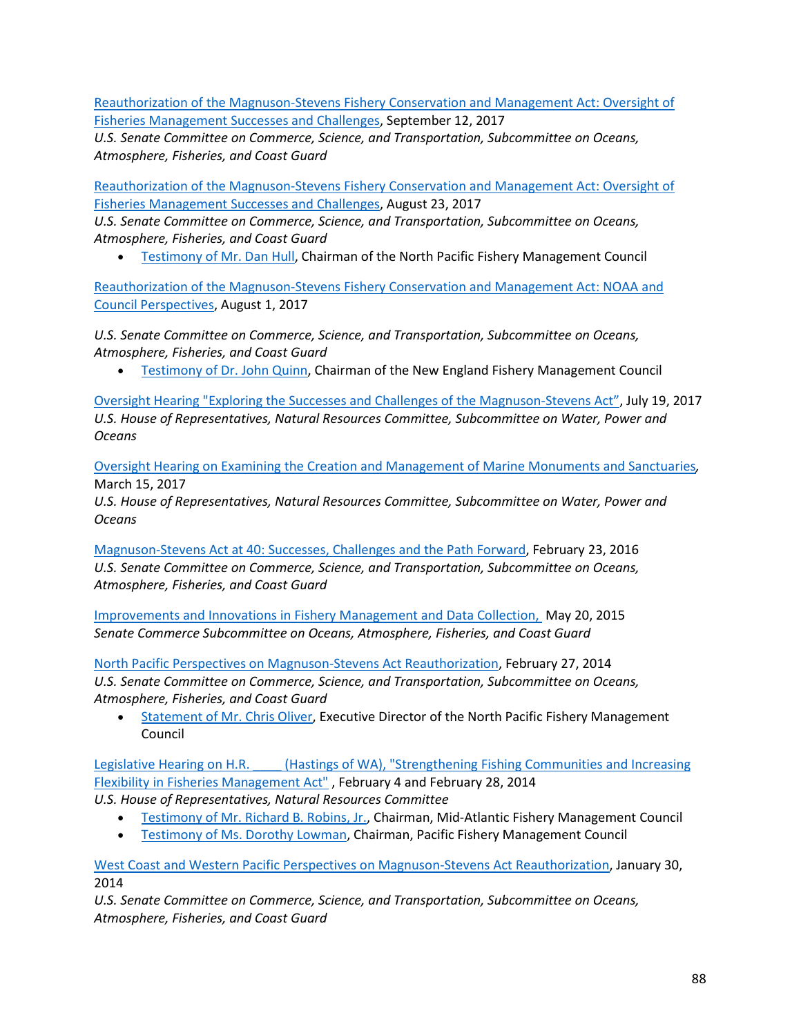Reauthorization of the Magnuson-Stevens Fishery Conservation and Management Act: Oversight of Fisheries Management Successes and Challenges, September 12, 2017
*U.S. Senate Committee on Commerce, Science, and Transportation, Subcommittee on Oceans, Atmosphere, Fisheries, and Coast Guard*

Reauthorization of the Magnuson-Stevens Fishery Conservation and Management Act: Oversight of Fisheries Management Successes and Challenges, August 23, 2017
*U.S. Senate Committee on Commerce, Science, and Transportation, Subcommittee on Oceans, Atmosphere, Fisheries, and Coast Guard*

- Testimony of Mr. Dan Hull, Chairman of the North Pacific Fishery Management Council

Reauthorization of the Magnuson-Stevens Fishery Conservation and Management Act: NOAA and Council Perspectives, August 1, 2017

*U.S. Senate Committee on Commerce, Science, and Transportation, Subcommittee on Oceans, Atmosphere, Fisheries, and Coast Guard*

- Testimony of Dr. John Quinn, Chairman of the New England Fishery Management Council

Oversight Hearing "Exploring the Successes and Challenges of the Magnuson-Stevens Act", July 19, 2017
*U.S. House of Representatives, Natural Resources Committee, Subcommittee on Water, Power and Oceans*

Oversight Hearing on Examining the Creation and Management of Marine Monuments and Sanctuaries, March 15, 2017
*U.S. House of Representatives, Natural Resources Committee, Subcommittee on Water, Power and Oceans*

Magnuson-Stevens Act at 40: Successes, Challenges and the Path Forward, February 23, 2016
*U.S. Senate Committee on Commerce, Science, and Transportation, Subcommittee on Oceans, Atmosphere, Fisheries, and Coast Guard*

Improvements and Innovations in Fishery Management and Data Collection, May 20, 2015
*Senate Commerce Subcommittee on Oceans, Atmosphere, Fisheries, and Coast Guard*

North Pacific Perspectives on Magnuson-Stevens Act Reauthorization, February 27, 2014
*U.S. Senate Committee on Commerce, Science, and Transportation, Subcommittee on Oceans, Atmosphere, Fisheries, and Coast Guard*

- Statement of Mr. Chris Oliver, Executive Director of the North Pacific Fishery Management Council

Legislative Hearing on H.R. _____ (Hastings of WA), "Strengthening Fishing Communities and Increasing Flexibility in Fisheries Management Act" , February 4 and February 28, 2014
*U.S. House of Representatives, Natural Resources Committee*

- Testimony of Mr. Richard B. Robins, Jr., Chairman, Mid-Atlantic Fishery Management Council
- Testimony of Ms. Dorothy Lowman, Chairman, Pacific Fishery Management Council

West Coast and Western Pacific Perspectives on Magnuson-Stevens Act Reauthorization, January 30, 2014
*U.S. Senate Committee on Commerce, Science, and Transportation, Subcommittee on Oceans, Atmosphere, Fisheries, and Coast Guard*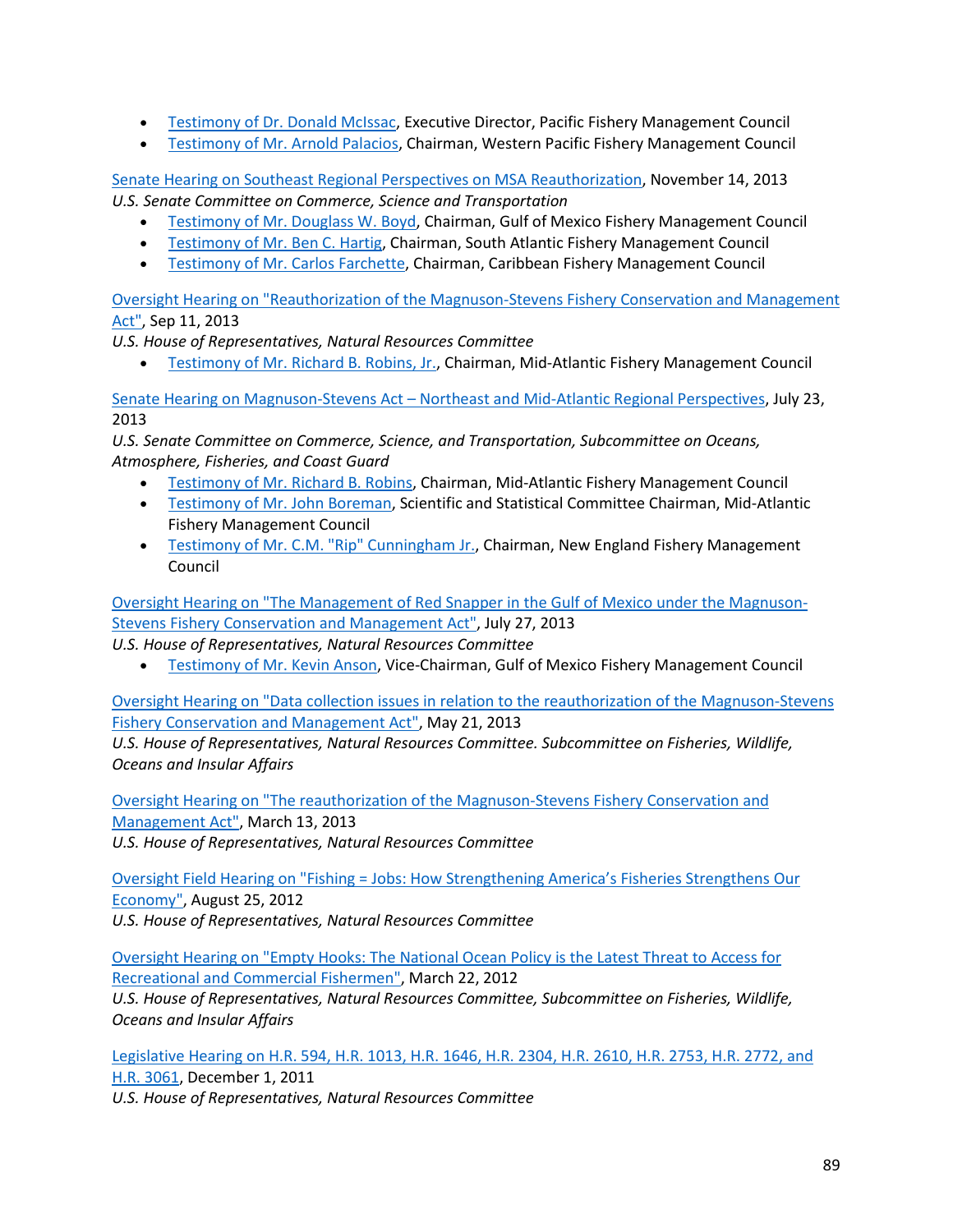- Testimony of Dr. Donald McIssac, Executive Director, Pacific Fishery Management Council
- Testimony of Mr. Arnold Palacios, Chairman, Western Pacific Fishery Management Council

Senate Hearing on Southeast Regional Perspectives on MSA Reauthorization, November 14, 2013
*U.S. Senate Committee on Commerce, Science and Transportation*

- Testimony of Mr. Douglass W. Boyd, Chairman, Gulf of Mexico Fishery Management Council
- Testimony of Mr. Ben C. Hartig, Chairman, South Atlantic Fishery Management Council
- Testimony of Mr. Carlos Farchette, Chairman, Caribbean Fishery Management Council

Oversight Hearing on "Reauthorization of the Magnuson-Stevens Fishery Conservation and Management Act", Sep 11, 2013
*U.S. House of Representatives, Natural Resources Committee*

- Testimony of Mr. Richard B. Robins, Jr., Chairman, Mid-Atlantic Fishery Management Council

Senate Hearing on Magnuson-Stevens Act – Northeast and Mid-Atlantic Regional Perspectives, July 23, 2013
*U.S. Senate Committee on Commerce, Science, and Transportation, Subcommittee on Oceans, Atmosphere, Fisheries, and Coast Guard*

- Testimony of Mr. Richard B. Robins, Chairman, Mid-Atlantic Fishery Management Council
- Testimony of Mr. John Boreman, Scientific and Statistical Committee Chairman, Mid-Atlantic Fishery Management Council
- Testimony of Mr. C.M. "Rip" Cunningham Jr., Chairman, New England Fishery Management Council

Oversight Hearing on "The Management of Red Snapper in the Gulf of Mexico under the Magnuson-Stevens Fishery Conservation and Management Act", July 27, 2013
*U.S. House of Representatives, Natural Resources Committee*

- Testimony of Mr. Kevin Anson, Vice-Chairman, Gulf of Mexico Fishery Management Council

Oversight Hearing on "Data collection issues in relation to the reauthorization of the Magnuson-Stevens Fishery Conservation and Management Act", May 21, 2013
*U.S. House of Representatives, Natural Resources Committee. Subcommittee on Fisheries, Wildlife, Oceans and Insular Affairs*

Oversight Hearing on "The reauthorization of the Magnuson-Stevens Fishery Conservation and Management Act", March 13, 2013
*U.S. House of Representatives, Natural Resources Committee*

Oversight Field Hearing on "Fishing = Jobs: How Strengthening America's Fisheries Strengthens Our Economy", August 25, 2012
*U.S. House of Representatives, Natural Resources Committee*

Oversight Hearing on "Empty Hooks: The National Ocean Policy is the Latest Threat to Access for Recreational and Commercial Fishermen", March 22, 2012
*U.S. House of Representatives, Natural Resources Committee, Subcommittee on Fisheries, Wildlife, Oceans and Insular Affairs*

Legislative Hearing on H.R. 594, H.R. 1013, H.R. 1646, H.R. 2304, H.R. 2610, H.R. 2753, H.R. 2772, and H.R. 3061, December 1, 2011
*U.S. House of Representatives, Natural Resources Committee*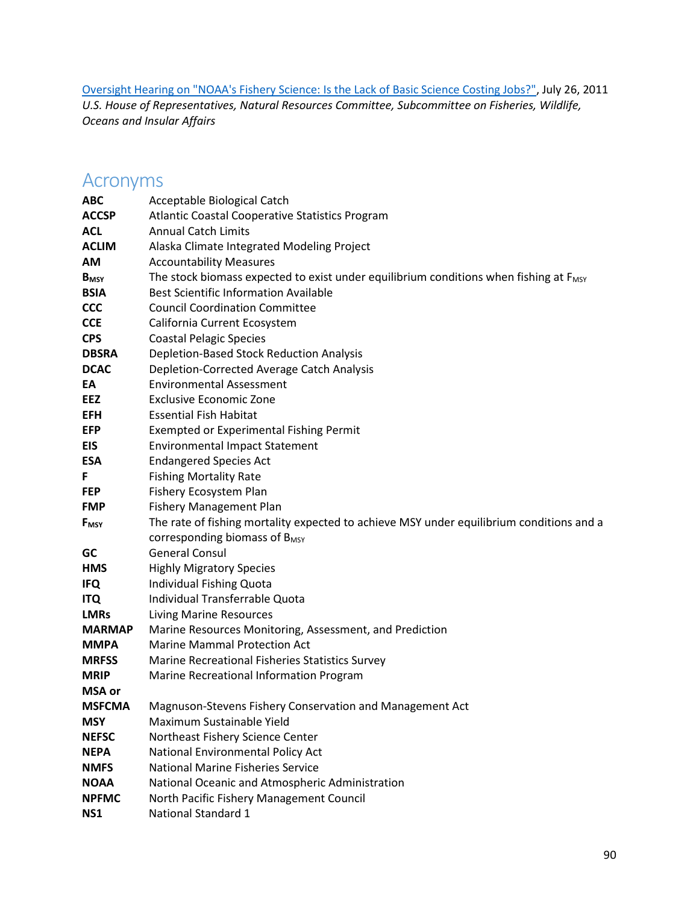[Oversight Hearing on "NOAA's Fishery Science: Is the Lack of Basic Science Costing Jobs?"](), July 26, 2011
*U.S. House of Representatives, Natural Resources Committee, Subcommittee on Fisheries, Wildlife, Oceans and Insular Affairs*

# Acronyms

| | |
|---|---|
| **ABC** | Acceptable Biological Catch |
| **ACCSP** | Atlantic Coastal Cooperative Statistics Program |
| **ACL** | Annual Catch Limits |
| **ACLIM** | Alaska Climate Integrated Modeling Project |
| **AM** | Accountability Measures |
| **$B_{MSY}$** | The stock biomass expected to exist under equilibrium conditions when fishing at $F_{MSY}$ |
| **BSIA** | Best Scientific Information Available |
| **CCC** | Council Coordination Committee |
| **CCE** | California Current Ecosystem |
| **CPS** | Coastal Pelagic Species |
| **DBSRA** | Depletion-Based Stock Reduction Analysis |
| **DCAC** | Depletion-Corrected Average Catch Analysis |
| **EA** | Environmental Assessment |
| **EEZ** | Exclusive Economic Zone |
| **EFH** | Essential Fish Habitat |
| **EFP** | Exempted or Experimental Fishing Permit |
| **EIS** | Environmental Impact Statement |
| **ESA** | Endangered Species Act |
| **F** | Fishing Mortality Rate |
| **FEP** | Fishery Ecosystem Plan |
| **FMP** | Fishery Management Plan |
| **$F_{MSY}$** | The rate of fishing mortality expected to achieve MSY under equilibrium conditions and a corresponding biomass of $B_{MSY}$ |
| **GC** | General Consul |
| **HMS** | Highly Migratory Species |
| **IFQ** | Individual Fishing Quota |
| **ITQ** | Individual Transferrable Quota |
| **LMRs** | Living Marine Resources |
| **MARMAP** | Marine Resources Monitoring, Assessment, and Prediction |
| **MMPA** | Marine Mammal Protection Act |
| **MRFSS** | Marine Recreational Fisheries Statistics Survey |
| **MRIP** | Marine Recreational Information Program |
| **MSA or MSFCMA** | Magnuson-Stevens Fishery Conservation and Management Act |
| **MSY** | Maximum Sustainable Yield |
| **NEFSC** | Northeast Fishery Science Center |
| **NEPA** | National Environmental Policy Act |
| **NMFS** | National Marine Fisheries Service |
| **NOAA** | National Oceanic and Atmospheric Administration |
| **NPFMC** | North Pacific Fishery Management Council |
| **NS1** | National Standard 1 |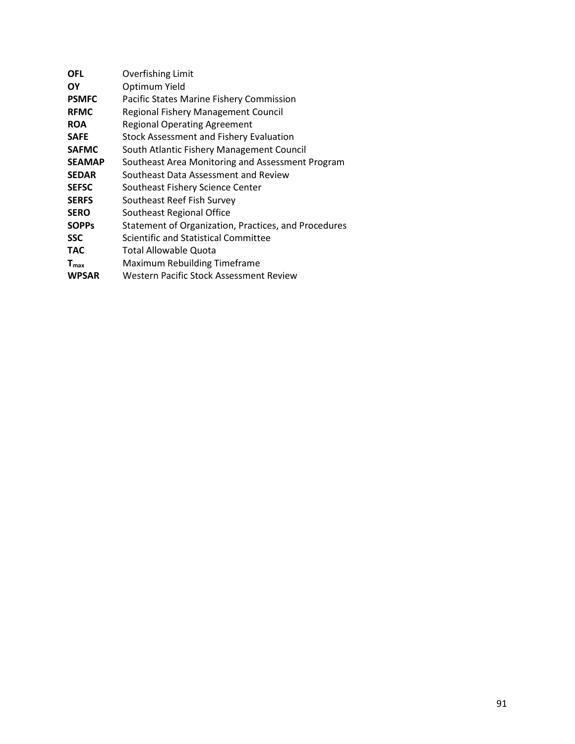| | |
|---|---|
| **OFL** | Overfishing Limit |
| **OY** | Optimum Yield |
| **PSMFC** | Pacific States Marine Fishery Commission |
| **RFMC** | Regional Fishery Management Council |
| **ROA** | Regional Operating Agreement |
| **SAFE** | Stock Assessment and Fishery Evaluation |
| **SAFMC** | South Atlantic Fishery Management Council |
| **SEAMAP** | Southeast Area Monitoring and Assessment Program |
| **SEDAR** | Southeast Data Assessment and Review |
| **SEFSC** | Southeast Fishery Science Center |
| **SERFS** | Southeast Reef Fish Survey |
| **SERO** | Southeast Regional Office |
| **SOPPs** | Statement of Organization, Practices, and Procedures |
| **SSC** | Scientific and Statistical Committee |
| **TAC** | Total Allowable Quota |
| $\mathbf{T_{max}}$ | Maximum Rebuilding Timeframe |
| **WPSAR** | Western Pacific Stock Assessment Review |